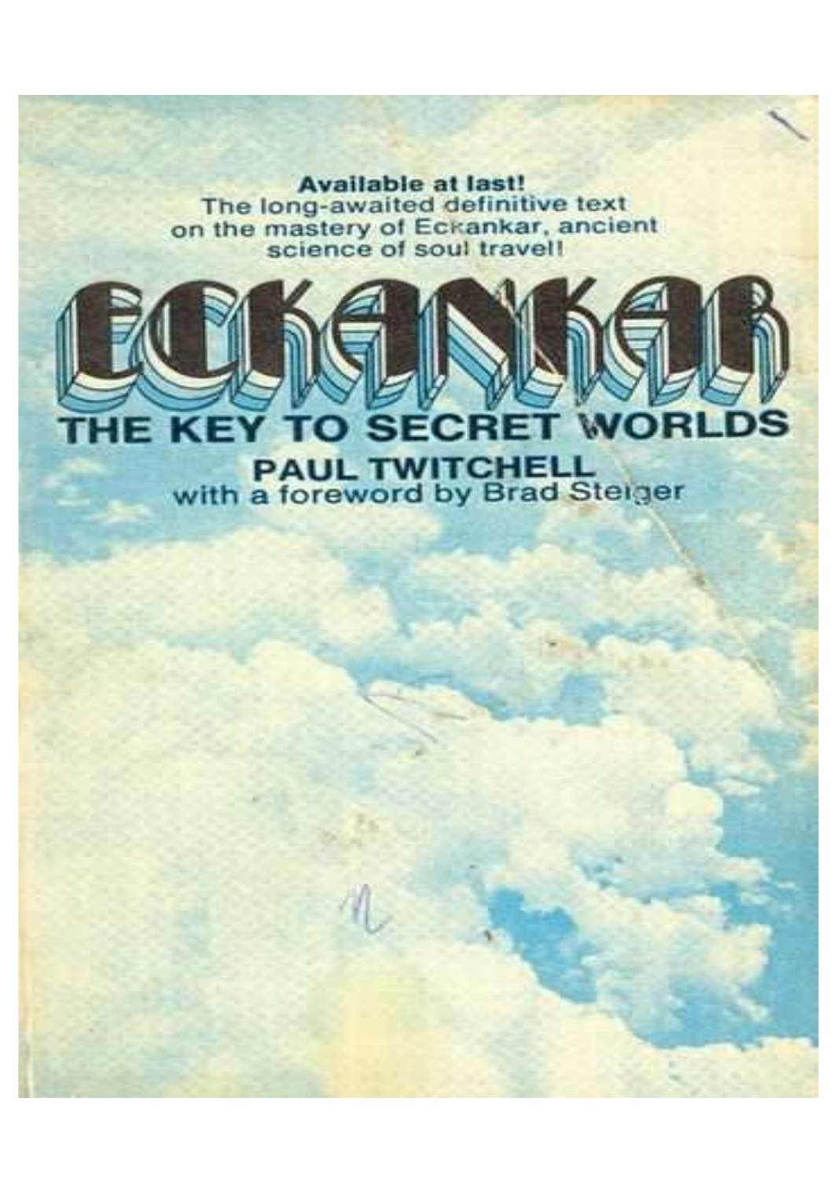**Available at last!**
The long-awaited definitive text
on the mastery of Eckankar, ancient
science of soul travel!

# ECKANKAR

## THE KEY TO SECRET WORLDS

**PAUL TWITCHELL**
with a foreword by Brad Steiger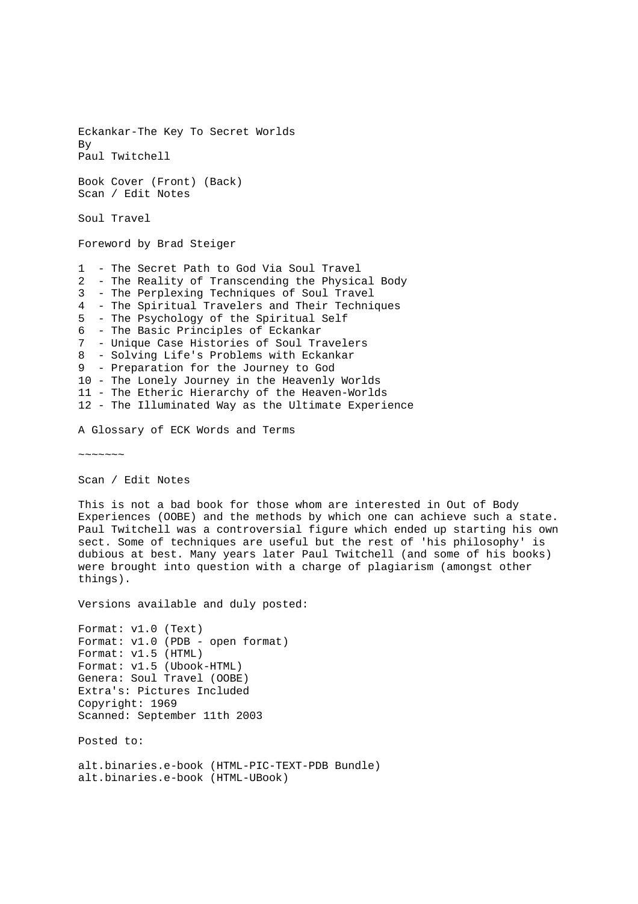Eckankar-The Key To Secret Worlds
By
Paul Twitchell

Book Cover (Front) (Back)
Scan / Edit Notes

Soul Travel

Foreword by Brad Steiger

1 - The Secret Path to God Via Soul Travel
2 - The Reality of Transcending the Physical Body
3 - The Perplexing Techniques of Soul Travel
4 - The Spiritual Travelers and Their Techniques
5 - The Psychology of the Spiritual Self
6 - The Basic Principles of Eckankar
7 - Unique Case Histories of Soul Travelers
8 - Solving Life's Problems with Eckankar
9 - Preparation for the Journey to God
10 - The Lonely Journey in the Heavenly Worlds
11 - The Etheric Hierarchy of the Heaven-Worlds
12 - The Illuminated Way as the Ultimate Experience

A Glossary of ECK Words and Terms

~~~~~~~

Scan / Edit Notes

This is not a bad book for those whom are interested in Out of Body Experiences (OOBE) and the methods by which one can achieve such a state. Paul Twitchell was a controversial figure which ended up starting his own sect. Some of techniques are useful but the rest of 'his philosophy' is dubious at best. Many years later Paul Twitchell (and some of his books) were brought into question with a charge of plagiarism (amongst other things).

Versions available and duly posted:

Format: v1.0 (Text)
Format: v1.0 (PDB - open format)
Format: v1.5 (HTML)
Format: v1.5 (Ubook-HTML)
Genera: Soul Travel (OOBE)
Extra's: Pictures Included
Copyright: 1969
Scanned: September 11th 2003

Posted to:

alt.binaries.e-book (HTML-PIC-TEXT-PDB Bundle)
alt.binaries.e-book (HTML-UBook)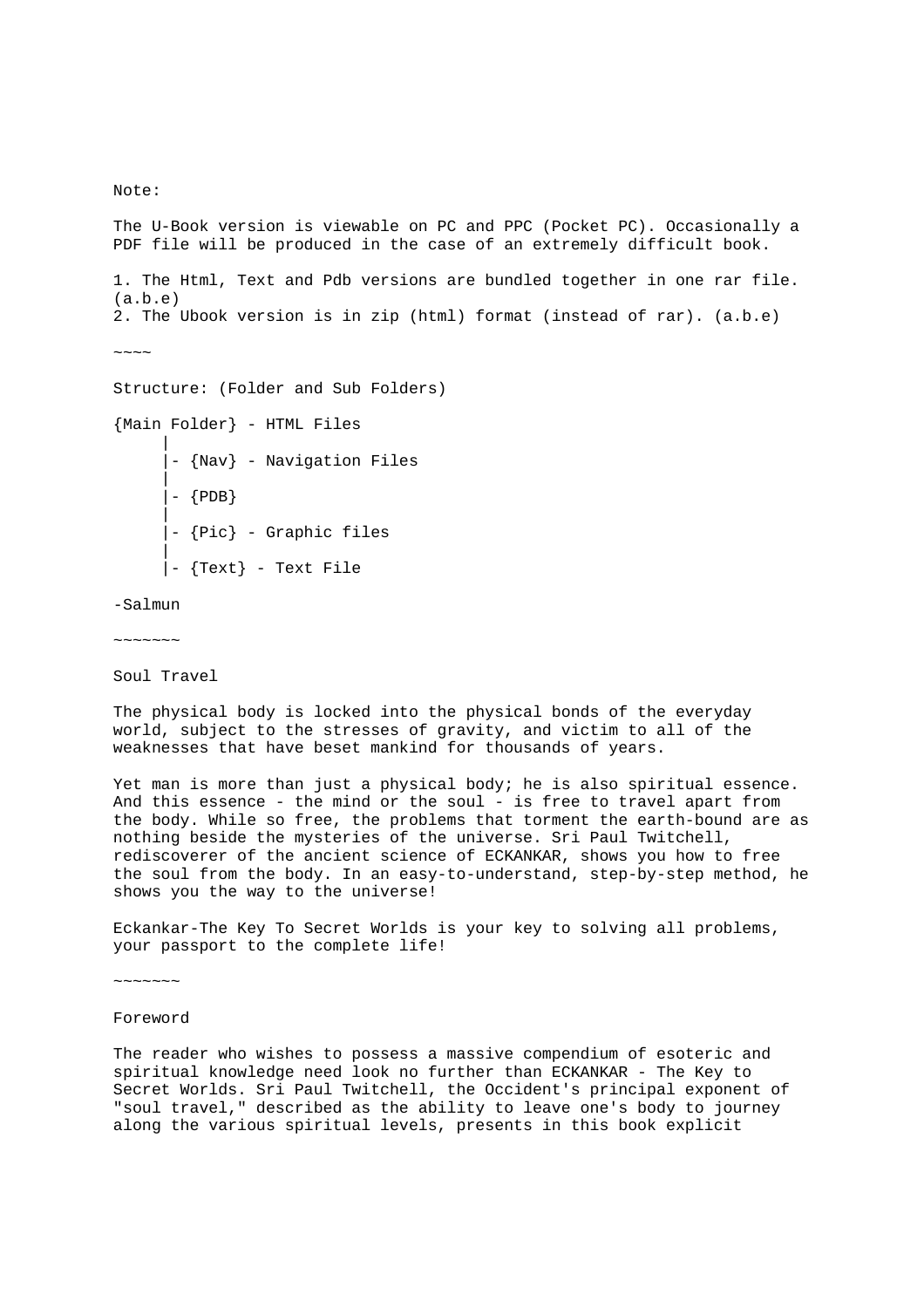Note:

The U-Book version is viewable on PC and PPC (Pocket PC). Occasionally a PDF file will be produced in the case of an extremely difficult book.

1. The Html, Text and Pdb versions are bundled together in one rar file. (a.b.e)
2. The Ubook version is in zip (html) format (instead of rar). (a.b.e)

~~~~

Structure: (Folder and Sub Folders)

```
{Main Folder} - HTML Files
     |
     |- {Nav} - Navigation Files
     |
     |- {PDB}
     |
     |- {Pic} - Graphic files
     |
     |- {Text} - Text File
```

-Salmun

~~~~~~~

## Soul Travel

The physical body is locked into the physical bonds of the everyday world, subject to the stresses of gravity, and victim to all of the weaknesses that have beset mankind for thousands of years.

Yet man is more than just a physical body; he is also spiritual essence. And this essence - the mind or the soul - is free to travel apart from the body. While so free, the problems that torment the earth-bound are as nothing beside the mysteries of the universe. Sri Paul Twitchell, rediscoverer of the ancient science of ECKANKAR, shows you how to free the soul from the body. In an easy-to-understand, step-by-step method, he shows you the way to the universe!

Eckankar-The Key To Secret Worlds is your key to solving all problems, your passport to the complete life!

~~~~~~~

## Foreword

The reader who wishes to possess a massive compendium of esoteric and spiritual knowledge need look no further than ECKANKAR - The Key to Secret Worlds. Sri Paul Twitchell, the Occident's principal exponent of "soul travel," described as the ability to leave one's body to journey along the various spiritual levels, presents in this book explicit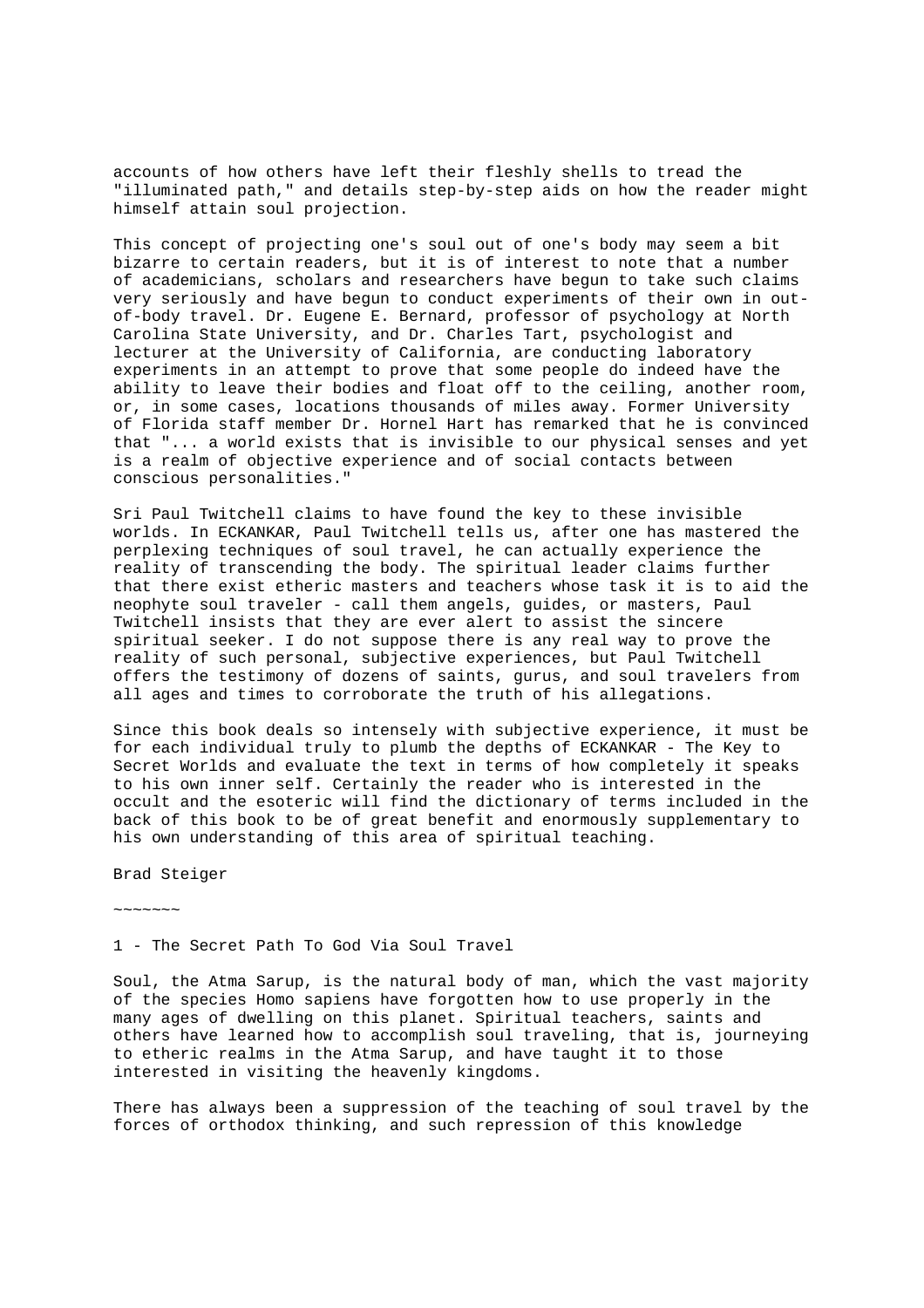accounts of how others have left their fleshly shells to tread the "illuminated path," and details step-by-step aids on how the reader might himself attain soul projection.

This concept of projecting one's soul out of one's body may seem a bit bizarre to certain readers, but it is of interest to note that a number of academicians, scholars and researchers have begun to take such claims very seriously and have begun to conduct experiments of their own in out-of-body travel. Dr. Eugene E. Bernard, professor of psychology at North Carolina State University, and Dr. Charles Tart, psychologist and lecturer at the University of California, are conducting laboratory experiments in an attempt to prove that some people do indeed have the ability to leave their bodies and float off to the ceiling, another room, or, in some cases, locations thousands of miles away. Former University of Florida staff member Dr. Hornel Hart has remarked that he is convinced that "... a world exists that is invisible to our physical senses and yet is a realm of objective experience and of social contacts between conscious personalities."

Sri Paul Twitchell claims to have found the key to these invisible worlds. In ECKANKAR, Paul Twitchell tells us, after one has mastered the perplexing techniques of soul travel, he can actually experience the reality of transcending the body. The spiritual leader claims further that there exist etheric masters and teachers whose task it is to aid the neophyte soul traveler - call them angels, guides, or masters, Paul Twitchell insists that they are ever alert to assist the sincere spiritual seeker. I do not suppose there is any real way to prove the reality of such personal, subjective experiences, but Paul Twitchell offers the testimony of dozens of saints, gurus, and soul travelers from all ages and times to corroborate the truth of his allegations.

Since this book deals so intensely with subjective experience, it must be for each individual truly to plumb the depths of ECKANKAR - The Key to Secret Worlds and evaluate the text in terms of how completely it speaks to his own inner self. Certainly the reader who is interested in the occult and the esoteric will find the dictionary of terms included in the back of this book to be of great benefit and enormously supplementary to his own understanding of this area of spiritual teaching.

Brad Steiger

~~~~~~~

## 1 - The Secret Path To God Via Soul Travel

Soul, the Atma Sarup, is the natural body of man, which the vast majority of the species Homo sapiens have forgotten how to use properly in the many ages of dwelling on this planet. Spiritual teachers, saints and others have learned how to accomplish soul traveling, that is, journeying to etheric realms in the Atma Sarup, and have taught it to those interested in visiting the heavenly kingdoms.

There has always been a suppression of the teaching of soul travel by the forces of orthodox thinking, and such repression of this knowledge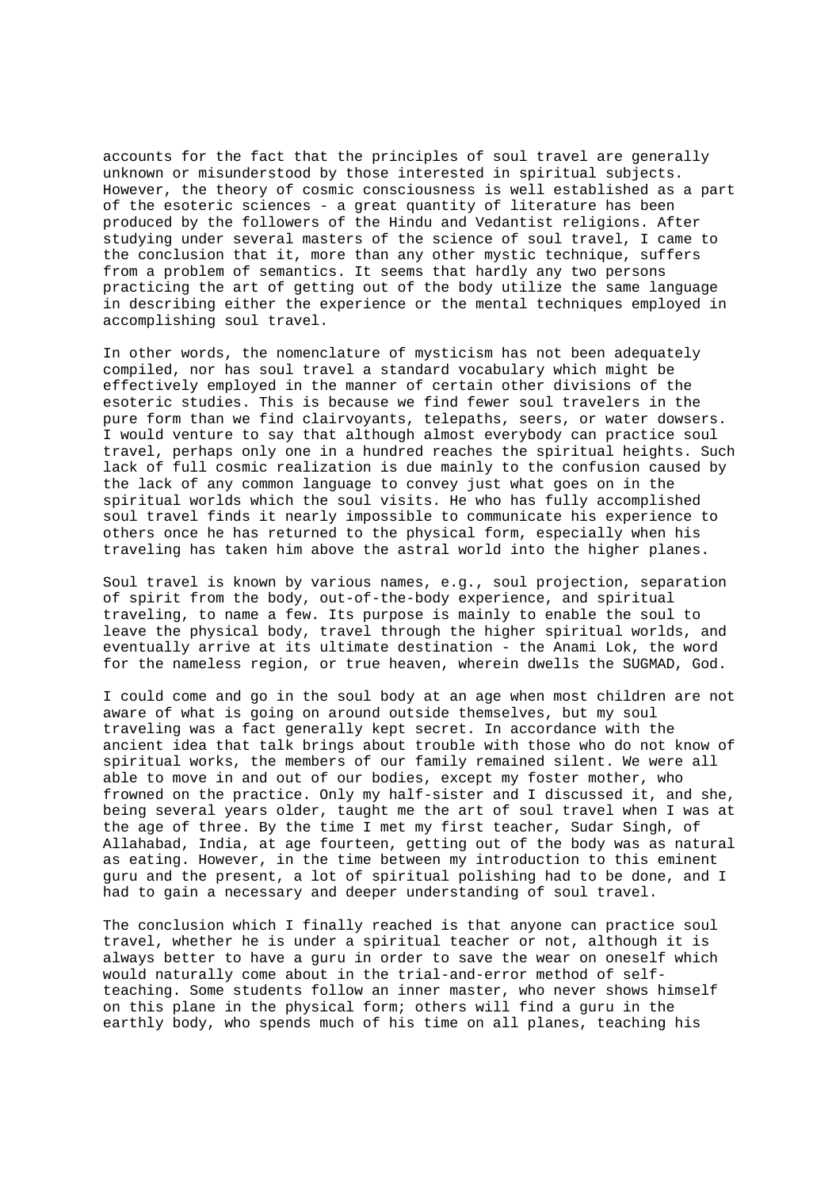accounts for the fact that the principles of soul travel are generally unknown or misunderstood by those interested in spiritual subjects. However, the theory of cosmic consciousness is well established as a part of the esoteric sciences - a great quantity of literature has been produced by the followers of the Hindu and Vedantist religions. After studying under several masters of the science of soul travel, I came to the conclusion that it, more than any other mystic technique, suffers from a problem of semantics. It seems that hardly any two persons practicing the art of getting out of the body utilize the same language in describing either the experience or the mental techniques employed in accomplishing soul travel.

In other words, the nomenclature of mysticism has not been adequately compiled, nor has soul travel a standard vocabulary which might be effectively employed in the manner of certain other divisions of the esoteric studies. This is because we find fewer soul travelers in the pure form than we find clairvoyants, telepaths, seers, or water dowsers. I would venture to say that although almost everybody can practice soul travel, perhaps only one in a hundred reaches the spiritual heights. Such lack of full cosmic realization is due mainly to the confusion caused by the lack of any common language to convey just what goes on in the spiritual worlds which the soul visits. He who has fully accomplished soul travel finds it nearly impossible to communicate his experience to others once he has returned to the physical form, especially when his traveling has taken him above the astral world into the higher planes.

Soul travel is known by various names, e.g., soul projection, separation of spirit from the body, out-of-the-body experience, and spiritual traveling, to name a few. Its purpose is mainly to enable the soul to leave the physical body, travel through the higher spiritual worlds, and eventually arrive at its ultimate destination - the Anami Lok, the word for the nameless region, or true heaven, wherein dwells the SUGMAD, God.

I could come and go in the soul body at an age when most children are not aware of what is going on around outside themselves, but my soul traveling was a fact generally kept secret. In accordance with the ancient idea that talk brings about trouble with those who do not know of spiritual works, the members of our family remained silent. We were all able to move in and out of our bodies, except my foster mother, who frowned on the practice. Only my half-sister and I discussed it, and she, being several years older, taught me the art of soul travel when I was at the age of three. By the time I met my first teacher, Sudar Singh, of Allahabad, India, at age fourteen, getting out of the body was as natural as eating. However, in the time between my introduction to this eminent guru and the present, a lot of spiritual polishing had to be done, and I had to gain a necessary and deeper understanding of soul travel.

The conclusion which I finally reached is that anyone can practice soul travel, whether he is under a spiritual teacher or not, although it is always better to have a guru in order to save the wear on oneself which would naturally come about in the trial-and-error method of self-teaching. Some students follow an inner master, who never shows himself on this plane in the physical form; others will find a guru in the earthly body, who spends much of his time on all planes, teaching his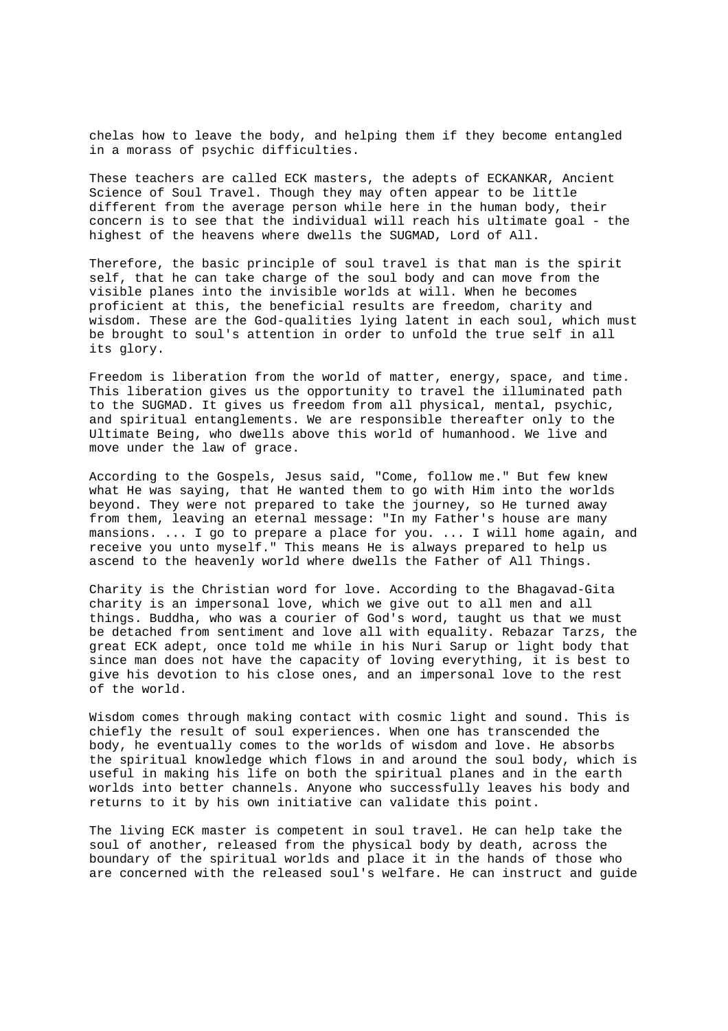chelas how to leave the body, and helping them if they become entangled in a morass of psychic difficulties.

These teachers are called ECK masters, the adepts of ECKANKAR, Ancient Science of Soul Travel. Though they may often appear to be little different from the average person while here in the human body, their concern is to see that the individual will reach his ultimate goal - the highest of the heavens where dwells the SUGMAD, Lord of All.

Therefore, the basic principle of soul travel is that man is the spirit self, that he can take charge of the soul body and can move from the visible planes into the invisible worlds at will. When he becomes proficient at this, the beneficial results are freedom, charity and wisdom. These are the God-qualities lying latent in each soul, which must be brought to soul's attention in order to unfold the true self in all its glory.

Freedom is liberation from the world of matter, energy, space, and time. This liberation gives us the opportunity to travel the illuminated path to the SUGMAD. It gives us freedom from all physical, mental, psychic, and spiritual entanglements. We are responsible thereafter only to the Ultimate Being, who dwells above this world of humanhood. We live and move under the law of grace.

According to the Gospels, Jesus said, "Come, follow me." But few knew what He was saying, that He wanted them to go with Him into the worlds beyond. They were not prepared to take the journey, so He turned away from them, leaving an eternal message: "In my Father's house are many mansions. ... I go to prepare a place for you. ... I will home again, and receive you unto myself." This means He is always prepared to help us ascend to the heavenly world where dwells the Father of All Things.

Charity is the Christian word for love. According to the Bhagavad-Gita charity is an impersonal love, which we give out to all men and all things. Buddha, who was a courier of God's word, taught us that we must be detached from sentiment and love all with equality. Rebazar Tarzs, the great ECK adept, once told me while in his Nuri Sarup or light body that since man does not have the capacity of loving everything, it is best to give his devotion to his close ones, and an impersonal love to the rest of the world.

Wisdom comes through making contact with cosmic light and sound. This is chiefly the result of soul experiences. When one has transcended the body, he eventually comes to the worlds of wisdom and love. He absorbs the spiritual knowledge which flows in and around the soul body, which is useful in making his life on both the spiritual planes and in the earth worlds into better channels. Anyone who successfully leaves his body and returns to it by his own initiative can validate this point.

The living ECK master is competent in soul travel. He can help take the soul of another, released from the physical body by death, across the boundary of the spiritual worlds and place it in the hands of those who are concerned with the released soul's welfare. He can instruct and guide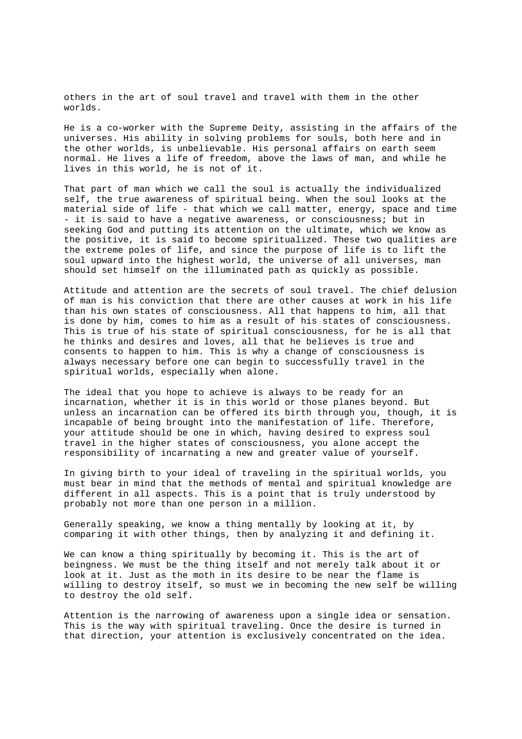others in the art of soul travel and travel with them in the other worlds.

He is a co-worker with the Supreme Deity, assisting in the affairs of the universes. His ability in solving problems for souls, both here and in the other worlds, is unbelievable. His personal affairs on earth seem normal. He lives a life of freedom, above the laws of man, and while he lives in this world, he is not of it.

That part of man which we call the soul is actually the individualized self, the true awareness of spiritual being. When the soul looks at the material side of life - that which we call matter, energy, space and time - it is said to have a negative awareness, or consciousness; but in seeking God and putting its attention on the ultimate, which we know as the positive, it is said to become spiritualized. These two qualities are the extreme poles of life, and since the purpose of life is to lift the soul upward into the highest world, the universe of all universes, man should set himself on the illuminated path as quickly as possible.

Attitude and attention are the secrets of soul travel. The chief delusion of man is his conviction that there are other causes at work in his life than his own states of consciousness. All that happens to him, all that is done by him, comes to him as a result of his states of consciousness. This is true of his state of spiritual consciousness, for he is all that he thinks and desires and loves, all that he believes is true and consents to happen to him. This is why a change of consciousness is always necessary before one can begin to successfully travel in the spiritual worlds, especially when alone.

The ideal that you hope to achieve is always to be ready for an incarnation, whether it is in this world or those planes beyond. But unless an incarnation can be offered its birth through you, though, it is incapable of being brought into the manifestation of life. Therefore, your attitude should be one in which, having desired to express soul travel in the higher states of consciousness, you alone accept the responsibility of incarnating a new and greater value of yourself.

In giving birth to your ideal of traveling in the spiritual worlds, you must bear in mind that the methods of mental and spiritual knowledge are different in all aspects. This is a point that is truly understood by probably not more than one person in a million.

Generally speaking, we know a thing mentally by looking at it, by comparing it with other things, then by analyzing it and defining it.

We can know a thing spiritually by becoming it. This is the art of beingness. We must be the thing itself and not merely talk about it or look at it. Just as the moth in its desire to be near the flame is willing to destroy itself, so must we in becoming the new self be willing to destroy the old self.

Attention is the narrowing of awareness upon a single idea or sensation. This is the way with spiritual traveling. Once the desire is turned in that direction, your attention is exclusively concentrated on the idea.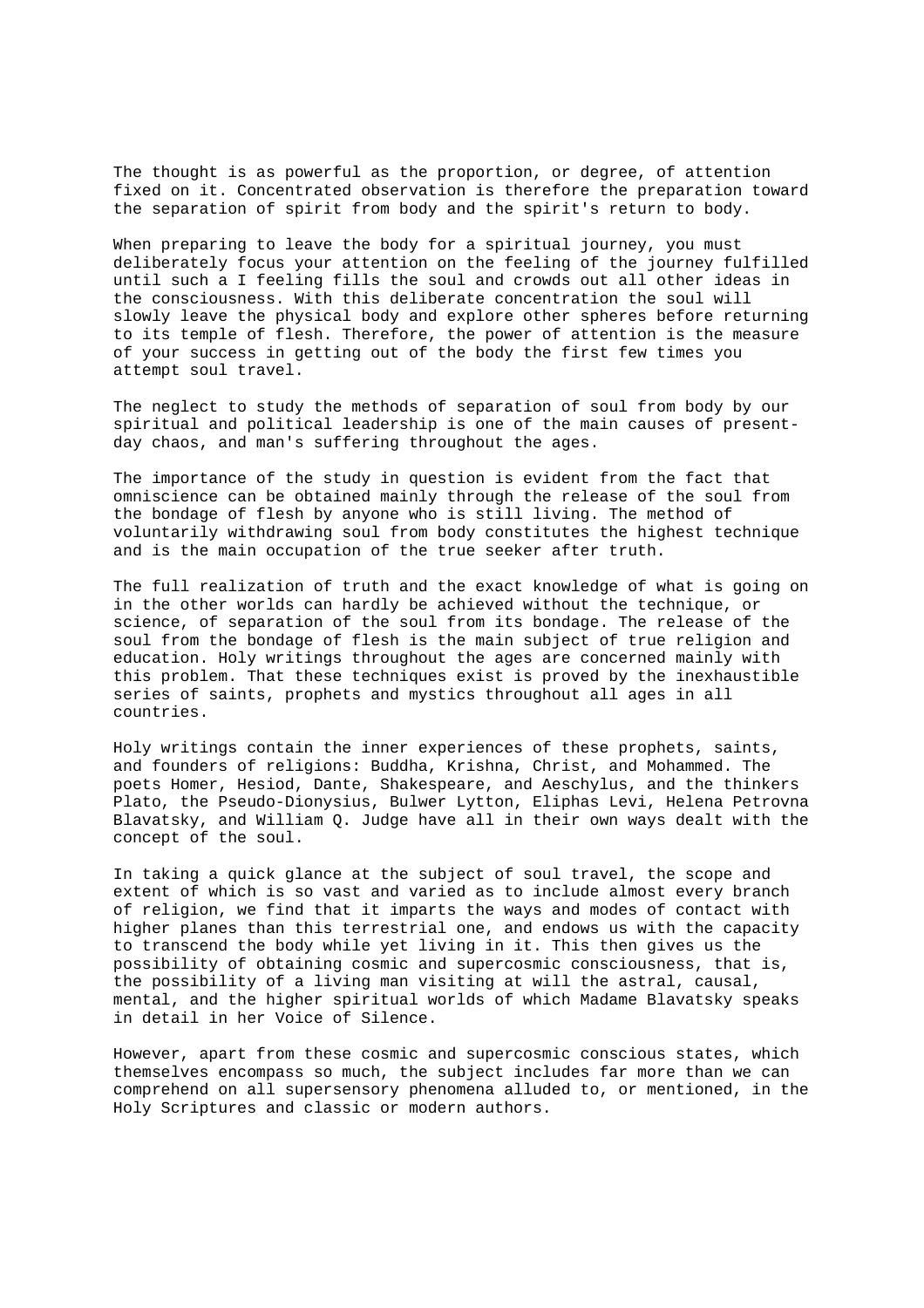The thought is as powerful as the proportion, or degree, of attention fixed on it. Concentrated observation is therefore the preparation toward the separation of spirit from body and the spirit's return to body.

When preparing to leave the body for a spiritual journey, you must deliberately focus your attention on the feeling of the journey fulfilled until such a I feeling fills the soul and crowds out all other ideas in the consciousness. With this deliberate concentration the soul will slowly leave the physical body and explore other spheres before returning to its temple of flesh. Therefore, the power of attention is the measure of your success in getting out of the body the first few times you attempt soul travel.

The neglect to study the methods of separation of soul from body by our spiritual and political leadership is one of the main causes of present-day chaos, and man's suffering throughout the ages.

The importance of the study in question is evident from the fact that omniscience can be obtained mainly through the release of the soul from the bondage of flesh by anyone who is still living. The method of voluntarily withdrawing soul from body constitutes the highest technique and is the main occupation of the true seeker after truth.

The full realization of truth and the exact knowledge of what is going on in the other worlds can hardly be achieved without the technique, or science, of separation of the soul from its bondage. The release of the soul from the bondage of flesh is the main subject of true religion and education. Holy writings throughout the ages are concerned mainly with this problem. That these techniques exist is proved by the inexhaustible series of saints, prophets and mystics throughout all ages in all countries.

Holy writings contain the inner experiences of these prophets, saints, and founders of religions: Buddha, Krishna, Christ, and Mohammed. The poets Homer, Hesiod, Dante, Shakespeare, and Aeschylus, and the thinkers Plato, the Pseudo-Dionysius, Bulwer Lytton, Eliphas Levi, Helena Petrovna Blavatsky, and William Q. Judge have all in their own ways dealt with the concept of the soul.

In taking a quick glance at the subject of soul travel, the scope and extent of which is so vast and varied as to include almost every branch of religion, we find that it imparts the ways and modes of contact with higher planes than this terrestrial one, and endows us with the capacity to transcend the body while yet living in it. This then gives us the possibility of obtaining cosmic and supercosmic consciousness, that is, the possibility of a living man visiting at will the astral, causal, mental, and the higher spiritual worlds of which Madame Blavatsky speaks in detail in her Voice of Silence.

However, apart from these cosmic and supercosmic conscious states, which themselves encompass so much, the subject includes far more than we can comprehend on all supersensory phenomena alluded to, or mentioned, in the Holy Scriptures and classic or modern authors.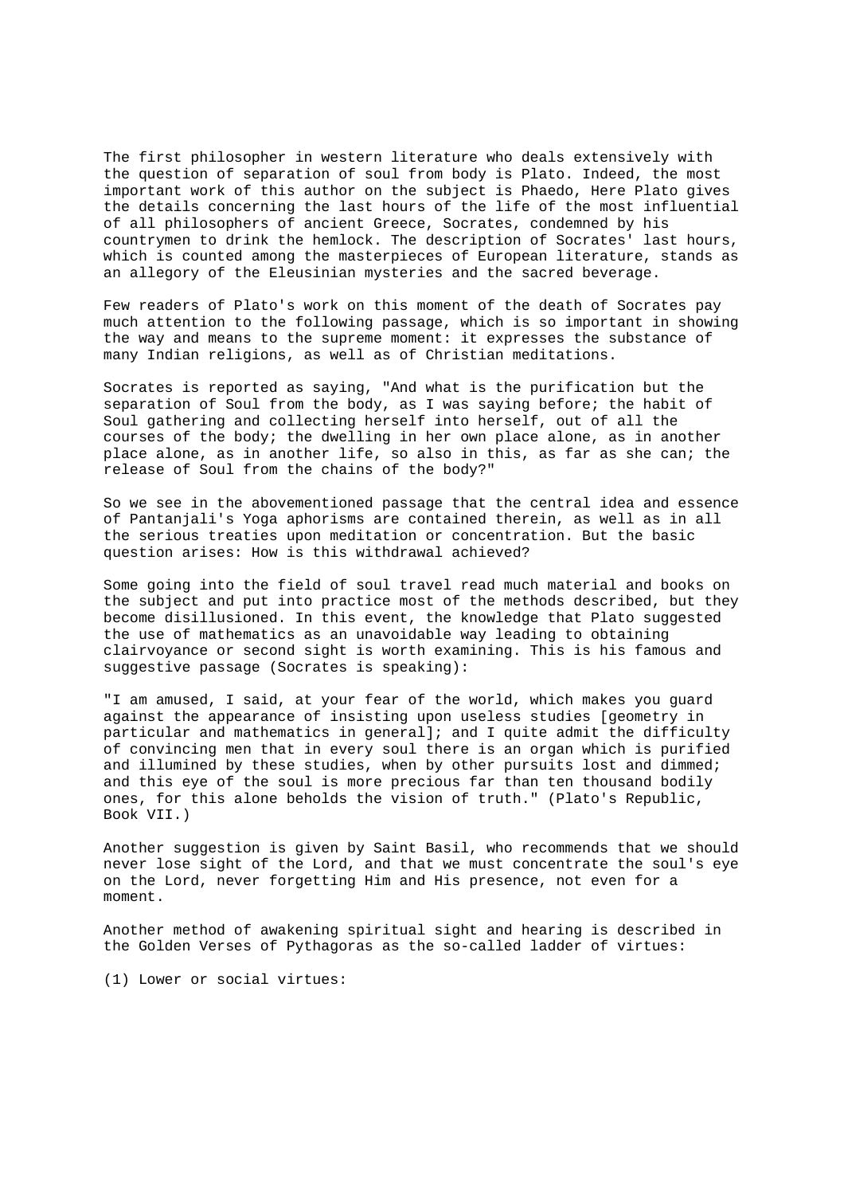The first philosopher in western literature who deals extensively with the question of separation of soul from body is Plato. Indeed, the most important work of this author on the subject is Phaedo, Here Plato gives the details concerning the last hours of the life of the most influential of all philosophers of ancient Greece, Socrates, condemned by his countrymen to drink the hemlock. The description of Socrates' last hours, which is counted among the masterpieces of European literature, stands as an allegory of the Eleusinian mysteries and the sacred beverage.

Few readers of Plato's work on this moment of the death of Socrates pay much attention to the following passage, which is so important in showing the way and means to the supreme moment: it expresses the substance of many Indian religions, as well as of Christian meditations.

Socrates is reported as saying, "And what is the purification but the separation of Soul from the body, as I was saying before; the habit of Soul gathering and collecting herself into herself, out of all the courses of the body; the dwelling in her own place alone, as in another place alone, as in another life, so also in this, as far as she can; the release of Soul from the chains of the body?"

So we see in the abovementioned passage that the central idea and essence of Pantanjali's Yoga aphorisms are contained therein, as well as in all the serious treaties upon meditation or concentration. But the basic question arises: How is this withdrawal achieved?

Some going into the field of soul travel read much material and books on the subject and put into practice most of the methods described, but they become disillusioned. In this event, the knowledge that Plato suggested the use of mathematics as an unavoidable way leading to obtaining clairvoyance or second sight is worth examining. This is his famous and suggestive passage (Socrates is speaking):

"I am amused, I said, at your fear of the world, which makes you guard against the appearance of insisting upon useless studies [geometry in particular and mathematics in general]; and I quite admit the difficulty of convincing men that in every soul there is an organ which is purified and illumined by these studies, when by other pursuits lost and dimmed; and this eye of the soul is more precious far than ten thousand bodily ones, for this alone beholds the vision of truth." (Plato's Republic, Book VII.)

Another suggestion is given by Saint Basil, who recommends that we should never lose sight of the Lord, and that we must concentrate the soul's eye on the Lord, never forgetting Him and His presence, not even for a moment.

Another method of awakening spiritual sight and hearing is described in the Golden Verses of Pythagoras as the so-called ladder of virtues:

(1) Lower or social virtues: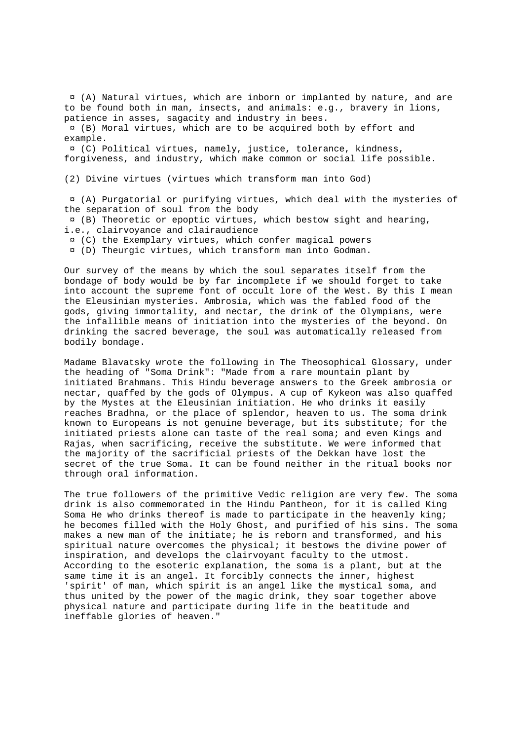¤ (A) Natural virtues, which are inborn or implanted by nature, and are to be found both in man, insects, and animals: e.g., bravery in lions, patience in asses, sagacity and industry in bees.
¤ (B) Moral virtues, which are to be acquired both by effort and example.
¤ (C) Political virtues, namely, justice, tolerance, kindness, forgiveness, and industry, which make common or social life possible.

(2) Divine virtues (virtues which transform man into God)

¤ (A) Purgatorial or purifying virtues, which deal with the mysteries of the separation of soul from the body
¤ (B) Theoretic or epoptic virtues, which bestow sight and hearing, i.e., clairvoyance and clairaudience
¤ (C) the Exemplary virtues, which confer magical powers
¤ (D) Theurgic virtues, which transform man into Godman.

Our survey of the means by which the soul separates itself from the bondage of body would be by far incomplete if we should forget to take into account the supreme font of occult lore of the West. By this I mean the Eleusinian mysteries. Ambrosia, which was the fabled food of the gods, giving immortality, and nectar, the drink of the Olympians, were the infallible means of initiation into the mysteries of the beyond. On drinking the sacred beverage, the soul was automatically released from bodily bondage.

Madame Blavatsky wrote the following in The Theosophical Glossary, under the heading of "Soma Drink": "Made from a rare mountain plant by initiated Brahmans. This Hindu beverage answers to the Greek ambrosia or nectar, quaffed by the gods of Olympus. A cup of Kykeon was also quaffed by the Mystes at the Eleusinian initiation. He who drinks it easily reaches Bradhna, or the place of splendor, heaven to us. The soma drink known to Europeans is not genuine beverage, but its substitute; for the initiated priests alone can taste of the real soma; and even Kings and Rajas, when sacrificing, receive the substitute. We were informed that the majority of the sacrificial priests of the Dekkan have lost the secret of the true Soma. It can be found neither in the ritual books nor through oral information.

The true followers of the primitive Vedic religion are very few. The soma drink is also commemorated in the Hindu Pantheon, for it is called King Soma He who drinks thereof is made to participate in the heavenly king; he becomes filled with the Holy Ghost, and purified of his sins. The soma makes a new man of the initiate; he is reborn and transformed, and his spiritual nature overcomes the physical; it bestows the divine power of inspiration, and develops the clairvoyant faculty to the utmost. According to the esoteric explanation, the soma is a plant, but at the same time it is an angel. It forcibly connects the inner, highest 'spirit' of man, which spirit is an angel like the mystical soma, and thus united by the power of the magic drink, they soar together above physical nature and participate during life in the beatitude and ineffable glories of heaven."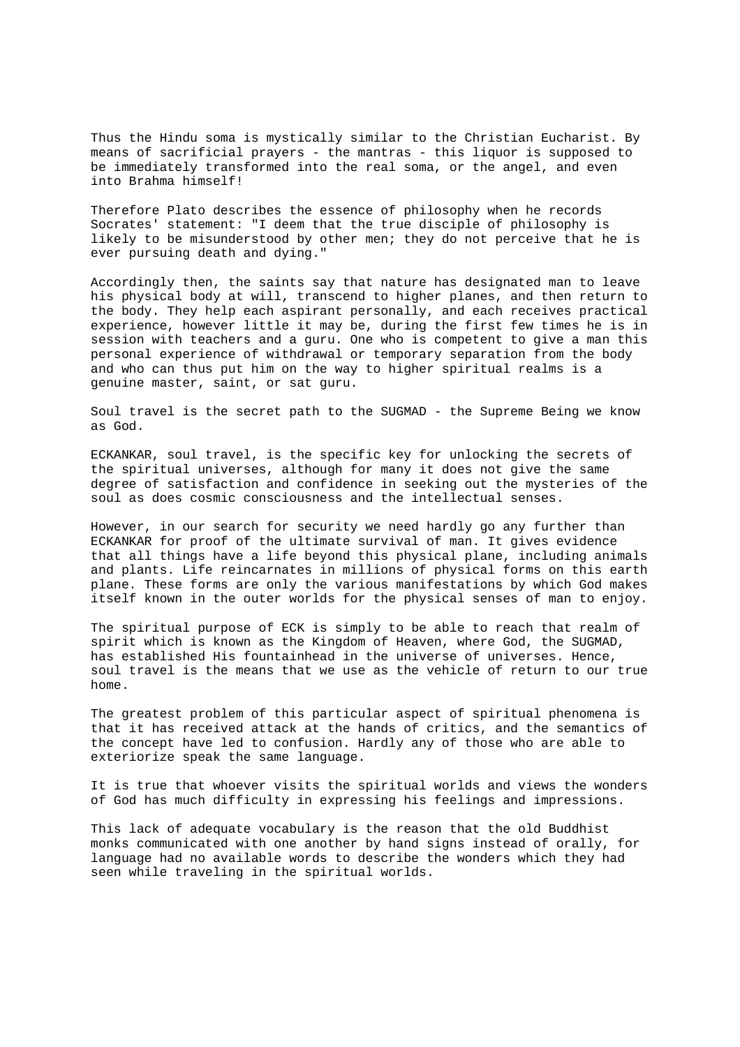Thus the Hindu soma is mystically similar to the Christian Eucharist. By means of sacrificial prayers - the mantras - this liquor is supposed to be immediately transformed into the real soma, or the angel, and even into Brahma himself!

Therefore Plato describes the essence of philosophy when he records Socrates' statement: "I deem that the true disciple of philosophy is likely to be misunderstood by other men; they do not perceive that he is ever pursuing death and dying."

Accordingly then, the saints say that nature has designated man to leave his physical body at will, transcend to higher planes, and then return to the body. They help each aspirant personally, and each receives practical experience, however little it may be, during the first few times he is in session with teachers and a guru. One who is competent to give a man this personal experience of withdrawal or temporary separation from the body and who can thus put him on the way to higher spiritual realms is a genuine master, saint, or sat guru.

Soul travel is the secret path to the SUGMAD - the Supreme Being we know as God.

ECKANKAR, soul travel, is the specific key for unlocking the secrets of the spiritual universes, although for many it does not give the same degree of satisfaction and confidence in seeking out the mysteries of the soul as does cosmic consciousness and the intellectual senses.

However, in our search for security we need hardly go any further than ECKANKAR for proof of the ultimate survival of man. It gives evidence that all things have a life beyond this physical plane, including animals and plants. Life reincarnates in millions of physical forms on this earth plane. These forms are only the various manifestations by which God makes itself known in the outer worlds for the physical senses of man to enjoy.

The spiritual purpose of ECK is simply to be able to reach that realm of spirit which is known as the Kingdom of Heaven, where God, the SUGMAD, has established His fountainhead in the universe of universes. Hence, soul travel is the means that we use as the vehicle of return to our true home.

The greatest problem of this particular aspect of spiritual phenomena is that it has received attack at the hands of critics, and the semantics of the concept have led to confusion. Hardly any of those who are able to exteriorize speak the same language.

It is true that whoever visits the spiritual worlds and views the wonders of God has much difficulty in expressing his feelings and impressions.

This lack of adequate vocabulary is the reason that the old Buddhist monks communicated with one another by hand signs instead of orally, for language had no available words to describe the wonders which they had seen while traveling in the spiritual worlds.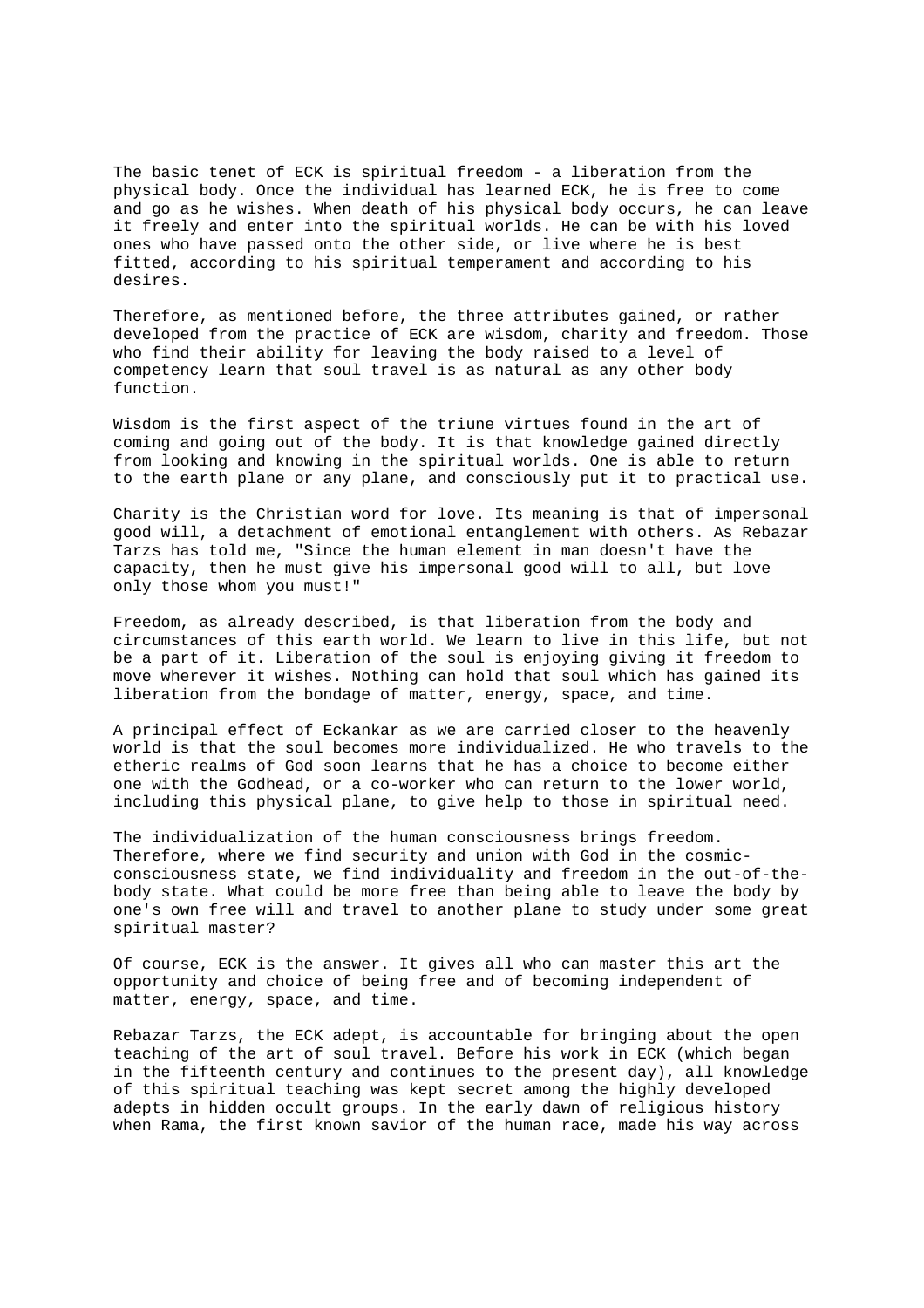The basic tenet of ECK is spiritual freedom - a liberation from the physical body. Once the individual has learned ECK, he is free to come and go as he wishes. When death of his physical body occurs, he can leave it freely and enter into the spiritual worlds. He can be with his loved ones who have passed onto the other side, or live where he is best fitted, according to his spiritual temperament and according to his desires.

Therefore, as mentioned before, the three attributes gained, or rather developed from the practice of ECK are wisdom, charity and freedom. Those who find their ability for leaving the body raised to a level of competency learn that soul travel is as natural as any other body function.

Wisdom is the first aspect of the triune virtues found in the art of coming and going out of the body. It is that knowledge gained directly from looking and knowing in the spiritual worlds. One is able to return to the earth plane or any plane, and consciously put it to practical use.

Charity is the Christian word for love. Its meaning is that of impersonal good will, a detachment of emotional entanglement with others. As Rebazar Tarzs has told me, "Since the human element in man doesn't have the capacity, then he must give his impersonal good will to all, but love only those whom you must!"

Freedom, as already described, is that liberation from the body and circumstances of this earth world. We learn to live in this life, but not be a part of it. Liberation of the soul is enjoying giving it freedom to move wherever it wishes. Nothing can hold that soul which has gained its liberation from the bondage of matter, energy, space, and time.

A principal effect of Eckankar as we are carried closer to the heavenly world is that the soul becomes more individualized. He who travels to the etheric realms of God soon learns that he has a choice to become either one with the Godhead, or a co-worker who can return to the lower world, including this physical plane, to give help to those in spiritual need.

The individualization of the human consciousness brings freedom. Therefore, where we find security and union with God in the cosmic-consciousness state, we find individuality and freedom in the out-of-the-body state. What could be more free than being able to leave the body by one's own free will and travel to another plane to study under some great spiritual master?

Of course, ECK is the answer. It gives all who can master this art the opportunity and choice of being free and of becoming independent of matter, energy, space, and time.

Rebazar Tarzs, the ECK adept, is accountable for bringing about the open teaching of the art of soul travel. Before his work in ECK (which began in the fifteenth century and continues to the present day), all knowledge of this spiritual teaching was kept secret among the highly developed adepts in hidden occult groups. In the early dawn of religious history when Rama, the first known savior of the human race, made his way across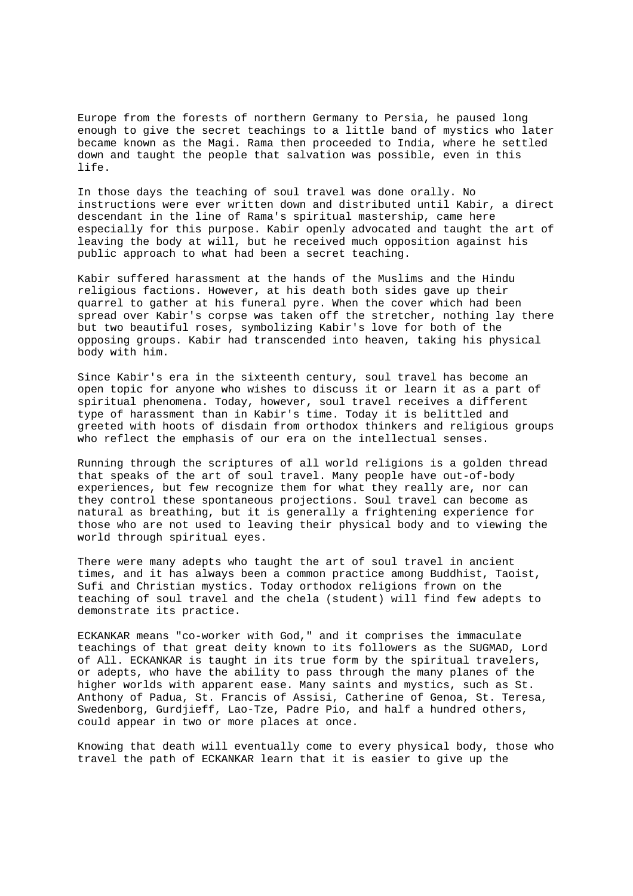Europe from the forests of northern Germany to Persia, he paused long enough to give the secret teachings to a little band of mystics who later became known as the Magi. Rama then proceeded to India, where he settled down and taught the people that salvation was possible, even in this life.

In those days the teaching of soul travel was done orally. No instructions were ever written down and distributed until Kabir, a direct descendant in the line of Rama's spiritual mastership, came here especially for this purpose. Kabir openly advocated and taught the art of leaving the body at will, but he received much opposition against his public approach to what had been a secret teaching.

Kabir suffered harassment at the hands of the Muslims and the Hindu religious factions. However, at his death both sides gave up their quarrel to gather at his funeral pyre. When the cover which had been spread over Kabir's corpse was taken off the stretcher, nothing lay there but two beautiful roses, symbolizing Kabir's love for both of the opposing groups. Kabir had transcended into heaven, taking his physical body with him.

Since Kabir's era in the sixteenth century, soul travel has become an open topic for anyone who wishes to discuss it or learn it as a part of spiritual phenomena. Today, however, soul travel receives a different type of harassment than in Kabir's time. Today it is belittled and greeted with hoots of disdain from orthodox thinkers and religious groups who reflect the emphasis of our era on the intellectual senses.

Running through the scriptures of all world religions is a golden thread that speaks of the art of soul travel. Many people have out-of-body experiences, but few recognize them for what they really are, nor can they control these spontaneous projections. Soul travel can become as natural as breathing, but it is generally a frightening experience for those who are not used to leaving their physical body and to viewing the world through spiritual eyes.

There were many adepts who taught the art of soul travel in ancient times, and it has always been a common practice among Buddhist, Taoist, Sufi and Christian mystics. Today orthodox religions frown on the teaching of soul travel and the chela (student) will find few adepts to demonstrate its practice.

ECKANKAR means "co-worker with God," and it comprises the immaculate teachings of that great deity known to its followers as the SUGMAD, Lord of All. ECKANKAR is taught in its true form by the spiritual travelers, or adepts, who have the ability to pass through the many planes of the higher worlds with apparent ease. Many saints and mystics, such as St. Anthony of Padua, St. Francis of Assisi, Catherine of Genoa, St. Teresa, Swedenborg, Gurdjieff, Lao-Tze, Padre Pio, and half a hundred others, could appear in two or more places at once.

Knowing that death will eventually come to every physical body, those who travel the path of ECKANKAR learn that it is easier to give up the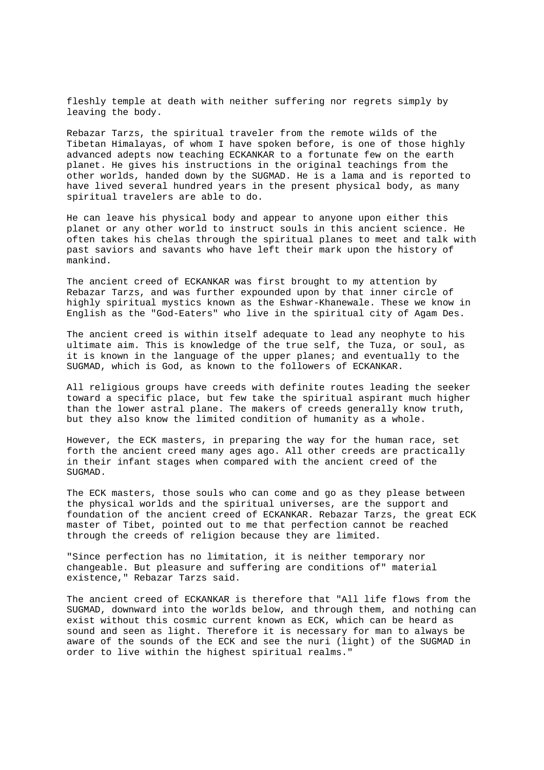fleshly temple at death with neither suffering nor regrets simply by leaving the body.

Rebazar Tarzs, the spiritual traveler from the remote wilds of the Tibetan Himalayas, of whom I have spoken before, is one of those highly advanced adepts now teaching ECKANKAR to a fortunate few on the earth planet. He gives his instructions in the original teachings from the other worlds, handed down by the SUGMAD. He is a lama and is reported to have lived several hundred years in the present physical body, as many spiritual travelers are able to do.

He can leave his physical body and appear to anyone upon either this planet or any other world to instruct souls in this ancient science. He often takes his chelas through the spiritual planes to meet and talk with past saviors and savants who have left their mark upon the history of mankind.

The ancient creed of ECKANKAR was first brought to my attention by Rebazar Tarzs, and was further expounded upon by that inner circle of highly spiritual mystics known as the Eshwar-Khanewale. These we know in English as the "God-Eaters" who live in the spiritual city of Agam Des.

The ancient creed is within itself adequate to lead any neophyte to his ultimate aim. This is knowledge of the true self, the Tuza, or soul, as it is known in the language of the upper planes; and eventually to the SUGMAD, which is God, as known to the followers of ECKANKAR.

All religious groups have creeds with definite routes leading the seeker toward a specific place, but few take the spiritual aspirant much higher than the lower astral plane. The makers of creeds generally know truth, but they also know the limited condition of humanity as a whole.

However, the ECK masters, in preparing the way for the human race, set forth the ancient creed many ages ago. All other creeds are practically in their infant stages when compared with the ancient creed of the SUGMAD.

The ECK masters, those souls who can come and go as they please between the physical worlds and the spiritual universes, are the support and foundation of the ancient creed of ECKANKAR. Rebazar Tarzs, the great ECK master of Tibet, pointed out to me that perfection cannot be reached through the creeds of religion because they are limited.

"Since perfection has no limitation, it is neither temporary nor changeable. But pleasure and suffering are conditions of" material existence," Rebazar Tarzs said.

The ancient creed of ECKANKAR is therefore that "All life flows from the SUGMAD, downward into the worlds below, and through them, and nothing can exist without this cosmic current known as ECK, which can be heard as sound and seen as light. Therefore it is necessary for man to always be aware of the sounds of the ECK and see the nuri (light) of the SUGMAD in order to live within the highest spiritual realms."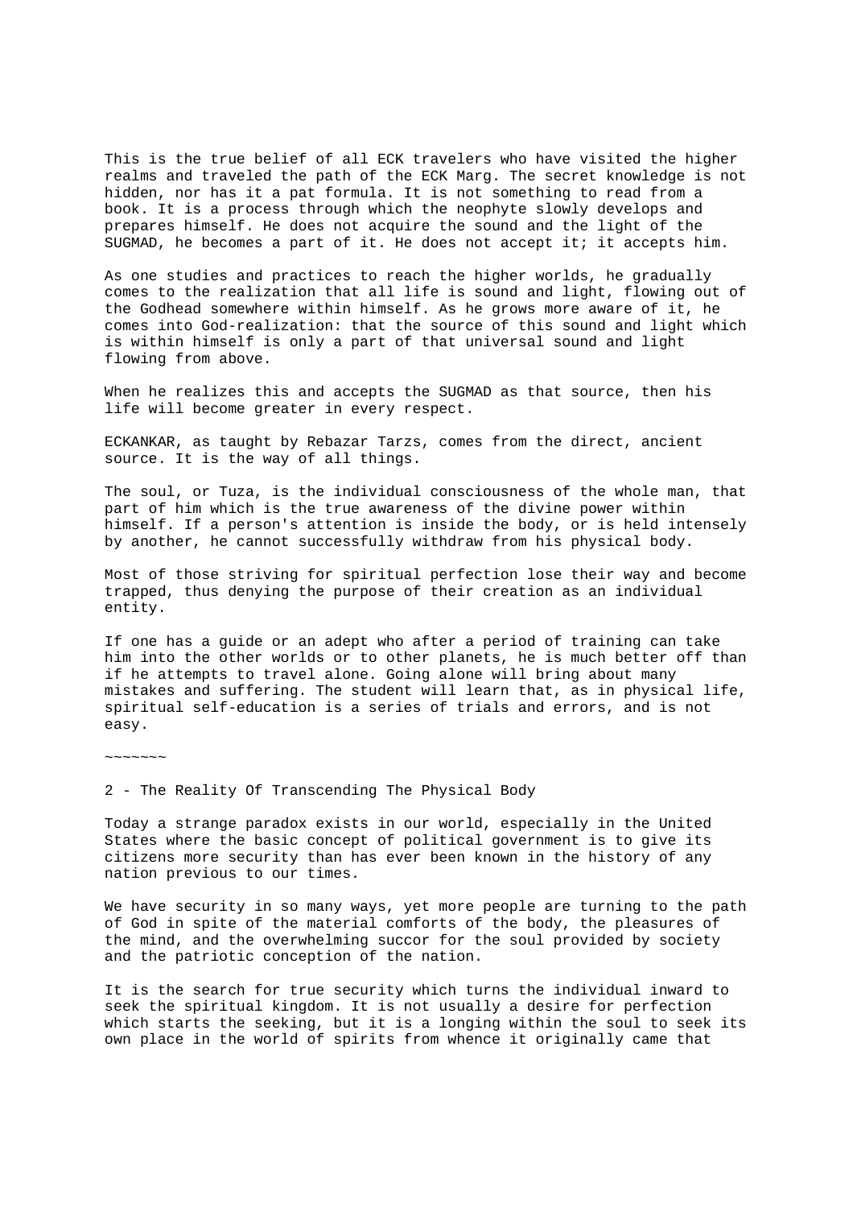This is the true belief of all ECK travelers who have visited the higher realms and traveled the path of the ECK Marg. The secret knowledge is not hidden, nor has it a pat formula. It is not something to read from a book. It is a process through which the neophyte slowly develops and prepares himself. He does not acquire the sound and the light of the SUGMAD, he becomes a part of it. He does not accept it; it accepts him.

As one studies and practices to reach the higher worlds, he gradually comes to the realization that all life is sound and light, flowing out of the Godhead somewhere within himself. As he grows more aware of it, he comes into God-realization: that the source of this sound and light which is within himself is only a part of that universal sound and light flowing from above.

When he realizes this and accepts the SUGMAD as that source, then his life will become greater in every respect.

ECKANKAR, as taught by Rebazar Tarzs, comes from the direct, ancient source. It is the way of all things.

The soul, or Tuza, is the individual consciousness of the whole man, that part of him which is the true awareness of the divine power within himself. If a person's attention is inside the body, or is held intensely by another, he cannot successfully withdraw from his physical body.

Most of those striving for spiritual perfection lose their way and become trapped, thus denying the purpose of their creation as an individual entity.

If one has a guide or an adept who after a period of training can take him into the other worlds or to other planets, he is much better off than if he attempts to travel alone. Going alone will bring about many mistakes and suffering. The student will learn that, as in physical life, spiritual self-education is a series of trials and errors, and is not easy.

~~~~~~~

## 2 - The Reality Of Transcending The Physical Body

Today a strange paradox exists in our world, especially in the United States where the basic concept of political government is to give its citizens more security than has ever been known in the history of any nation previous to our times.

We have security in so many ways, yet more people are turning to the path of God in spite of the material comforts of the body, the pleasures of the mind, and the overwhelming succor for the soul provided by society and the patriotic conception of the nation.

It is the search for true security which turns the individual inward to seek the spiritual kingdom. It is not usually a desire for perfection which starts the seeking, but it is a longing within the soul to seek its own place in the world of spirits from whence it originally came that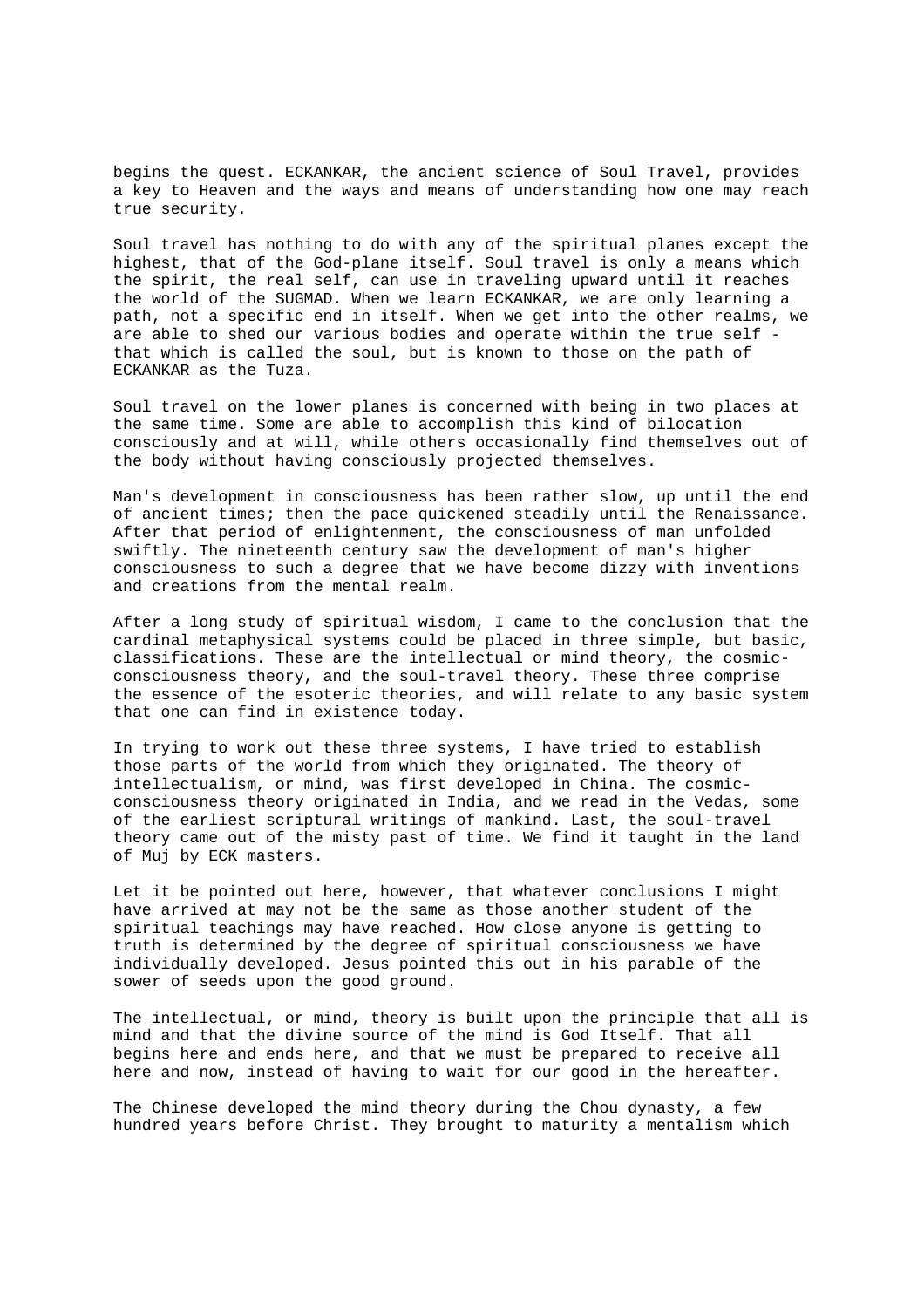begins the quest. ECKANKAR, the ancient science of Soul Travel, provides a key to Heaven and the ways and means of understanding how one may reach true security.

Soul travel has nothing to do with any of the spiritual planes except the highest, that of the God-plane itself. Soul travel is only a means which the spirit, the real self, can use in traveling upward until it reaches the world of the SUGMAD. When we learn ECKANKAR, we are only learning a path, not a specific end in itself. When we get into the other realms, we are able to shed our various bodies and operate within the true self - that which is called the soul, but is known to those on the path of ECKANKAR as the Tuza.

Soul travel on the lower planes is concerned with being in two places at the same time. Some are able to accomplish this kind of bilocation consciously and at will, while others occasionally find themselves out of the body without having consciously projected themselves.

Man's development in consciousness has been rather slow, up until the end of ancient times; then the pace quickened steadily until the Renaissance. After that period of enlightenment, the consciousness of man unfolded swiftly. The nineteenth century saw the development of man's higher consciousness to such a degree that we have become dizzy with inventions and creations from the mental realm.

After a long study of spiritual wisdom, I came to the conclusion that the cardinal metaphysical systems could be placed in three simple, but basic, classifications. These are the intellectual or mind theory, the cosmic-consciousness theory, and the soul-travel theory. These three comprise the essence of the esoteric theories, and will relate to any basic system that one can find in existence today.

In trying to work out these three systems, I have tried to establish those parts of the world from which they originated. The theory of intellectualism, or mind, was first developed in China. The cosmic-consciousness theory originated in India, and we read in the Vedas, some of the earliest scriptural writings of mankind. Last, the soul-travel theory came out of the misty past of time. We find it taught in the land of Muj by ECK masters.

Let it be pointed out here, however, that whatever conclusions I might have arrived at may not be the same as those another student of the spiritual teachings may have reached. How close anyone is getting to truth is determined by the degree of spiritual consciousness we have individually developed. Jesus pointed this out in his parable of the sower of seeds upon the good ground.

The intellectual, or mind, theory is built upon the principle that all is mind and that the divine source of the mind is God Itself. That all begins here and ends here, and that we must be prepared to receive all here and now, instead of having to wait for our good in the hereafter.

The Chinese developed the mind theory during the Chou dynasty, a few hundred years before Christ. They brought to maturity a mentalism which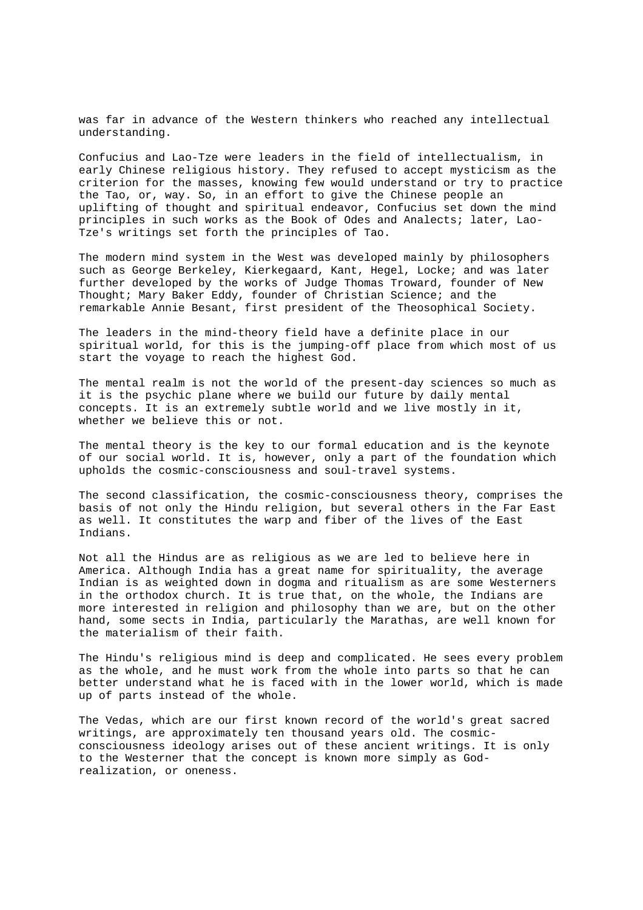was far in advance of the Western thinkers who reached any intellectual understanding.

Confucius and Lao-Tze were leaders in the field of intellectualism, in early Chinese religious history. They refused to accept mysticism as the criterion for the masses, knowing few would understand or try to practice the Tao, or, way. So, in an effort to give the Chinese people an uplifting of thought and spiritual endeavor, Confucius set down the mind principles in such works as the Book of Odes and Analects; later, Lao-Tze's writings set forth the principles of Tao.

The modern mind system in the West was developed mainly by philosophers such as George Berkeley, Kierkegaard, Kant, Hegel, Locke; and was later further developed by the works of Judge Thomas Troward, founder of New Thought; Mary Baker Eddy, founder of Christian Science; and the remarkable Annie Besant, first president of the Theosophical Society.

The leaders in the mind-theory field have a definite place in our spiritual world, for this is the jumping-off place from which most of us start the voyage to reach the highest God.

The mental realm is not the world of the present-day sciences so much as it is the psychic plane where we build our future by daily mental concepts. It is an extremely subtle world and we live mostly in it, whether we believe this or not.

The mental theory is the key to our formal education and is the keynote of our social world. It is, however, only a part of the foundation which upholds the cosmic-consciousness and soul-travel systems.

The second classification, the cosmic-consciousness theory, comprises the basis of not only the Hindu religion, but several others in the Far East as well. It constitutes the warp and fiber of the lives of the East Indians.

Not all the Hindus are as religious as we are led to believe here in America. Although India has a great name for spirituality, the average Indian is as weighted down in dogma and ritualism as are some Westerners in the orthodox church. It is true that, on the whole, the Indians are more interested in religion and philosophy than we are, but on the other hand, some sects in India, particularly the Marathas, are well known for the materialism of their faith.

The Hindu's religious mind is deep and complicated. He sees every problem as the whole, and he must work from the whole into parts so that he can better understand what he is faced with in the lower world, which is made up of parts instead of the whole.

The Vedas, which are our first known record of the world's great sacred writings, are approximately ten thousand years old. The cosmic-consciousness ideology arises out of these ancient writings. It is only to the Westerner that the concept is known more simply as God-realization, or oneness.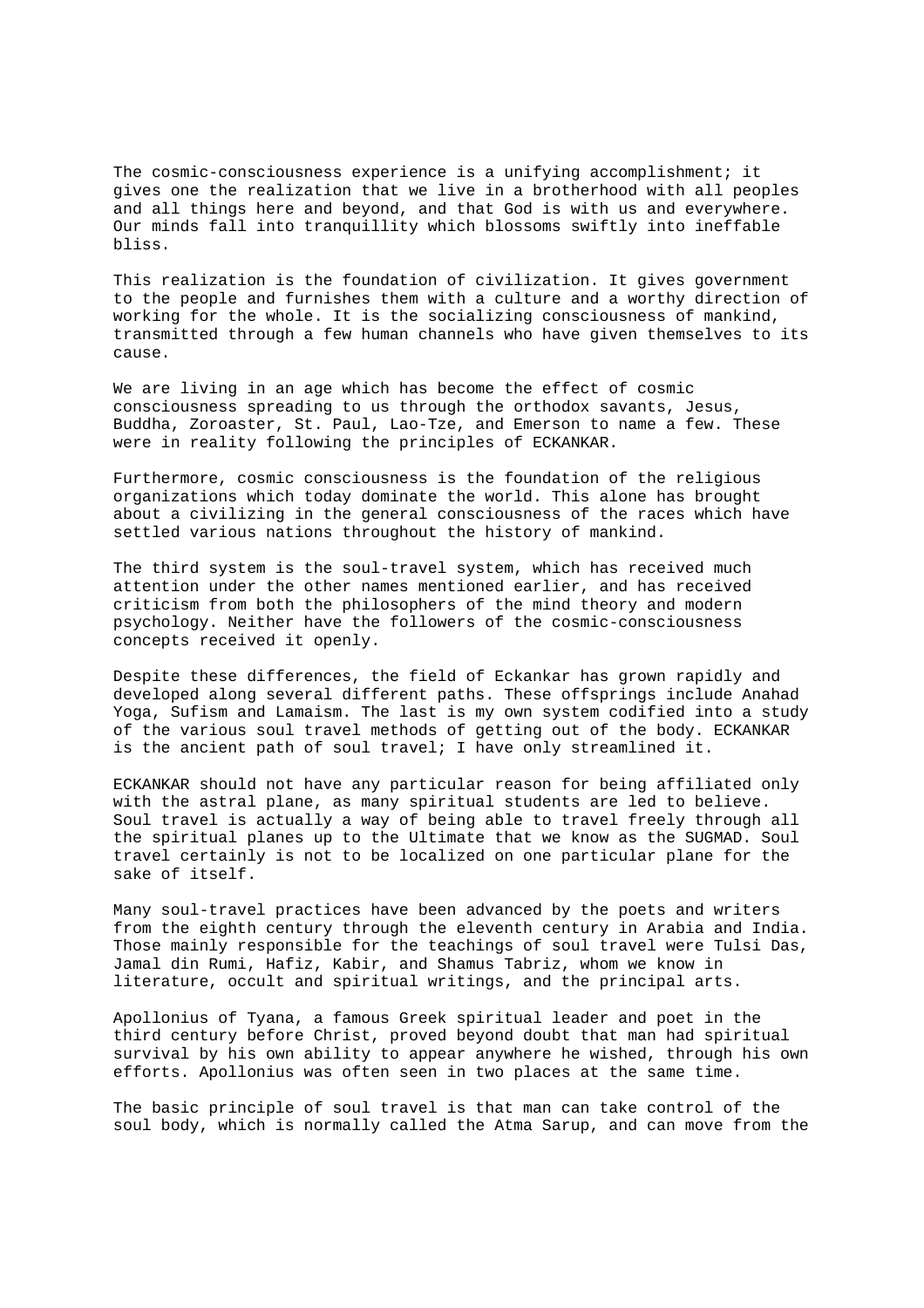The cosmic-consciousness experience is a unifying accomplishment; it gives one the realization that we live in a brotherhood with all peoples and all things here and beyond, and that God is with us and everywhere. Our minds fall into tranquillity which blossoms swiftly into ineffable bliss.

This realization is the foundation of civilization. It gives government to the people and furnishes them with a culture and a worthy direction of working for the whole. It is the socializing consciousness of mankind, transmitted through a few human channels who have given themselves to its cause.

We are living in an age which has become the effect of cosmic consciousness spreading to us through the orthodox savants, Jesus, Buddha, Zoroaster, St. Paul, Lao-Tze, and Emerson to name a few. These were in reality following the principles of ECKANKAR.

Furthermore, cosmic consciousness is the foundation of the religious organizations which today dominate the world. This alone has brought about a civilizing in the general consciousness of the races which have settled various nations throughout the history of mankind.

The third system is the soul-travel system, which has received much attention under the other names mentioned earlier, and has received criticism from both the philosophers of the mind theory and modern psychology. Neither have the followers of the cosmic-consciousness concepts received it openly.

Despite these differences, the field of Eckankar has grown rapidly and developed along several different paths. These offsprings include Anahad Yoga, Sufism and Lamaism. The last is my own system codified into a study of the various soul travel methods of getting out of the body. ECKANKAR is the ancient path of soul travel; I have only streamlined it.

ECKANKAR should not have any particular reason for being affiliated only with the astral plane, as many spiritual students are led to believe. Soul travel is actually a way of being able to travel freely through all the spiritual planes up to the Ultimate that we know as the SUGMAD. Soul travel certainly is not to be localized on one particular plane for the sake of itself.

Many soul-travel practices have been advanced by the poets and writers from the eighth century through the eleventh century in Arabia and India. Those mainly responsible for the teachings of soul travel were Tulsi Das, Jamal din Rumi, Hafiz, Kabir, and Shamus Tabriz, whom we know in literature, occult and spiritual writings, and the principal arts.

Apollonius of Tyana, a famous Greek spiritual leader and poet in the third century before Christ, proved beyond doubt that man had spiritual survival by his own ability to appear anywhere he wished, through his own efforts. Apollonius was often seen in two places at the same time.

The basic principle of soul travel is that man can take control of the soul body, which is normally called the Atma Sarup, and can move from the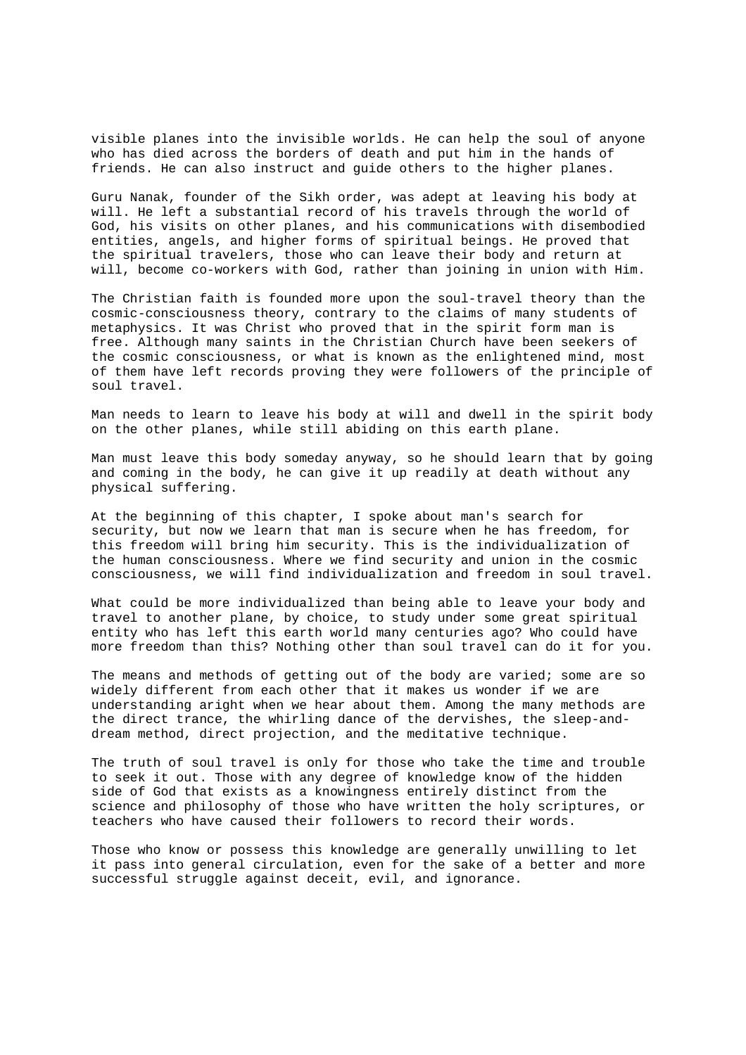visible planes into the invisible worlds. He can help the soul of anyone who has died across the borders of death and put him in the hands of friends. He can also instruct and guide others to the higher planes.

Guru Nanak, founder of the Sikh order, was adept at leaving his body at will. He left a substantial record of his travels through the world of God, his visits on other planes, and his communications with disembodied entities, angels, and higher forms of spiritual beings. He proved that the spiritual travelers, those who can leave their body and return at will, become co-workers with God, rather than joining in union with Him.

The Christian faith is founded more upon the soul-travel theory than the cosmic-consciousness theory, contrary to the claims of many students of metaphysics. It was Christ who proved that in the spirit form man is free. Although many saints in the Christian Church have been seekers of the cosmic consciousness, or what is known as the enlightened mind, most of them have left records proving they were followers of the principle of soul travel.

Man needs to learn to leave his body at will and dwell in the spirit body on the other planes, while still abiding on this earth plane.

Man must leave this body someday anyway, so he should learn that by going and coming in the body, he can give it up readily at death without any physical suffering.

At the beginning of this chapter, I spoke about man's search for security, but now we learn that man is secure when he has freedom, for this freedom will bring him security. This is the individualization of the human consciousness. Where we find security and union in the cosmic consciousness, we will find individualization and freedom in soul travel.

What could be more individualized than being able to leave your body and travel to another plane, by choice, to study under some great spiritual entity who has left this earth world many centuries ago? Who could have more freedom than this? Nothing other than soul travel can do it for you.

The means and methods of getting out of the body are varied; some are so widely different from each other that it makes us wonder if we are understanding aright when we hear about them. Among the many methods are the direct trance, the whirling dance of the dervishes, the sleep-and-dream method, direct projection, and the meditative technique.

The truth of soul travel is only for those who take the time and trouble to seek it out. Those with any degree of knowledge know of the hidden side of God that exists as a knowingness entirely distinct from the science and philosophy of those who have written the holy scriptures, or teachers who have caused their followers to record their words.

Those who know or possess this knowledge are generally unwilling to let it pass into general circulation, even for the sake of a better and more successful struggle against deceit, evil, and ignorance.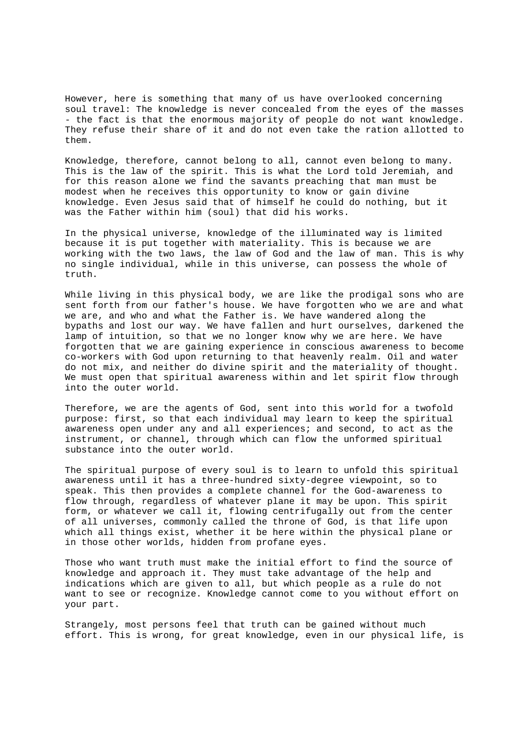However, here is something that many of us have overlooked concerning soul travel: The knowledge is never concealed from the eyes of the masses - the fact is that the enormous majority of people do not want knowledge. They refuse their share of it and do not even take the ration allotted to them.

Knowledge, therefore, cannot belong to all, cannot even belong to many. This is the law of the spirit. This is what the Lord told Jeremiah, and for this reason alone we find the savants preaching that man must be modest when he receives this opportunity to know or gain divine knowledge. Even Jesus said that of himself he could do nothing, but it was the Father within him (soul) that did his works.

In the physical universe, knowledge of the illuminated way is limited because it is put together with materiality. This is because we are working with the two laws, the law of God and the law of man. This is why no single individual, while in this universe, can possess the whole of truth.

While living in this physical body, we are like the prodigal sons who are sent forth from our father's house. We have forgotten who we are and what we are, and who and what the Father is. We have wandered along the bypaths and lost our way. We have fallen and hurt ourselves, darkened the lamp of intuition, so that we no longer know why we are here. We have forgotten that we are gaining experience in conscious awareness to become co-workers with God upon returning to that heavenly realm. Oil and water do not mix, and neither do divine spirit and the materiality of thought. We must open that spiritual awareness within and let spirit flow through into the outer world.

Therefore, we are the agents of God, sent into this world for a twofold purpose: first, so that each individual may learn to keep the spiritual awareness open under any and all experiences; and second, to act as the instrument, or channel, through which can flow the unformed spiritual substance into the outer world.

The spiritual purpose of every soul is to learn to unfold this spiritual awareness until it has a three-hundred sixty-degree viewpoint, so to speak. This then provides a complete channel for the God-awareness to flow through, regardless of whatever plane it may be upon. This spirit form, or whatever we call it, flowing centrifugally out from the center of all universes, commonly called the throne of God, is that life upon which all things exist, whether it be here within the physical plane or in those other worlds, hidden from profane eyes.

Those who want truth must make the initial effort to find the source of knowledge and approach it. They must take advantage of the help and indications which are given to all, but which people as a rule do not want to see or recognize. Knowledge cannot come to you without effort on your part.

Strangely, most persons feel that truth can be gained without much effort. This is wrong, for great knowledge, even in our physical life, is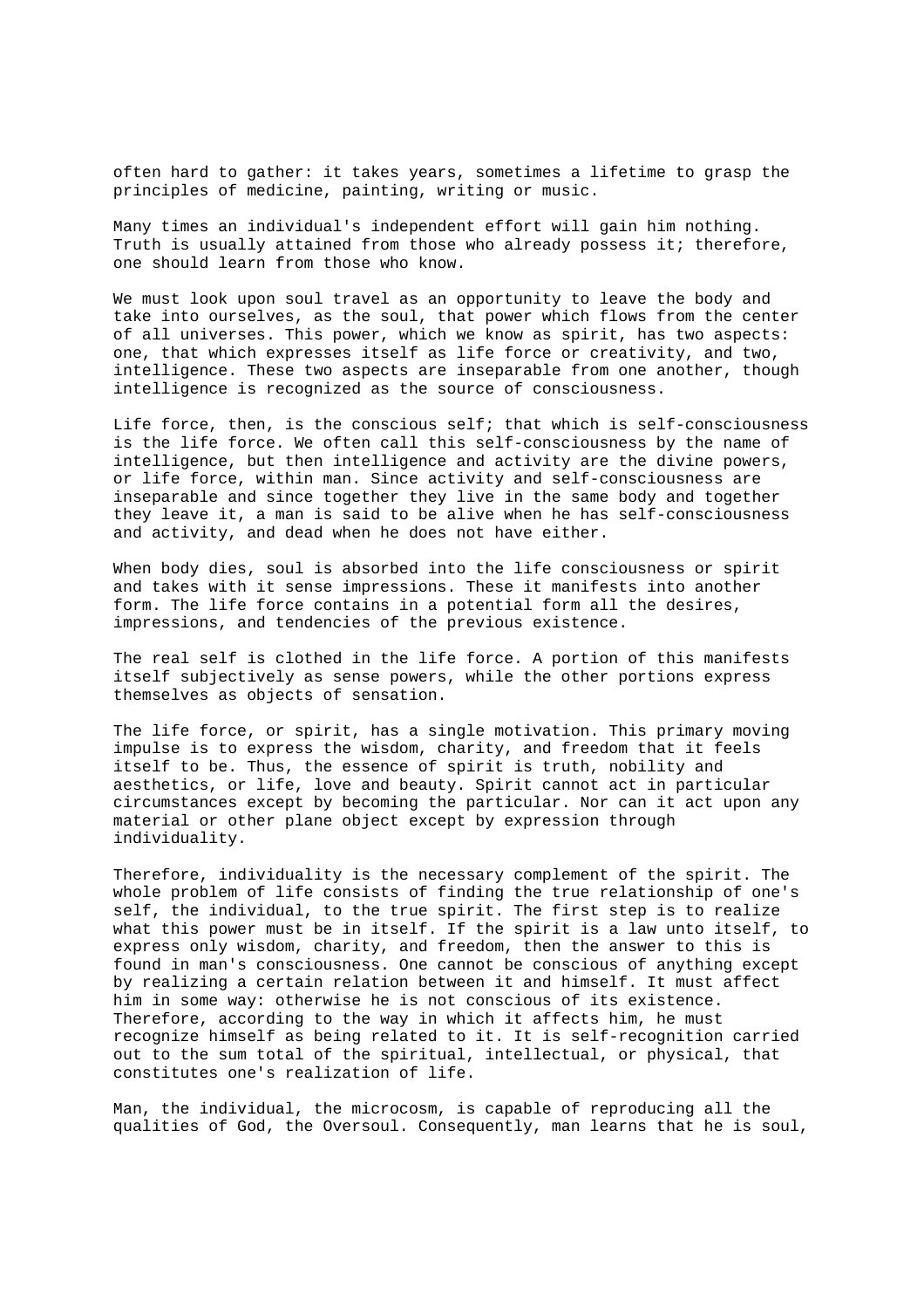often hard to gather: it takes years, sometimes a lifetime to grasp the principles of medicine, painting, writing or music.

Many times an individual's independent effort will gain him nothing. Truth is usually attained from those who already possess it; therefore, one should learn from those who know.

We must look upon soul travel as an opportunity to leave the body and take into ourselves, as the soul, that power which flows from the center of all universes. This power, which we know as spirit, has two aspects: one, that which expresses itself as life force or creativity, and two, intelligence. These two aspects are inseparable from one another, though intelligence is recognized as the source of consciousness.

Life force, then, is the conscious self; that which is self-consciousness is the life force. We often call this self-consciousness by the name of intelligence, but then intelligence and activity are the divine powers, or life force, within man. Since activity and self-consciousness are inseparable and since together they live in the same body and together they leave it, a man is said to be alive when he has self-consciousness and activity, and dead when he does not have either.

When body dies, soul is absorbed into the life consciousness or spirit and takes with it sense impressions. These it manifests into another form. The life force contains in a potential form all the desires, impressions, and tendencies of the previous existence.

The real self is clothed in the life force. A portion of this manifests itself subjectively as sense powers, while the other portions express themselves as objects of sensation.

The life force, or spirit, has a single motivation. This primary moving impulse is to express the wisdom, charity, and freedom that it feels itself to be. Thus, the essence of spirit is truth, nobility and aesthetics, or life, love and beauty. Spirit cannot act in particular circumstances except by becoming the particular. Nor can it act upon any material or other plane object except by expression through individuality.

Therefore, individuality is the necessary complement of the spirit. The whole problem of life consists of finding the true relationship of one's self, the individual, to the true spirit. The first step is to realize what this power must be in itself. If the spirit is a law unto itself, to express only wisdom, charity, and freedom, then the answer to this is found in man's consciousness. One cannot be conscious of anything except by realizing a certain relation between it and himself. It must affect him in some way: otherwise he is not conscious of its existence. Therefore, according to the way in which it affects him, he must recognize himself as being related to it. It is self-recognition carried out to the sum total of the spiritual, intellectual, or physical, that constitutes one's realization of life.

Man, the individual, the microcosm, is capable of reproducing all the qualities of God, the Oversoul. Consequently, man learns that he is soul,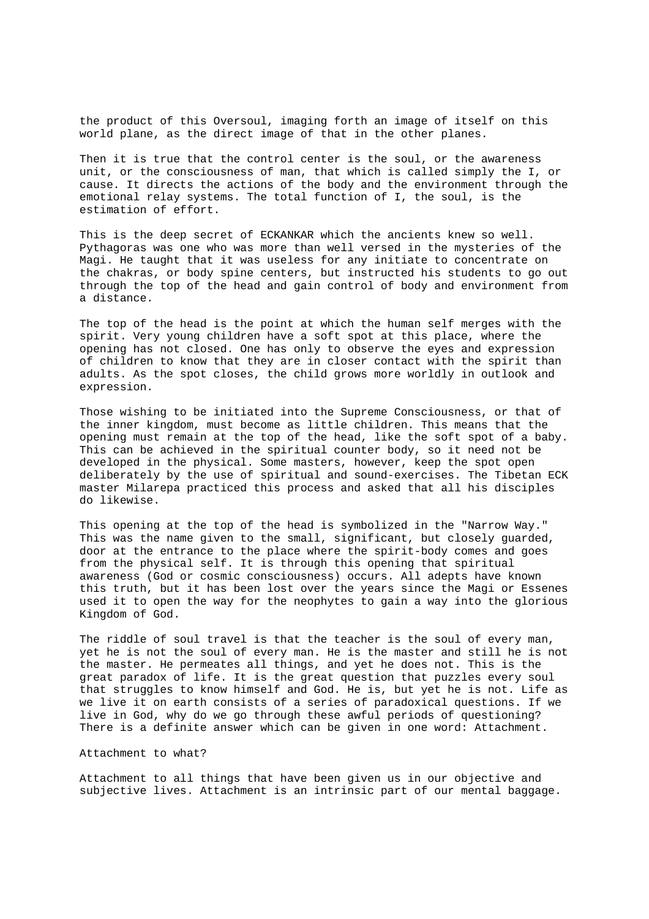the product of this Oversoul, imaging forth an image of itself on this world plane, as the direct image of that in the other planes.

Then it is true that the control center is the soul, or the awareness unit, or the consciousness of man, that which is called simply the I, or cause. It directs the actions of the body and the environment through the emotional relay systems. The total function of I, the soul, is the estimation of effort.

This is the deep secret of ECKANKAR which the ancients knew so well. Pythagoras was one who was more than well versed in the mysteries of the Magi. He taught that it was useless for any initiate to concentrate on the chakras, or body spine centers, but instructed his students to go out through the top of the head and gain control of body and environment from a distance.

The top of the head is the point at which the human self merges with the spirit. Very young children have a soft spot at this place, where the opening has not closed. One has only to observe the eyes and expression of children to know that they are in closer contact with the spirit than adults. As the spot closes, the child grows more worldly in outlook and expression.

Those wishing to be initiated into the Supreme Consciousness, or that of the inner kingdom, must become as little children. This means that the opening must remain at the top of the head, like the soft spot of a baby. This can be achieved in the spiritual counter body, so it need not be developed in the physical. Some masters, however, keep the spot open deliberately by the use of spiritual and sound-exercises. The Tibetan ECK master Milarepa practiced this process and asked that all his disciples do likewise.

This opening at the top of the head is symbolized in the "Narrow Way." This was the name given to the small, significant, but closely guarded, door at the entrance to the place where the spirit-body comes and goes from the physical self. It is through this opening that spiritual awareness (God or cosmic consciousness) occurs. All adepts have known this truth, but it has been lost over the years since the Magi or Essenes used it to open the way for the neophytes to gain a way into the glorious Kingdom of God.

The riddle of soul travel is that the teacher is the soul of every man, yet he is not the soul of every man. He is the master and still he is not the master. He permeates all things, and yet he does not. This is the great paradox of life. It is the great question that puzzles every soul that struggles to know himself and God. He is, but yet he is not. Life as we live it on earth consists of a series of paradoxical questions. If we live in God, why do we go through these awful periods of questioning? There is a definite answer which can be given in one word: Attachment.

Attachment to what?

Attachment to all things that have been given us in our objective and subjective lives. Attachment is an intrinsic part of our mental baggage.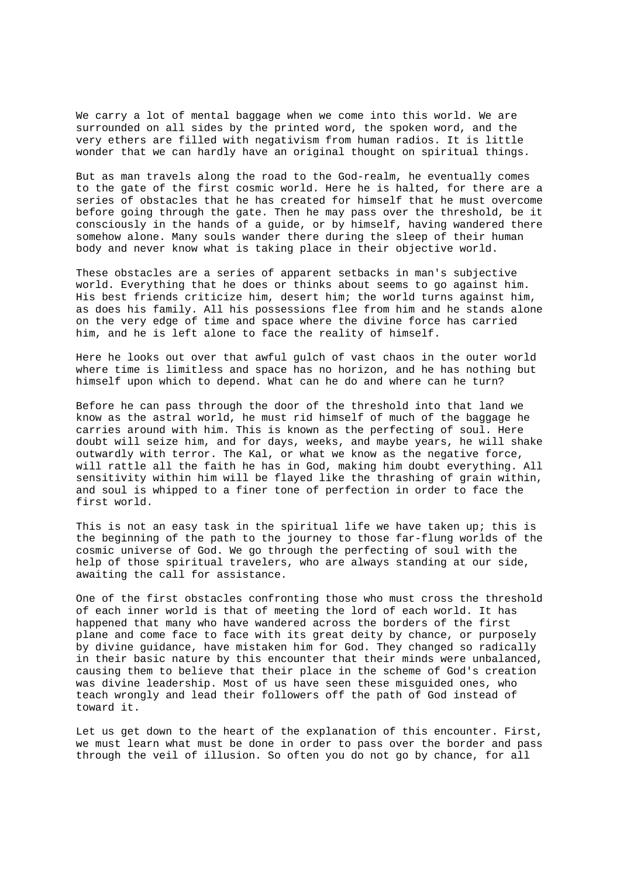We carry a lot of mental baggage when we come into this world. We are surrounded on all sides by the printed word, the spoken word, and the very ethers are filled with negativism from human radios. It is little wonder that we can hardly have an original thought on spiritual things.

But as man travels along the road to the God-realm, he eventually comes to the gate of the first cosmic world. Here he is halted, for there are a series of obstacles that he has created for himself that he must overcome before going through the gate. Then he may pass over the threshold, be it consciously in the hands of a guide, or by himself, having wandered there somehow alone. Many souls wander there during the sleep of their human body and never know what is taking place in their objective world.

These obstacles are a series of apparent setbacks in man's subjective world. Everything that he does or thinks about seems to go against him. His best friends criticize him, desert him; the world turns against him, as does his family. All his possessions flee from him and he stands alone on the very edge of time and space where the divine force has carried him, and he is left alone to face the reality of himself.

Here he looks out over that awful gulch of vast chaos in the outer world where time is limitless and space has no horizon, and he has nothing but himself upon which to depend. What can he do and where can he turn?

Before he can pass through the door of the threshold into that land we know as the astral world, he must rid himself of much of the baggage he carries around with him. This is known as the perfecting of soul. Here doubt will seize him, and for days, weeks, and maybe years, he will shake outwardly with terror. The Kal, or what we know as the negative force, will rattle all the faith he has in God, making him doubt everything. All sensitivity within him will be flayed like the thrashing of grain within, and soul is whipped to a finer tone of perfection in order to face the first world.

This is not an easy task in the spiritual life we have taken up; this is the beginning of the path to the journey to those far-flung worlds of the cosmic universe of God. We go through the perfecting of soul with the help of those spiritual travelers, who are always standing at our side, awaiting the call for assistance.

One of the first obstacles confronting those who must cross the threshold of each inner world is that of meeting the lord of each world. It has happened that many who have wandered across the borders of the first plane and come face to face with its great deity by chance, or purposely by divine guidance, have mistaken him for God. They changed so radically in their basic nature by this encounter that their minds were unbalanced, causing them to believe that their place in the scheme of God's creation was divine leadership. Most of us have seen these misguided ones, who teach wrongly and lead their followers off the path of God instead of toward it.

Let us get down to the heart of the explanation of this encounter. First, we must learn what must be done in order to pass over the border and pass through the veil of illusion. So often you do not go by chance, for all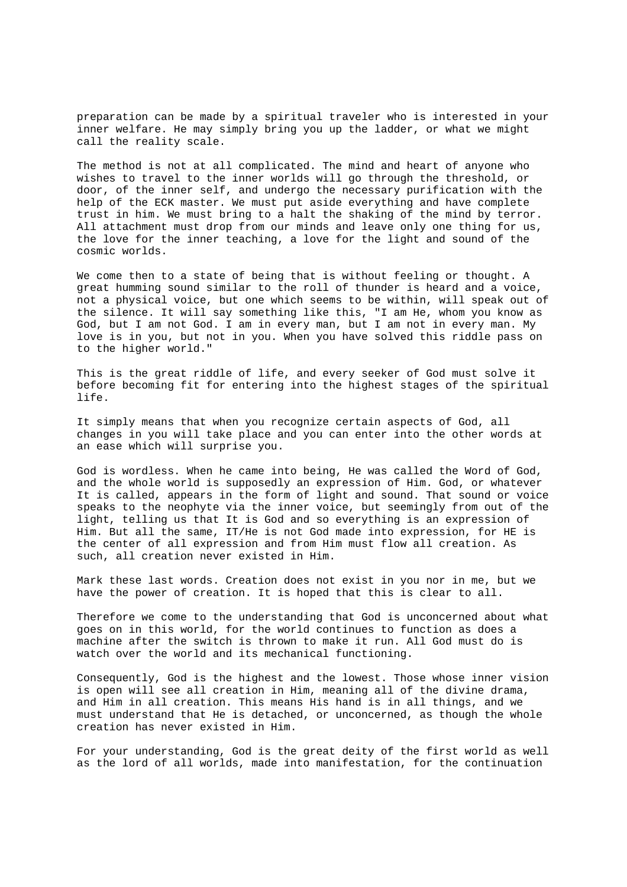preparation can be made by a spiritual traveler who is interested in your inner welfare. He may simply bring you up the ladder, or what we might call the reality scale.

The method is not at all complicated. The mind and heart of anyone who wishes to travel to the inner worlds will go through the threshold, or door, of the inner self, and undergo the necessary purification with the help of the ECK master. We must put aside everything and have complete trust in him. We must bring to a halt the shaking of the mind by terror. All attachment must drop from our minds and leave only one thing for us, the love for the inner teaching, a love for the light and sound of the cosmic worlds.

We come then to a state of being that is without feeling or thought. A great humming sound similar to the roll of thunder is heard and a voice, not a physical voice, but one which seems to be within, will speak out of the silence. It will say something like this, "I am He, whom you know as God, but I am not God. I am in every man, but I am not in every man. My love is in you, but not in you. When you have solved this riddle pass on to the higher world."

This is the great riddle of life, and every seeker of God must solve it before becoming fit for entering into the highest stages of the spiritual life.

It simply means that when you recognize certain aspects of God, all changes in you will take place and you can enter into the other words at an ease which will surprise you.

God is wordless. When he came into being, He was called the Word of God, and the whole world is supposedly an expression of Him. God, or whatever It is called, appears in the form of light and sound. That sound or voice speaks to the neophyte via the inner voice, but seemingly from out of the light, telling us that It is God and so everything is an expression of Him. But all the same, IT/He is not God made into expression, for HE is the center of all expression and from Him must flow all creation. As such, all creation never existed in Him.

Mark these last words. Creation does not exist in you nor in me, but we have the power of creation. It is hoped that this is clear to all.

Therefore we come to the understanding that God is unconcerned about what goes on in this world, for the world continues to function as does a machine after the switch is thrown to make it run. All God must do is watch over the world and its mechanical functioning.

Consequently, God is the highest and the lowest. Those whose inner vision is open will see all creation in Him, meaning all of the divine drama, and Him in all creation. This means His hand is in all things, and we must understand that He is detached, or unconcerned, as though the whole creation has never existed in Him.

For your understanding, God is the great deity of the first world as well as the lord of all worlds, made into manifestation, for the continuation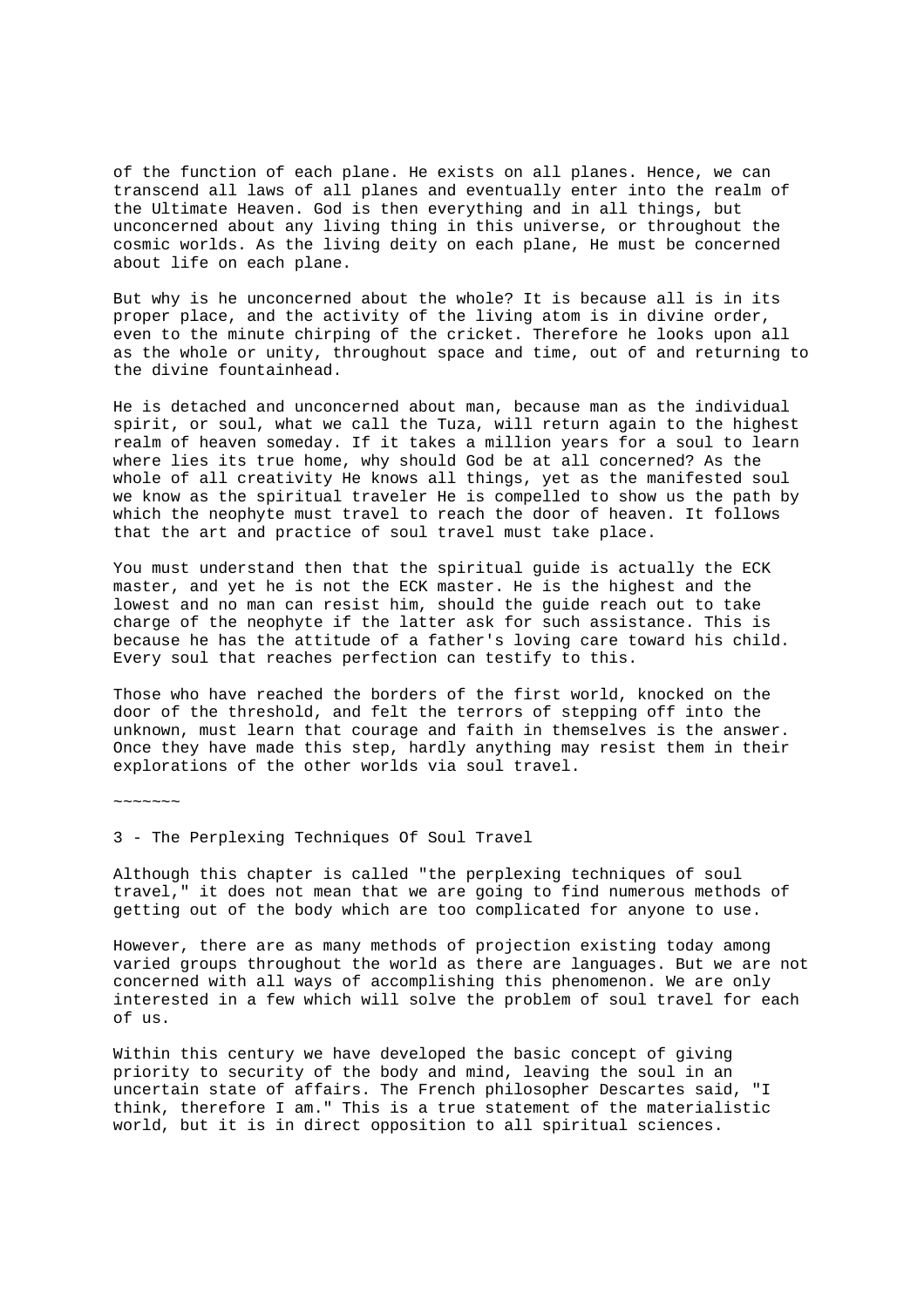of the function of each plane. He exists on all planes. Hence, we can transcend all laws of all planes and eventually enter into the realm of the Ultimate Heaven. God is then everything and in all things, but unconcerned about any living thing in this universe, or throughout the cosmic worlds. As the living deity on each plane, He must be concerned about life on each plane.

But why is he unconcerned about the whole? It is because all is in its proper place, and the activity of the living atom is in divine order, even to the minute chirping of the cricket. Therefore he looks upon all as the whole or unity, throughout space and time, out of and returning to the divine fountainhead.

He is detached and unconcerned about man, because man as the individual spirit, or soul, what we call the Tuza, will return again to the highest realm of heaven someday. If it takes a million years for a soul to learn where lies its true home, why should God be at all concerned? As the whole of all creativity He knows all things, yet as the manifested soul we know as the spiritual traveler He is compelled to show us the path by which the neophyte must travel to reach the door of heaven. It follows that the art and practice of soul travel must take place.

You must understand then that the spiritual guide is actually the ECK master, and yet he is not the ECK master. He is the highest and the lowest and no man can resist him, should the guide reach out to take charge of the neophyte if the latter ask for such assistance. This is because he has the attitude of a father's loving care toward his child. Every soul that reaches perfection can testify to this.

Those who have reached the borders of the first world, knocked on the door of the threshold, and felt the terrors of stepping off into the unknown, must learn that courage and faith in themselves is the answer. Once they have made this step, hardly anything may resist them in their explorations of the other worlds via soul travel.

~~~~~~~

## 3 - The Perplexing Techniques Of Soul Travel

Although this chapter is called "the perplexing techniques of soul travel," it does not mean that we are going to find numerous methods of getting out of the body which are too complicated for anyone to use.

However, there are as many methods of projection existing today among varied groups throughout the world as there are languages. But we are not concerned with all ways of accomplishing this phenomenon. We are only interested in a few which will solve the problem of soul travel for each of us.

Within this century we have developed the basic concept of giving priority to security of the body and mind, leaving the soul in an uncertain state of affairs. The French philosopher Descartes said, "I think, therefore I am." This is a true statement of the materialistic world, but it is in direct opposition to all spiritual sciences.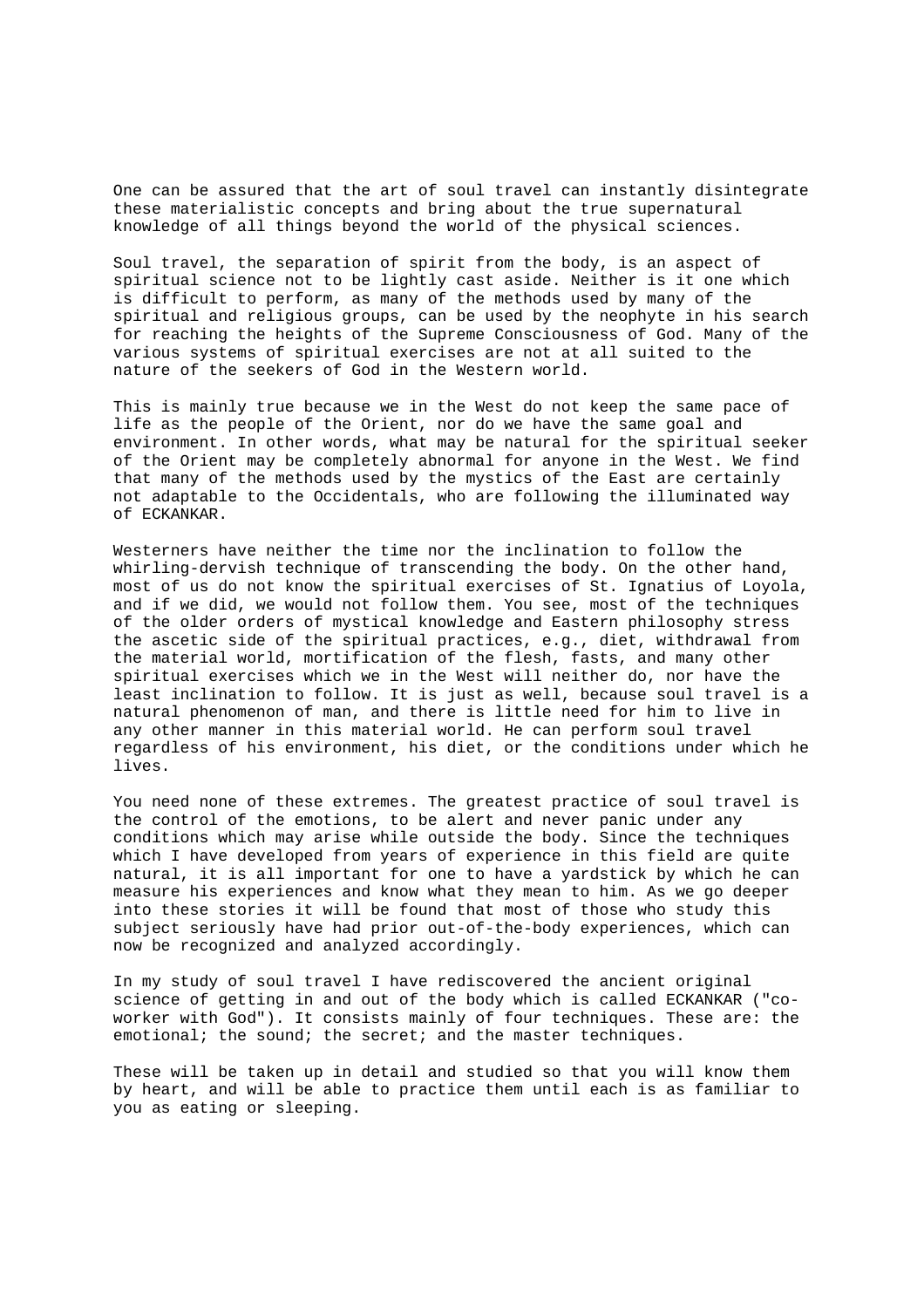One can be assured that the art of soul travel can instantly disintegrate these materialistic concepts and bring about the true supernatural knowledge of all things beyond the world of the physical sciences.

Soul travel, the separation of spirit from the body, is an aspect of spiritual science not to be lightly cast aside. Neither is it one which is difficult to perform, as many of the methods used by many of the spiritual and religious groups, can be used by the neophyte in his search for reaching the heights of the Supreme Consciousness of God. Many of the various systems of spiritual exercises are not at all suited to the nature of the seekers of God in the Western world.

This is mainly true because we in the West do not keep the same pace of life as the people of the Orient, nor do we have the same goal and environment. In other words, what may be natural for the spiritual seeker of the Orient may be completely abnormal for anyone in the West. We find that many of the methods used by the mystics of the East are certainly not adaptable to the Occidentals, who are following the illuminated way of ECKANKAR.

Westerners have neither the time nor the inclination to follow the whirling-dervish technique of transcending the body. On the other hand, most of us do not know the spiritual exercises of St. Ignatius of Loyola, and if we did, we would not follow them. You see, most of the techniques of the older orders of mystical knowledge and Eastern philosophy stress the ascetic side of the spiritual practices, e.g., diet, withdrawal from the material world, mortification of the flesh, fasts, and many other spiritual exercises which we in the West will neither do, nor have the least inclination to follow. It is just as well, because soul travel is a natural phenomenon of man, and there is little need for him to live in any other manner in this material world. He can perform soul travel regardless of his environment, his diet, or the conditions under which he lives.

You need none of these extremes. The greatest practice of soul travel is the control of the emotions, to be alert and never panic under any conditions which may arise while outside the body. Since the techniques which I have developed from years of experience in this field are quite natural, it is all important for one to have a yardstick by which he can measure his experiences and know what they mean to him. As we go deeper into these stories it will be found that most of those who study this subject seriously have had prior out-of-the-body experiences, which can now be recognized and analyzed accordingly.

In my study of soul travel I have rediscovered the ancient original science of getting in and out of the body which is called ECKANKAR ("co-worker with God"). It consists mainly of four techniques. These are: the emotional; the sound; the secret; and the master techniques.

These will be taken up in detail and studied so that you will know them by heart, and will be able to practice them until each is as familiar to you as eating or sleeping.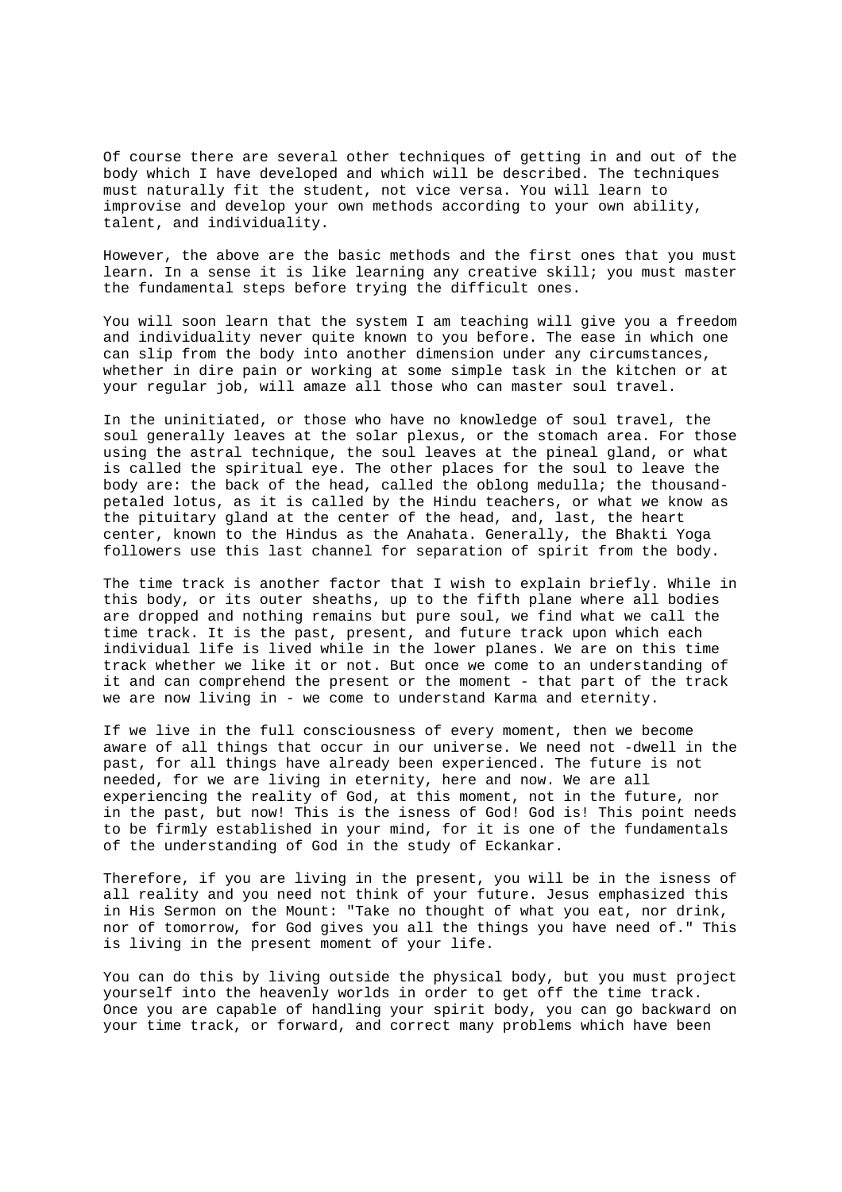Of course there are several other techniques of getting in and out of the body which I have developed and which will be described. The techniques must naturally fit the student, not vice versa. You will learn to improvise and develop your own methods according to your own ability, talent, and individuality.

However, the above are the basic methods and the first ones that you must learn. In a sense it is like learning any creative skill; you must master the fundamental steps before trying the difficult ones.

You will soon learn that the system I am teaching will give you a freedom and individuality never quite known to you before. The ease in which one can slip from the body into another dimension under any circumstances, whether in dire pain or working at some simple task in the kitchen or at your regular job, will amaze all those who can master soul travel.

In the uninitiated, or those who have no knowledge of soul travel, the soul generally leaves at the solar plexus, or the stomach area. For those using the astral technique, the soul leaves at the pineal gland, or what is called the spiritual eye. The other places for the soul to leave the body are: the back of the head, called the oblong medulla; the thousand-petaled lotus, as it is called by the Hindu teachers, or what we know as the pituitary gland at the center of the head, and, last, the heart center, known to the Hindus as the Anahata. Generally, the Bhakti Yoga followers use this last channel for separation of spirit from the body.

The time track is another factor that I wish to explain briefly. While in this body, or its outer sheaths, up to the fifth plane where all bodies are dropped and nothing remains but pure soul, we find what we call the time track. It is the past, present, and future track upon which each individual life is lived while in the lower planes. We are on this time track whether we like it or not. But once we come to an understanding of it and can comprehend the present or the moment - that part of the track we are now living in - we come to understand Karma and eternity.

If we live in the full consciousness of every moment, then we become aware of all things that occur in our universe. We need not -dwell in the past, for all things have already been experienced. The future is not needed, for we are living in eternity, here and now. We are all experiencing the reality of God, at this moment, not in the future, nor in the past, but now! This is the isness of God! God is! This point needs to be firmly established in your mind, for it is one of the fundamentals of the understanding of God in the study of Eckankar.

Therefore, if you are living in the present, you will be in the isness of all reality and you need not think of your future. Jesus emphasized this in His Sermon on the Mount: "Take no thought of what you eat, nor drink, nor of tomorrow, for God gives you all the things you have need of." This is living in the present moment of your life.

You can do this by living outside the physical body, but you must project yourself into the heavenly worlds in order to get off the time track. Once you are capable of handling your spirit body, you can go backward on your time track, or forward, and correct many problems which have been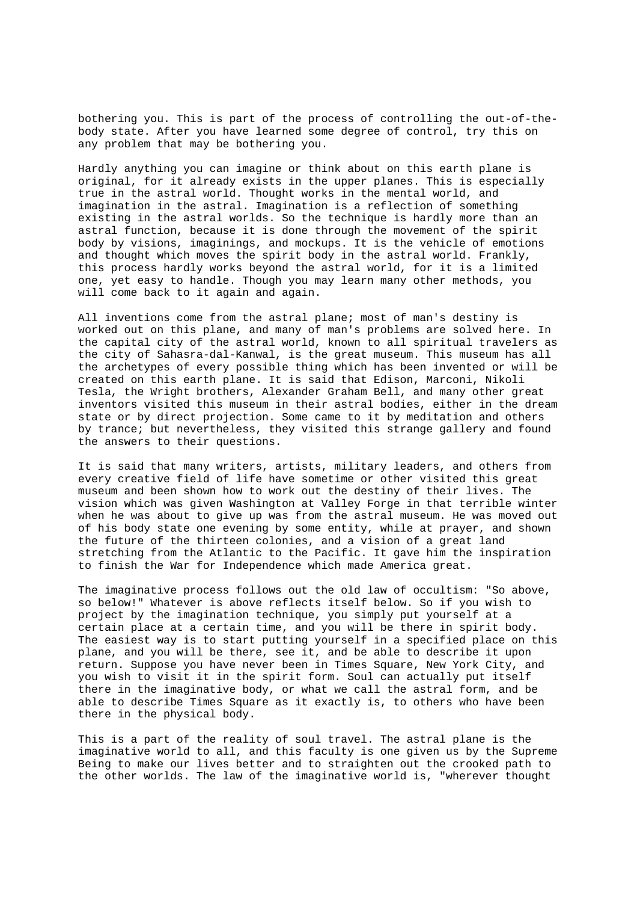bothering you. This is part of the process of controlling the out-of-the-body state. After you have learned some degree of control, try this on any problem that may be bothering you.

Hardly anything you can imagine or think about on this earth plane is original, for it already exists in the upper planes. This is especially true in the astral world. Thought works in the mental world, and imagination in the astral. Imagination is a reflection of something existing in the astral worlds. So the technique is hardly more than an astral function, because it is done through the movement of the spirit body by visions, imaginings, and mockups. It is the vehicle of emotions and thought which moves the spirit body in the astral world. Frankly, this process hardly works beyond the astral world, for it is a limited one, yet easy to handle. Though you may learn many other methods, you will come back to it again and again.

All inventions come from the astral plane; most of man's destiny is worked out on this plane, and many of man's problems are solved here. In the capital city of the astral world, known to all spiritual travelers as the city of Sahasra-dal-Kanwal, is the great museum. This museum has all the archetypes of every possible thing which has been invented or will be created on this earth plane. It is said that Edison, Marconi, Nikoli Tesla, the Wright brothers, Alexander Graham Bell, and many other great inventors visited this museum in their astral bodies, either in the dream state or by direct projection. Some came to it by meditation and others by trance; but nevertheless, they visited this strange gallery and found the answers to their questions.

It is said that many writers, artists, military leaders, and others from every creative field of life have sometime or other visited this great museum and been shown how to work out the destiny of their lives. The vision which was given Washington at Valley Forge in that terrible winter when he was about to give up was from the astral museum. He was moved out of his body state one evening by some entity, while at prayer, and shown the future of the thirteen colonies, and a vision of a great land stretching from the Atlantic to the Pacific. It gave him the inspiration to finish the War for Independence which made America great.

The imaginative process follows out the old law of occultism: "So above, so below!" Whatever is above reflects itself below. So if you wish to project by the imagination technique, you simply put yourself at a certain place at a certain time, and you will be there in spirit body. The easiest way is to start putting yourself in a specified place on this plane, and you will be there, see it, and be able to describe it upon return. Suppose you have never been in Times Square, New York City, and you wish to visit it in the spirit form. Soul can actually put itself there in the imaginative body, or what we call the astral form, and be able to describe Times Square as it exactly is, to others who have been there in the physical body.

This is a part of the reality of soul travel. The astral plane is the imaginative world to all, and this faculty is one given us by the Supreme Being to make our lives better and to straighten out the crooked path to the other worlds. The law of the imaginative world is, "wherever thought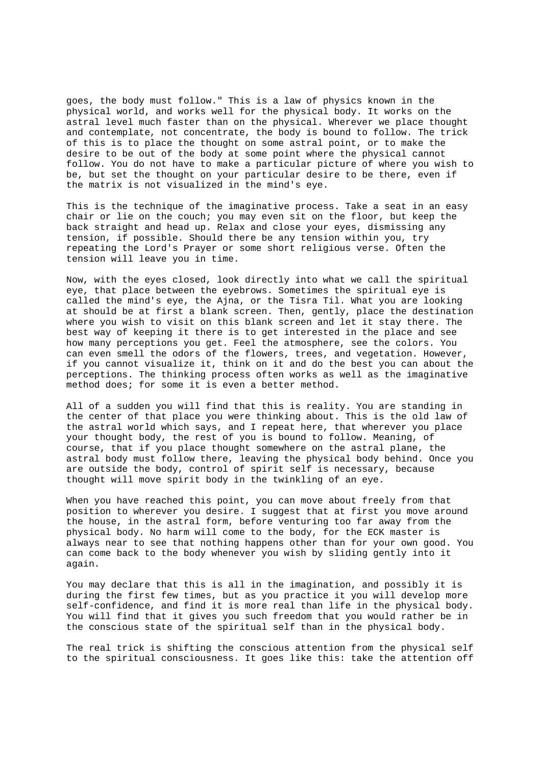goes, the body must follow." This is a law of physics known in the physical world, and works well for the physical body. It works on the astral level much faster than on the physical. Wherever we place thought and contemplate, not concentrate, the body is bound to follow. The trick of this is to place the thought on some astral point, or to make the desire to be out of the body at some point where the physical cannot follow. You do not have to make a particular picture of where you wish to be, but set the thought on your particular desire to be there, even if the matrix is not visualized in the mind's eye.

This is the technique of the imaginative process. Take a seat in an easy chair or lie on the couch; you may even sit on the floor, but keep the back straight and head up. Relax and close your eyes, dismissing any tension, if possible. Should there be any tension within you, try repeating the Lord's Prayer or some short religious verse. Often the tension will leave you in time.

Now, with the eyes closed, look directly into what we call the spiritual eye, that place between the eyebrows. Sometimes the spiritual eye is called the mind's eye, the Ajna, or the Tisra Til. What you are looking at should be at first a blank screen. Then, gently, place the destination where you wish to visit on this blank screen and let it stay there. The best way of keeping it there is to get interested in the place and see how many perceptions you get. Feel the atmosphere, see the colors. You can even smell the odors of the flowers, trees, and vegetation. However, if you cannot visualize it, think on it and do the best you can about the perceptions. The thinking process often works as well as the imaginative method does; for some it is even a better method.

All of a sudden you will find that this is reality. You are standing in the center of that place you were thinking about. This is the old law of the astral world which says, and I repeat here, that wherever you place your thought body, the rest of you is bound to follow. Meaning, of course, that if you place thought somewhere on the astral plane, the astral body must follow there, leaving the physical body behind. Once you are outside the body, control of spirit self is necessary, because thought will move spirit body in the twinkling of an eye.

When you have reached this point, you can move about freely from that position to wherever you desire. I suggest that at first you move around the house, in the astral form, before venturing too far away from the physical body. No harm will come to the body, for the ECK master is always near to see that nothing happens other than for your own good. You can come back to the body whenever you wish by sliding gently into it again.

You may declare that this is all in the imagination, and possibly it is during the first few times, but as you practice it you will develop more self-confidence, and find it is more real than life in the physical body. You will find that it gives you such freedom that you would rather be in the conscious state of the spiritual self than in the physical body.

The real trick is shifting the conscious attention from the physical self to the spiritual consciousness. It goes like this: take the attention off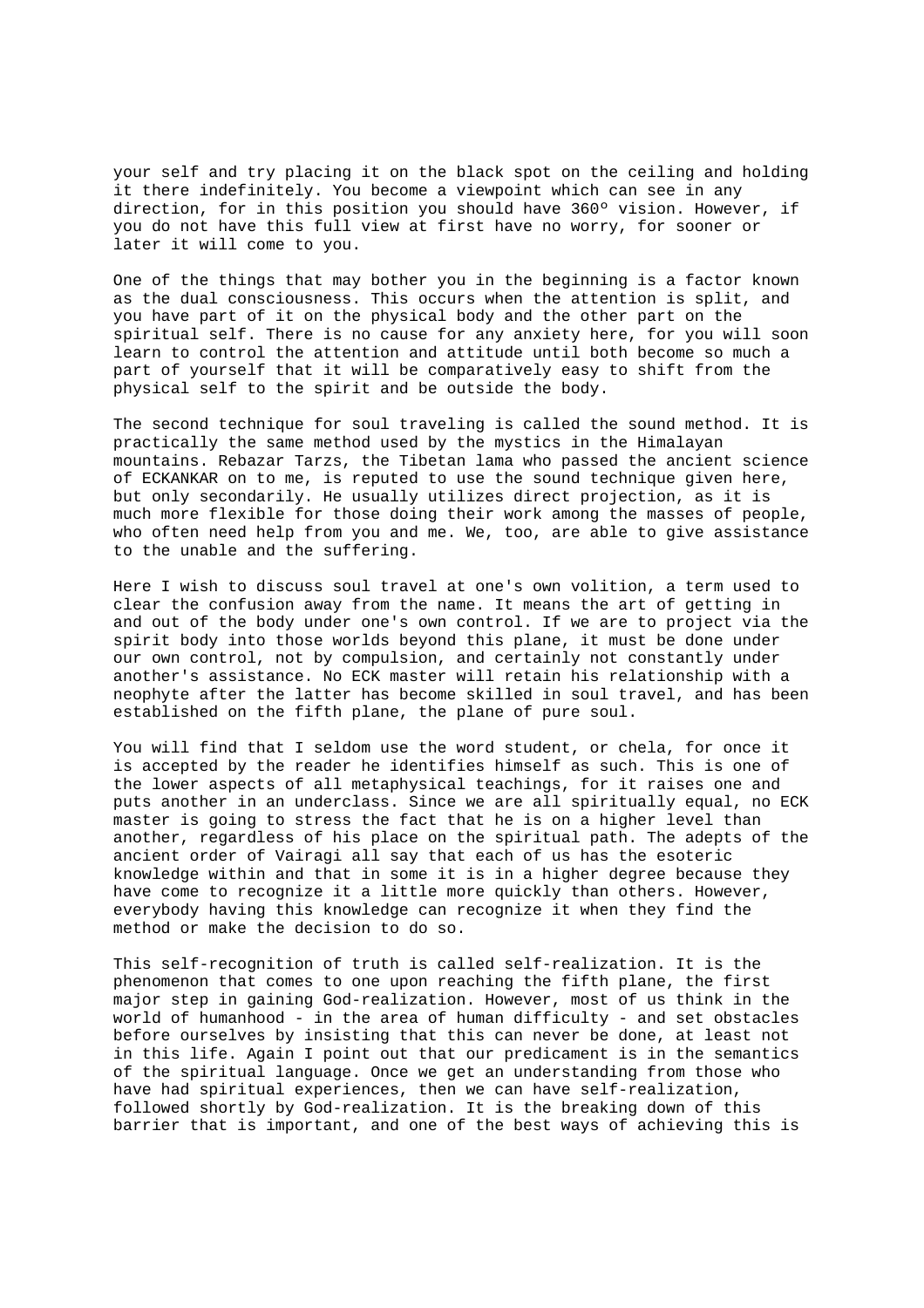your self and try placing it on the black spot on the ceiling and holding it there indefinitely. You become a viewpoint which can see in any direction, for in this position you should have 360º vision. However, if you do not have this full view at first have no worry, for sooner or later it will come to you.

One of the things that may bother you in the beginning is a factor known as the dual consciousness. This occurs when the attention is split, and you have part of it on the physical body and the other part on the spiritual self. There is no cause for any anxiety here, for you will soon learn to control the attention and attitude until both become so much a part of yourself that it will be comparatively easy to shift from the physical self to the spirit and be outside the body.

The second technique for soul traveling is called the sound method. It is practically the same method used by the mystics in the Himalayan mountains. Rebazar Tarzs, the Tibetan lama who passed the ancient science of ECKANKAR on to me, is reputed to use the sound technique given here, but only secondarily. He usually utilizes direct projection, as it is much more flexible for those doing their work among the masses of people, who often need help from you and me. We, too, are able to give assistance to the unable and the suffering.

Here I wish to discuss soul travel at one's own volition, a term used to clear the confusion away from the name. It means the art of getting in and out of the body under one's own control. If we are to project via the spirit body into those worlds beyond this plane, it must be done under our own control, not by compulsion, and certainly not constantly under another's assistance. No ECK master will retain his relationship with a neophyte after the latter has become skilled in soul travel, and has been established on the fifth plane, the plane of pure soul.

You will find that I seldom use the word student, or chela, for once it is accepted by the reader he identifies himself as such. This is one of the lower aspects of all metaphysical teachings, for it raises one and puts another in an underclass. Since we are all spiritually equal, no ECK master is going to stress the fact that he is on a higher level than another, regardless of his place on the spiritual path. The adepts of the ancient order of Vairagi all say that each of us has the esoteric knowledge within and that in some it is in a higher degree because they have come to recognize it a little more quickly than others. However, everybody having this knowledge can recognize it when they find the method or make the decision to do so.

This self-recognition of truth is called self-realization. It is the phenomenon that comes to one upon reaching the fifth plane, the first major step in gaining God-realization. However, most of us think in the world of humanhood - in the area of human difficulty - and set obstacles before ourselves by insisting that this can never be done, at least not in this life. Again I point out that our predicament is in the semantics of the spiritual language. Once we get an understanding from those who have had spiritual experiences, then we can have self-realization, followed shortly by God-realization. It is the breaking down of this barrier that is important, and one of the best ways of achieving this is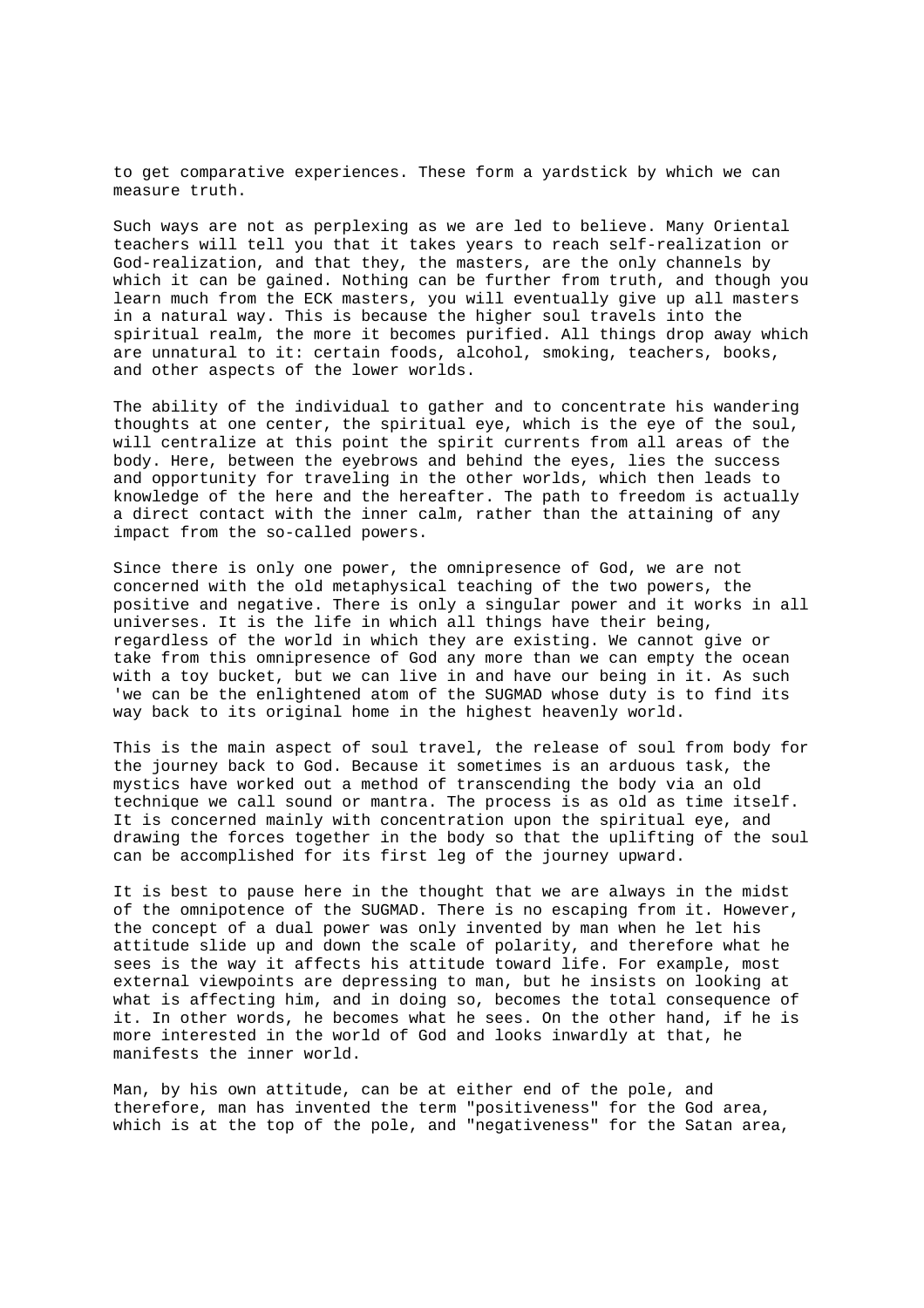to get comparative experiences. These form a yardstick by which we can measure truth.

Such ways are not as perplexing as we are led to believe. Many Oriental teachers will tell you that it takes years to reach self-realization or God-realization, and that they, the masters, are the only channels by which it can be gained. Nothing can be further from truth, and though you learn much from the ECK masters, you will eventually give up all masters in a natural way. This is because the higher soul travels into the spiritual realm, the more it becomes purified. All things drop away which are unnatural to it: certain foods, alcohol, smoking, teachers, books, and other aspects of the lower worlds.

The ability of the individual to gather and to concentrate his wandering thoughts at one center, the spiritual eye, which is the eye of the soul, will centralize at this point the spirit currents from all areas of the body. Here, between the eyebrows and behind the eyes, lies the success and opportunity for traveling in the other worlds, which then leads to knowledge of the here and the hereafter. The path to freedom is actually a direct contact with the inner calm, rather than the attaining of any impact from the so-called powers.

Since there is only one power, the omnipresence of God, we are not concerned with the old metaphysical teaching of the two powers, the positive and negative. There is only a singular power and it works in all universes. It is the life in which all things have their being, regardless of the world in which they are existing. We cannot give or take from this omnipresence of God any more than we can empty the ocean with a toy bucket, but we can live in and have our being in it. As such 'we can be the enlightened atom of the SUGMAD whose duty is to find its way back to its original home in the highest heavenly world.

This is the main aspect of soul travel, the release of soul from body for the journey back to God. Because it sometimes is an arduous task, the mystics have worked out a method of transcending the body via an old technique we call sound or mantra. The process is as old as time itself. It is concerned mainly with concentration upon the spiritual eye, and drawing the forces together in the body so that the uplifting of the soul can be accomplished for its first leg of the journey upward.

It is best to pause here in the thought that we are always in the midst of the omnipotence of the SUGMAD. There is no escaping from it. However, the concept of a dual power was only invented by man when he let his attitude slide up and down the scale of polarity, and therefore what he sees is the way it affects his attitude toward life. For example, most external viewpoints are depressing to man, but he insists on looking at what is affecting him, and in doing so, becomes the total consequence of it. In other words, he becomes what he sees. On the other hand, if he is more interested in the world of God and looks inwardly at that, he manifests the inner world.

Man, by his own attitude, can be at either end of the pole, and therefore, man has invented the term "positiveness" for the God area, which is at the top of the pole, and "negativeness" for the Satan area,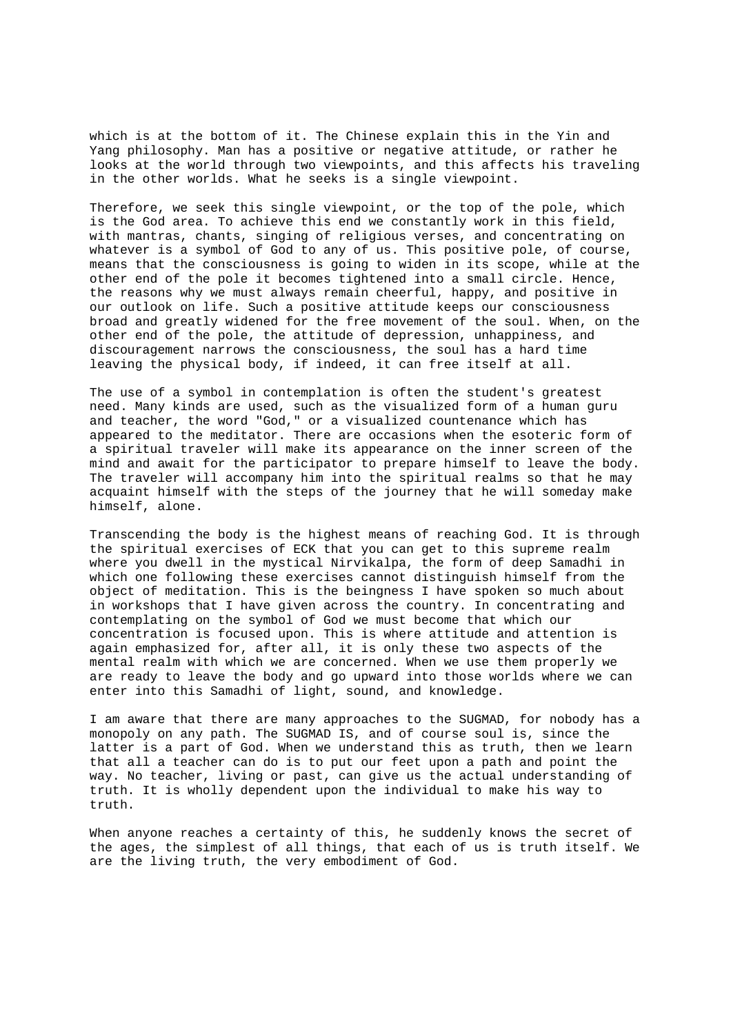which is at the bottom of it. The Chinese explain this in the Yin and Yang philosophy. Man has a positive or negative attitude, or rather he looks at the world through two viewpoints, and this affects his traveling in the other worlds. What he seeks is a single viewpoint.

Therefore, we seek this single viewpoint, or the top of the pole, which is the God area. To achieve this end we constantly work in this field, with mantras, chants, singing of religious verses, and concentrating on whatever is a symbol of God to any of us. This positive pole, of course, means that the consciousness is going to widen in its scope, while at the other end of the pole it becomes tightened into a small circle. Hence, the reasons why we must always remain cheerful, happy, and positive in our outlook on life. Such a positive attitude keeps our consciousness broad and greatly widened for the free movement of the soul. When, on the other end of the pole, the attitude of depression, unhappiness, and discouragement narrows the consciousness, the soul has a hard time leaving the physical body, if indeed, it can free itself at all.

The use of a symbol in contemplation is often the student's greatest need. Many kinds are used, such as the visualized form of a human guru and teacher, the word "God," or a visualized countenance which has appeared to the meditator. There are occasions when the esoteric form of a spiritual traveler will make its appearance on the inner screen of the mind and await for the participator to prepare himself to leave the body. The traveler will accompany him into the spiritual realms so that he may acquaint himself with the steps of the journey that he will someday make himself, alone.

Transcending the body is the highest means of reaching God. It is through the spiritual exercises of ECK that you can get to this supreme realm where you dwell in the mystical Nirvikalpa, the form of deep Samadhi in which one following these exercises cannot distinguish himself from the object of meditation. This is the beingness I have spoken so much about in workshops that I have given across the country. In concentrating and contemplating on the symbol of God we must become that which our concentration is focused upon. This is where attitude and attention is again emphasized for, after all, it is only these two aspects of the mental realm with which we are concerned. When we use them properly we are ready to leave the body and go upward into those worlds where we can enter into this Samadhi of light, sound, and knowledge.

I am aware that there are many approaches to the SUGMAD, for nobody has a monopoly on any path. The SUGMAD IS, and of course soul is, since the latter is a part of God. When we understand this as truth, then we learn that all a teacher can do is to put our feet upon a path and point the way. No teacher, living or past, can give us the actual understanding of truth. It is wholly dependent upon the individual to make his way to truth.

When anyone reaches a certainty of this, he suddenly knows the secret of the ages, the simplest of all things, that each of us is truth itself. We are the living truth, the very embodiment of God.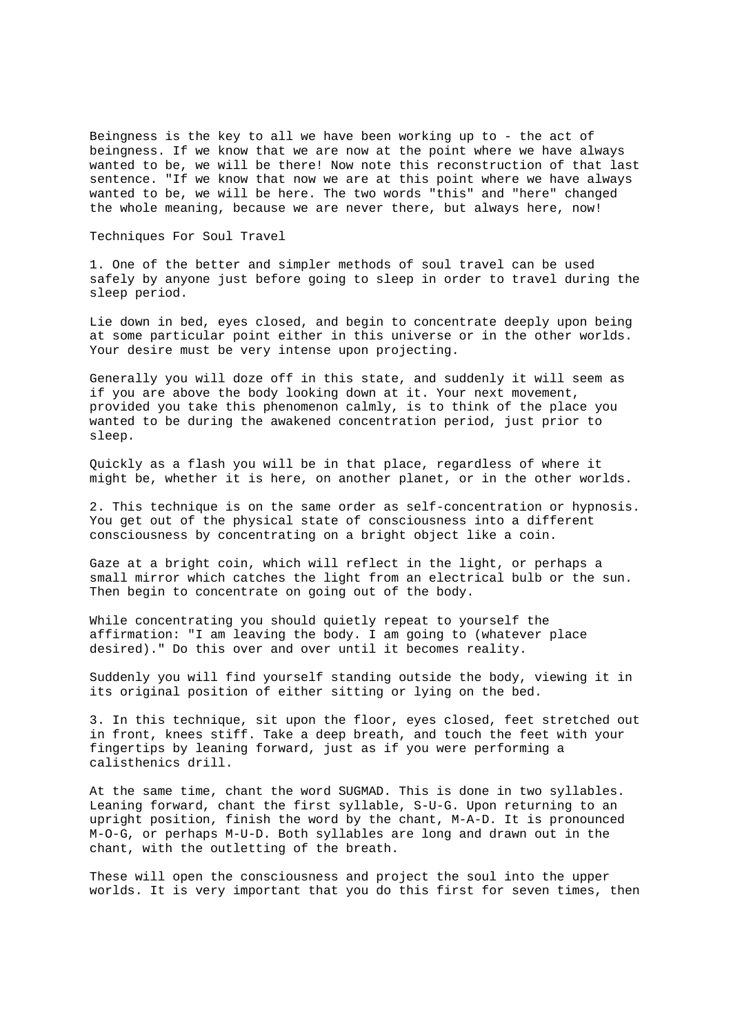Beingness is the key to all we have been working up to - the act of beingness. If we know that we are now at the point where we have always wanted to be, we will be there! Now note this reconstruction of that last sentence. "If we know that now we are at this point where we have always wanted to be, we will be here. The two words "this" and "here" changed the whole meaning, because we are never there, but always here, now!

## Techniques For Soul Travel

1. One of the better and simpler methods of soul travel can be used safely by anyone just before going to sleep in order to travel during the sleep period.

Lie down in bed, eyes closed, and begin to concentrate deeply upon being at some particular point either in this universe or in the other worlds. Your desire must be very intense upon projecting.

Generally you will doze off in this state, and suddenly it will seem as if you are above the body looking down at it. Your next movement, provided you take this phenomenon calmly, is to think of the place you wanted to be during the awakened concentration period, just prior to sleep.

Quickly as a flash you will be in that place, regardless of where it might be, whether it is here, on another planet, or in the other worlds.

2. This technique is on the same order as self-concentration or hypnosis. You get out of the physical state of consciousness into a different consciousness by concentrating on a bright object like a coin.

Gaze at a bright coin, which will reflect in the light, or perhaps a small mirror which catches the light from an electrical bulb or the sun. Then begin to concentrate on going out of the body.

While concentrating you should quietly repeat to yourself the affirmation: "I am leaving the body. I am going to (whatever place desired)." Do this over and over until it becomes reality.

Suddenly you will find yourself standing outside the body, viewing it in its original position of either sitting or lying on the bed.

3. In this technique, sit upon the floor, eyes closed, feet stretched out in front, knees stiff. Take a deep breath, and touch the feet with your fingertips by leaning forward, just as if you were performing a calisthenics drill.

At the same time, chant the word SUGMAD. This is done in two syllables. Leaning forward, chant the first syllable, S-U-G. Upon returning to an upright position, finish the word by the chant, M-A-D. It is pronounced M-O-G, or perhaps M-U-D. Both syllables are long and drawn out in the chant, with the outletting of the breath.

These will open the consciousness and project the soul into the upper worlds. It is very important that you do this first for seven times, then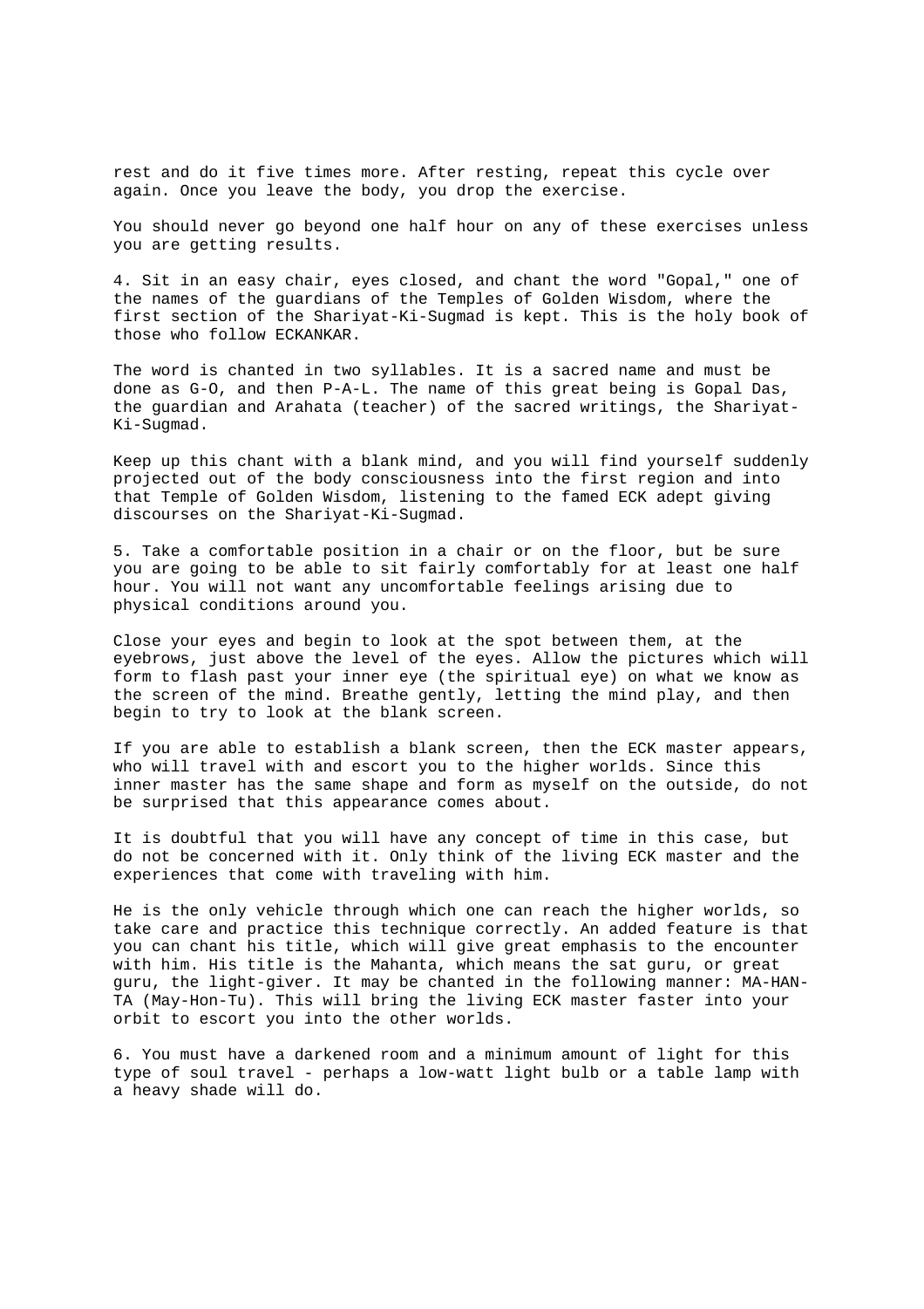rest and do it five times more. After resting, repeat this cycle over again. Once you leave the body, you drop the exercise.

You should never go beyond one half hour on any of these exercises unless you are getting results.

4. Sit in an easy chair, eyes closed, and chant the word "Gopal," one of the names of the guardians of the Temples of Golden Wisdom, where the first section of the Shariyat-Ki-Sugmad is kept. This is the holy book of those who follow ECKANKAR.

The word is chanted in two syllables. It is a sacred name and must be done as G-O, and then P-A-L. The name of this great being is Gopal Das, the guardian and Arahata (teacher) of the sacred writings, the Shariyat-Ki-Sugmad.

Keep up this chant with a blank mind, and you will find yourself suddenly projected out of the body consciousness into the first region and into that Temple of Golden Wisdom, listening to the famed ECK adept giving discourses on the Shariyat-Ki-Sugmad.

5. Take a comfortable position in a chair or on the floor, but be sure you are going to be able to sit fairly comfortably for at least one half hour. You will not want any uncomfortable feelings arising due to physical conditions around you.

Close your eyes and begin to look at the spot between them, at the eyebrows, just above the level of the eyes. Allow the pictures which will form to flash past your inner eye (the spiritual eye) on what we know as the screen of the mind. Breathe gently, letting the mind play, and then begin to try to look at the blank screen.

If you are able to establish a blank screen, then the ECK master appears, who will travel with and escort you to the higher worlds. Since this inner master has the same shape and form as myself on the outside, do not be surprised that this appearance comes about.

It is doubtful that you will have any concept of time in this case, but do not be concerned with it. Only think of the living ECK master and the experiences that come with traveling with him.

He is the only vehicle through which one can reach the higher worlds, so take care and practice this technique correctly. An added feature is that you can chant his title, which will give great emphasis to the encounter with him. His title is the Mahanta, which means the sat guru, or great guru, the light-giver. It may be chanted in the following manner: MA-HAN-TA (May-Hon-Tu). This will bring the living ECK master faster into your orbit to escort you into the other worlds.

6. You must have a darkened room and a minimum amount of light for this type of soul travel - perhaps a low-watt light bulb or a table lamp with a heavy shade will do.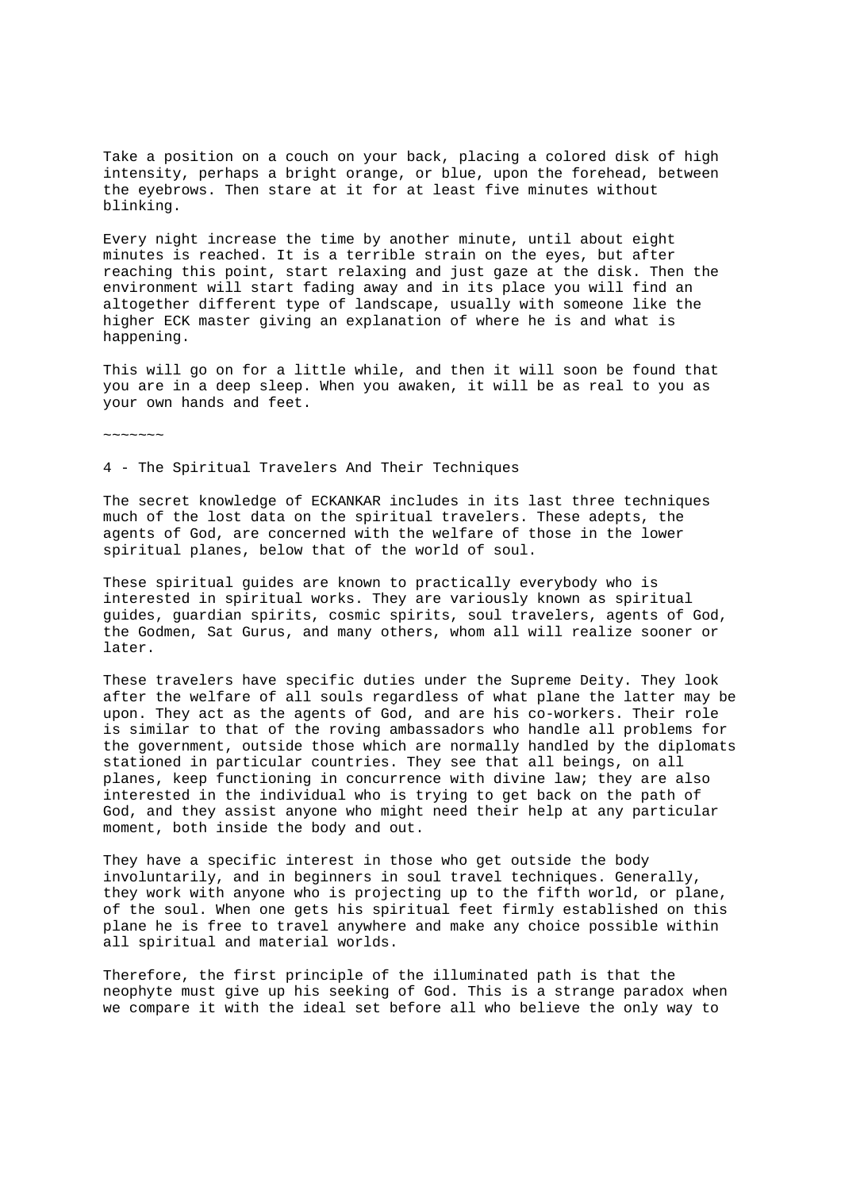Take a position on a couch on your back, placing a colored disk of high intensity, perhaps a bright orange, or blue, upon the forehead, between the eyebrows. Then stare at it for at least five minutes without blinking.

Every night increase the time by another minute, until about eight minutes is reached. It is a terrible strain on the eyes, but after reaching this point, start relaxing and just gaze at the disk. Then the environment will start fading away and in its place you will find an altogether different type of landscape, usually with someone like the higher ECK master giving an explanation of where he is and what is happening.

This will go on for a little while, and then it will soon be found that you are in a deep sleep. When you awaken, it will be as real to you as your own hands and feet.

~~~~~~~

## 4 - The Spiritual Travelers And Their Techniques

The secret knowledge of ECKANKAR includes in its last three techniques much of the lost data on the spiritual travelers. These adepts, the agents of God, are concerned with the welfare of those in the lower spiritual planes, below that of the world of soul.

These spiritual guides are known to practically everybody who is interested in spiritual works. They are variously known as spiritual guides, guardian spirits, cosmic spirits, soul travelers, agents of God, the Godmen, Sat Gurus, and many others, whom all will realize sooner or later.

These travelers have specific duties under the Supreme Deity. They look after the welfare of all souls regardless of what plane the latter may be upon. They act as the agents of God, and are his co-workers. Their role is similar to that of the roving ambassadors who handle all problems for the government, outside those which are normally handled by the diplomats stationed in particular countries. They see that all beings, on all planes, keep functioning in concurrence with divine law; they are also interested in the individual who is trying to get back on the path of God, and they assist anyone who might need their help at any particular moment, both inside the body and out.

They have a specific interest in those who get outside the body involuntarily, and in beginners in soul travel techniques. Generally, they work with anyone who is projecting up to the fifth world, or plane, of the soul. When one gets his spiritual feet firmly established on this plane he is free to travel anywhere and make any choice possible within all spiritual and material worlds.

Therefore, the first principle of the illuminated path is that the neophyte must give up his seeking of God. This is a strange paradox when we compare it with the ideal set before all who believe the only way to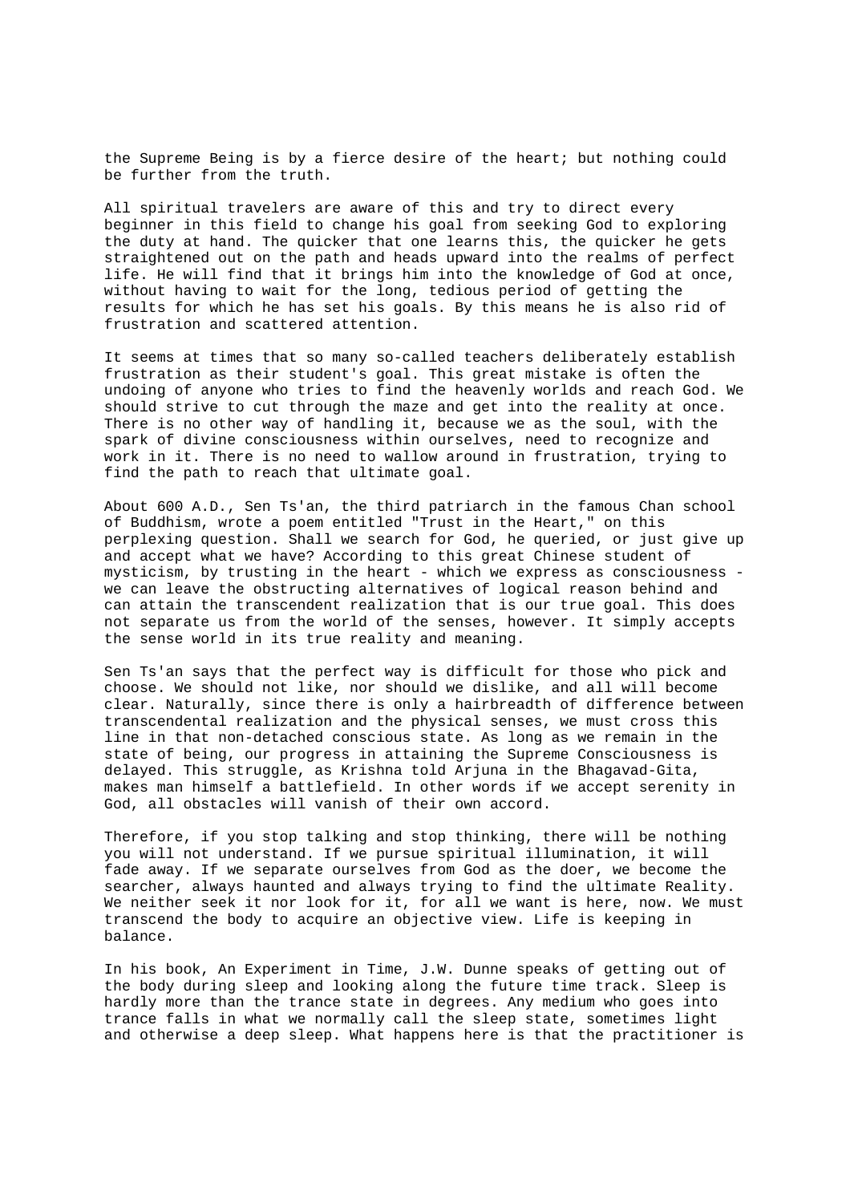the Supreme Being is by a fierce desire of the heart; but nothing could be further from the truth.

All spiritual travelers are aware of this and try to direct every beginner in this field to change his goal from seeking God to exploring the duty at hand. The quicker that one learns this, the quicker he gets straightened out on the path and heads upward into the realms of perfect life. He will find that it brings him into the knowledge of God at once, without having to wait for the long, tedious period of getting the results for which he has set his goals. By this means he is also rid of frustration and scattered attention.

It seems at times that so many so-called teachers deliberately establish frustration as their student's goal. This great mistake is often the undoing of anyone who tries to find the heavenly worlds and reach God. We should strive to cut through the maze and get into the reality at once. There is no other way of handling it, because we as the soul, with the spark of divine consciousness within ourselves, need to recognize and work in it. There is no need to wallow around in frustration, trying to find the path to reach that ultimate goal.

About 600 A.D., Sen Ts'an, the third patriarch in the famous Chan school of Buddhism, wrote a poem entitled "Trust in the Heart," on this perplexing question. Shall we search for God, he queried, or just give up and accept what we have? According to this great Chinese student of mysticism, by trusting in the heart - which we express as consciousness - we can leave the obstructing alternatives of logical reason behind and can attain the transcendent realization that is our true goal. This does not separate us from the world of the senses, however. It simply accepts the sense world in its true reality and meaning.

Sen Ts'an says that the perfect way is difficult for those who pick and choose. We should not like, nor should we dislike, and all will become clear. Naturally, since there is only a hairbreadth of difference between transcendental realization and the physical senses, we must cross this line in that non-detached conscious state. As long as we remain in the state of being, our progress in attaining the Supreme Consciousness is delayed. This struggle, as Krishna told Arjuna in the Bhagavad-Gita, makes man himself a battlefield. In other words if we accept serenity in God, all obstacles will vanish of their own accord.

Therefore, if you stop talking and stop thinking, there will be nothing you will not understand. If we pursue spiritual illumination, it will fade away. If we separate ourselves from God as the doer, we become the searcher, always haunted and always trying to find the ultimate Reality. We neither seek it nor look for it, for all we want is here, now. We must transcend the body to acquire an objective view. Life is keeping in balance.

In his book, An Experiment in Time, J.W. Dunne speaks of getting out of the body during sleep and looking along the future time track. Sleep is hardly more than the trance state in degrees. Any medium who goes into trance falls in what we normally call the sleep state, sometimes light and otherwise a deep sleep. What happens here is that the practitioner is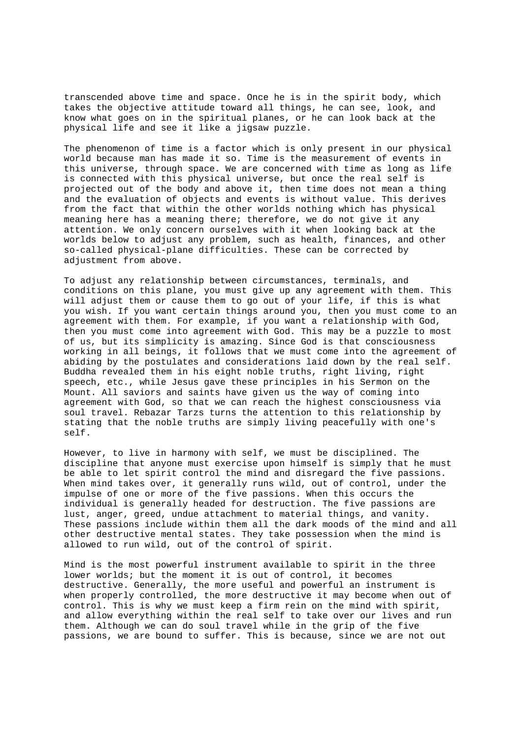transcended above time and space. Once he is in the spirit body, which takes the objective attitude toward all things, he can see, look, and know what goes on in the spiritual planes, or he can look back at the physical life and see it like a jigsaw puzzle.

The phenomenon of time is a factor which is only present in our physical world because man has made it so. Time is the measurement of events in this universe, through space. We are concerned with time as long as life is connected with this physical universe, but once the real self is projected out of the body and above it, then time does not mean a thing and the evaluation of objects and events is without value. This derives from the fact that within the other worlds nothing which has physical meaning here has a meaning there; therefore, we do not give it any attention. We only concern ourselves with it when looking back at the worlds below to adjust any problem, such as health, finances, and other so-called physical-plane difficulties. These can be corrected by adjustment from above.

To adjust any relationship between circumstances, terminals, and conditions on this plane, you must give up any agreement with them. This will adjust them or cause them to go out of your life, if this is what you wish. If you want certain things around you, then you must come to an agreement with them. For example, if you want a relationship with God, then you must come into agreement with God. This may be a puzzle to most of us, but its simplicity is amazing. Since God is that consciousness working in all beings, it follows that we must come into the agreement of abiding by the postulates and considerations laid down by the real self. Buddha revealed them in his eight noble truths, right living, right speech, etc., while Jesus gave these principles in his Sermon on the Mount. All saviors and saints have given us the way of coming into agreement with God, so that we can reach the highest consciousness via soul travel. Rebazar Tarzs turns the attention to this relationship by stating that the noble truths are simply living peacefully with one's self.

However, to live in harmony with self, we must be disciplined. The discipline that anyone must exercise upon himself is simply that he must be able to let spirit control the mind and disregard the five passions. When mind takes over, it generally runs wild, out of control, under the impulse of one or more of the five passions. When this occurs the individual is generally headed for destruction. The five passions are lust, anger, greed, undue attachment to material things, and vanity. These passions include within them all the dark moods of the mind and all other destructive mental states. They take possession when the mind is allowed to run wild, out of the control of spirit.

Mind is the most powerful instrument available to spirit in the three lower worlds; but the moment it is out of control, it becomes destructive. Generally, the more useful and powerful an instrument is when properly controlled, the more destructive it may become when out of control. This is why we must keep a firm rein on the mind with spirit, and allow everything within the real self to take over our lives and run them. Although we can do soul travel while in the grip of the five passions, we are bound to suffer. This is because, since we are not out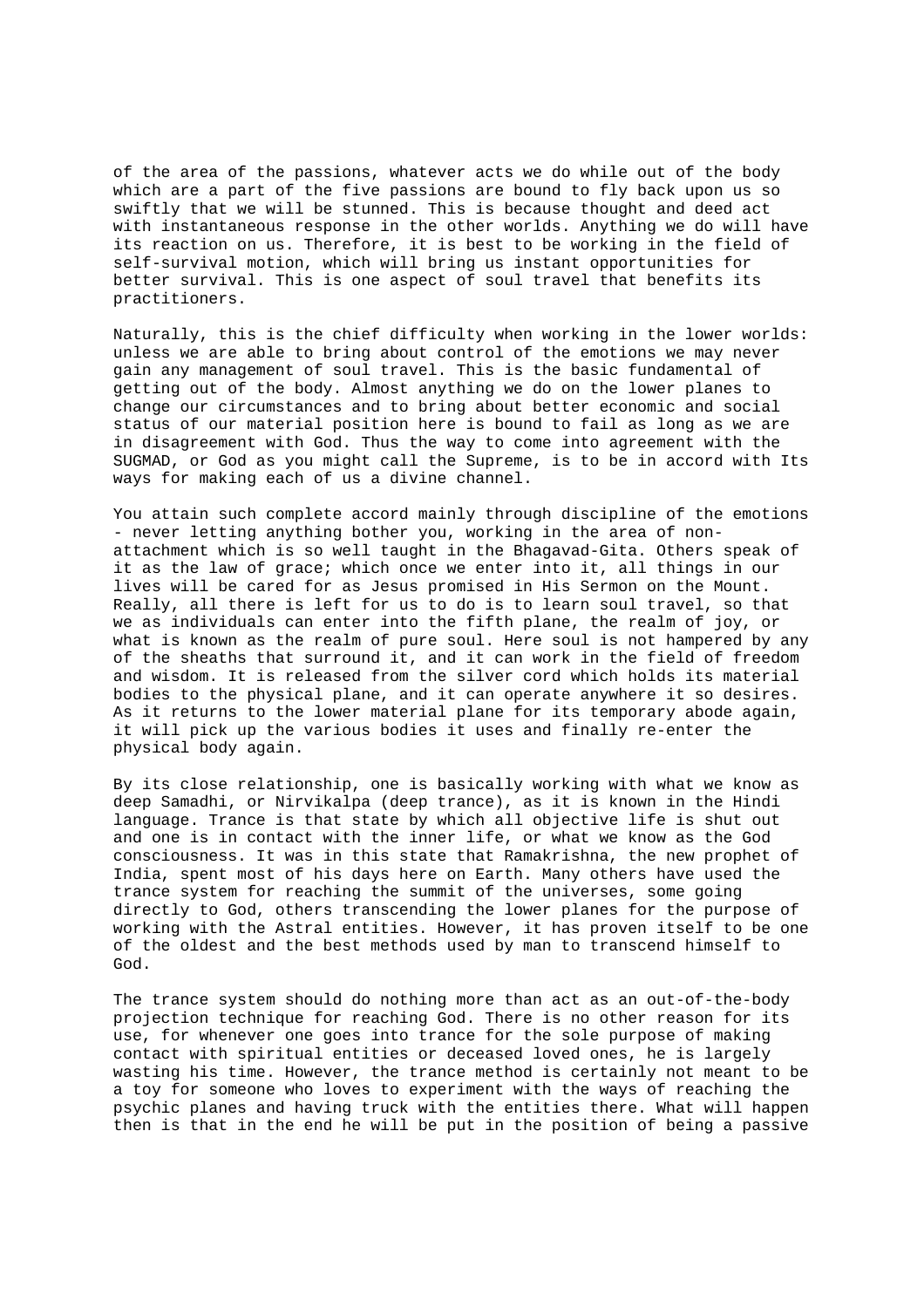of the area of the passions, whatever acts we do while out of the body which are a part of the five passions are bound to fly back upon us so swiftly that we will be stunned. This is because thought and deed act with instantaneous response in the other worlds. Anything we do will have its reaction on us. Therefore, it is best to be working in the field of self-survival motion, which will bring us instant opportunities for better survival. This is one aspect of soul travel that benefits its practitioners.

Naturally, this is the chief difficulty when working in the lower worlds: unless we are able to bring about control of the emotions we may never gain any management of soul travel. This is the basic fundamental of getting out of the body. Almost anything we do on the lower planes to change our circumstances and to bring about better economic and social status of our material position here is bound to fail as long as we are in disagreement with God. Thus the way to come into agreement with the SUGMAD, or God as you might call the Supreme, is to be in accord with Its ways for making each of us a divine channel.

You attain such complete accord mainly through discipline of the emotions - never letting anything bother you, working in the area of non-attachment which is so well taught in the Bhagavad-Gita. Others speak of it as the law of grace; which once we enter into it, all things in our lives will be cared for as Jesus promised in His Sermon on the Mount. Really, all there is left for us to do is to learn soul travel, so that we as individuals can enter into the fifth plane, the realm of joy, or what is known as the realm of pure soul. Here soul is not hampered by any of the sheaths that surround it, and it can work in the field of freedom and wisdom. It is released from the silver cord which holds its material bodies to the physical plane, and it can operate anywhere it so desires. As it returns to the lower material plane for its temporary abode again, it will pick up the various bodies it uses and finally re-enter the physical body again.

By its close relationship, one is basically working with what we know as deep Samadhi, or Nirvikalpa (deep trance), as it is known in the Hindi language. Trance is that state by which all objective life is shut out and one is in contact with the inner life, or what we know as the God consciousness. It was in this state that Ramakrishna, the new prophet of India, spent most of his days here on Earth. Many others have used the trance system for reaching the summit of the universes, some going directly to God, others transcending the lower planes for the purpose of working with the Astral entities. However, it has proven itself to be one of the oldest and the best methods used by man to transcend himself to God.

The trance system should do nothing more than act as an out-of-the-body projection technique for reaching God. There is no other reason for its use, for whenever one goes into trance for the sole purpose of making contact with spiritual entities or deceased loved ones, he is largely wasting his time. However, the trance method is certainly not meant to be a toy for someone who loves to experiment with the ways of reaching the psychic planes and having truck with the entities there. What will happen then is that in the end he will be put in the position of being a passive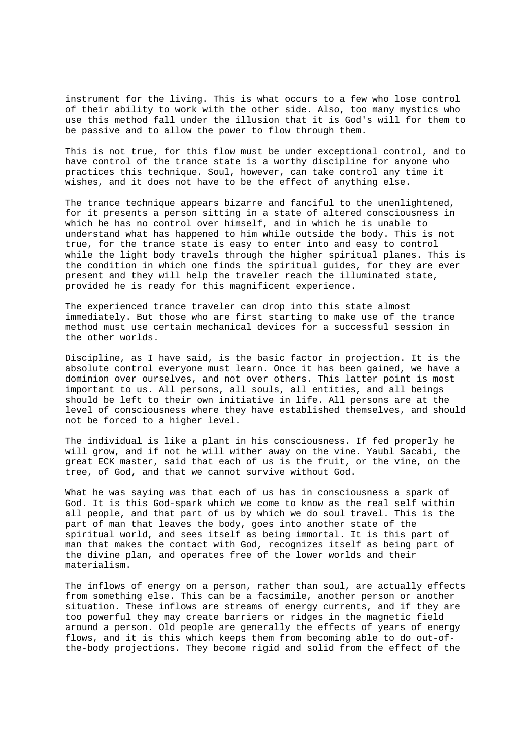instrument for the living. This is what occurs to a few who lose control of their ability to work with the other side. Also, too many mystics who use this method fall under the illusion that it is God's will for them to be passive and to allow the power to flow through them.

This is not true, for this flow must be under exceptional control, and to have control of the trance state is a worthy discipline for anyone who practices this technique. Soul, however, can take control any time it wishes, and it does not have to be the effect of anything else.

The trance technique appears bizarre and fanciful to the unenlightened, for it presents a person sitting in a state of altered consciousness in which he has no control over himself, and in which he is unable to understand what has happened to him while outside the body. This is not true, for the trance state is easy to enter into and easy to control while the light body travels through the higher spiritual planes. This is the condition in which one finds the spiritual guides, for they are ever present and they will help the traveler reach the illuminated state, provided he is ready for this magnificent experience.

The experienced trance traveler can drop into this state almost immediately. But those who are first starting to make use of the trance method must use certain mechanical devices for a successful session in the other worlds.

Discipline, as I have said, is the basic factor in projection. It is the absolute control everyone must learn. Once it has been gained, we have a dominion over ourselves, and not over others. This latter point is most important to us. All persons, all souls, all entities, and all beings should be left to their own initiative in life. All persons are at the level of consciousness where they have established themselves, and should not be forced to a higher level.

The individual is like a plant in his consciousness. If fed properly he will grow, and if not he will wither away on the vine. Yaubl Sacabi, the great ECK master, said that each of us is the fruit, or the vine, on the tree, of God, and that we cannot survive without God.

What he was saying was that each of us has in consciousness a spark of God. It is this God-spark which we come to know as the real self within all people, and that part of us by which we do soul travel. This is the part of man that leaves the body, goes into another state of the spiritual world, and sees itself as being immortal. It is this part of man that makes the contact with God, recognizes itself as being part of the divine plan, and operates free of the lower worlds and their materialism.

The inflows of energy on a person, rather than soul, are actually effects from something else. This can be a facsimile, another person or another situation. These inflows are streams of energy currents, and if they are too powerful they may create barriers or ridges in the magnetic field around a person. Old people are generally the effects of years of energy flows, and it is this which keeps them from becoming able to do out-of-the-body projections. They become rigid and solid from the effect of the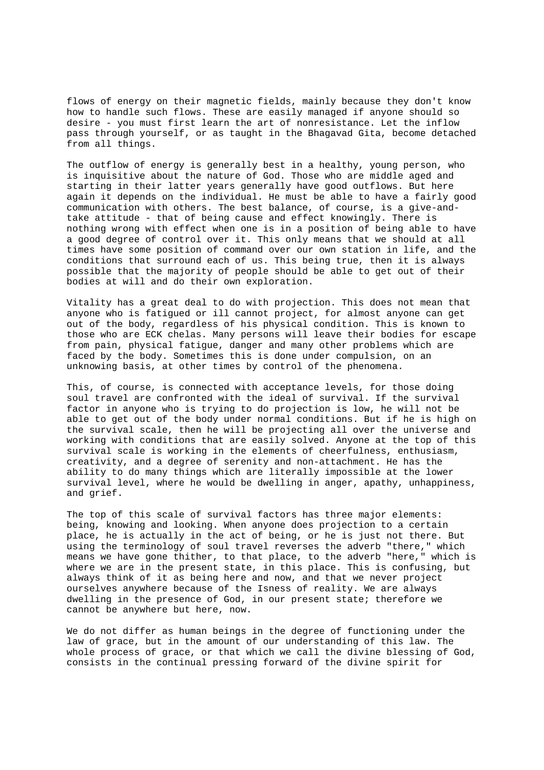flows of energy on their magnetic fields, mainly because they don't know how to handle such flows. These are easily managed if anyone should so desire - you must first learn the art of nonresistance. Let the inflow pass through yourself, or as taught in the Bhagavad Gita, become detached from all things.

The outflow of energy is generally best in a healthy, young person, who is inquisitive about the nature of God. Those who are middle aged and starting in their latter years generally have good outflows. But here again it depends on the individual. He must be able to have a fairly good communication with others. The best balance, of course, is a give-and-take attitude - that of being cause and effect knowingly. There is nothing wrong with effect when one is in a position of being able to have a good degree of control over it. This only means that we should at all times have some position of command over our own station in life, and the conditions that surround each of us. This being true, then it is always possible that the majority of people should be able to get out of their bodies at will and do their own exploration.

Vitality has a great deal to do with projection. This does not mean that anyone who is fatigued or ill cannot project, for almost anyone can get out of the body, regardless of his physical condition. This is known to those who are ECK chelas. Many persons will leave their bodies for escape from pain, physical fatigue, danger and many other problems which are faced by the body. Sometimes this is done under compulsion, on an unknowing basis, at other times by control of the phenomena.

This, of course, is connected with acceptance levels, for those doing soul travel are confronted with the ideal of survival. If the survival factor in anyone who is trying to do projection is low, he will not be able to get out of the body under normal conditions. But if he is high on the survival scale, then he will be projecting all over the universe and working with conditions that are easily solved. Anyone at the top of this survival scale is working in the elements of cheerfulness, enthusiasm, creativity, and a degree of serenity and non-attachment. He has the ability to do many things which are literally impossible at the lower survival level, where he would be dwelling in anger, apathy, unhappiness, and grief.

The top of this scale of survival factors has three major elements: being, knowing and looking. When anyone does projection to a certain place, he is actually in the act of being, or he is just not there. But using the terminology of soul travel reverses the adverb "there," which means we have gone thither, to that place, to the adverb "here," which is where we are in the present state, in this place. This is confusing, but always think of it as being here and now, and that we never project ourselves anywhere because of the Isness of reality. We are always dwelling in the presence of God, in our present state; therefore we cannot be anywhere but here, now.

We do not differ as human beings in the degree of functioning under the law of grace, but in the amount of our understanding of this law. The whole process of grace, or that which we call the divine blessing of God, consists in the continual pressing forward of the divine spirit for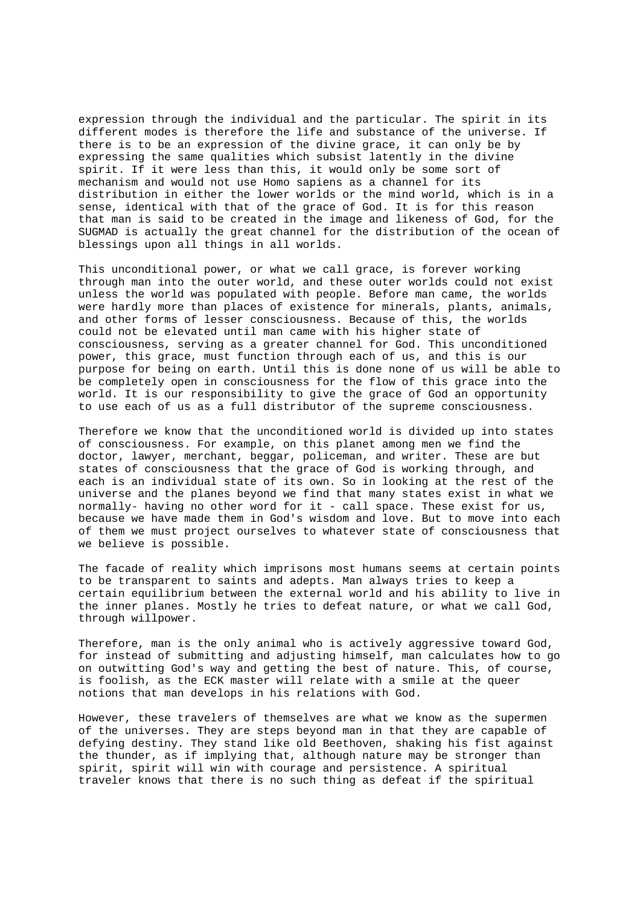expression through the individual and the particular. The spirit in its different modes is therefore the life and substance of the universe. If there is to be an expression of the divine grace, it can only be by expressing the same qualities which subsist latently in the divine spirit. If it were less than this, it would only be some sort of mechanism and would not use Homo sapiens as a channel for its distribution in either the lower worlds or the mind world, which is in a sense, identical with that of the grace of God. It is for this reason that man is said to be created in the image and likeness of God, for the SUGMAD is actually the great channel for the distribution of the ocean of blessings upon all things in all worlds.

This unconditional power, or what we call grace, is forever working through man into the outer world, and these outer worlds could not exist unless the world was populated with people. Before man came, the worlds were hardly more than places of existence for minerals, plants, animals, and other forms of lesser consciousness. Because of this, the worlds could not be elevated until man came with his higher state of consciousness, serving as a greater channel for God. This unconditioned power, this grace, must function through each of us, and this is our purpose for being on earth. Until this is done none of us will be able to be completely open in consciousness for the flow of this grace into the world. It is our responsibility to give the grace of God an opportunity to use each of us as a full distributor of the supreme consciousness.

Therefore we know that the unconditioned world is divided up into states of consciousness. For example, on this planet among men we find the doctor, lawyer, merchant, beggar, policeman, and writer. These are but states of consciousness that the grace of God is working through, and each is an individual state of its own. So in looking at the rest of the universe and the planes beyond we find that many states exist in what we normally- having no other word for it - call space. These exist for us, because we have made them in God's wisdom and love. But to move into each of them we must project ourselves to whatever state of consciousness that we believe is possible.

The facade of reality which imprisons most humans seems at certain points to be transparent to saints and adepts. Man always tries to keep a certain equilibrium between the external world and his ability to live in the inner planes. Mostly he tries to defeat nature, or what we call God, through willpower.

Therefore, man is the only animal who is actively aggressive toward God, for instead of submitting and adjusting himself, man calculates how to go on outwitting God's way and getting the best of nature. This, of course, is foolish, as the ECK master will relate with a smile at the queer notions that man develops in his relations with God.

However, these travelers of themselves are what we know as the supermen of the universes. They are steps beyond man in that they are capable of defying destiny. They stand like old Beethoven, shaking his fist against the thunder, as if implying that, although nature may be stronger than spirit, spirit will win with courage and persistence. A spiritual traveler knows that there is no such thing as defeat if the spiritual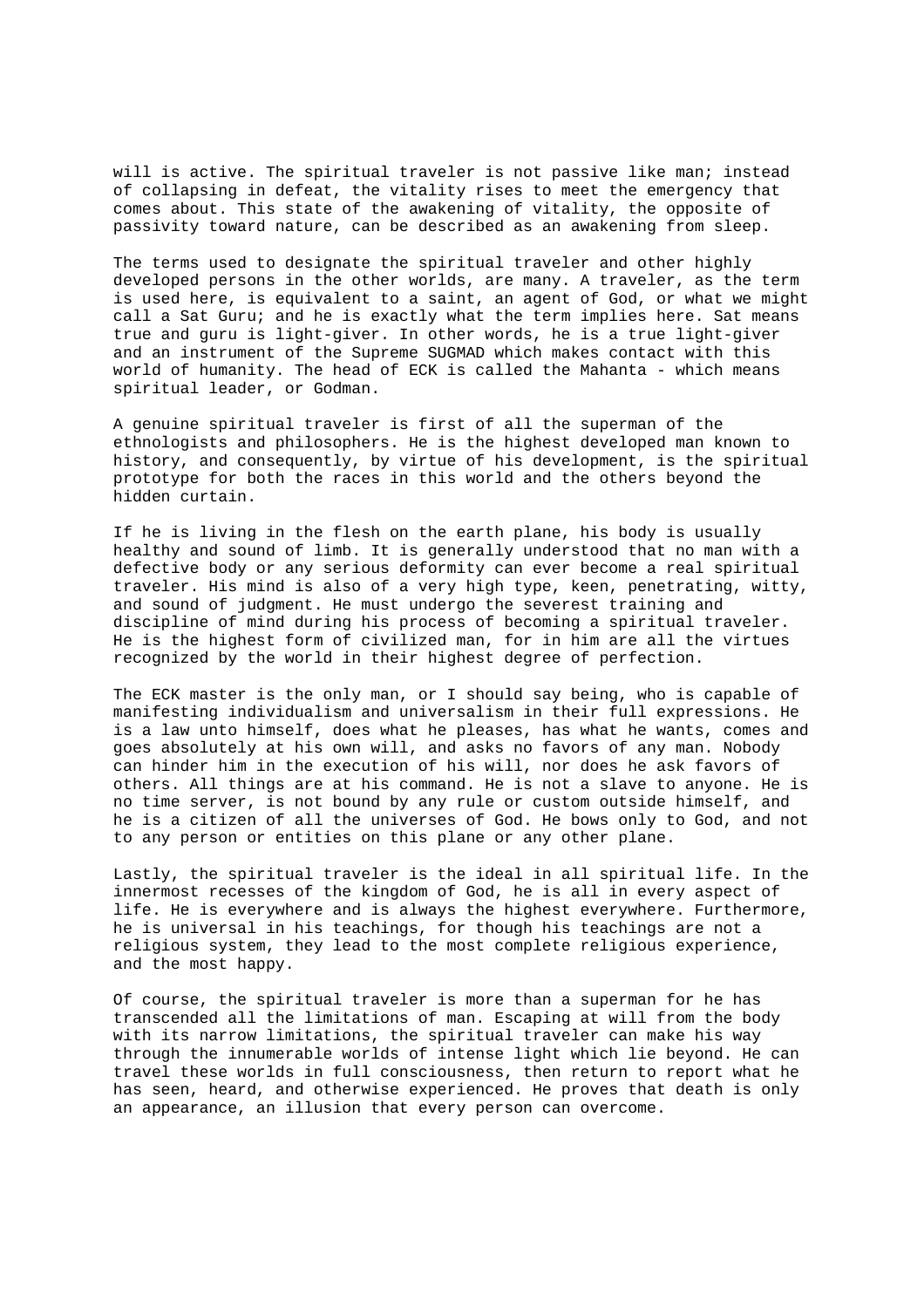will is active. The spiritual traveler is not passive like man; instead of collapsing in defeat, the vitality rises to meet the emergency that comes about. This state of the awakening of vitality, the opposite of passivity toward nature, can be described as an awakening from sleep.

The terms used to designate the spiritual traveler and other highly developed persons in the other worlds, are many. A traveler, as the term is used here, is equivalent to a saint, an agent of God, or what we might call a Sat Guru; and he is exactly what the term implies here. Sat means true and guru is light-giver. In other words, he is a true light-giver and an instrument of the Supreme SUGMAD which makes contact with this world of humanity. The head of ECK is called the Mahanta - which means spiritual leader, or Godman.

A genuine spiritual traveler is first of all the superman of the ethnologists and philosophers. He is the highest developed man known to history, and consequently, by virtue of his development, is the spiritual prototype for both the races in this world and the others beyond the hidden curtain.

If he is living in the flesh on the earth plane, his body is usually healthy and sound of limb. It is generally understood that no man with a defective body or any serious deformity can ever become a real spiritual traveler. His mind is also of a very high type, keen, penetrating, witty, and sound of judgment. He must undergo the severest training and discipline of mind during his process of becoming a spiritual traveler. He is the highest form of civilized man, for in him are all the virtues recognized by the world in their highest degree of perfection.

The ECK master is the only man, or I should say being, who is capable of manifesting individualism and universalism in their full expressions. He is a law unto himself, does what he pleases, has what he wants, comes and goes absolutely at his own will, and asks no favors of any man. Nobody can hinder him in the execution of his will, nor does he ask favors of others. All things are at his command. He is not a slave to anyone. He is no time server, is not bound by any rule or custom outside himself, and he is a citizen of all the universes of God. He bows only to God, and not to any person or entities on this plane or any other plane.

Lastly, the spiritual traveler is the ideal in all spiritual life. In the innermost recesses of the kingdom of God, he is all in every aspect of life. He is everywhere and is always the highest everywhere. Furthermore, he is universal in his teachings, for though his teachings are not a religious system, they lead to the most complete religious experience, and the most happy.

Of course, the spiritual traveler is more than a superman for he has transcended all the limitations of man. Escaping at will from the body with its narrow limitations, the spiritual traveler can make his way through the innumerable worlds of intense light which lie beyond. He can travel these worlds in full consciousness, then return to report what he has seen, heard, and otherwise experienced. He proves that death is only an appearance, an illusion that every person can overcome.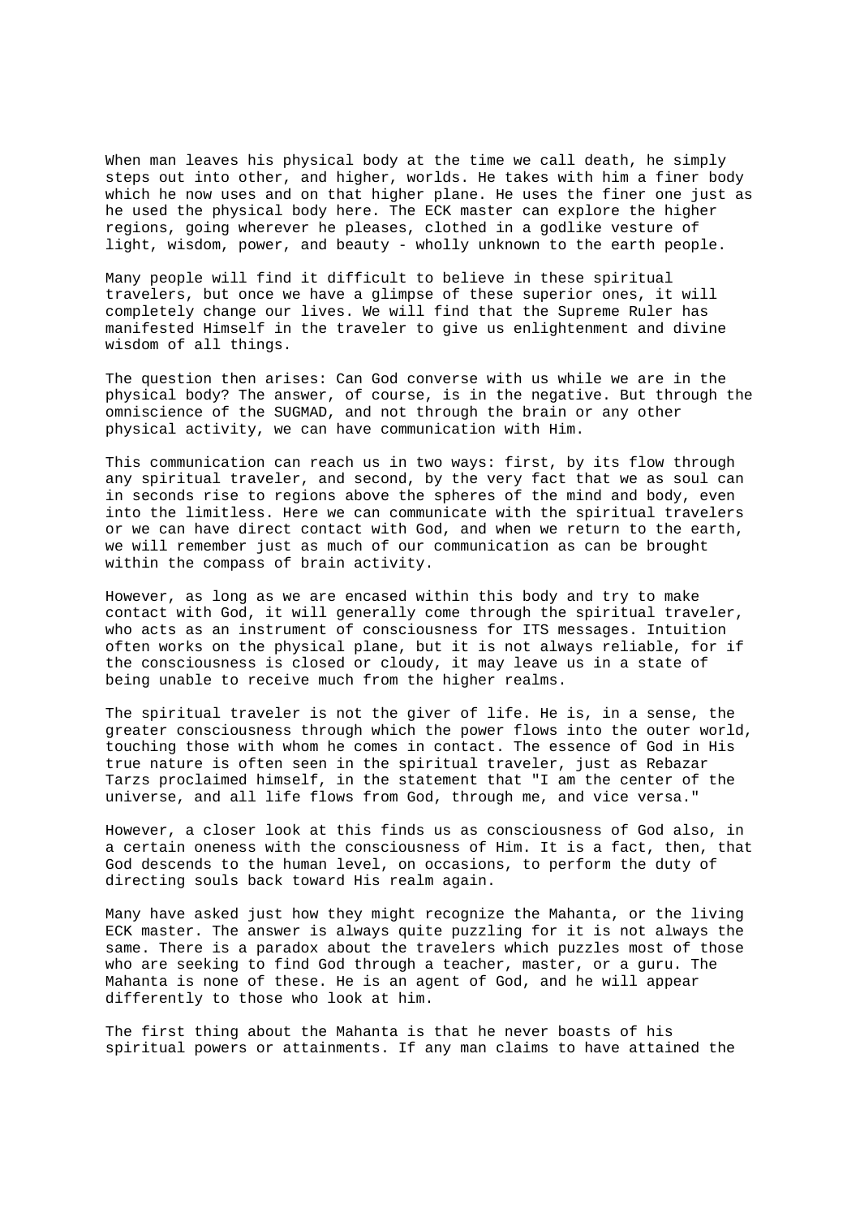When man leaves his physical body at the time we call death, he simply steps out into other, and higher, worlds. He takes with him a finer body which he now uses and on that higher plane. He uses the finer one just as he used the physical body here. The ECK master can explore the higher regions, going wherever he pleases, clothed in a godlike vesture of light, wisdom, power, and beauty - wholly unknown to the earth people.

Many people will find it difficult to believe in these spiritual travelers, but once we have a glimpse of these superior ones, it will completely change our lives. We will find that the Supreme Ruler has manifested Himself in the traveler to give us enlightenment and divine wisdom of all things.

The question then arises: Can God converse with us while we are in the physical body? The answer, of course, is in the negative. But through the omniscience of the SUGMAD, and not through the brain or any other physical activity, we can have communication with Him.

This communication can reach us in two ways: first, by its flow through any spiritual traveler, and second, by the very fact that we as soul can in seconds rise to regions above the spheres of the mind and body, even into the limitless. Here we can communicate with the spiritual travelers or we can have direct contact with God, and when we return to the earth, we will remember just as much of our communication as can be brought within the compass of brain activity.

However, as long as we are encased within this body and try to make contact with God, it will generally come through the spiritual traveler, who acts as an instrument of consciousness for ITS messages. Intuition often works on the physical plane, but it is not always reliable, for if the consciousness is closed or cloudy, it may leave us in a state of being unable to receive much from the higher realms.

The spiritual traveler is not the giver of life. He is, in a sense, the greater consciousness through which the power flows into the outer world, touching those with whom he comes in contact. The essence of God in His true nature is often seen in the spiritual traveler, just as Rebazar Tarzs proclaimed himself, in the statement that "I am the center of the universe, and all life flows from God, through me, and vice versa."

However, a closer look at this finds us as consciousness of God also, in a certain oneness with the consciousness of Him. It is a fact, then, that God descends to the human level, on occasions, to perform the duty of directing souls back toward His realm again.

Many have asked just how they might recognize the Mahanta, or the living ECK master. The answer is always quite puzzling for it is not always the same. There is a paradox about the travelers which puzzles most of those who are seeking to find God through a teacher, master, or a guru. The Mahanta is none of these. He is an agent of God, and he will appear differently to those who look at him.

The first thing about the Mahanta is that he never boasts of his spiritual powers or attainments. If any man claims to have attained the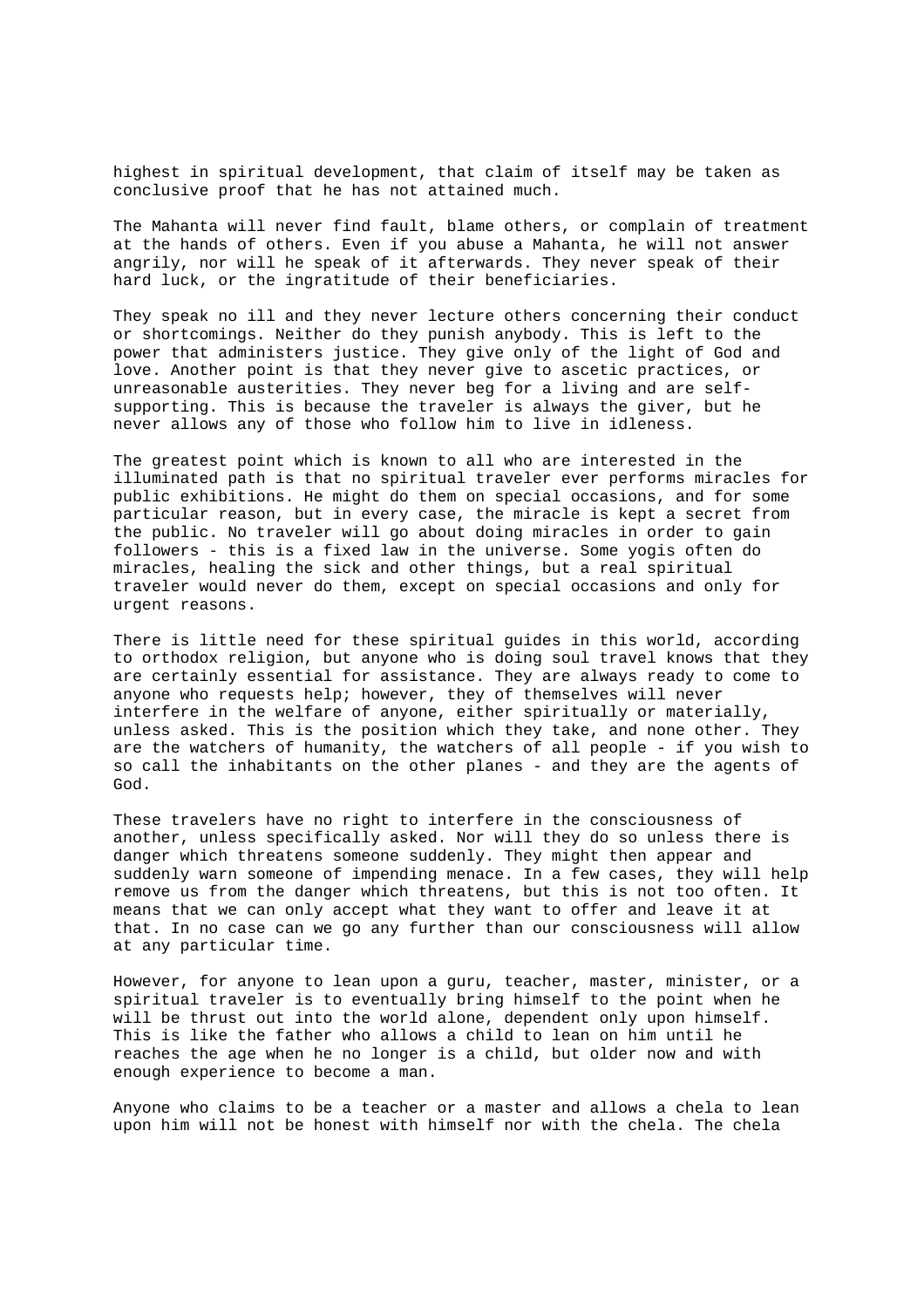highest in spiritual development, that claim of itself may be taken as conclusive proof that he has not attained much.

The Mahanta will never find fault, blame others, or complain of treatment at the hands of others. Even if you abuse a Mahanta, he will not answer angrily, nor will he speak of it afterwards. They never speak of their hard luck, or the ingratitude of their beneficiaries.

They speak no ill and they never lecture others concerning their conduct or shortcomings. Neither do they punish anybody. This is left to the power that administers justice. They give only of the light of God and love. Another point is that they never give to ascetic practices, or unreasonable austerities. They never beg for a living and are self-supporting. This is because the traveler is always the giver, but he never allows any of those who follow him to live in idleness.

The greatest point which is known to all who are interested in the illuminated path is that no spiritual traveler ever performs miracles for public exhibitions. He might do them on special occasions, and for some particular reason, but in every case, the miracle is kept a secret from the public. No traveler will go about doing miracles in order to gain followers - this is a fixed law in the universe. Some yogis often do miracles, healing the sick and other things, but a real spiritual traveler would never do them, except on special occasions and only for urgent reasons.

There is little need for these spiritual guides in this world, according to orthodox religion, but anyone who is doing soul travel knows that they are certainly essential for assistance. They are always ready to come to anyone who requests help; however, they of themselves will never interfere in the welfare of anyone, either spiritually or materially, unless asked. This is the position which they take, and none other. They are the watchers of humanity, the watchers of all people - if you wish to so call the inhabitants on the other planes - and they are the agents of God.

These travelers have no right to interfere in the consciousness of another, unless specifically asked. Nor will they do so unless there is danger which threatens someone suddenly. They might then appear and suddenly warn someone of impending menace. In a few cases, they will help remove us from the danger which threatens, but this is not too often. It means that we can only accept what they want to offer and leave it at that. In no case can we go any further than our consciousness will allow at any particular time.

However, for anyone to lean upon a guru, teacher, master, minister, or a spiritual traveler is to eventually bring himself to the point when he will be thrust out into the world alone, dependent only upon himself. This is like the father who allows a child to lean on him until he reaches the age when he no longer is a child, but older now and with enough experience to become a man.

Anyone who claims to be a teacher or a master and allows a chela to lean upon him will not be honest with himself nor with the chela. The chela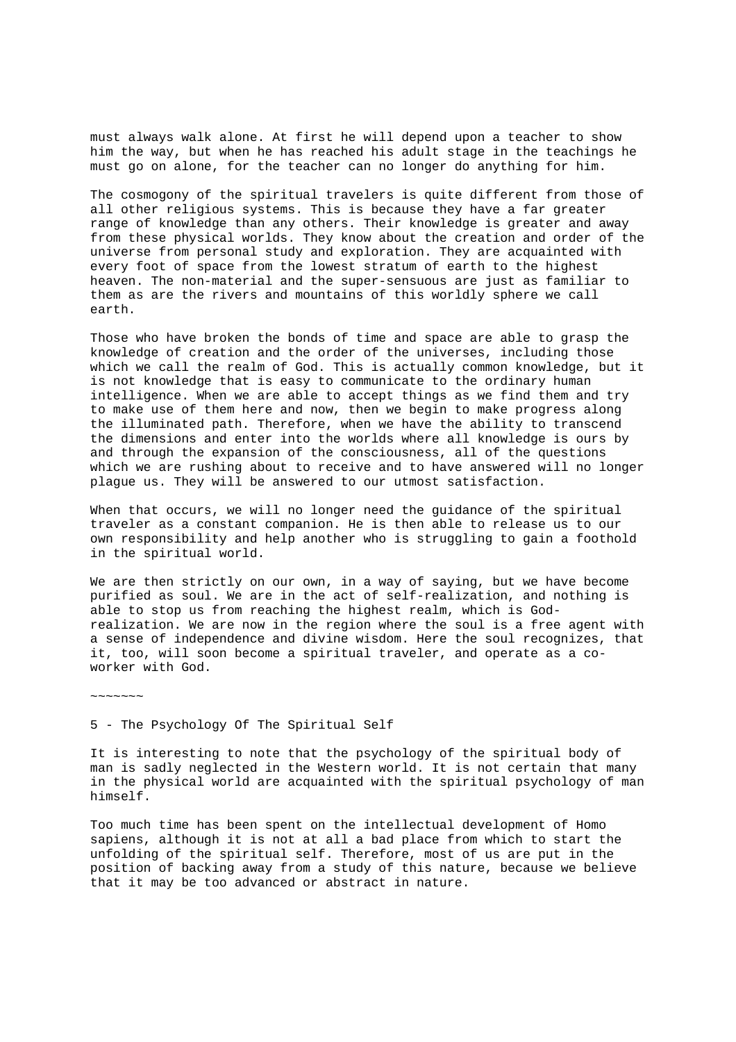must always walk alone. At first he will depend upon a teacher to show him the way, but when he has reached his adult stage in the teachings he must go on alone, for the teacher can no longer do anything for him.

The cosmogony of the spiritual travelers is quite different from those of all other religious systems. This is because they have a far greater range of knowledge than any others. Their knowledge is greater and away from these physical worlds. They know about the creation and order of the universe from personal study and exploration. They are acquainted with every foot of space from the lowest stratum of earth to the highest heaven. The non-material and the super-sensuous are just as familiar to them as are the rivers and mountains of this worldly sphere we call earth.

Those who have broken the bonds of time and space are able to grasp the knowledge of creation and the order of the universes, including those which we call the realm of God. This is actually common knowledge, but it is not knowledge that is easy to communicate to the ordinary human intelligence. When we are able to accept things as we find them and try to make use of them here and now, then we begin to make progress along the illuminated path. Therefore, when we have the ability to transcend the dimensions and enter into the worlds where all knowledge is ours by and through the expansion of the consciousness, all of the questions which we are rushing about to receive and to have answered will no longer plague us. They will be answered to our utmost satisfaction.

When that occurs, we will no longer need the guidance of the spiritual traveler as a constant companion. He is then able to release us to our own responsibility and help another who is struggling to gain a foothold in the spiritual world.

We are then strictly on our own, in a way of saying, but we have become purified as soul. We are in the act of self-realization, and nothing is able to stop us from reaching the highest realm, which is God-realization. We are now in the region where the soul is a free agent with a sense of independence and divine wisdom. Here the soul recognizes, that it, too, will soon become a spiritual traveler, and operate as a co-worker with God.

~~~~~~~

## 5 - The Psychology Of The Spiritual Self

It is interesting to note that the psychology of the spiritual body of man is sadly neglected in the Western world. It is not certain that many in the physical world are acquainted with the spiritual psychology of man himself.

Too much time has been spent on the intellectual development of Homo sapiens, although it is not at all a bad place from which to start the unfolding of the spiritual self. Therefore, most of us are put in the position of backing away from a study of this nature, because we believe that it may be too advanced or abstract in nature.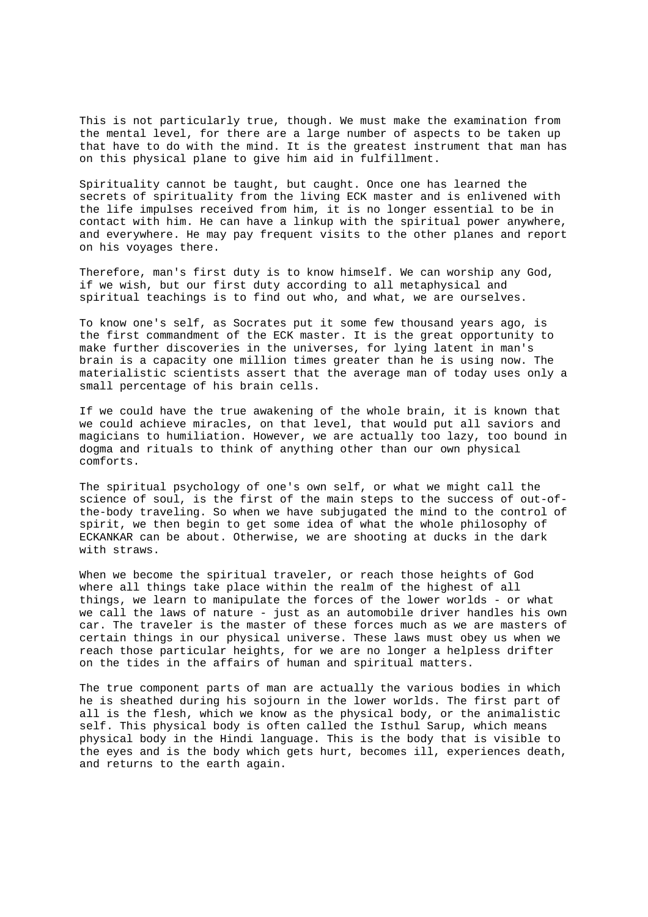This is not particularly true, though. We must make the examination from the mental level, for there are a large number of aspects to be taken up that have to do with the mind. It is the greatest instrument that man has on this physical plane to give him aid in fulfillment.

Spirituality cannot be taught, but caught. Once one has learned the secrets of spirituality from the living ECK master and is enlivened with the life impulses received from him, it is no longer essential to be in contact with him. He can have a linkup with the spiritual power anywhere, and everywhere. He may pay frequent visits to the other planes and report on his voyages there.

Therefore, man's first duty is to know himself. We can worship any God, if we wish, but our first duty according to all metaphysical and spiritual teachings is to find out who, and what, we are ourselves.

To know one's self, as Socrates put it some few thousand years ago, is the first commandment of the ECK master. It is the great opportunity to make further discoveries in the universes, for lying latent in man's brain is a capacity one million times greater than he is using now. The materialistic scientists assert that the average man of today uses only a small percentage of his brain cells.

If we could have the true awakening of the whole brain, it is known that we could achieve miracles, on that level, that would put all saviors and magicians to humiliation. However, we are actually too lazy, too bound in dogma and rituals to think of anything other than our own physical comforts.

The spiritual psychology of one's own self, or what we might call the science of soul, is the first of the main steps to the success of out-of-the-body traveling. So when we have subjugated the mind to the control of spirit, we then begin to get some idea of what the whole philosophy of ECKANKAR can be about. Otherwise, we are shooting at ducks in the dark with straws.

When we become the spiritual traveler, or reach those heights of God where all things take place within the realm of the highest of all things, we learn to manipulate the forces of the lower worlds - or what we call the laws of nature - just as an automobile driver handles his own car. The traveler is the master of these forces much as we are masters of certain things in our physical universe. These laws must obey us when we reach those particular heights, for we are no longer a helpless drifter on the tides in the affairs of human and spiritual matters.

The true component parts of man are actually the various bodies in which he is sheathed during his sojourn in the lower worlds. The first part of all is the flesh, which we know as the physical body, or the animalistic self. This physical body is often called the Isthul Sarup, which means physical body in the Hindi language. This is the body that is visible to the eyes and is the body which gets hurt, becomes ill, experiences death, and returns to the earth again.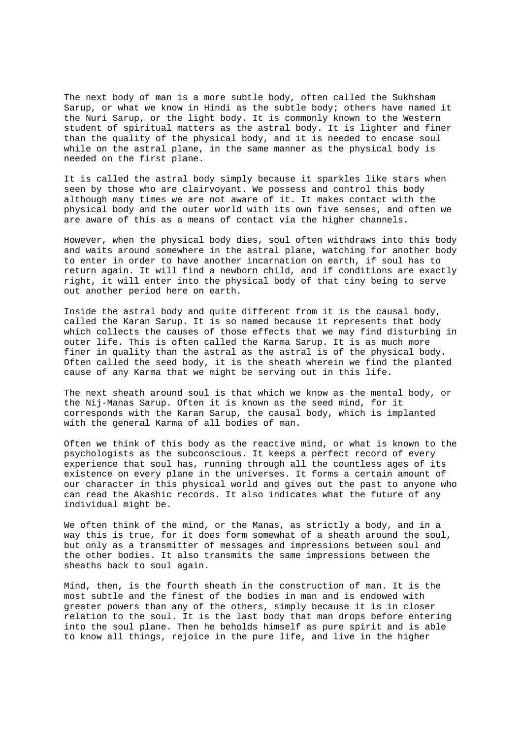The next body of man is a more subtle body, often called the Sukhsham Sarup, or what we know in Hindi as the subtle body; others have named it the Nuri Sarup, or the light body. It is commonly known to the Western student of spiritual matters as the astral body. It is lighter and finer than the quality of the physical body, and it is needed to encase soul while on the astral plane, in the same manner as the physical body is needed on the first plane.

It is called the astral body simply because it sparkles like stars when seen by those who are clairvoyant. We possess and control this body although many times we are not aware of it. It makes contact with the physical body and the outer world with its own five senses, and often we are aware of this as a means of contact via the higher channels.

However, when the physical body dies, soul often withdraws into this body and waits around somewhere in the astral plane, watching for another body to enter in order to have another incarnation on earth, if soul has to return again. It will find a newborn child, and if conditions are exactly right, it will enter into the physical body of that tiny being to serve out another period here on earth.

Inside the astral body and quite different from it is the causal body, called the Karan Sarup. It is so named because it represents that body which collects the causes of those effects that we may find disturbing in outer life. This is often called the Karma Sarup. It is as much more finer in quality than the astral as the astral is of the physical body. Often called the seed body, it is the sheath wherein we find the planted cause of any Karma that we might be serving out in this life.

The next sheath around soul is that which we know as the mental body, or the Nij-Manas Sarup. Often it is known as the seed mind, for it corresponds with the Karan Sarup, the causal body, which is implanted with the general Karma of all bodies of man.

Often we think of this body as the reactive mind, or what is known to the psychologists as the subconscious. It keeps a perfect record of every experience that soul has, running through all the countless ages of its existence on every plane in the universes. It forms a certain amount of our character in this physical world and gives out the past to anyone who can read the Akashic records. It also indicates what the future of any individual might be.

We often think of the mind, or the Manas, as strictly a body, and in a way this is true, for it does form somewhat of a sheath around the soul, but only as a transmitter of messages and impressions between soul and the other bodies. It also transmits the same impressions between the sheaths back to soul again.

Mind, then, is the fourth sheath in the construction of man. It is the most subtle and the finest of the bodies in man and is endowed with greater powers than any of the others, simply because it is in closer relation to the soul. It is the last body that man drops before entering into the soul plane. Then he beholds himself as pure spirit and is able to know all things, rejoice in the pure life, and live in the higher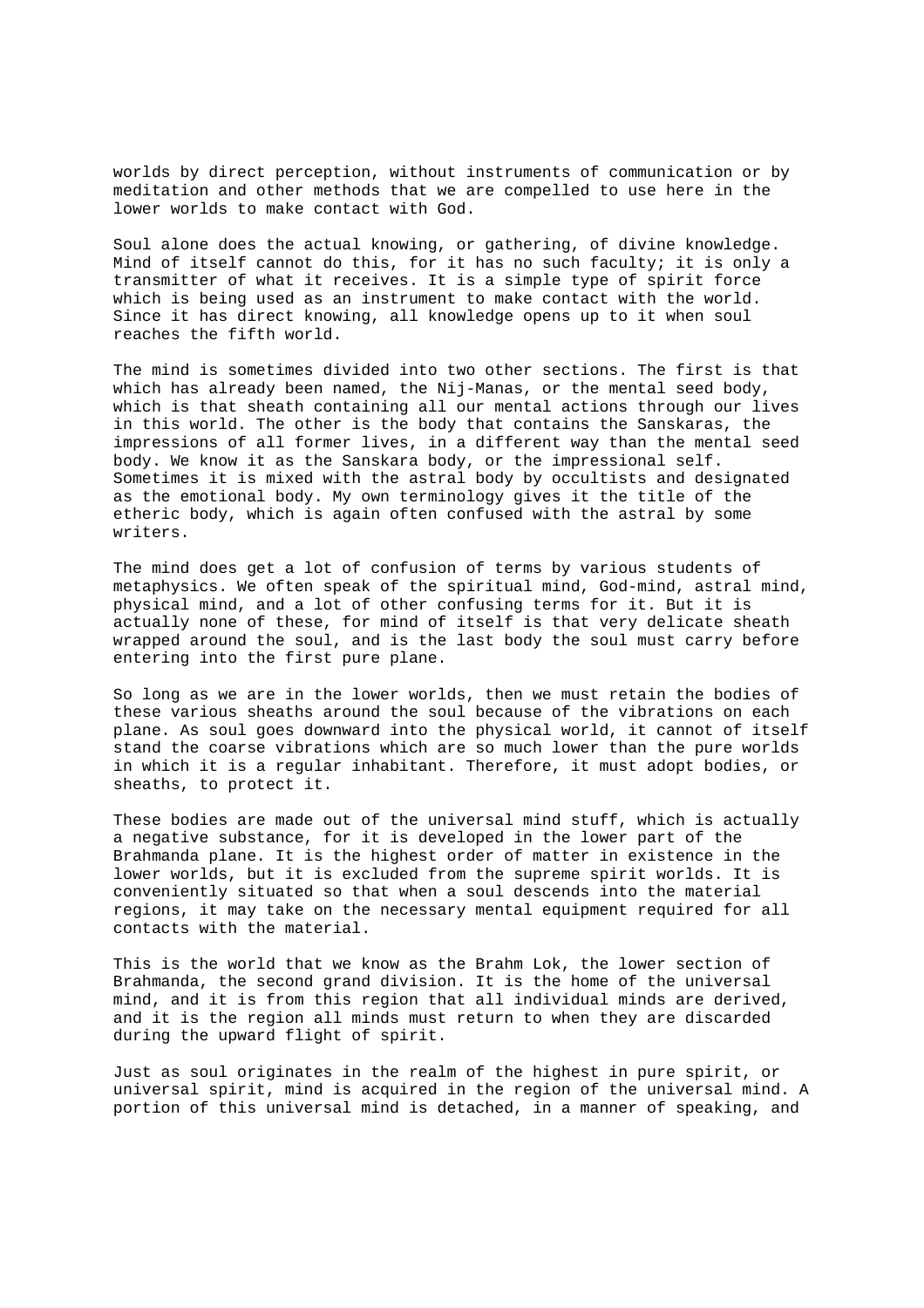worlds by direct perception, without instruments of communication or by meditation and other methods that we are compelled to use here in the lower worlds to make contact with God.

Soul alone does the actual knowing, or gathering, of divine knowledge. Mind of itself cannot do this, for it has no such faculty; it is only a transmitter of what it receives. It is a simple type of spirit force which is being used as an instrument to make contact with the world. Since it has direct knowing, all knowledge opens up to it when soul reaches the fifth world.

The mind is sometimes divided into two other sections. The first is that which has already been named, the Nij-Manas, or the mental seed body, which is that sheath containing all our mental actions through our lives in this world. The other is the body that contains the Sanskaras, the impressions of all former lives, in a different way than the mental seed body. We know it as the Sanskara body, or the impressional self. Sometimes it is mixed with the astral body by occultists and designated as the emotional body. My own terminology gives it the title of the etheric body, which is again often confused with the astral by some writers.

The mind does get a lot of confusion of terms by various students of metaphysics. We often speak of the spiritual mind, God-mind, astral mind, physical mind, and a lot of other confusing terms for it. But it is actually none of these, for mind of itself is that very delicate sheath wrapped around the soul, and is the last body the soul must carry before entering into the first pure plane.

So long as we are in the lower worlds, then we must retain the bodies of these various sheaths around the soul because of the vibrations on each plane. As soul goes downward into the physical world, it cannot of itself stand the coarse vibrations which are so much lower than the pure worlds in which it is a regular inhabitant. Therefore, it must adopt bodies, or sheaths, to protect it.

These bodies are made out of the universal mind stuff, which is actually a negative substance, for it is developed in the lower part of the Brahmanda plane. It is the highest order of matter in existence in the lower worlds, but it is excluded from the supreme spirit worlds. It is conveniently situated so that when a soul descends into the material regions, it may take on the necessary mental equipment required for all contacts with the material.

This is the world that we know as the Brahm Lok, the lower section of Brahmanda, the second grand division. It is the home of the universal mind, and it is from this region that all individual minds are derived, and it is the region all minds must return to when they are discarded during the upward flight of spirit.

Just as soul originates in the realm of the highest in pure spirit, or universal spirit, mind is acquired in the region of the universal mind. A portion of this universal mind is detached, in a manner of speaking, and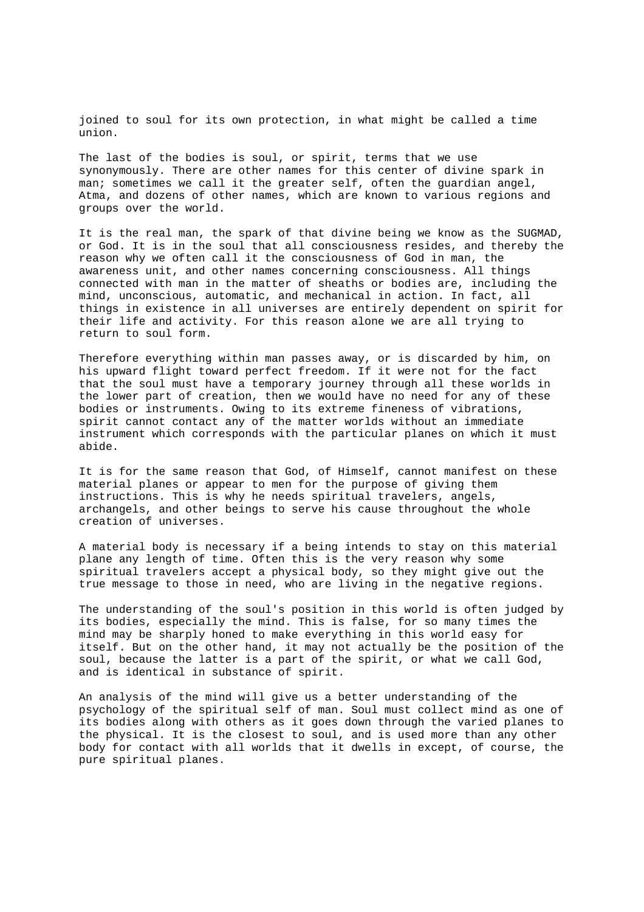joined to soul for its own protection, in what might be called a time union.

The last of the bodies is soul, or spirit, terms that we use synonymously. There are other names for this center of divine spark in man; sometimes we call it the greater self, often the guardian angel, Atma, and dozens of other names, which are known to various regions and groups over the world.

It is the real man, the spark of that divine being we know as the SUGMAD, or God. It is in the soul that all consciousness resides, and thereby the reason why we often call it the consciousness of God in man, the awareness unit, and other names concerning consciousness. All things connected with man in the matter of sheaths or bodies are, including the mind, unconscious, automatic, and mechanical in action. In fact, all things in existence in all universes are entirely dependent on spirit for their life and activity. For this reason alone we are all trying to return to soul form.

Therefore everything within man passes away, or is discarded by him, on his upward flight toward perfect freedom. If it were not for the fact that the soul must have a temporary journey through all these worlds in the lower part of creation, then we would have no need for any of these bodies or instruments. Owing to its extreme fineness of vibrations, spirit cannot contact any of the matter worlds without an immediate instrument which corresponds with the particular planes on which it must abide.

It is for the same reason that God, of Himself, cannot manifest on these material planes or appear to men for the purpose of giving them instructions. This is why he needs spiritual travelers, angels, archangels, and other beings to serve his cause throughout the whole creation of universes.

A material body is necessary if a being intends to stay on this material plane any length of time. Often this is the very reason why some spiritual travelers accept a physical body, so they might give out the true message to those in need, who are living in the negative regions.

The understanding of the soul's position in this world is often judged by its bodies, especially the mind. This is false, for so many times the mind may be sharply honed to make everything in this world easy for itself. But on the other hand, it may not actually be the position of the soul, because the latter is a part of the spirit, or what we call God, and is identical in substance of spirit.

An analysis of the mind will give us a better understanding of the psychology of the spiritual self of man. Soul must collect mind as one of its bodies along with others as it goes down through the varied planes to the physical. It is the closest to soul, and is used more than any other body for contact with all worlds that it dwells in except, of course, the pure spiritual planes.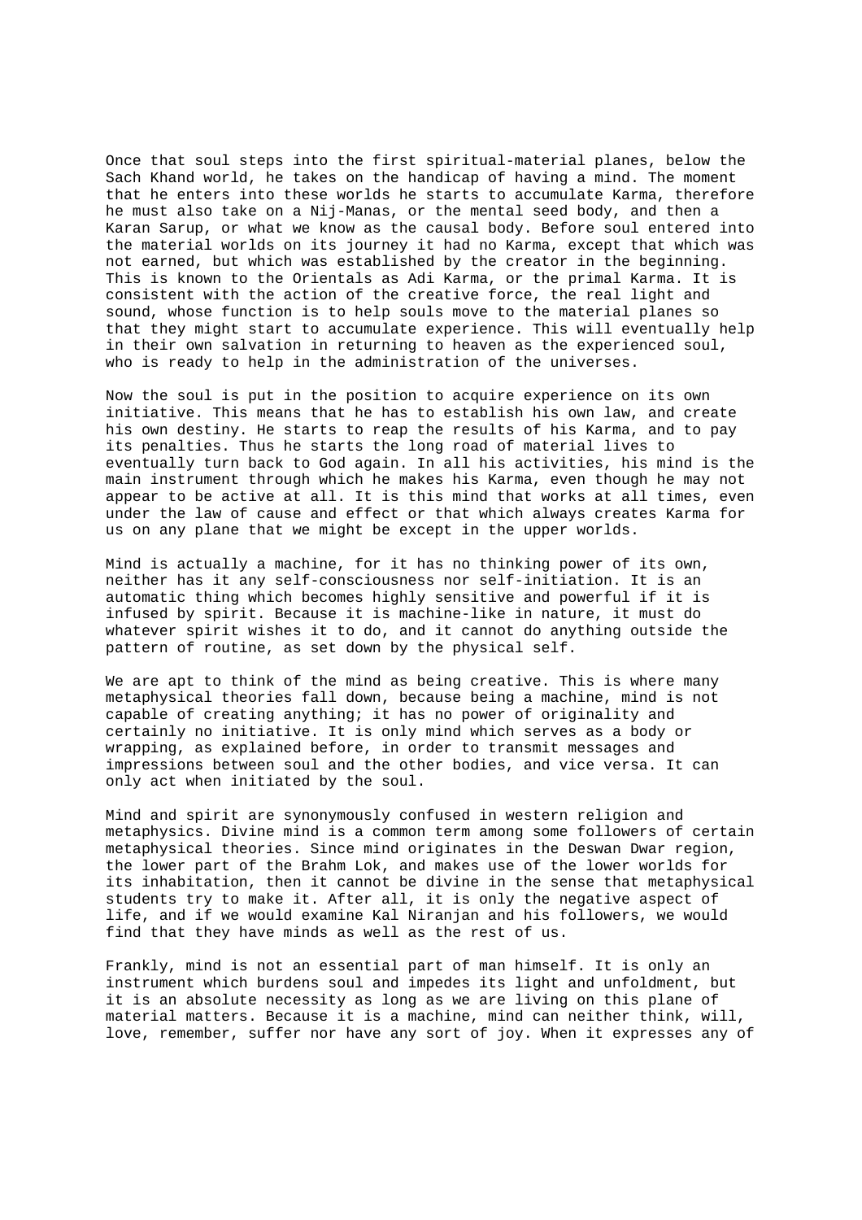Once that soul steps into the first spiritual-material planes, below the Sach Khand world, he takes on the handicap of having a mind. The moment that he enters into these worlds he starts to accumulate Karma, therefore he must also take on a Nij-Manas, or the mental seed body, and then a Karan Sarup, or what we know as the causal body. Before soul entered into the material worlds on its journey it had no Karma, except that which was not earned, but which was established by the creator in the beginning. This is known to the Orientals as Adi Karma, or the primal Karma. It is consistent with the action of the creative force, the real light and sound, whose function is to help souls move to the material planes so that they might start to accumulate experience. This will eventually help in their own salvation in returning to heaven as the experienced soul, who is ready to help in the administration of the universes.

Now the soul is put in the position to acquire experience on its own initiative. This means that he has to establish his own law, and create his own destiny. He starts to reap the results of his Karma, and to pay its penalties. Thus he starts the long road of material lives to eventually turn back to God again. In all his activities, his mind is the main instrument through which he makes his Karma, even though he may not appear to be active at all. It is this mind that works at all times, even under the law of cause and effect or that which always creates Karma for us on any plane that we might be except in the upper worlds.

Mind is actually a machine, for it has no thinking power of its own, neither has it any self-consciousness nor self-initiation. It is an automatic thing which becomes highly sensitive and powerful if it is infused by spirit. Because it is machine-like in nature, it must do whatever spirit wishes it to do, and it cannot do anything outside the pattern of routine, as set down by the physical self.

We are apt to think of the mind as being creative. This is where many metaphysical theories fall down, because being a machine, mind is not capable of creating anything; it has no power of originality and certainly no initiative. It is only mind which serves as a body or wrapping, as explained before, in order to transmit messages and impressions between soul and the other bodies, and vice versa. It can only act when initiated by the soul.

Mind and spirit are synonymously confused in western religion and metaphysics. Divine mind is a common term among some followers of certain metaphysical theories. Since mind originates in the Deswan Dwar region, the lower part of the Brahm Lok, and makes use of the lower worlds for its inhabitation, then it cannot be divine in the sense that metaphysical students try to make it. After all, it is only the negative aspect of life, and if we would examine Kal Niranjan and his followers, we would find that they have minds as well as the rest of us.

Frankly, mind is not an essential part of man himself. It is only an instrument which burdens soul and impedes its light and unfoldment, but it is an absolute necessity as long as we are living on this plane of material matters. Because it is a machine, mind can neither think, will, love, remember, suffer nor have any sort of joy. When it expresses any of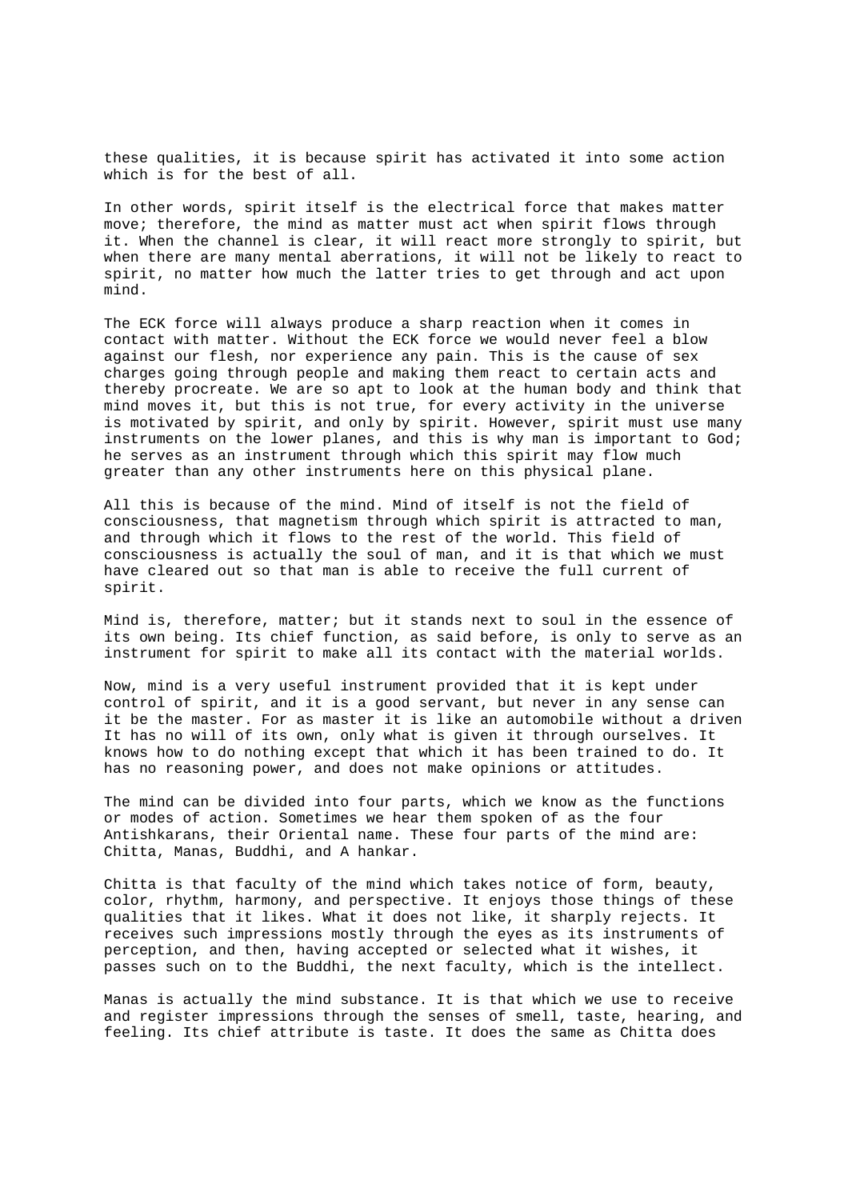these qualities, it is because spirit has activated it into some action which is for the best of all.

In other words, spirit itself is the electrical force that makes matter move; therefore, the mind as matter must act when spirit flows through it. When the channel is clear, it will react more strongly to spirit, but when there are many mental aberrations, it will not be likely to react to spirit, no matter how much the latter tries to get through and act upon mind.

The ECK force will always produce a sharp reaction when it comes in contact with matter. Without the ECK force we would never feel a blow against our flesh, nor experience any pain. This is the cause of sex charges going through people and making them react to certain acts and thereby procreate. We are so apt to look at the human body and think that mind moves it, but this is not true, for every activity in the universe is motivated by spirit, and only by spirit. However, spirit must use many instruments on the lower planes, and this is why man is important to God; he serves as an instrument through which this spirit may flow much greater than any other instruments here on this physical plane.

All this is because of the mind. Mind of itself is not the field of consciousness, that magnetism through which spirit is attracted to man, and through which it flows to the rest of the world. This field of consciousness is actually the soul of man, and it is that which we must have cleared out so that man is able to receive the full current of spirit.

Mind is, therefore, matter; but it stands next to soul in the essence of its own being. Its chief function, as said before, is only to serve as an instrument for spirit to make all its contact with the material worlds.

Now, mind is a very useful instrument provided that it is kept under control of spirit, and it is a good servant, but never in any sense can it be the master. For as master it is like an automobile without a driven It has no will of its own, only what is given it through ourselves. It knows how to do nothing except that which it has been trained to do. It has no reasoning power, and does not make opinions or attitudes.

The mind can be divided into four parts, which we know as the functions or modes of action. Sometimes we hear them spoken of as the four Antishkarans, their Oriental name. These four parts of the mind are: Chitta, Manas, Buddhi, and A hankar.

Chitta is that faculty of the mind which takes notice of form, beauty, color, rhythm, harmony, and perspective. It enjoys those things of these qualities that it likes. What it does not like, it sharply rejects. It receives such impressions mostly through the eyes as its instruments of perception, and then, having accepted or selected what it wishes, it passes such on to the Buddhi, the next faculty, which is the intellect.

Manas is actually the mind substance. It is that which we use to receive and register impressions through the senses of smell, taste, hearing, and feeling. Its chief attribute is taste. It does the same as Chitta does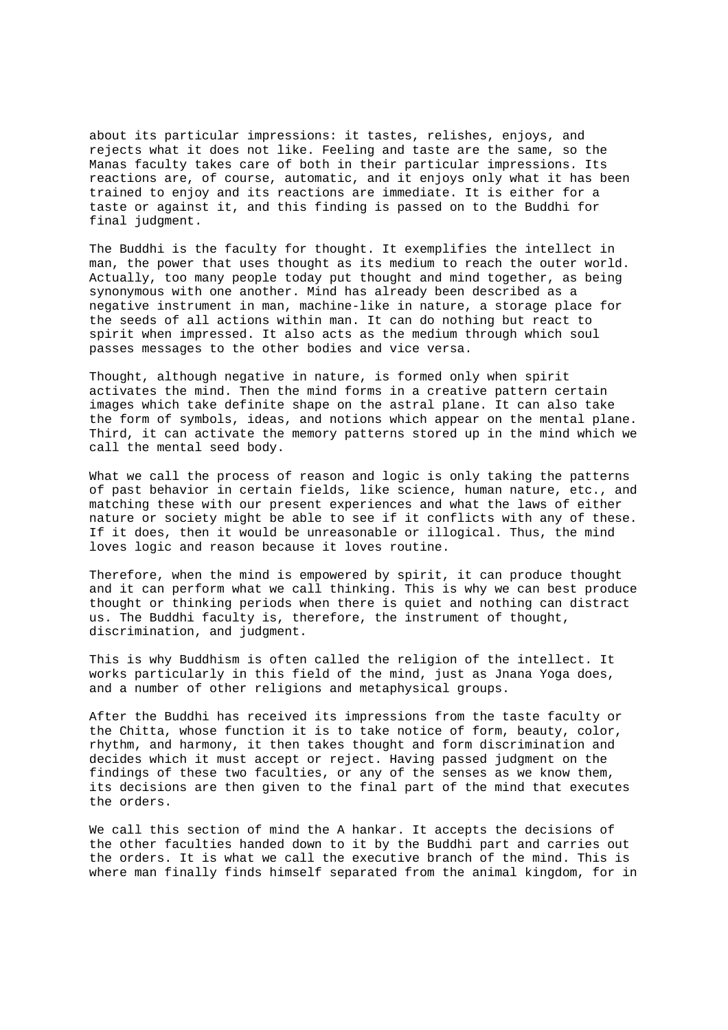about its particular impressions: it tastes, relishes, enjoys, and rejects what it does not like. Feeling and taste are the same, so the Manas faculty takes care of both in their particular impressions. Its reactions are, of course, automatic, and it enjoys only what it has been trained to enjoy and its reactions are immediate. It is either for a taste or against it, and this finding is passed on to the Buddhi for final judgment.

The Buddhi is the faculty for thought. It exemplifies the intellect in man, the power that uses thought as its medium to reach the outer world. Actually, too many people today put thought and mind together, as being synonymous with one another. Mind has already been described as a negative instrument in man, machine-like in nature, a storage place for the seeds of all actions within man. It can do nothing but react to spirit when impressed. It also acts as the medium through which soul passes messages to the other bodies and vice versa.

Thought, although negative in nature, is formed only when spirit activates the mind. Then the mind forms in a creative pattern certain images which take definite shape on the astral plane. It can also take the form of symbols, ideas, and notions which appear on the mental plane. Third, it can activate the memory patterns stored up in the mind which we call the mental seed body.

What we call the process of reason and logic is only taking the patterns of past behavior in certain fields, like science, human nature, etc., and matching these with our present experiences and what the laws of either nature or society might be able to see if it conflicts with any of these. If it does, then it would be unreasonable or illogical. Thus, the mind loves logic and reason because it loves routine.

Therefore, when the mind is empowered by spirit, it can produce thought and it can perform what we call thinking. This is why we can best produce thought or thinking periods when there is quiet and nothing can distract us. The Buddhi faculty is, therefore, the instrument of thought, discrimination, and judgment.

This is why Buddhism is often called the religion of the intellect. It works particularly in this field of the mind, just as Jnana Yoga does, and a number of other religions and metaphysical groups.

After the Buddhi has received its impressions from the taste faculty or the Chitta, whose function it is to take notice of form, beauty, color, rhythm, and harmony, it then takes thought and form discrimination and decides which it must accept or reject. Having passed judgment on the findings of these two faculties, or any of the senses as we know them, its decisions are then given to the final part of the mind that executes the orders.

We call this section of mind the A hankar. It accepts the decisions of the other faculties handed down to it by the Buddhi part and carries out the orders. It is what we call the executive branch of the mind. This is where man finally finds himself separated from the animal kingdom, for in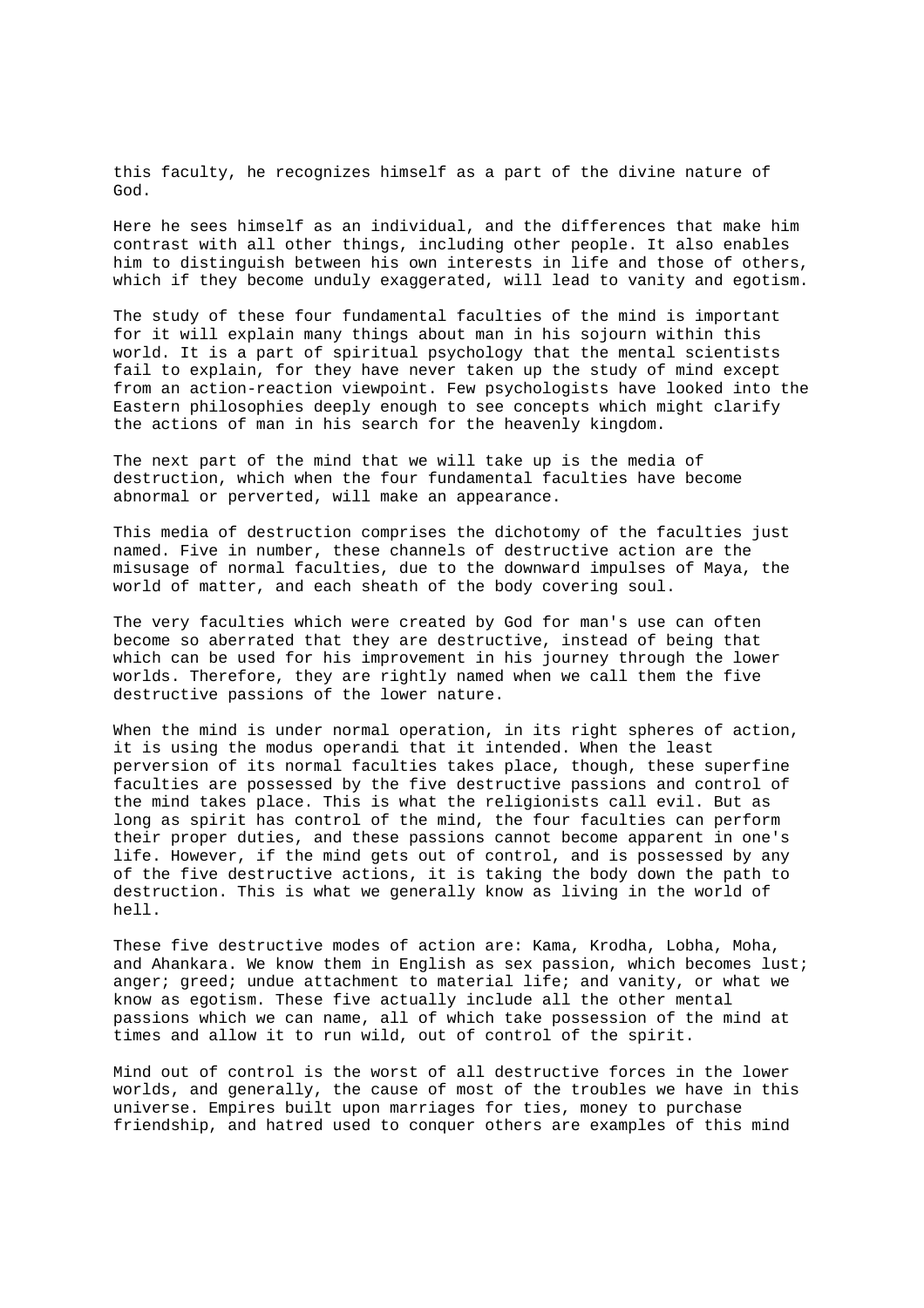this faculty, he recognizes himself as a part of the divine nature of God.

Here he sees himself as an individual, and the differences that make him contrast with all other things, including other people. It also enables him to distinguish between his own interests in life and those of others, which if they become unduly exaggerated, will lead to vanity and egotism.

The study of these four fundamental faculties of the mind is important for it will explain many things about man in his sojourn within this world. It is a part of spiritual psychology that the mental scientists fail to explain, for they have never taken up the study of mind except from an action-reaction viewpoint. Few psychologists have looked into the Eastern philosophies deeply enough to see concepts which might clarify the actions of man in his search for the heavenly kingdom.

The next part of the mind that we will take up is the media of destruction, which when the four fundamental faculties have become abnormal or perverted, will make an appearance.

This media of destruction comprises the dichotomy of the faculties just named. Five in number, these channels of destructive action are the misusage of normal faculties, due to the downward impulses of Maya, the world of matter, and each sheath of the body covering soul.

The very faculties which were created by God for man's use can often become so aberrated that they are destructive, instead of being that which can be used for his improvement in his journey through the lower worlds. Therefore, they are rightly named when we call them the five destructive passions of the lower nature.

When the mind is under normal operation, in its right spheres of action, it is using the modus operandi that it intended. When the least perversion of its normal faculties takes place, though, these superfine faculties are possessed by the five destructive passions and control of the mind takes place. This is what the religionists call evil. But as long as spirit has control of the mind, the four faculties can perform their proper duties, and these passions cannot become apparent in one's life. However, if the mind gets out of control, and is possessed by any of the five destructive actions, it is taking the body down the path to destruction. This is what we generally know as living in the world of hell.

These five destructive modes of action are: Kama, Krodha, Lobha, Moha, and Ahankara. We know them in English as sex passion, which becomes lust; anger; greed; undue attachment to material life; and vanity, or what we know as egotism. These five actually include all the other mental passions which we can name, all of which take possession of the mind at times and allow it to run wild, out of control of the spirit.

Mind out of control is the worst of all destructive forces in the lower worlds, and generally, the cause of most of the troubles we have in this universe. Empires built upon marriages for ties, money to purchase friendship, and hatred used to conquer others are examples of this mind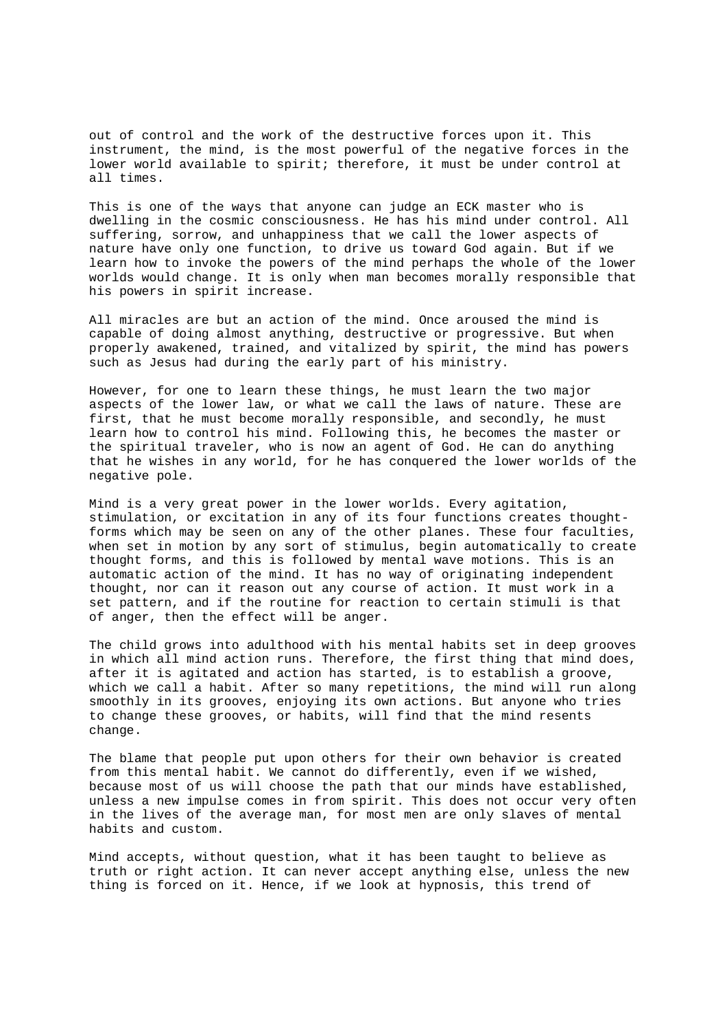out of control and the work of the destructive forces upon it. This instrument, the mind, is the most powerful of the negative forces in the lower world available to spirit; therefore, it must be under control at all times.

This is one of the ways that anyone can judge an ECK master who is dwelling in the cosmic consciousness. He has his mind under control. All suffering, sorrow, and unhappiness that we call the lower aspects of nature have only one function, to drive us toward God again. But if we learn how to invoke the powers of the mind perhaps the whole of the lower worlds would change. It is only when man becomes morally responsible that his powers in spirit increase.

All miracles are but an action of the mind. Once aroused the mind is capable of doing almost anything, destructive or progressive. But when properly awakened, trained, and vitalized by spirit, the mind has powers such as Jesus had during the early part of his ministry.

However, for one to learn these things, he must learn the two major aspects of the lower law, or what we call the laws of nature. These are first, that he must become morally responsible, and secondly, he must learn how to control his mind. Following this, he becomes the master or the spiritual traveler, who is now an agent of God. He can do anything that he wishes in any world, for he has conquered the lower worlds of the negative pole.

Mind is a very great power in the lower worlds. Every agitation, stimulation, or excitation in any of its four functions creates thought-forms which may be seen on any of the other planes. These four faculties, when set in motion by any sort of stimulus, begin automatically to create thought forms, and this is followed by mental wave motions. This is an automatic action of the mind. It has no way of originating independent thought, nor can it reason out any course of action. It must work in a set pattern, and if the routine for reaction to certain stimuli is that of anger, then the effect will be anger.

The child grows into adulthood with his mental habits set in deep grooves in which all mind action runs. Therefore, the first thing that mind does, after it is agitated and action has started, is to establish a groove, which we call a habit. After so many repetitions, the mind will run along smoothly in its grooves, enjoying its own actions. But anyone who tries to change these grooves, or habits, will find that the mind resents change.

The blame that people put upon others for their own behavior is created from this mental habit. We cannot do differently, even if we wished, because most of us will choose the path that our minds have established, unless a new impulse comes in from spirit. This does not occur very often in the lives of the average man, for most men are only slaves of mental habits and custom.

Mind accepts, without question, what it has been taught to believe as truth or right action. It can never accept anything else, unless the new thing is forced on it. Hence, if we look at hypnosis, this trend of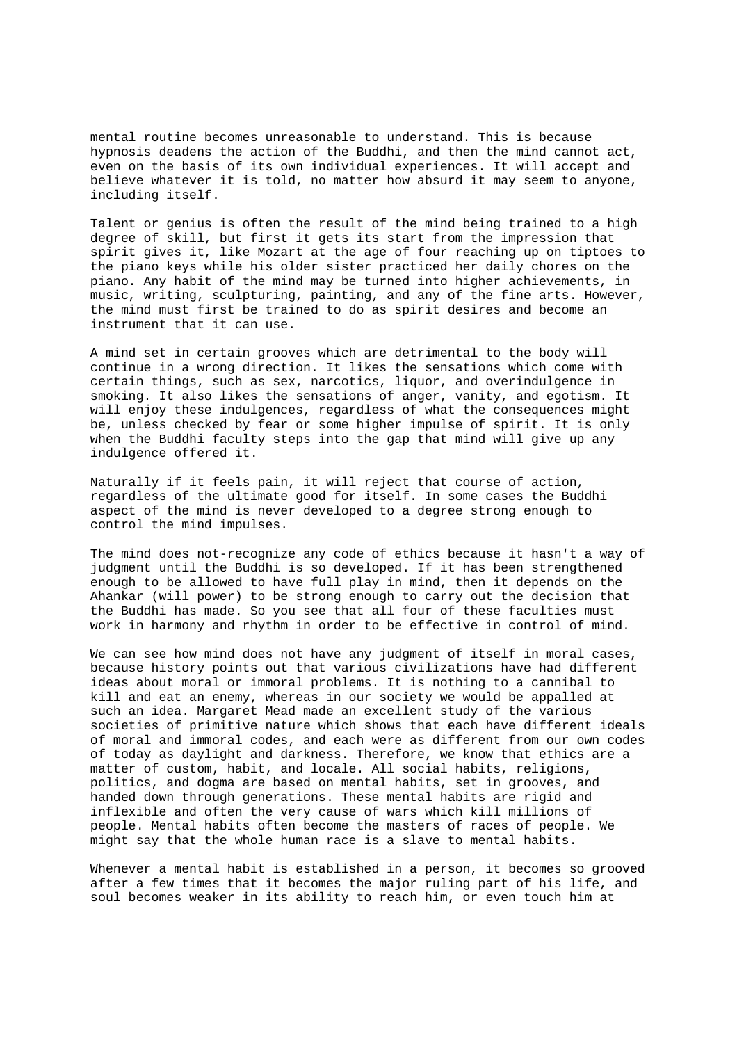mental routine becomes unreasonable to understand. This is because hypnosis deadens the action of the Buddhi, and then the mind cannot act, even on the basis of its own individual experiences. It will accept and believe whatever it is told, no matter how absurd it may seem to anyone, including itself.

Talent or genius is often the result of the mind being trained to a high degree of skill, but first it gets its start from the impression that spirit gives it, like Mozart at the age of four reaching up on tiptoes to the piano keys while his older sister practiced her daily chores on the piano. Any habit of the mind may be turned into higher achievements, in music, writing, sculpturing, painting, and any of the fine arts. However, the mind must first be trained to do as spirit desires and become an instrument that it can use.

A mind set in certain grooves which are detrimental to the body will continue in a wrong direction. It likes the sensations which come with certain things, such as sex, narcotics, liquor, and overindulgence in smoking. It also likes the sensations of anger, vanity, and egotism. It will enjoy these indulgences, regardless of what the consequences might be, unless checked by fear or some higher impulse of spirit. It is only when the Buddhi faculty steps into the gap that mind will give up any indulgence offered it.

Naturally if it feels pain, it will reject that course of action, regardless of the ultimate good for itself. In some cases the Buddhi aspect of the mind is never developed to a degree strong enough to control the mind impulses.

The mind does not-recognize any code of ethics because it hasn't a way of judgment until the Buddhi is so developed. If it has been strengthened enough to be allowed to have full play in mind, then it depends on the Ahankar (will power) to be strong enough to carry out the decision that the Buddhi has made. So you see that all four of these faculties must work in harmony and rhythm in order to be effective in control of mind.

We can see how mind does not have any judgment of itself in moral cases, because history points out that various civilizations have had different ideas about moral or immoral problems. It is nothing to a cannibal to kill and eat an enemy, whereas in our society we would be appalled at such an idea. Margaret Mead made an excellent study of the various societies of primitive nature which shows that each have different ideals of moral and immoral codes, and each were as different from our own codes of today as daylight and darkness. Therefore, we know that ethics are a matter of custom, habit, and locale. All social habits, religions, politics, and dogma are based on mental habits, set in grooves, and handed down through generations. These mental habits are rigid and inflexible and often the very cause of wars which kill millions of people. Mental habits often become the masters of races of people. We might say that the whole human race is a slave to mental habits.

Whenever a mental habit is established in a person, it becomes so grooved after a few times that it becomes the major ruling part of his life, and soul becomes weaker in its ability to reach him, or even touch him at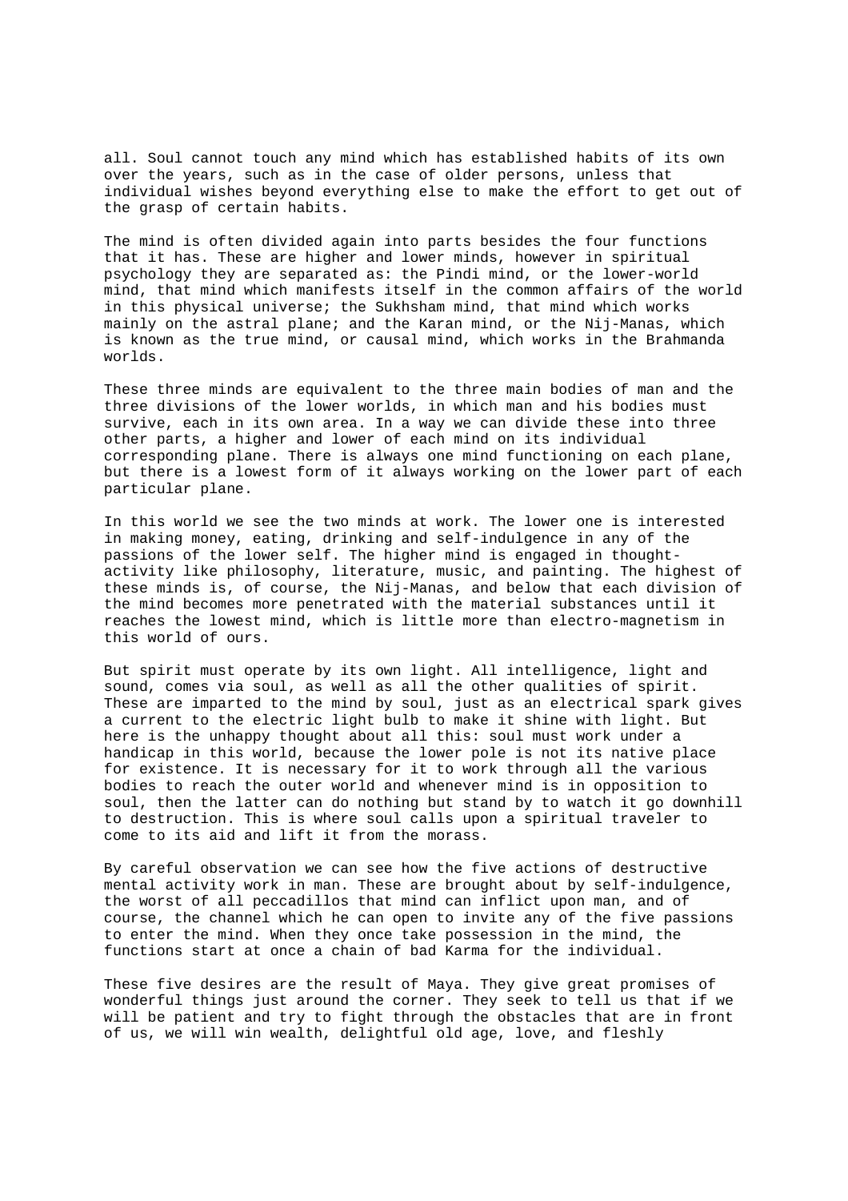all. Soul cannot touch any mind which has established habits of its own over the years, such as in the case of older persons, unless that individual wishes beyond everything else to make the effort to get out of the grasp of certain habits.

The mind is often divided again into parts besides the four functions that it has. These are higher and lower minds, however in spiritual psychology they are separated as: the Pindi mind, or the lower-world mind, that mind which manifests itself in the common affairs of the world in this physical universe; the Sukhsham mind, that mind which works mainly on the astral plane; and the Karan mind, or the Nij-Manas, which is known as the true mind, or causal mind, which works in the Brahmanda worlds.

These three minds are equivalent to the three main bodies of man and the three divisions of the lower worlds, in which man and his bodies must survive, each in its own area. In a way we can divide these into three other parts, a higher and lower of each mind on its individual corresponding plane. There is always one mind functioning on each plane, but there is a lowest form of it always working on the lower part of each particular plane.

In this world we see the two minds at work. The lower one is interested in making money, eating, drinking and self-indulgence in any of the passions of the lower self. The higher mind is engaged in thought-activity like philosophy, literature, music, and painting. The highest of these minds is, of course, the Nij-Manas, and below that each division of the mind becomes more penetrated with the material substances until it reaches the lowest mind, which is little more than electro-magnetism in this world of ours.

But spirit must operate by its own light. All intelligence, light and sound, comes via soul, as well as all the other qualities of spirit. These are imparted to the mind by soul, just as an electrical spark gives a current to the electric light bulb to make it shine with light. But here is the unhappy thought about all this: soul must work under a handicap in this world, because the lower pole is not its native place for existence. It is necessary for it to work through all the various bodies to reach the outer world and whenever mind is in opposition to soul, then the latter can do nothing but stand by to watch it go downhill to destruction. This is where soul calls upon a spiritual traveler to come to its aid and lift it from the morass.

By careful observation we can see how the five actions of destructive mental activity work in man. These are brought about by self-indulgence, the worst of all peccadillos that mind can inflict upon man, and of course, the channel which he can open to invite any of the five passions to enter the mind. When they once take possession in the mind, the functions start at once a chain of bad Karma for the individual.

These five desires are the result of Maya. They give great promises of wonderful things just around the corner. They seek to tell us that if we will be patient and try to fight through the obstacles that are in front of us, we will win wealth, delightful old age, love, and fleshly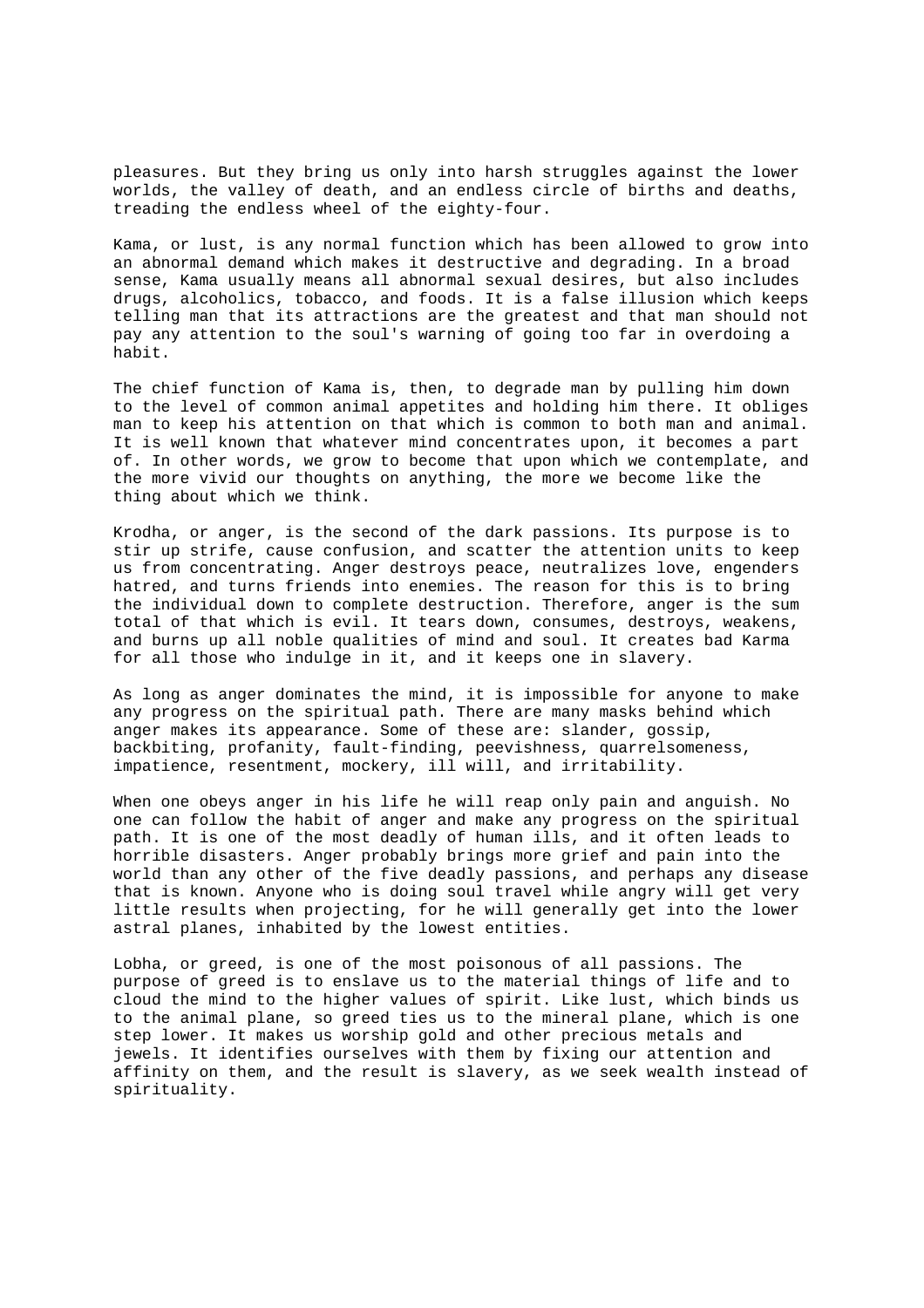pleasures. But they bring us only into harsh struggles against the lower worlds, the valley of death, and an endless circle of births and deaths, treading the endless wheel of the eighty-four.

Kama, or lust, is any normal function which has been allowed to grow into an abnormal demand which makes it destructive and degrading. In a broad sense, Kama usually means all abnormal sexual desires, but also includes drugs, alcoholics, tobacco, and foods. It is a false illusion which keeps telling man that its attractions are the greatest and that man should not pay any attention to the soul's warning of going too far in overdoing a habit.

The chief function of Kama is, then, to degrade man by pulling him down to the level of common animal appetites and holding him there. It obliges man to keep his attention on that which is common to both man and animal. It is well known that whatever mind concentrates upon, it becomes a part of. In other words, we grow to become that upon which we contemplate, and the more vivid our thoughts on anything, the more we become like the thing about which we think.

Krodha, or anger, is the second of the dark passions. Its purpose is to stir up strife, cause confusion, and scatter the attention units to keep us from concentrating. Anger destroys peace, neutralizes love, engenders hatred, and turns friends into enemies. The reason for this is to bring the individual down to complete destruction. Therefore, anger is the sum total of that which is evil. It tears down, consumes, destroys, weakens, and burns up all noble qualities of mind and soul. It creates bad Karma for all those who indulge in it, and it keeps one in slavery.

As long as anger dominates the mind, it is impossible for anyone to make any progress on the spiritual path. There are many masks behind which anger makes its appearance. Some of these are: slander, gossip, backbiting, profanity, fault-finding, peevishness, quarrelsomeness, impatience, resentment, mockery, ill will, and irritability.

When one obeys anger in his life he will reap only pain and anguish. No one can follow the habit of anger and make any progress on the spiritual path. It is one of the most deadly of human ills, and it often leads to horrible disasters. Anger probably brings more grief and pain into the world than any other of the five deadly passions, and perhaps any disease that is known. Anyone who is doing soul travel while angry will get very little results when projecting, for he will generally get into the lower astral planes, inhabited by the lowest entities.

Lobha, or greed, is one of the most poisonous of all passions. The purpose of greed is to enslave us to the material things of life and to cloud the mind to the higher values of spirit. Like lust, which binds us to the animal plane, so greed ties us to the mineral plane, which is one step lower. It makes us worship gold and other precious metals and jewels. It identifies ourselves with them by fixing our attention and affinity on them, and the result is slavery, as we seek wealth instead of spirituality.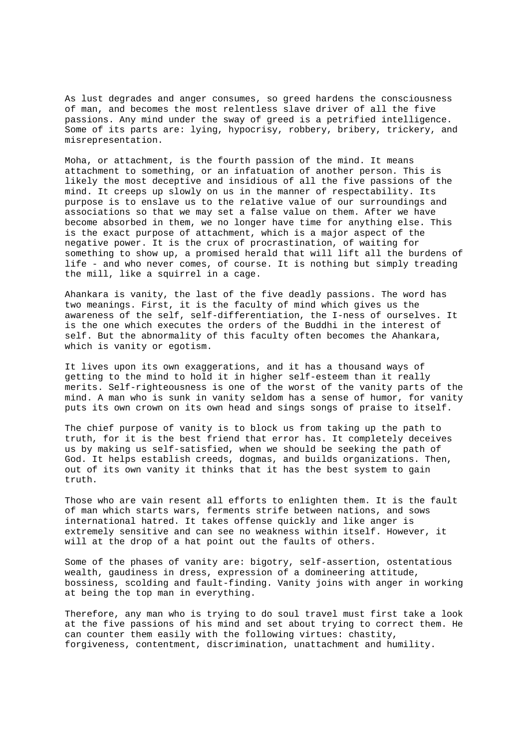As lust degrades and anger consumes, so greed hardens the consciousness of man, and becomes the most relentless slave driver of all the five passions. Any mind under the sway of greed is a petrified intelligence. Some of its parts are: lying, hypocrisy, robbery, bribery, trickery, and misrepresentation.

Moha, or attachment, is the fourth passion of the mind. It means attachment to something, or an infatuation of another person. This is likely the most deceptive and insidious of all the five passions of the mind. It creeps up slowly on us in the manner of respectability. Its purpose is to enslave us to the relative value of our surroundings and associations so that we may set a false value on them. After we have become absorbed in them, we no longer have time for anything else. This is the exact purpose of attachment, which is a major aspect of the negative power. It is the crux of procrastination, of waiting for something to show up, a promised herald that will lift all the burdens of life - and who never comes, of course. It is nothing but simply treading the mill, like a squirrel in a cage.

Ahankara is vanity, the last of the five deadly passions. The word has two meanings. First, it is the faculty of mind which gives us the awareness of the self, self-differentiation, the I-ness of ourselves. It is the one which executes the orders of the Buddhi in the interest of self. But the abnormality of this faculty often becomes the Ahankara, which is vanity or egotism.

It lives upon its own exaggerations, and it has a thousand ways of getting to the mind to hold it in higher self-esteem than it really merits. Self-righteousness is one of the worst of the vanity parts of the mind. A man who is sunk in vanity seldom has a sense of humor, for vanity puts its own crown on its own head and sings songs of praise to itself.

The chief purpose of vanity is to block us from taking up the path to truth, for it is the best friend that error has. It completely deceives us by making us self-satisfied, when we should be seeking the path of God. It helps establish creeds, dogmas, and builds organizations. Then, out of its own vanity it thinks that it has the best system to gain truth.

Those who are vain resent all efforts to enlighten them. It is the fault of man which starts wars, ferments strife between nations, and sows international hatred. It takes offense quickly and like anger is extremely sensitive and can see no weakness within itself. However, it will at the drop of a hat point out the faults of others.

Some of the phases of vanity are: bigotry, self-assertion, ostentatious wealth, gaudiness in dress, expression of a domineering attitude, bossiness, scolding and fault-finding. Vanity joins with anger in working at being the top man in everything.

Therefore, any man who is trying to do soul travel must first take a look at the five passions of his mind and set about trying to correct them. He can counter them easily with the following virtues: chastity, forgiveness, contentment, discrimination, unattachment and humility.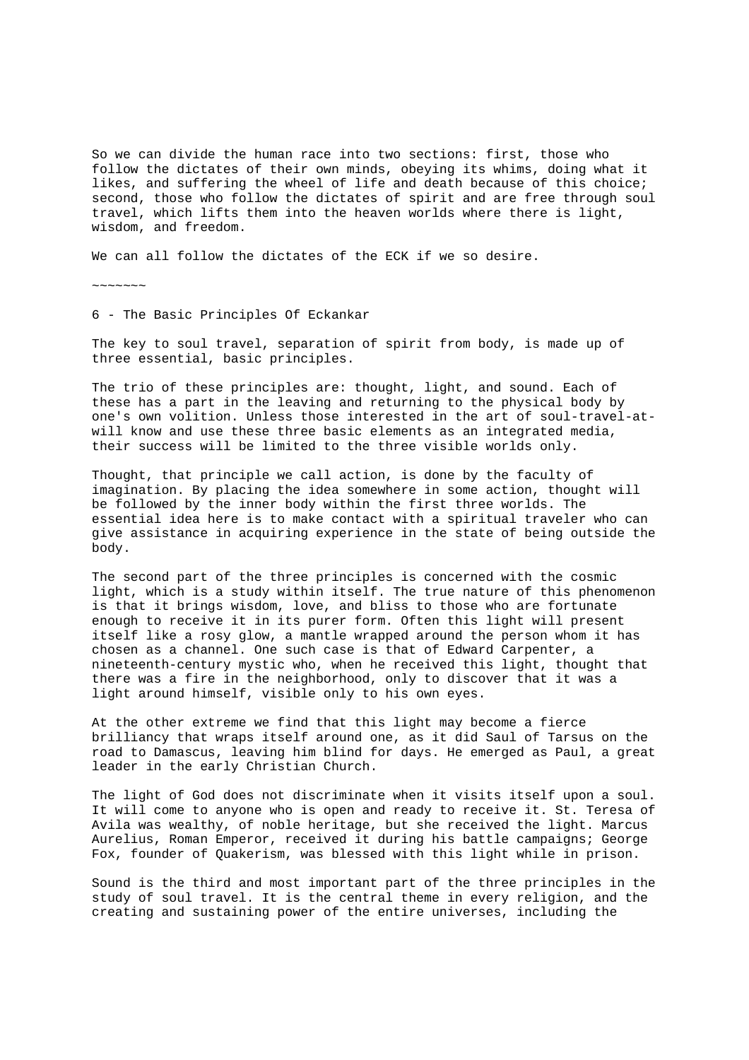So we can divide the human race into two sections: first, those who follow the dictates of their own minds, obeying its whims, doing what it likes, and suffering the wheel of life and death because of this choice; second, those who follow the dictates of spirit and are free through soul travel, which lifts them into the heaven worlds where there is light, wisdom, and freedom.

We can all follow the dictates of the ECK if we so desire.

~~~~~~~

## 6 - The Basic Principles Of Eckankar

The key to soul travel, separation of spirit from body, is made up of three essential, basic principles.

The trio of these principles are: thought, light, and sound. Each of these has a part in the leaving and returning to the physical body by one's own volition. Unless those interested in the art of soul-travel-at-will know and use these three basic elements as an integrated media, their success will be limited to the three visible worlds only.

Thought, that principle we call action, is done by the faculty of imagination. By placing the idea somewhere in some action, thought will be followed by the inner body within the first three worlds. The essential idea here is to make contact with a spiritual traveler who can give assistance in acquiring experience in the state of being outside the body.

The second part of the three principles is concerned with the cosmic light, which is a study within itself. The true nature of this phenomenon is that it brings wisdom, love, and bliss to those who are fortunate enough to receive it in its purer form. Often this light will present itself like a rosy glow, a mantle wrapped around the person whom it has chosen as a channel. One such case is that of Edward Carpenter, a nineteenth-century mystic who, when he received this light, thought that there was a fire in the neighborhood, only to discover that it was a light around himself, visible only to his own eyes.

At the other extreme we find that this light may become a fierce brilliancy that wraps itself around one, as it did Saul of Tarsus on the road to Damascus, leaving him blind for days. He emerged as Paul, a great leader in the early Christian Church.

The light of God does not discriminate when it visits itself upon a soul. It will come to anyone who is open and ready to receive it. St. Teresa of Avila was wealthy, of noble heritage, but she received the light. Marcus Aurelius, Roman Emperor, received it during his battle campaigns; George Fox, founder of Quakerism, was blessed with this light while in prison.

Sound is the third and most important part of the three principles in the study of soul travel. It is the central theme in every religion, and the creating and sustaining power of the entire universes, including the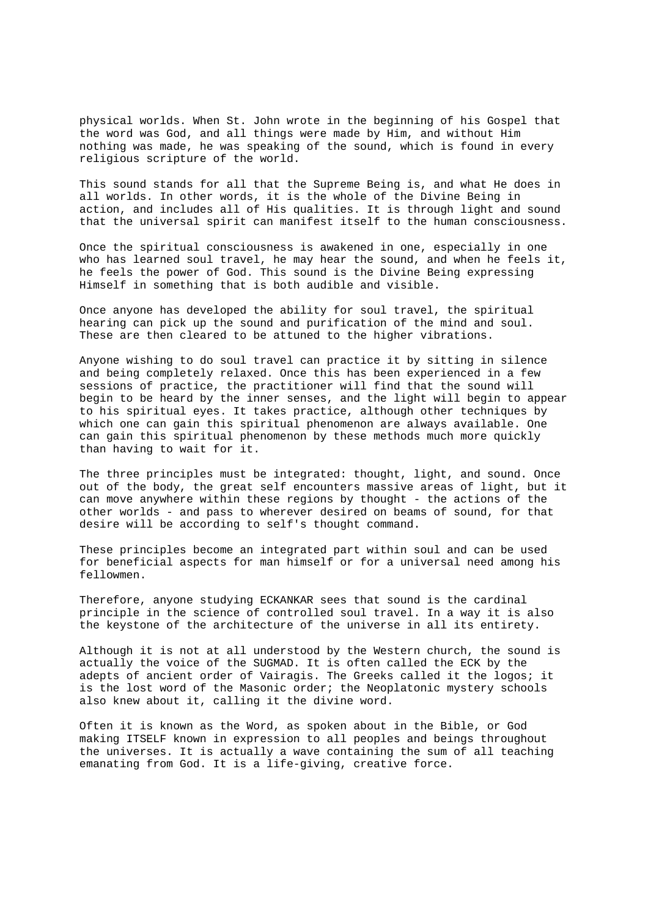physical worlds. When St. John wrote in the beginning of his Gospel that the word was God, and all things were made by Him, and without Him nothing was made, he was speaking of the sound, which is found in every religious scripture of the world.

This sound stands for all that the Supreme Being is, and what He does in all worlds. In other words, it is the whole of the Divine Being in action, and includes all of His qualities. It is through light and sound that the universal spirit can manifest itself to the human consciousness.

Once the spiritual consciousness is awakened in one, especially in one who has learned soul travel, he may hear the sound, and when he feels it, he feels the power of God. This sound is the Divine Being expressing Himself in something that is both audible and visible.

Once anyone has developed the ability for soul travel, the spiritual hearing can pick up the sound and purification of the mind and soul. These are then cleared to be attuned to the higher vibrations.

Anyone wishing to do soul travel can practice it by sitting in silence and being completely relaxed. Once this has been experienced in a few sessions of practice, the practitioner will find that the sound will begin to be heard by the inner senses, and the light will begin to appear to his spiritual eyes. It takes practice, although other techniques by which one can gain this spiritual phenomenon are always available. One can gain this spiritual phenomenon by these methods much more quickly than having to wait for it.

The three principles must be integrated: thought, light, and sound. Once out of the body, the great self encounters massive areas of light, but it can move anywhere within these regions by thought - the actions of the other worlds - and pass to wherever desired on beams of sound, for that desire will be according to self's thought command.

These principles become an integrated part within soul and can be used for beneficial aspects for man himself or for a universal need among his fellowmen.

Therefore, anyone studying ECKANKAR sees that sound is the cardinal principle in the science of controlled soul travel. In a way it is also the keystone of the architecture of the universe in all its entirety.

Although it is not at all understood by the Western church, the sound is actually the voice of the SUGMAD. It is often called the ECK by the adepts of ancient order of Vairagis. The Greeks called it the logos; it is the lost word of the Masonic order; the Neoplatonic mystery schools also knew about it, calling it the divine word.

Often it is known as the Word, as spoken about in the Bible, or God making ITSELF known in expression to all peoples and beings throughout the universes. It is actually a wave containing the sum of all teaching emanating from God. It is a life-giving, creative force.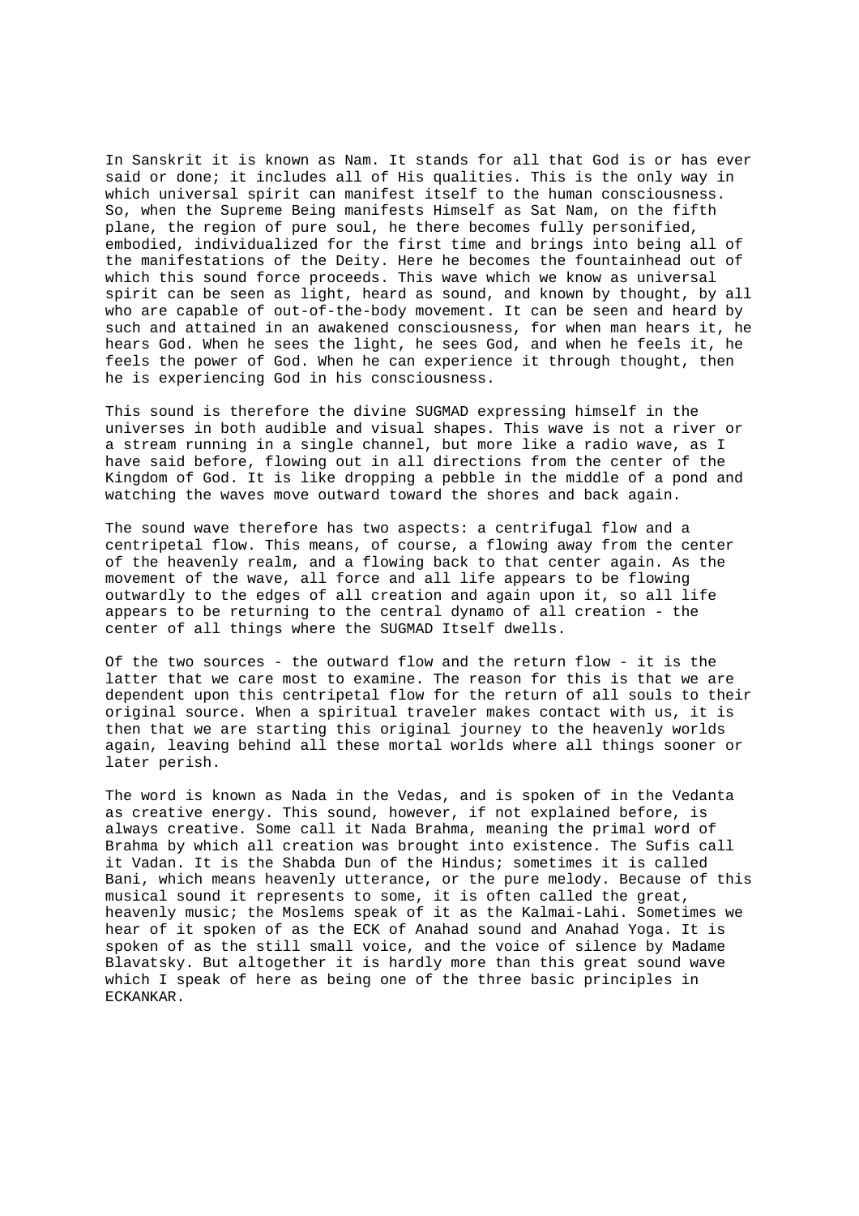In Sanskrit it is known as Nam. It stands for all that God is or has ever said or done; it includes all of His qualities. This is the only way in which universal spirit can manifest itself to the human consciousness. So, when the Supreme Being manifests Himself as Sat Nam, on the fifth plane, the region of pure soul, he there becomes fully personified, embodied, individualized for the first time and brings into being all of the manifestations of the Deity. Here he becomes the fountainhead out of which this sound force proceeds. This wave which we know as universal spirit can be seen as light, heard as sound, and known by thought, by all who are capable of out-of-the-body movement. It can be seen and heard by such and attained in an awakened consciousness, for when man hears it, he hears God. When he sees the light, he sees God, and when he feels it, he feels the power of God. When he can experience it through thought, then he is experiencing God in his consciousness.

This sound is therefore the divine SUGMAD expressing himself in the universes in both audible and visual shapes. This wave is not a river or a stream running in a single channel, but more like a radio wave, as I have said before, flowing out in all directions from the center of the Kingdom of God. It is like dropping a pebble in the middle of a pond and watching the waves move outward toward the shores and back again.

The sound wave therefore has two aspects: a centrifugal flow and a centripetal flow. This means, of course, a flowing away from the center of the heavenly realm, and a flowing back to that center again. As the movement of the wave, all force and all life appears to be flowing outwardly to the edges of all creation and again upon it, so all life appears to be returning to the central dynamo of all creation - the center of all things where the SUGMAD Itself dwells.

Of the two sources - the outward flow and the return flow - it is the latter that we care most to examine. The reason for this is that we are dependent upon this centripetal flow for the return of all souls to their original source. When a spiritual traveler makes contact with us, it is then that we are starting this original journey to the heavenly worlds again, leaving behind all these mortal worlds where all things sooner or later perish.

The word is known as Nada in the Vedas, and is spoken of in the Vedanta as creative energy. This sound, however, if not explained before, is always creative. Some call it Nada Brahma, meaning the primal word of Brahma by which all creation was brought into existence. The Sufis call it Vadan. It is the Shabda Dun of the Hindus; sometimes it is called Bani, which means heavenly utterance, or the pure melody. Because of this musical sound it represents to some, it is often called the great, heavenly music; the Moslems speak of it as the Kalmai-Lahi. Sometimes we hear of it spoken of as the ECK of Anahad sound and Anahad Yoga. It is spoken of as the still small voice, and the voice of silence by Madame Blavatsky. But altogether it is hardly more than this great sound wave which I speak of here as being one of the three basic principles in ECKANKAR.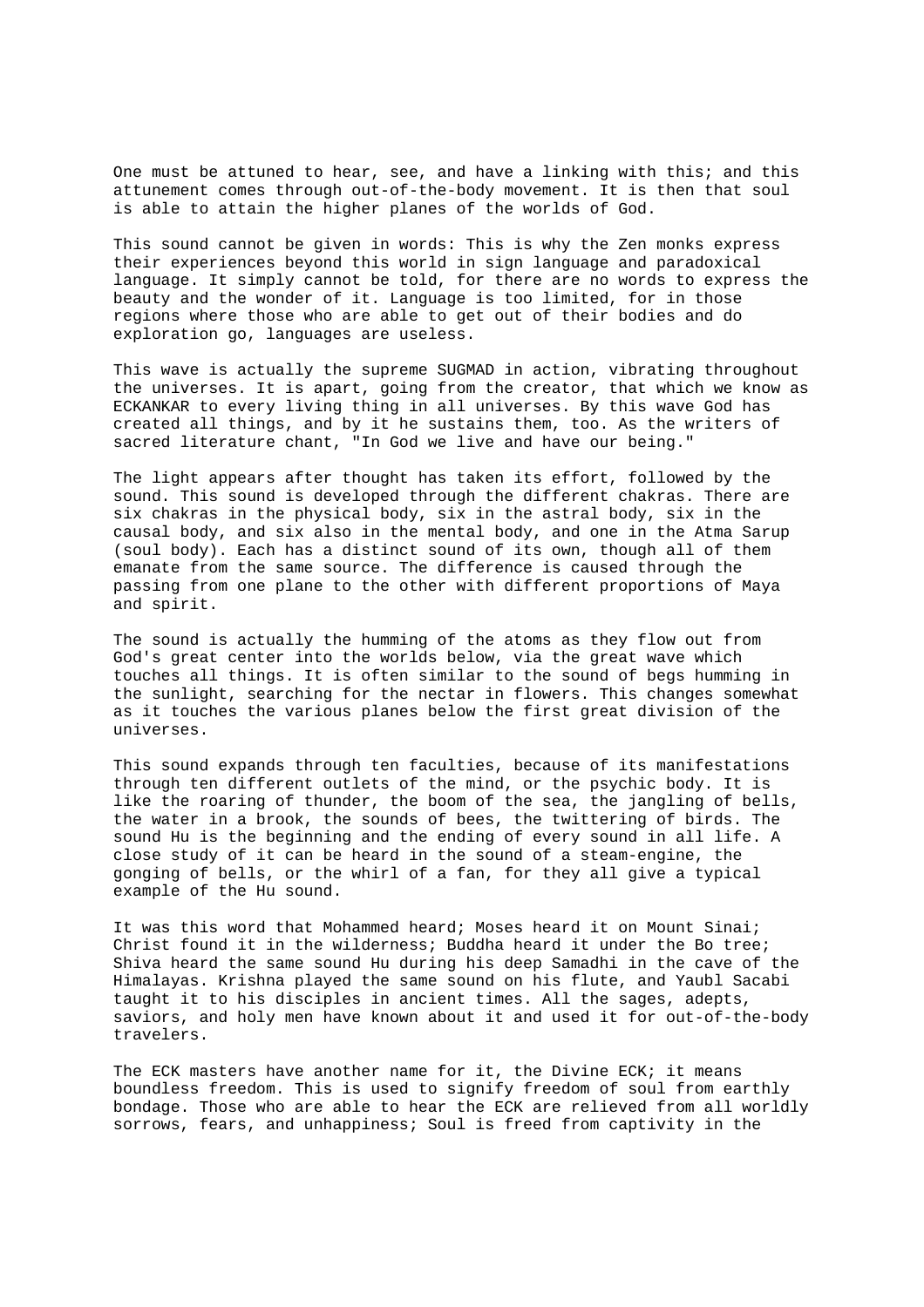One must be attuned to hear, see, and have a linking with this; and this attunement comes through out-of-the-body movement. It is then that soul is able to attain the higher planes of the worlds of God.

This sound cannot be given in words: This is why the Zen monks express their experiences beyond this world in sign language and paradoxical language. It simply cannot be told, for there are no words to express the beauty and the wonder of it. Language is too limited, for in those regions where those who are able to get out of their bodies and do exploration go, languages are useless.

This wave is actually the supreme SUGMAD in action, vibrating throughout the universes. It is apart, going from the creator, that which we know as ECKANKAR to every living thing in all universes. By this wave God has created all things, and by it he sustains them, too. As the writers of sacred literature chant, "In God we live and have our being."

The light appears after thought has taken its effort, followed by the sound. This sound is developed through the different chakras. There are six chakras in the physical body, six in the astral body, six in the causal body, and six also in the mental body, and one in the Atma Sarup (soul body). Each has a distinct sound of its own, though all of them emanate from the same source. The difference is caused through the passing from one plane to the other with different proportions of Maya and spirit.

The sound is actually the humming of the atoms as they flow out from God's great center into the worlds below, via the great wave which touches all things. It is often similar to the sound of begs humming in the sunlight, searching for the nectar in flowers. This changes somewhat as it touches the various planes below the first great division of the universes.

This sound expands through ten faculties, because of its manifestations through ten different outlets of the mind, or the psychic body. It is like the roaring of thunder, the boom of the sea, the jangling of bells, the water in a brook, the sounds of bees, the twittering of birds. The sound Hu is the beginning and the ending of every sound in all life. A close study of it can be heard in the sound of a steam-engine, the gonging of bells, or the whirl of a fan, for they all give a typical example of the Hu sound.

It was this word that Mohammed heard; Moses heard it on Mount Sinai; Christ found it in the wilderness; Buddha heard it under the Bo tree; Shiva heard the same sound Hu during his deep Samadhi in the cave of the Himalayas. Krishna played the same sound on his flute, and Yaubl Sacabi taught it to his disciples in ancient times. All the sages, adepts, saviors, and holy men have known about it and used it for out-of-the-body travelers.

The ECK masters have another name for it, the Divine ECK; it means boundless freedom. This is used to signify freedom of soul from earthly bondage. Those who are able to hear the ECK are relieved from all worldly sorrows, fears, and unhappiness; Soul is freed from captivity in the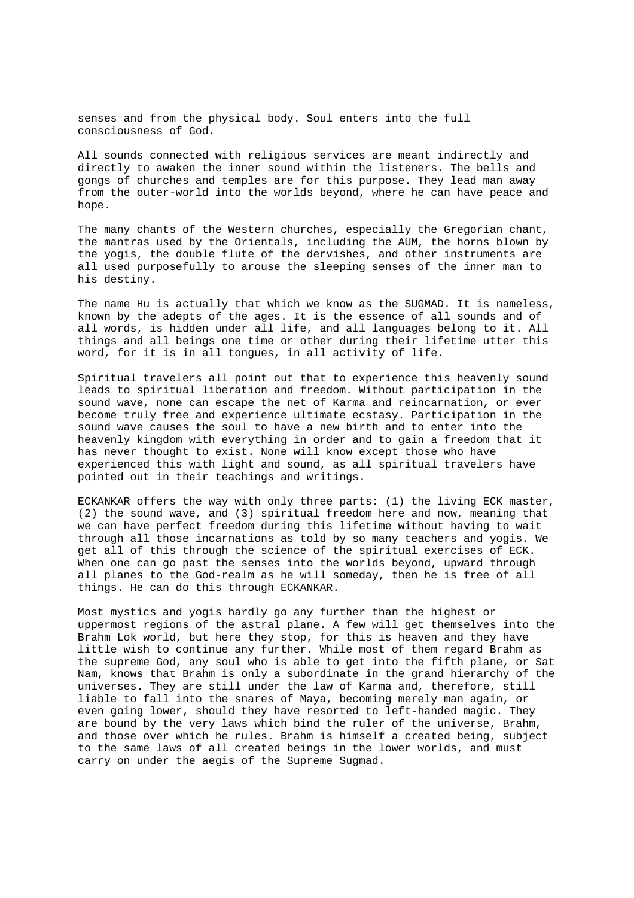senses and from the physical body. Soul enters into the full consciousness of God.

All sounds connected with religious services are meant indirectly and directly to awaken the inner sound within the listeners. The bells and gongs of churches and temples are for this purpose. They lead man away from the outer-world into the worlds beyond, where he can have peace and hope.

The many chants of the Western churches, especially the Gregorian chant, the mantras used by the Orientals, including the AUM, the horns blown by the yogis, the double flute of the dervishes, and other instruments are all used purposefully to arouse the sleeping senses of the inner man to his destiny.

The name Hu is actually that which we know as the SUGMAD. It is nameless, known by the adepts of the ages. It is the essence of all sounds and of all words, is hidden under all life, and all languages belong to it. All things and all beings one time or other during their lifetime utter this word, for it is in all tongues, in all activity of life.

Spiritual travelers all point out that to experience this heavenly sound leads to spiritual liberation and freedom. Without participation in the sound wave, none can escape the net of Karma and reincarnation, or ever become truly free and experience ultimate ecstasy. Participation in the sound wave causes the soul to have a new birth and to enter into the heavenly kingdom with everything in order and to gain a freedom that it has never thought to exist. None will know except those who have experienced this with light and sound, as all spiritual travelers have pointed out in their teachings and writings.

ECKANKAR offers the way with only three parts: (1) the living ECK master, (2) the sound wave, and (3) spiritual freedom here and now, meaning that we can have perfect freedom during this lifetime without having to wait through all those incarnations as told by so many teachers and yogis. We get all of this through the science of the spiritual exercises of ECK. When one can go past the senses into the worlds beyond, upward through all planes to the God-realm as he will someday, then he is free of all things. He can do this through ECKANKAR.

Most mystics and yogis hardly go any further than the highest or uppermost regions of the astral plane. A few will get themselves into the Brahm Lok world, but here they stop, for this is heaven and they have little wish to continue any further. While most of them regard Brahm as the supreme God, any soul who is able to get into the fifth plane, or Sat Nam, knows that Brahm is only a subordinate in the grand hierarchy of the universes. They are still under the law of Karma and, therefore, still liable to fall into the snares of Maya, becoming merely man again, or even going lower, should they have resorted to left-handed magic. They are bound by the very laws which bind the ruler of the universe, Brahm, and those over which he rules. Brahm is himself a created being, subject to the same laws of all created beings in the lower worlds, and must carry on under the aegis of the Supreme Sugmad.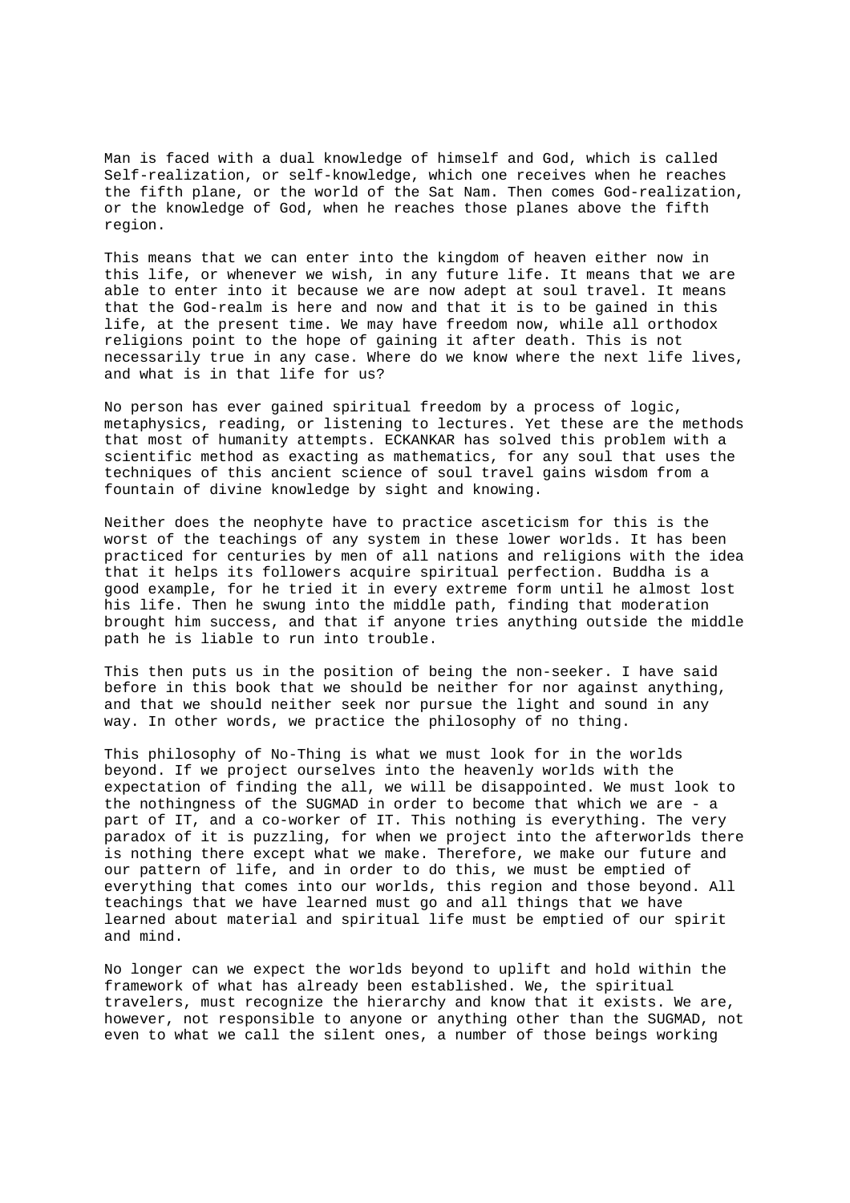Man is faced with a dual knowledge of himself and God, which is called Self-realization, or self-knowledge, which one receives when he reaches the fifth plane, or the world of the Sat Nam. Then comes God-realization, or the knowledge of God, when he reaches those planes above the fifth region.

This means that we can enter into the kingdom of heaven either now in this life, or whenever we wish, in any future life. It means that we are able to enter into it because we are now adept at soul travel. It means that the God-realm is here and now and that it is to be gained in this life, at the present time. We may have freedom now, while all orthodox religions point to the hope of gaining it after death. This is not necessarily true in any case. Where do we know where the next life lives, and what is in that life for us?

No person has ever gained spiritual freedom by a process of logic, metaphysics, reading, or listening to lectures. Yet these are the methods that most of humanity attempts. ECKANKAR has solved this problem with a scientific method as exacting as mathematics, for any soul that uses the techniques of this ancient science of soul travel gains wisdom from a fountain of divine knowledge by sight and knowing.

Neither does the neophyte have to practice asceticism for this is the worst of the teachings of any system in these lower worlds. It has been practiced for centuries by men of all nations and religions with the idea that it helps its followers acquire spiritual perfection. Buddha is a good example, for he tried it in every extreme form until he almost lost his life. Then he swung into the middle path, finding that moderation brought him success, and that if anyone tries anything outside the middle path he is liable to run into trouble.

This then puts us in the position of being the non-seeker. I have said before in this book that we should be neither for nor against anything, and that we should neither seek nor pursue the light and sound in any way. In other words, we practice the philosophy of no thing.

This philosophy of No-Thing is what we must look for in the worlds beyond. If we project ourselves into the heavenly worlds with the expectation of finding the all, we will be disappointed. We must look to the nothingness of the SUGMAD in order to become that which we are - a part of IT, and a co-worker of IT. This nothing is everything. The very paradox of it is puzzling, for when we project into the afterworlds there is nothing there except what we make. Therefore, we make our future and our pattern of life, and in order to do this, we must be emptied of everything that comes into our worlds, this region and those beyond. All teachings that we have learned must go and all things that we have learned about material and spiritual life must be emptied of our spirit and mind.

No longer can we expect the worlds beyond to uplift and hold within the framework of what has already been established. We, the spiritual travelers, must recognize the hierarchy and know that it exists. We are, however, not responsible to anyone or anything other than the SUGMAD, not even to what we call the silent ones, a number of those beings working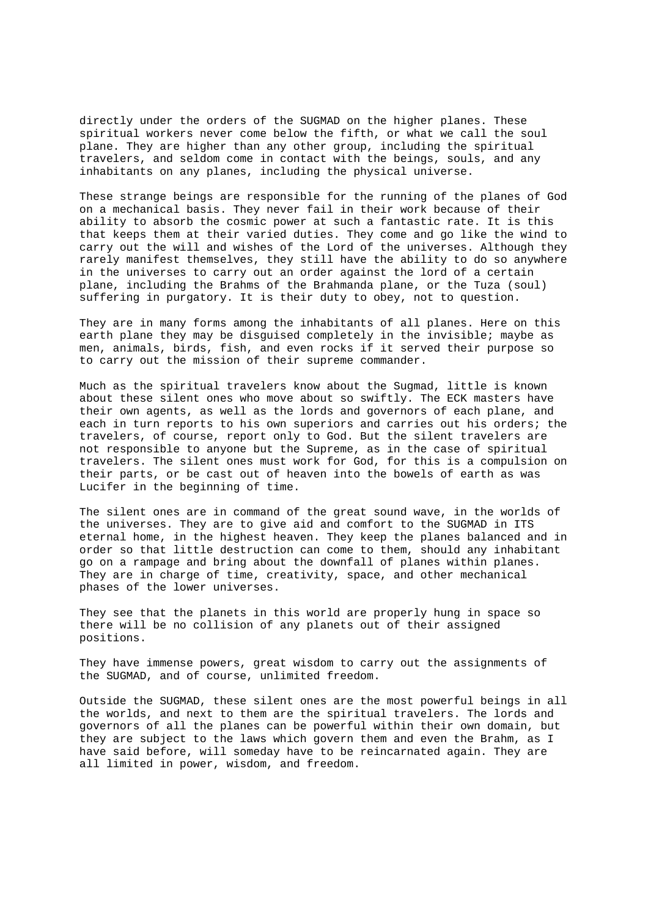directly under the orders of the SUGMAD on the higher planes. These spiritual workers never come below the fifth, or what we call the soul plane. They are higher than any other group, including the spiritual travelers, and seldom come in contact with the beings, souls, and any inhabitants on any planes, including the physical universe.

These strange beings are responsible for the running of the planes of God on a mechanical basis. They never fail in their work because of their ability to absorb the cosmic power at such a fantastic rate. It is this that keeps them at their varied duties. They come and go like the wind to carry out the will and wishes of the Lord of the universes. Although they rarely manifest themselves, they still have the ability to do so anywhere in the universes to carry out an order against the lord of a certain plane, including the Brahms of the Brahmanda plane, or the Tuza (soul) suffering in purgatory. It is their duty to obey, not to question.

They are in many forms among the inhabitants of all planes. Here on this earth plane they may be disguised completely in the invisible; maybe as men, animals, birds, fish, and even rocks if it served their purpose so to carry out the mission of their supreme commander.

Much as the spiritual travelers know about the Sugmad, little is known about these silent ones who move about so swiftly. The ECK masters have their own agents, as well as the lords and governors of each plane, and each in turn reports to his own superiors and carries out his orders; the travelers, of course, report only to God. But the silent travelers are not responsible to anyone but the Supreme, as in the case of spiritual travelers. The silent ones must work for God, for this is a compulsion on their parts, or be cast out of heaven into the bowels of earth as was Lucifer in the beginning of time.

The silent ones are in command of the great sound wave, in the worlds of the universes. They are to give aid and comfort to the SUGMAD in ITS eternal home, in the highest heaven. They keep the planes balanced and in order so that little destruction can come to them, should any inhabitant go on a rampage and bring about the downfall of planes within planes. They are in charge of time, creativity, space, and other mechanical phases of the lower universes.

They see that the planets in this world are properly hung in space so there will be no collision of any planets out of their assigned positions.

They have immense powers, great wisdom to carry out the assignments of the SUGMAD, and of course, unlimited freedom.

Outside the SUGMAD, these silent ones are the most powerful beings in all the worlds, and next to them are the spiritual travelers. The lords and governors of all the planes can be powerful within their own domain, but they are subject to the laws which govern them and even the Brahm, as I have said before, will someday have to be reincarnated again. They are all limited in power, wisdom, and freedom.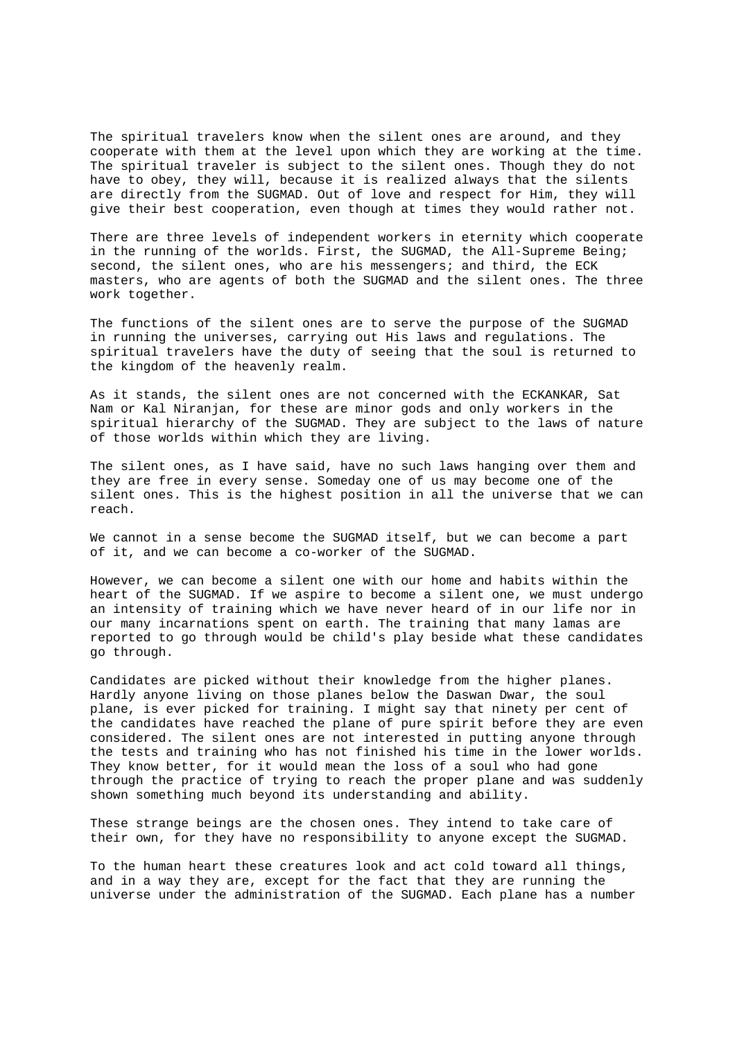The spiritual travelers know when the silent ones are around, and they cooperate with them at the level upon which they are working at the time. The spiritual traveler is subject to the silent ones. Though they do not have to obey, they will, because it is realized always that the silents are directly from the SUGMAD. Out of love and respect for Him, they will give their best cooperation, even though at times they would rather not.

There are three levels of independent workers in eternity which cooperate in the running of the worlds. First, the SUGMAD, the All-Supreme Being; second, the silent ones, who are his messengers; and third, the ECK masters, who are agents of both the SUGMAD and the silent ones. The three work together.

The functions of the silent ones are to serve the purpose of the SUGMAD in running the universes, carrying out His laws and regulations. The spiritual travelers have the duty of seeing that the soul is returned to the kingdom of the heavenly realm.

As it stands, the silent ones are not concerned with the ECKANKAR, Sat Nam or Kal Niranjan, for these are minor gods and only workers in the spiritual hierarchy of the SUGMAD. They are subject to the laws of nature of those worlds within which they are living.

The silent ones, as I have said, have no such laws hanging over them and they are free in every sense. Someday one of us may become one of the silent ones. This is the highest position in all the universe that we can reach.

We cannot in a sense become the SUGMAD itself, but we can become a part of it, and we can become a co-worker of the SUGMAD.

However, we can become a silent one with our home and habits within the heart of the SUGMAD. If we aspire to become a silent one, we must undergo an intensity of training which we have never heard of in our life nor in our many incarnations spent on earth. The training that many lamas are reported to go through would be child's play beside what these candidates go through.

Candidates are picked without their knowledge from the higher planes. Hardly anyone living on those planes below the Daswan Dwar, the soul plane, is ever picked for training. I might say that ninety per cent of the candidates have reached the plane of pure spirit before they are even considered. The silent ones are not interested in putting anyone through the tests and training who has not finished his time in the lower worlds. They know better, for it would mean the loss of a soul who had gone through the practice of trying to reach the proper plane and was suddenly shown something much beyond its understanding and ability.

These strange beings are the chosen ones. They intend to take care of their own, for they have no responsibility to anyone except the SUGMAD.

To the human heart these creatures look and act cold toward all things, and in a way they are, except for the fact that they are running the universe under the administration of the SUGMAD. Each plane has a number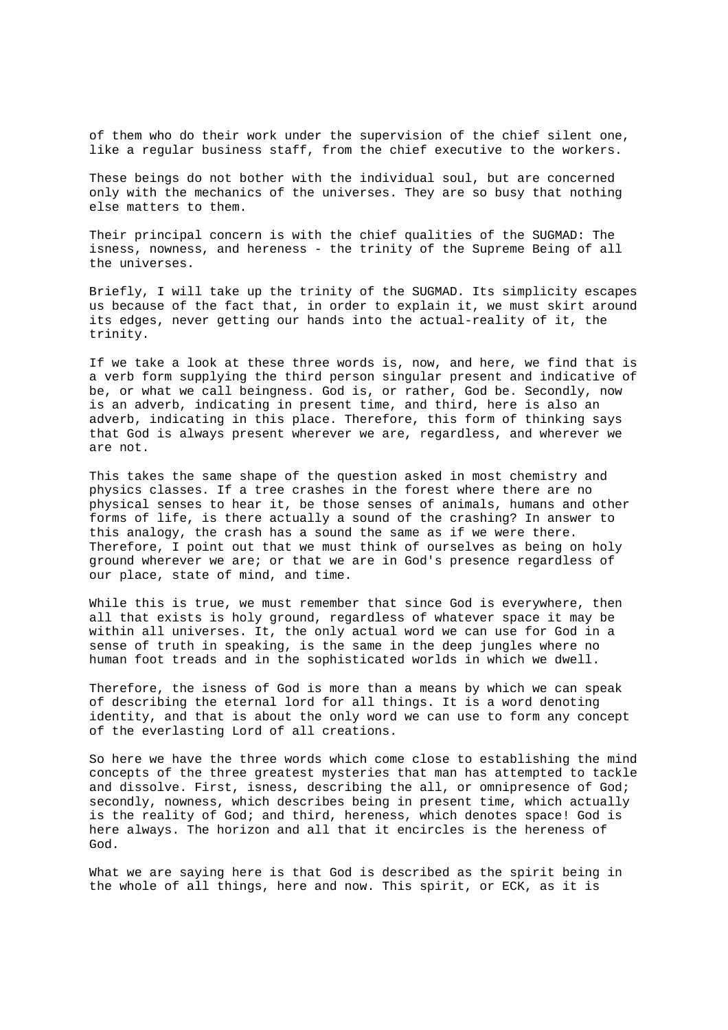of them who do their work under the supervision of the chief silent one, like a regular business staff, from the chief executive to the workers.

These beings do not bother with the individual soul, but are concerned only with the mechanics of the universes. They are so busy that nothing else matters to them.

Their principal concern is with the chief qualities of the SUGMAD: The isness, nowness, and hereness - the trinity of the Supreme Being of all the universes.

Briefly, I will take up the trinity of the SUGMAD. Its simplicity escapes us because of the fact that, in order to explain it, we must skirt around its edges, never getting our hands into the actual-reality of it, the trinity.

If we take a look at these three words is, now, and here, we find that is a verb form supplying the third person singular present and indicative of be, or what we call beingness. God is, or rather, God be. Secondly, now is an adverb, indicating in present time, and third, here is also an adverb, indicating in this place. Therefore, this form of thinking says that God is always present wherever we are, regardless, and wherever we are not.

This takes the same shape of the question asked in most chemistry and physics classes. If a tree crashes in the forest where there are no physical senses to hear it, be those senses of animals, humans and other forms of life, is there actually a sound of the crashing? In answer to this analogy, the crash has a sound the same as if we were there. Therefore, I point out that we must think of ourselves as being on holy ground wherever we are; or that we are in God's presence regardless of our place, state of mind, and time.

While this is true, we must remember that since God is everywhere, then all that exists is holy ground, regardless of whatever space it may be within all universes. It, the only actual word we can use for God in a sense of truth in speaking, is the same in the deep jungles where no human foot treads and in the sophisticated worlds in which we dwell.

Therefore, the isness of God is more than a means by which we can speak of describing the eternal lord for all things. It is a word denoting identity, and that is about the only word we can use to form any concept of the everlasting Lord of all creations.

So here we have the three words which come close to establishing the mind concepts of the three greatest mysteries that man has attempted to tackle and dissolve. First, isness, describing the all, or omnipresence of God; secondly, nowness, which describes being in present time, which actually is the reality of God; and third, hereness, which denotes space! God is here always. The horizon and all that it encircles is the hereness of God.

What we are saying here is that God is described as the spirit being in the whole of all things, here and now. This spirit, or ECK, as it is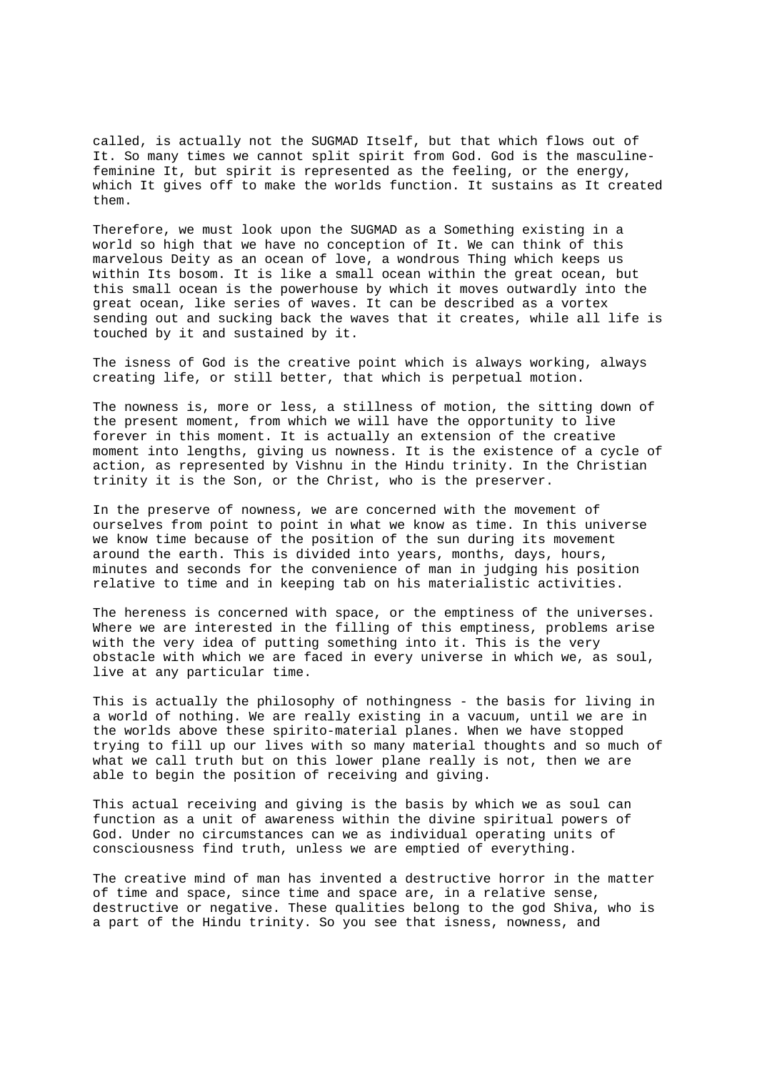called, is actually not the SUGMAD Itself, but that which flows out of It. So many times we cannot split spirit from God. God is the masculine-feminine It, but spirit is represented as the feeling, or the energy, which It gives off to make the worlds function. It sustains as It created them.

Therefore, we must look upon the SUGMAD as a Something existing in a world so high that we have no conception of It. We can think of this marvelous Deity as an ocean of love, a wondrous Thing which keeps us within Its bosom. It is like a small ocean within the great ocean, but this small ocean is the powerhouse by which it moves outwardly into the great ocean, like series of waves. It can be described as a vortex sending out and sucking back the waves that it creates, while all life is touched by it and sustained by it.

The isness of God is the creative point which is always working, always creating life, or still better, that which is perpetual motion.

The nowness is, more or less, a stillness of motion, the sitting down of the present moment, from which we will have the opportunity to live forever in this moment. It is actually an extension of the creative moment into lengths, giving us nowness. It is the existence of a cycle of action, as represented by Vishnu in the Hindu trinity. In the Christian trinity it is the Son, or the Christ, who is the preserver.

In the preserve of nowness, we are concerned with the movement of ourselves from point to point in what we know as time. In this universe we know time because of the position of the sun during its movement around the earth. This is divided into years, months, days, hours, minutes and seconds for the convenience of man in judging his position relative to time and in keeping tab on his materialistic activities.

The hereness is concerned with space, or the emptiness of the universes. Where we are interested in the filling of this emptiness, problems arise with the very idea of putting something into it. This is the very obstacle with which we are faced in every universe in which we, as soul, live at any particular time.

This is actually the philosophy of nothingness - the basis for living in a world of nothing. We are really existing in a vacuum, until we are in the worlds above these spirito-material planes. When we have stopped trying to fill up our lives with so many material thoughts and so much of what we call truth but on this lower plane really is not, then we are able to begin the position of receiving and giving.

This actual receiving and giving is the basis by which we as soul can function as a unit of awareness within the divine spiritual powers of God. Under no circumstances can we as individual operating units of consciousness find truth, unless we are emptied of everything.

The creative mind of man has invented a destructive horror in the matter of time and space, since time and space are, in a relative sense, destructive or negative. These qualities belong to the god Shiva, who is a part of the Hindu trinity. So you see that isness, nowness, and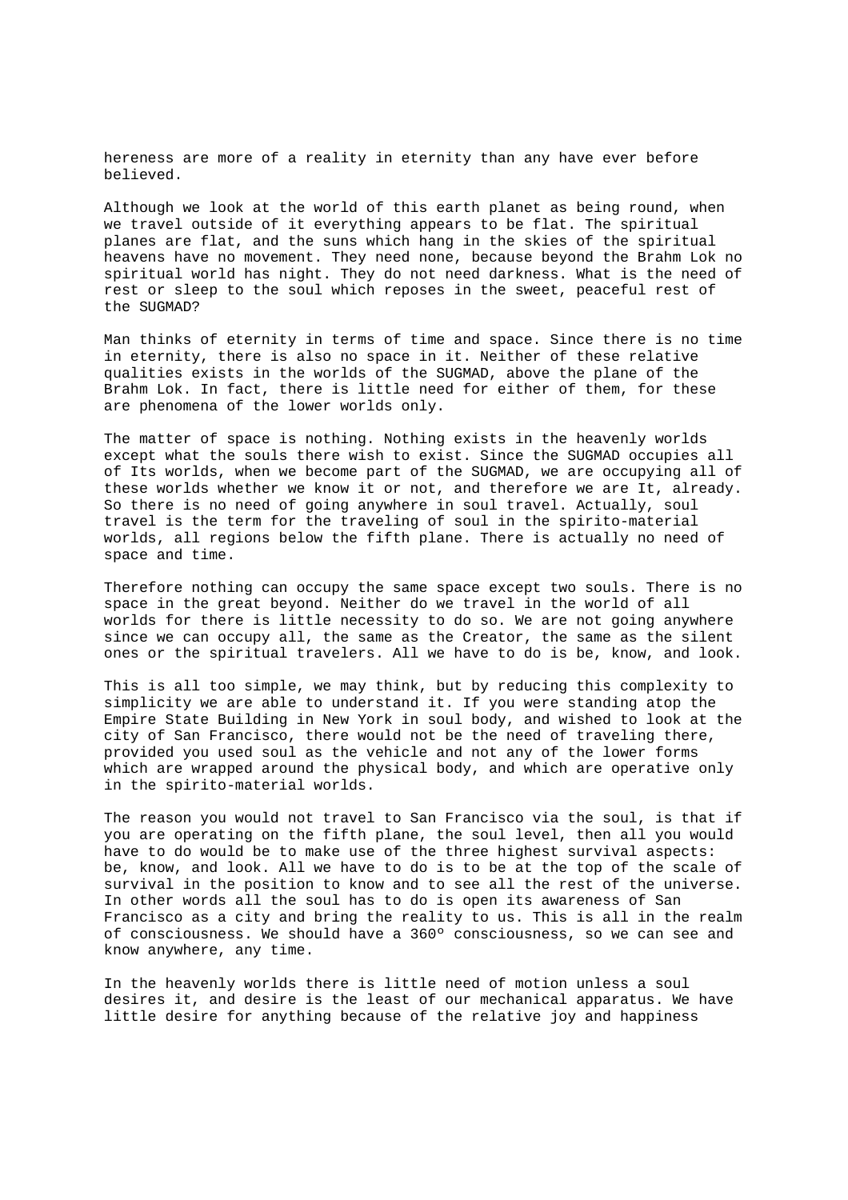hereness are more of a reality in eternity than any have ever before believed.

Although we look at the world of this earth planet as being round, when we travel outside of it everything appears to be flat. The spiritual planes are flat, and the suns which hang in the skies of the spiritual heavens have no movement. They need none, because beyond the Brahm Lok no spiritual world has night. They do not need darkness. What is the need of rest or sleep to the soul which reposes in the sweet, peaceful rest of the SUGMAD?

Man thinks of eternity in terms of time and space. Since there is no time in eternity, there is also no space in it. Neither of these relative qualities exists in the worlds of the SUGMAD, above the plane of the Brahm Lok. In fact, there is little need for either of them, for these are phenomena of the lower worlds only.

The matter of space is nothing. Nothing exists in the heavenly worlds except what the souls there wish to exist. Since the SUGMAD occupies all of Its worlds, when we become part of the SUGMAD, we are occupying all of these worlds whether we know it or not, and therefore we are It, already. So there is no need of going anywhere in soul travel. Actually, soul travel is the term for the traveling of soul in the spirito-material worlds, all regions below the fifth plane. There is actually no need of space and time.

Therefore nothing can occupy the same space except two souls. There is no space in the great beyond. Neither do we travel in the world of all worlds for there is little necessity to do so. We are not going anywhere since we can occupy all, the same as the Creator, the same as the silent ones or the spiritual travelers. All we have to do is be, know, and look.

This is all too simple, we may think, but by reducing this complexity to simplicity we are able to understand it. If you were standing atop the Empire State Building in New York in soul body, and wished to look at the city of San Francisco, there would not be the need of traveling there, provided you used soul as the vehicle and not any of the lower forms which are wrapped around the physical body, and which are operative only in the spirito-material worlds.

The reason you would not travel to San Francisco via the soul, is that if you are operating on the fifth plane, the soul level, then all you would have to do would be to make use of the three highest survival aspects: be, know, and look. All we have to do is to be at the top of the scale of survival in the position to know and to see all the rest of the universe. In other words all the soul has to do is open its awareness of San Francisco as a city and bring the reality to us. This is all in the realm of consciousness. We should have a 360º consciousness, so we can see and know anywhere, any time.

In the heavenly worlds there is little need of motion unless a soul desires it, and desire is the least of our mechanical apparatus. We have little desire for anything because of the relative joy and happiness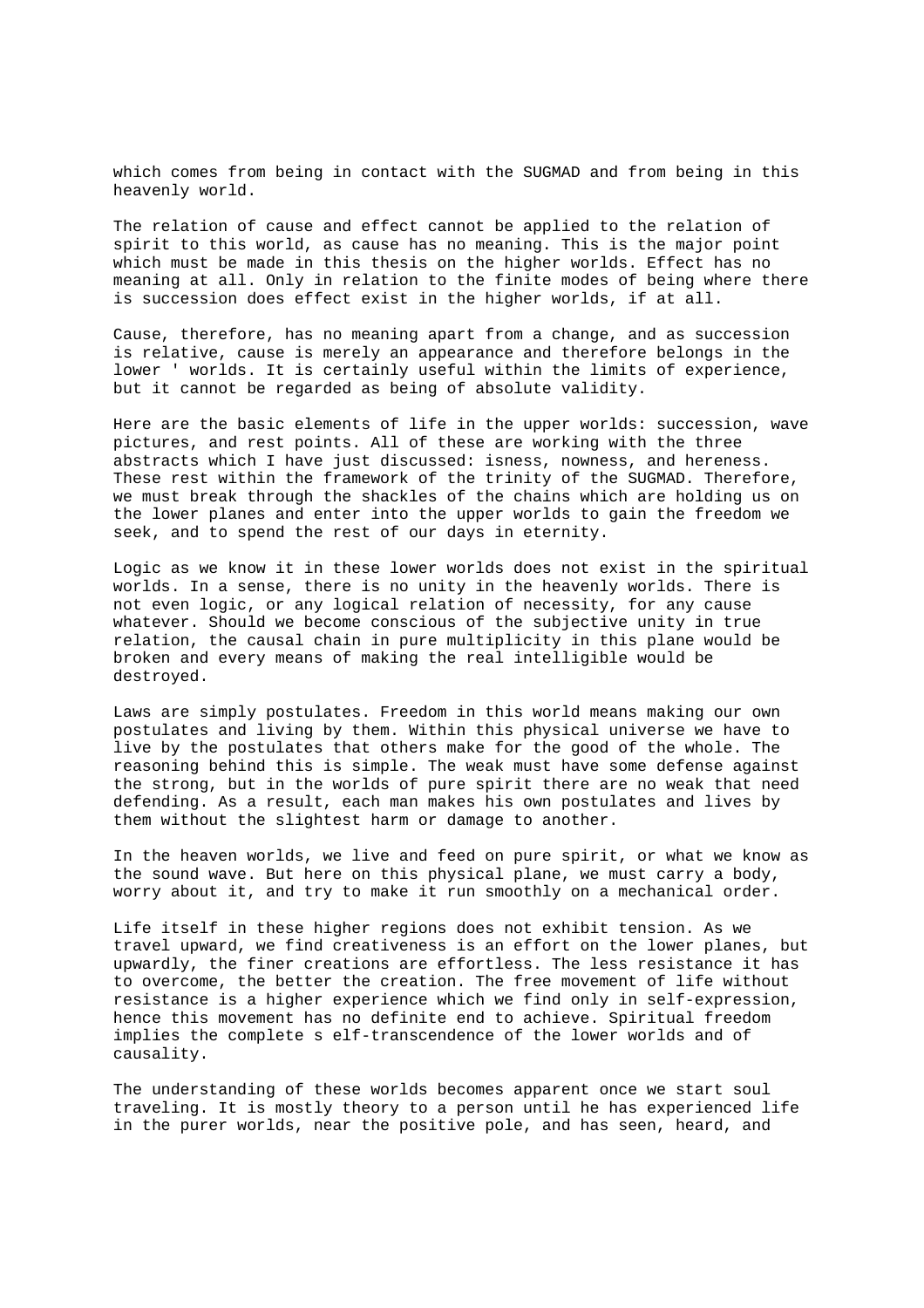which comes from being in contact with the SUGMAD and from being in this heavenly world.

The relation of cause and effect cannot be applied to the relation of spirit to this world, as cause has no meaning. This is the major point which must be made in this thesis on the higher worlds. Effect has no meaning at all. Only in relation to the finite modes of being where there is succession does effect exist in the higher worlds, if at all.

Cause, therefore, has no meaning apart from a change, and as succession is relative, cause is merely an appearance and therefore belongs in the lower ' worlds. It is certainly useful within the limits of experience, but it cannot be regarded as being of absolute validity.

Here are the basic elements of life in the upper worlds: succession, wave pictures, and rest points. All of these are working with the three abstracts which I have just discussed: isness, nowness, and hereness. These rest within the framework of the trinity of the SUGMAD. Therefore, we must break through the shackles of the chains which are holding us on the lower planes and enter into the upper worlds to gain the freedom we seek, and to spend the rest of our days in eternity.

Logic as we know it in these lower worlds does not exist in the spiritual worlds. In a sense, there is no unity in the heavenly worlds. There is not even logic, or any logical relation of necessity, for any cause whatever. Should we become conscious of the subjective unity in true relation, the causal chain in pure multiplicity in this plane would be broken and every means of making the real intelligible would be destroyed.

Laws are simply postulates. Freedom in this world means making our own postulates and living by them. Within this physical universe we have to live by the postulates that others make for the good of the whole. The reasoning behind this is simple. The weak must have some defense against the strong, but in the worlds of pure spirit there are no weak that need defending. As a result, each man makes his own postulates and lives by them without the slightest harm or damage to another.

In the heaven worlds, we live and feed on pure spirit, or what we know as the sound wave. But here on this physical plane, we must carry a body, worry about it, and try to make it run smoothly on a mechanical order.

Life itself in these higher regions does not exhibit tension. As we travel upward, we find creativeness is an effort on the lower planes, but upwardly, the finer creations are effortless. The less resistance it has to overcome, the better the creation. The free movement of life without resistance is a higher experience which we find only in self-expression, hence this movement has no definite end to achieve. Spiritual freedom implies the complete s elf-transcendence of the lower worlds and of causality.

The understanding of these worlds becomes apparent once we start soul traveling. It is mostly theory to a person until he has experienced life in the purer worlds, near the positive pole, and has seen, heard, and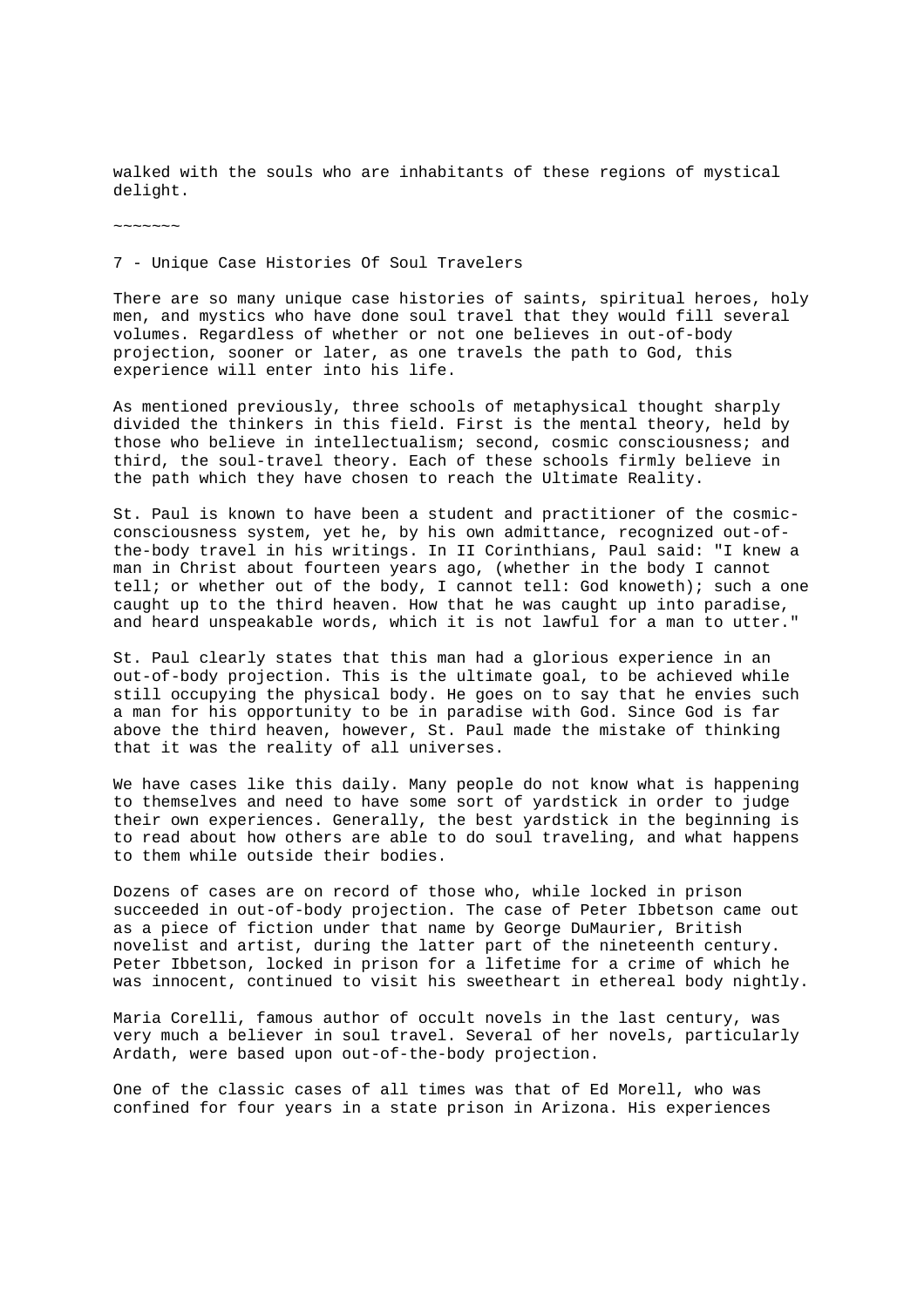walked with the souls who are inhabitants of these regions of mystical delight.

~~~~~~~

## 7 - Unique Case Histories Of Soul Travelers

There are so many unique case histories of saints, spiritual heroes, holy men, and mystics who have done soul travel that they would fill several volumes. Regardless of whether or not one believes in out-of-body projection, sooner or later, as one travels the path to God, this experience will enter into his life.

As mentioned previously, three schools of metaphysical thought sharply divided the thinkers in this field. First is the mental theory, held by those who believe in intellectualism; second, cosmic consciousness; and third, the soul-travel theory. Each of these schools firmly believe in the path which they have chosen to reach the Ultimate Reality.

St. Paul is known to have been a student and practitioner of the cosmic-consciousness system, yet he, by his own admittance, recognized out-of-the-body travel in his writings. In II Corinthians, Paul said: "I knew a man in Christ about fourteen years ago, (whether in the body I cannot tell; or whether out of the body, I cannot tell: God knoweth); such a one caught up to the third heaven. How that he was caught up into paradise, and heard unspeakable words, which it is not lawful for a man to utter."

St. Paul clearly states that this man had a glorious experience in an out-of-body projection. This is the ultimate goal, to be achieved while still occupying the physical body. He goes on to say that he envies such a man for his opportunity to be in paradise with God. Since God is far above the third heaven, however, St. Paul made the mistake of thinking that it was the reality of all universes.

We have cases like this daily. Many people do not know what is happening to themselves and need to have some sort of yardstick in order to judge their own experiences. Generally, the best yardstick in the beginning is to read about how others are able to do soul traveling, and what happens to them while outside their bodies.

Dozens of cases are on record of those who, while locked in prison succeeded in out-of-body projection. The case of Peter Ibbetson came out as a piece of fiction under that name by George DuMaurier, British novelist and artist, during the latter part of the nineteenth century. Peter Ibbetson, locked in prison for a lifetime for a crime of which he was innocent, continued to visit his sweetheart in ethereal body nightly.

Maria Corelli, famous author of occult novels in the last century, was very much a believer in soul travel. Several of her novels, particularly Ardath, were based upon out-of-the-body projection.

One of the classic cases of all times was that of Ed Morell, who was confined for four years in a state prison in Arizona. His experiences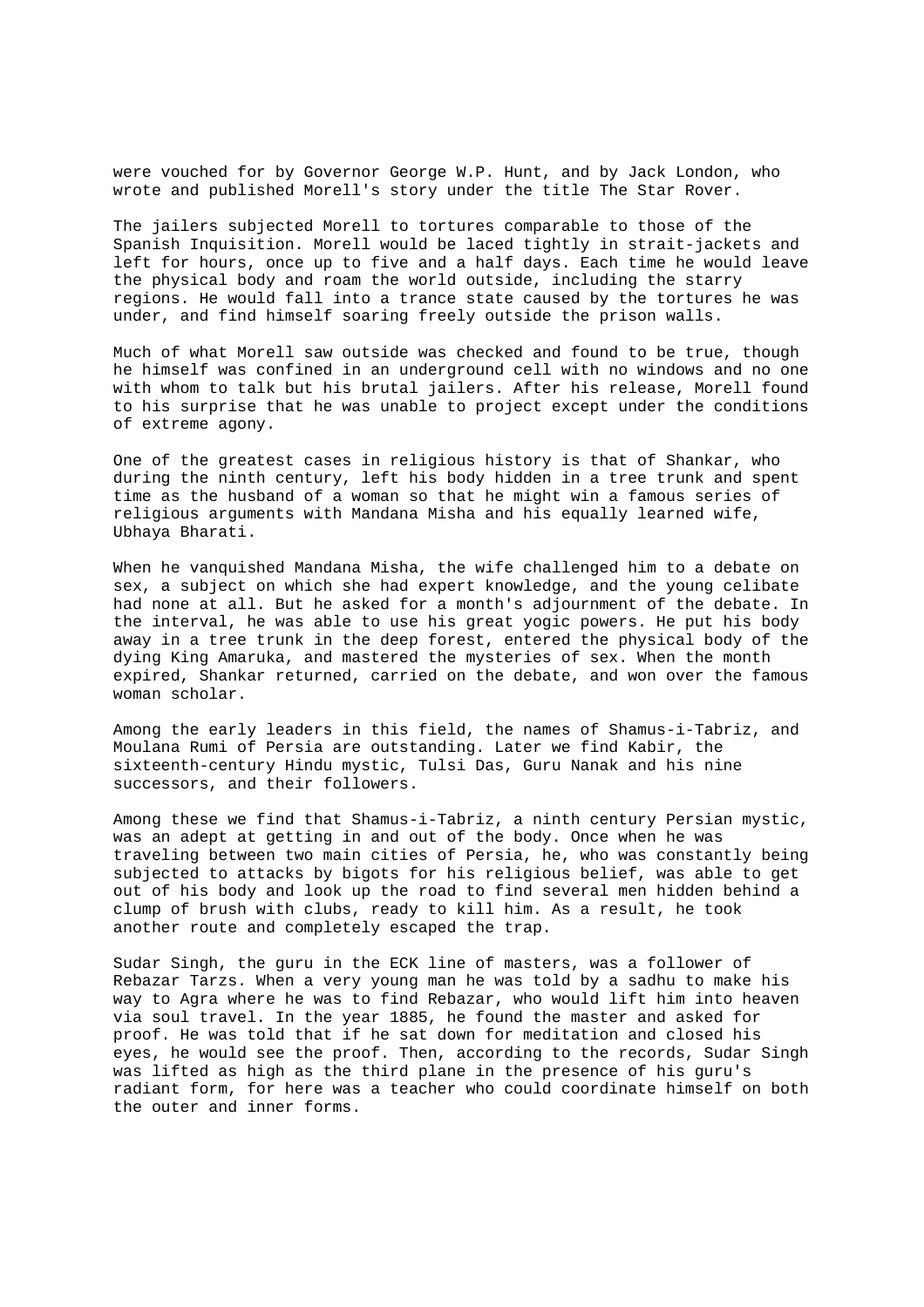were vouched for by Governor George W.P. Hunt, and by Jack London, who wrote and published Morell's story under the title The Star Rover.

The jailers subjected Morell to tortures comparable to those of the Spanish Inquisition. Morell would be laced tightly in strait-jackets and left for hours, once up to five and a half days. Each time he would leave the physical body and roam the world outside, including the starry regions. He would fall into a trance state caused by the tortures he was under, and find himself soaring freely outside the prison walls.

Much of what Morell saw outside was checked and found to be true, though he himself was confined in an underground cell with no windows and no one with whom to talk but his brutal jailers. After his release, Morell found to his surprise that he was unable to project except under the conditions of extreme agony.

One of the greatest cases in religious history is that of Shankar, who during the ninth century, left his body hidden in a tree trunk and spent time as the husband of a woman so that he might win a famous series of religious arguments with Mandana Misha and his equally learned wife, Ubhaya Bharati.

When he vanquished Mandana Misha, the wife challenged him to a debate on sex, a subject on which she had expert knowledge, and the young celibate had none at all. But he asked for a month's adjournment of the debate. In the interval, he was able to use his great yogic powers. He put his body away in a tree trunk in the deep forest, entered the physical body of the dying King Amaruka, and mastered the mysteries of sex. When the month expired, Shankar returned, carried on the debate, and won over the famous woman scholar.

Among the early leaders in this field, the names of Shamus-i-Tabriz, and Moulana Rumi of Persia are outstanding. Later we find Kabir, the sixteenth-century Hindu mystic, Tulsi Das, Guru Nanak and his nine successors, and their followers.

Among these we find that Shamus-i-Tabriz, a ninth century Persian mystic, was an adept at getting in and out of the body. Once when he was traveling between two main cities of Persia, he, who was constantly being subjected to attacks by bigots for his religious belief, was able to get out of his body and look up the road to find several men hidden behind a clump of brush with clubs, ready to kill him. As a result, he took another route and completely escaped the trap.

Sudar Singh, the guru in the ECK line of masters, was a follower of Rebazar Tarzs. When a very young man he was told by a sadhu to make his way to Agra where he was to find Rebazar, who would lift him into heaven via soul travel. In the year 1885, he found the master and asked for proof. He was told that if he sat down for meditation and closed his eyes, he would see the proof. Then, according to the records, Sudar Singh was lifted as high as the third plane in the presence of his guru's radiant form, for here was a teacher who could coordinate himself on both the outer and inner forms.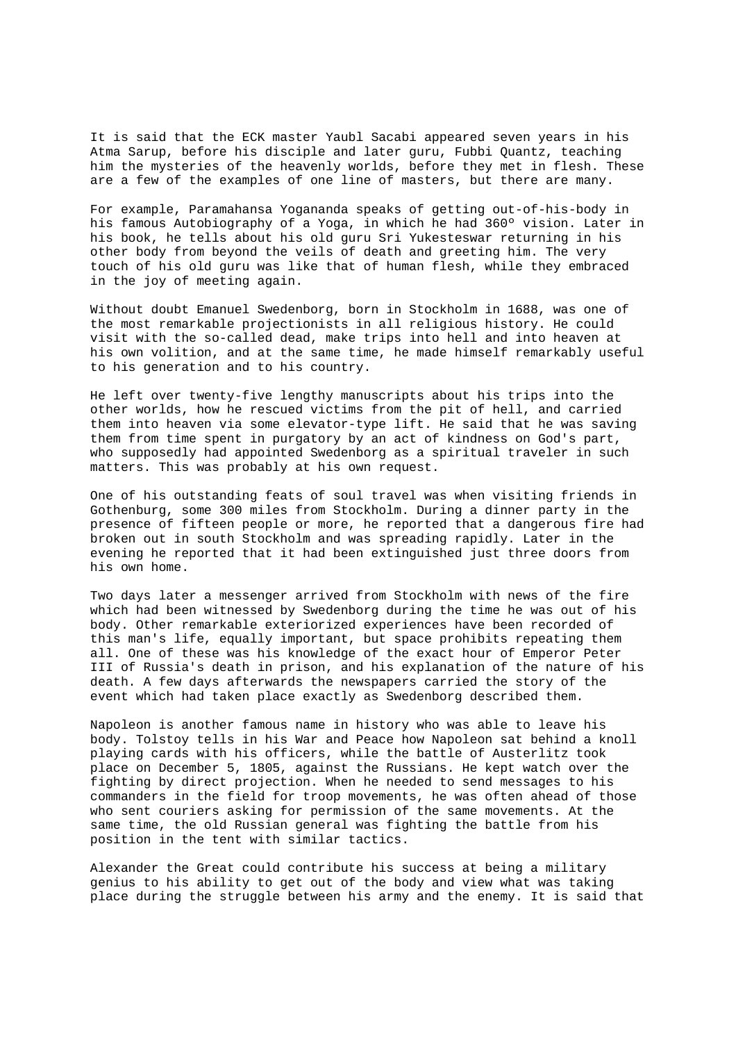It is said that the ECK master Yaubl Sacabi appeared seven years in his Atma Sarup, before his disciple and later guru, Fubbi Quantz, teaching him the mysteries of the heavenly worlds, before they met in flesh. These are a few of the examples of one line of masters, but there are many.

For example, Paramahansa Yogananda speaks of getting out-of-his-body in his famous Autobiography of a Yoga, in which he had 360º vision. Later in his book, he tells about his old guru Sri Yukesteswar returning in his other body from beyond the veils of death and greeting him. The very touch of his old guru was like that of human flesh, while they embraced in the joy of meeting again.

Without doubt Emanuel Swedenborg, born in Stockholm in 1688, was one of the most remarkable projectionists in all religious history. He could visit with the so-called dead, make trips into hell and into heaven at his own volition, and at the same time, he made himself remarkably useful to his generation and to his country.

He left over twenty-five lengthy manuscripts about his trips into the other worlds, how he rescued victims from the pit of hell, and carried them into heaven via some elevator-type lift. He said that he was saving them from time spent in purgatory by an act of kindness on God's part, who supposedly had appointed Swedenborg as a spiritual traveler in such matters. This was probably at his own request.

One of his outstanding feats of soul travel was when visiting friends in Gothenburg, some 300 miles from Stockholm. During a dinner party in the presence of fifteen people or more, he reported that a dangerous fire had broken out in south Stockholm and was spreading rapidly. Later in the evening he reported that it had been extinguished just three doors from his own home.

Two days later a messenger arrived from Stockholm with news of the fire which had been witnessed by Swedenborg during the time he was out of his body. Other remarkable exteriorized experiences have been recorded of this man's life, equally important, but space prohibits repeating them all. One of these was his knowledge of the exact hour of Emperor Peter III of Russia's death in prison, and his explanation of the nature of his death. A few days afterwards the newspapers carried the story of the event which had taken place exactly as Swedenborg described them.

Napoleon is another famous name in history who was able to leave his body. Tolstoy tells in his War and Peace how Napoleon sat behind a knoll playing cards with his officers, while the battle of Austerlitz took place on December 5, 1805, against the Russians. He kept watch over the fighting by direct projection. When he needed to send messages to his commanders in the field for troop movements, he was often ahead of those who sent couriers asking for permission of the same movements. At the same time, the old Russian general was fighting the battle from his position in the tent with similar tactics.

Alexander the Great could contribute his success at being a military genius to his ability to get out of the body and view what was taking place during the struggle between his army and the enemy. It is said that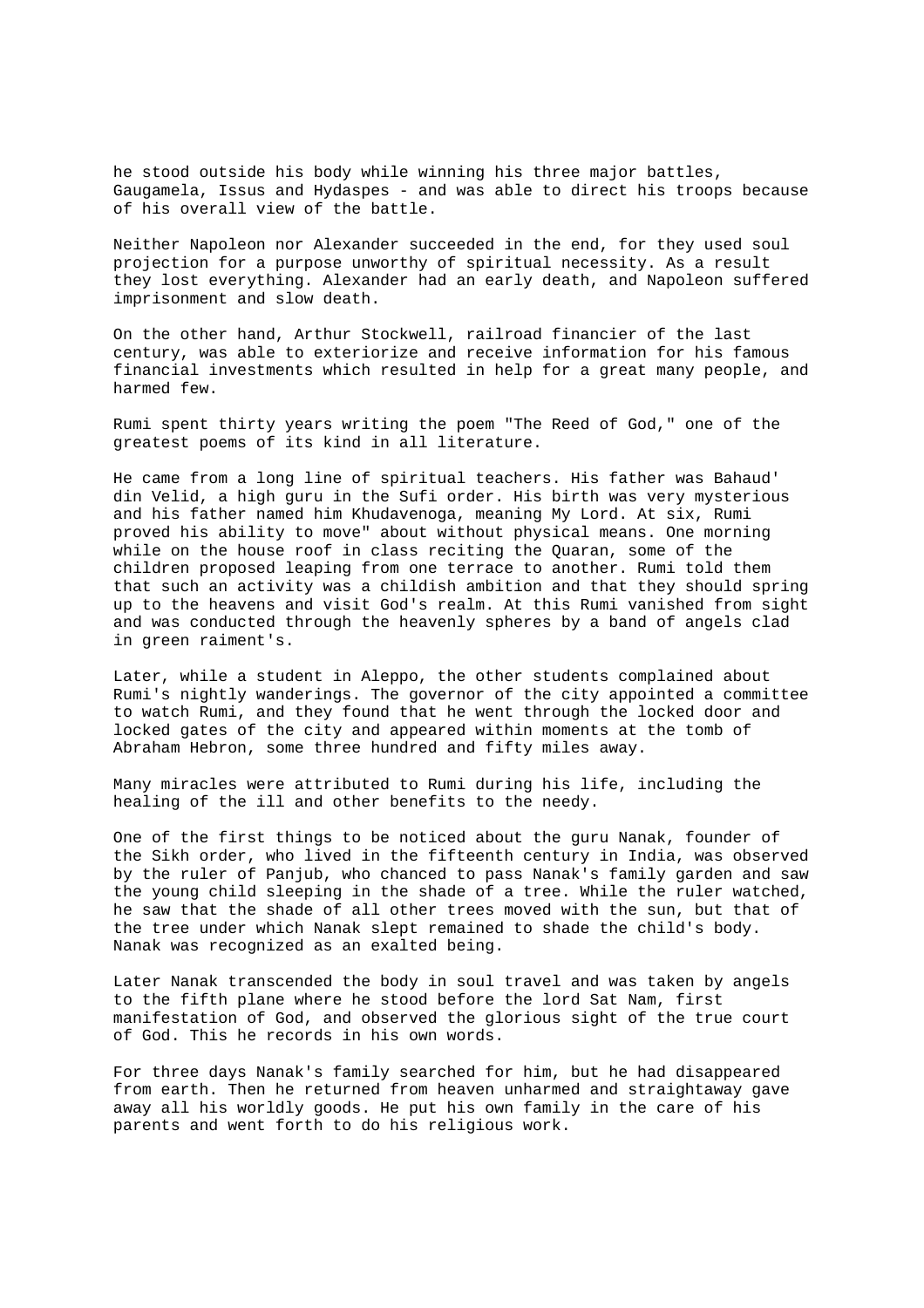he stood outside his body while winning his three major battles, Gaugamela, Issus and Hydaspes - and was able to direct his troops because of his overall view of the battle.

Neither Napoleon nor Alexander succeeded in the end, for they used soul projection for a purpose unworthy of spiritual necessity. As a result they lost everything. Alexander had an early death, and Napoleon suffered imprisonment and slow death.

On the other hand, Arthur Stockwell, railroad financier of the last century, was able to exteriorize and receive information for his famous financial investments which resulted in help for a great many people, and harmed few.

Rumi spent thirty years writing the poem "The Reed of God," one of the greatest poems of its kind in all literature.

He came from a long line of spiritual teachers. His father was Bahaud' din Velid, a high guru in the Sufi order. His birth was very mysterious and his father named him Khudavenoga, meaning My Lord. At six, Rumi proved his ability to move" about without physical means. One morning while on the house roof in class reciting the Quaran, some of the children proposed leaping from one terrace to another. Rumi told them that such an activity was a childish ambition and that they should spring up to the heavens and visit God's realm. At this Rumi vanished from sight and was conducted through the heavenly spheres by a band of angels clad in green raiment's.

Later, while a student in Aleppo, the other students complained about Rumi's nightly wanderings. The governor of the city appointed a committee to watch Rumi, and they found that he went through the locked door and locked gates of the city and appeared within moments at the tomb of Abraham Hebron, some three hundred and fifty miles away.

Many miracles were attributed to Rumi during his life, including the healing of the ill and other benefits to the needy.

One of the first things to be noticed about the guru Nanak, founder of the Sikh order, who lived in the fifteenth century in India, was observed by the ruler of Panjub, who chanced to pass Nanak's family garden and saw the young child sleeping in the shade of a tree. While the ruler watched, he saw that the shade of all other trees moved with the sun, but that of the tree under which Nanak slept remained to shade the child's body. Nanak was recognized as an exalted being.

Later Nanak transcended the body in soul travel and was taken by angels to the fifth plane where he stood before the lord Sat Nam, first manifestation of God, and observed the glorious sight of the true court of God. This he records in his own words.

For three days Nanak's family searched for him, but he had disappeared from earth. Then he returned from heaven unharmed and straightaway gave away all his worldly goods. He put his own family in the care of his parents and went forth to do his religious work.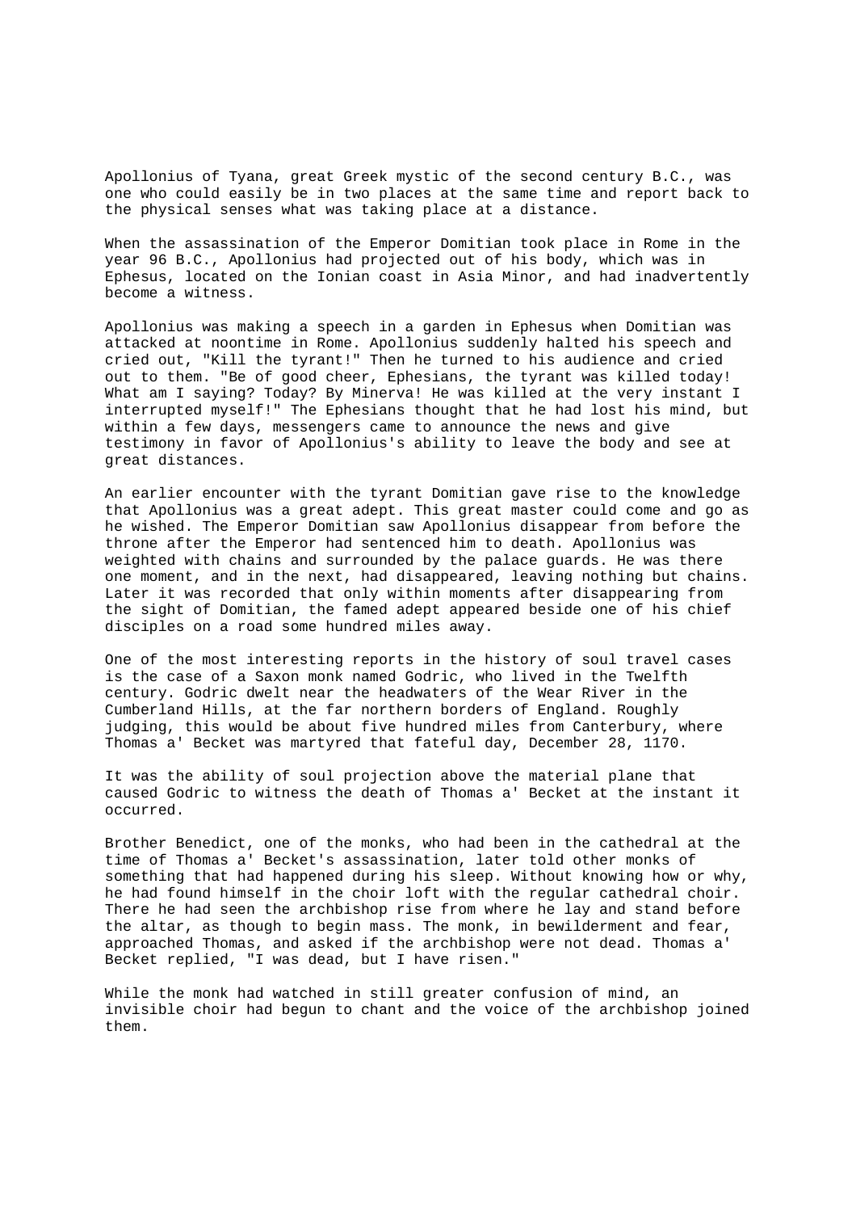Apollonius of Tyana, great Greek mystic of the second century B.C., was one who could easily be in two places at the same time and report back to the physical senses what was taking place at a distance.

When the assassination of the Emperor Domitian took place in Rome in the year 96 B.C., Apollonius had projected out of his body, which was in Ephesus, located on the Ionian coast in Asia Minor, and had inadvertently become a witness.

Apollonius was making a speech in a garden in Ephesus when Domitian was attacked at noontime in Rome. Apollonius suddenly halted his speech and cried out, "Kill the tyrant!" Then he turned to his audience and cried out to them. "Be of good cheer, Ephesians, the tyrant was killed today! What am I saying? Today? By Minerva! He was killed at the very instant I interrupted myself!" The Ephesians thought that he had lost his mind, but within a few days, messengers came to announce the news and give testimony in favor of Apollonius's ability to leave the body and see at great distances.

An earlier encounter with the tyrant Domitian gave rise to the knowledge that Apollonius was a great adept. This great master could come and go as he wished. The Emperor Domitian saw Apollonius disappear from before the throne after the Emperor had sentenced him to death. Apollonius was weighted with chains and surrounded by the palace guards. He was there one moment, and in the next, had disappeared, leaving nothing but chains. Later it was recorded that only within moments after disappearing from the sight of Domitian, the famed adept appeared beside one of his chief disciples on a road some hundred miles away.

One of the most interesting reports in the history of soul travel cases is the case of a Saxon monk named Godric, who lived in the Twelfth century. Godric dwelt near the headwaters of the Wear River in the Cumberland Hills, at the far northern borders of England. Roughly judging, this would be about five hundred miles from Canterbury, where Thomas a' Becket was martyred that fateful day, December 28, 1170.

It was the ability of soul projection above the material plane that caused Godric to witness the death of Thomas a' Becket at the instant it occurred.

Brother Benedict, one of the monks, who had been in the cathedral at the time of Thomas a' Becket's assassination, later told other monks of something that had happened during his sleep. Without knowing how or why, he had found himself in the choir loft with the regular cathedral choir. There he had seen the archbishop rise from where he lay and stand before the altar, as though to begin mass. The monk, in bewilderment and fear, approached Thomas, and asked if the archbishop were not dead. Thomas a' Becket replied, "I was dead, but I have risen."

While the monk had watched in still greater confusion of mind, an invisible choir had begun to chant and the voice of the archbishop joined them.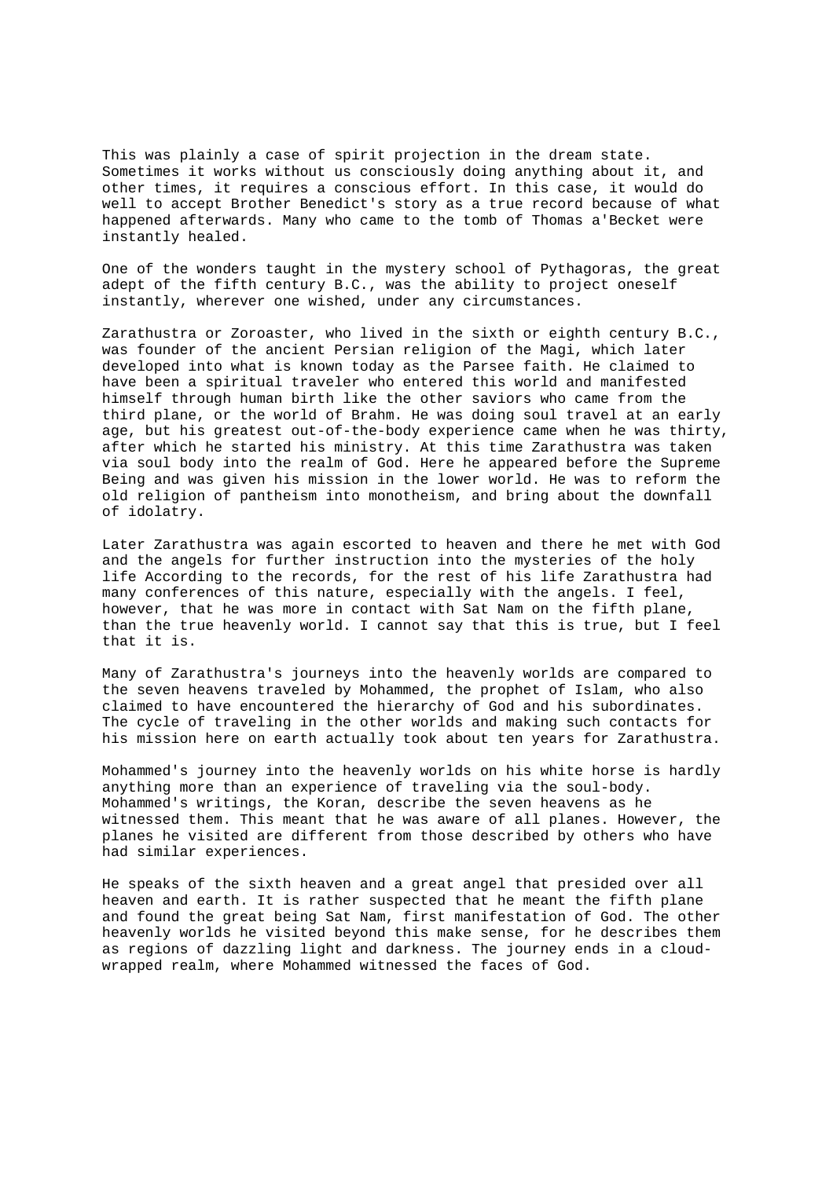This was plainly a case of spirit projection in the dream state. Sometimes it works without us consciously doing anything about it, and other times, it requires a conscious effort. In this case, it would do well to accept Brother Benedict's story as a true record because of what happened afterwards. Many who came to the tomb of Thomas a'Becket were instantly healed.

One of the wonders taught in the mystery school of Pythagoras, the great adept of the fifth century B.C., was the ability to project oneself instantly, wherever one wished, under any circumstances.

Zarathustra or Zoroaster, who lived in the sixth or eighth century B.C., was founder of the ancient Persian religion of the Magi, which later developed into what is known today as the Parsee faith. He claimed to have been a spiritual traveler who entered this world and manifested himself through human birth like the other saviors who came from the third plane, or the world of Brahm. He was doing soul travel at an early age, but his greatest out-of-the-body experience came when he was thirty, after which he started his ministry. At this time Zarathustra was taken via soul body into the realm of God. Here he appeared before the Supreme Being and was given his mission in the lower world. He was to reform the old religion of pantheism into monotheism, and bring about the downfall of idolatry.

Later Zarathustra was again escorted to heaven and there he met with God and the angels for further instruction into the mysteries of the holy life According to the records, for the rest of his life Zarathustra had many conferences of this nature, especially with the angels. I feel, however, that he was more in contact with Sat Nam on the fifth plane, than the true heavenly world. I cannot say that this is true, but I feel that it is.

Many of Zarathustra's journeys into the heavenly worlds are compared to the seven heavens traveled by Mohammed, the prophet of Islam, who also claimed to have encountered the hierarchy of God and his subordinates. The cycle of traveling in the other worlds and making such contacts for his mission here on earth actually took about ten years for Zarathustra.

Mohammed's journey into the heavenly worlds on his white horse is hardly anything more than an experience of traveling via the soul-body. Mohammed's writings, the Koran, describe the seven heavens as he witnessed them. This meant that he was aware of all planes. However, the planes he visited are different from those described by others who have had similar experiences.

He speaks of the sixth heaven and a great angel that presided over all heaven and earth. It is rather suspected that he meant the fifth plane and found the great being Sat Nam, first manifestation of God. The other heavenly worlds he visited beyond this make sense, for he describes them as regions of dazzling light and darkness. The journey ends in a cloud-wrapped realm, where Mohammed witnessed the faces of God.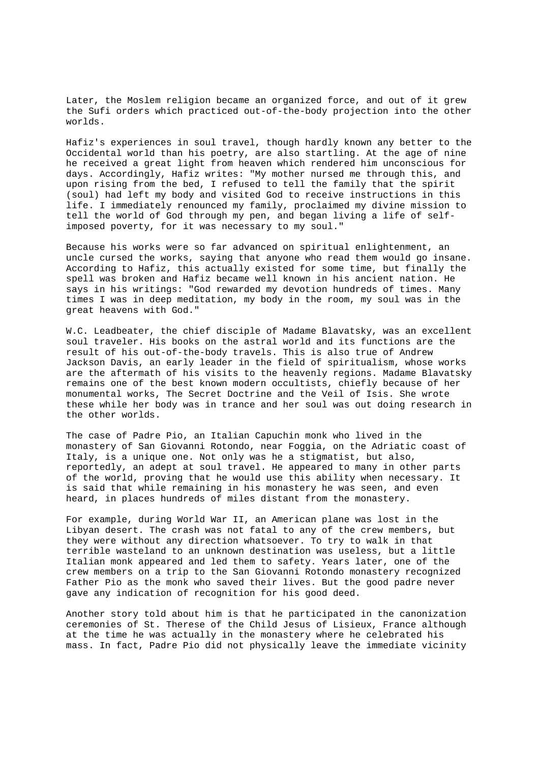Later, the Moslem religion became an organized force, and out of it grew the Sufi orders which practiced out-of-the-body projection into the other worlds.

Hafiz's experiences in soul travel, though hardly known any better to the Occidental world than his poetry, are also startling. At the age of nine he received a great light from heaven which rendered him unconscious for days. Accordingly, Hafiz writes: "My mother nursed me through this, and upon rising from the bed, I refused to tell the family that the spirit (soul) had left my body and visited God to receive instructions in this life. I immediately renounced my family, proclaimed my divine mission to tell the world of God through my pen, and began living a life of self-imposed poverty, for it was necessary to my soul."

Because his works were so far advanced on spiritual enlightenment, an uncle cursed the works, saying that anyone who read them would go insane. According to Hafiz, this actually existed for some time, but finally the spell was broken and Hafiz became well known in his ancient nation. He says in his writings: "God rewarded my devotion hundreds of times. Many times I was in deep meditation, my body in the room, my soul was in the great heavens with God."

W.C. Leadbeater, the chief disciple of Madame Blavatsky, was an excellent soul traveler. His books on the astral world and its functions are the result of his out-of-the-body travels. This is also true of Andrew Jackson Davis, an early leader in the field of spiritualism, whose works are the aftermath of his visits to the heavenly regions. Madame Blavatsky remains one of the best known modern occultists, chiefly because of her monumental works, The Secret Doctrine and the Veil of Isis. She wrote these while her body was in trance and her soul was out doing research in the other worlds.

The case of Padre Pio, an Italian Capuchin monk who lived in the monastery of San Giovanni Rotondo, near Foggia, on the Adriatic coast of Italy, is a unique one. Not only was he a stigmatist, but also, reportedly, an adept at soul travel. He appeared to many in other parts of the world, proving that he would use this ability when necessary. It is said that while remaining in his monastery he was seen, and even heard, in places hundreds of miles distant from the monastery.

For example, during World War II, an American plane was lost in the Libyan desert. The crash was not fatal to any of the crew members, but they were without any direction whatsoever. To try to walk in that terrible wasteland to an unknown destination was useless, but a little Italian monk appeared and led them to safety. Years later, one of the crew members on a trip to the San Giovanni Rotondo monastery recognized Father Pio as the monk who saved their lives. But the good padre never gave any indication of recognition for his good deed.

Another story told about him is that he participated in the canonization ceremonies of St. Therese of the Child Jesus of Lisieux, France although at the time he was actually in the monastery where he celebrated his mass. In fact, Padre Pio did not physically leave the immediate vicinity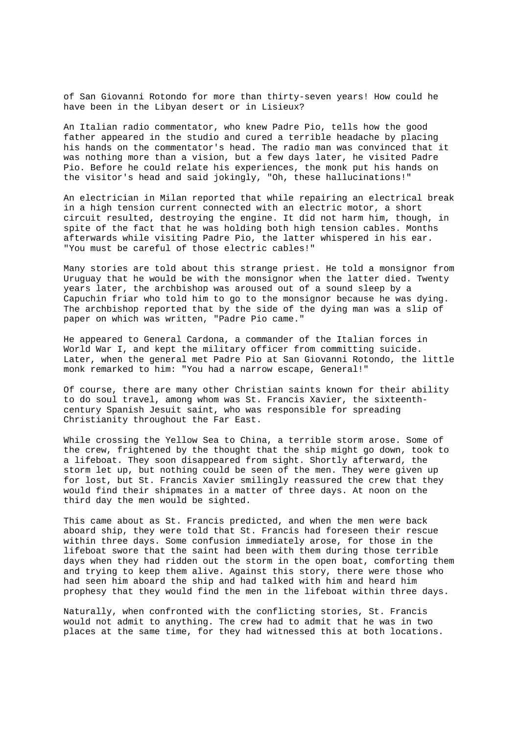of San Giovanni Rotondo for more than thirty-seven years! How could he have been in the Libyan desert or in Lisieux?

An Italian radio commentator, who knew Padre Pio, tells how the good father appeared in the studio and cured a terrible headache by placing his hands on the commentator's head. The radio man was convinced that it was nothing more than a vision, but a few days later, he visited Padre Pio. Before he could relate his experiences, the monk put his hands on the visitor's head and said jokingly, "Oh, these hallucinations!"

An electrician in Milan reported that while repairing an electrical break in a high tension current connected with an electric motor, a short circuit resulted, destroying the engine. It did not harm him, though, in spite of the fact that he was holding both high tension cables. Months afterwards while visiting Padre Pio, the latter whispered in his ear. "You must be careful of those electric cables!"

Many stories are told about this strange priest. He told a monsignor from Uruguay that he would be with the monsignor when the latter died. Twenty years later, the archbishop was aroused out of a sound sleep by a Capuchin friar who told him to go to the monsignor because he was dying. The archbishop reported that by the side of the dying man was a slip of paper on which was written, "Padre Pio came."

He appeared to General Cardona, a commander of the Italian forces in World War I, and kept the military officer from committing suicide. Later, when the general met Padre Pio at San Giovanni Rotondo, the little monk remarked to him: "You had a narrow escape, General!"

Of course, there are many other Christian saints known for their ability to do soul travel, among whom was St. Francis Xavier, the sixteenth-century Spanish Jesuit saint, who was responsible for spreading Christianity throughout the Far East.

While crossing the Yellow Sea to China, a terrible storm arose. Some of the crew, frightened by the thought that the ship might go down, took to a lifeboat. They soon disappeared from sight. Shortly afterward, the storm let up, but nothing could be seen of the men. They were given up for lost, but St. Francis Xavier smilingly reassured the crew that they would find their shipmates in a matter of three days. At noon on the third day the men would be sighted.

This came about as St. Francis predicted, and when the men were back aboard ship, they were told that St. Francis had foreseen their rescue within three days. Some confusion immediately arose, for those in the lifeboat swore that the saint had been with them during those terrible days when they had ridden out the storm in the open boat, comforting them and trying to keep them alive. Against this story, there were those who had seen him aboard the ship and had talked with him and heard him prophesy that they would find the men in the lifeboat within three days.

Naturally, when confronted with the conflicting stories, St. Francis would not admit to anything. The crew had to admit that he was in two places at the same time, for they had witnessed this at both locations.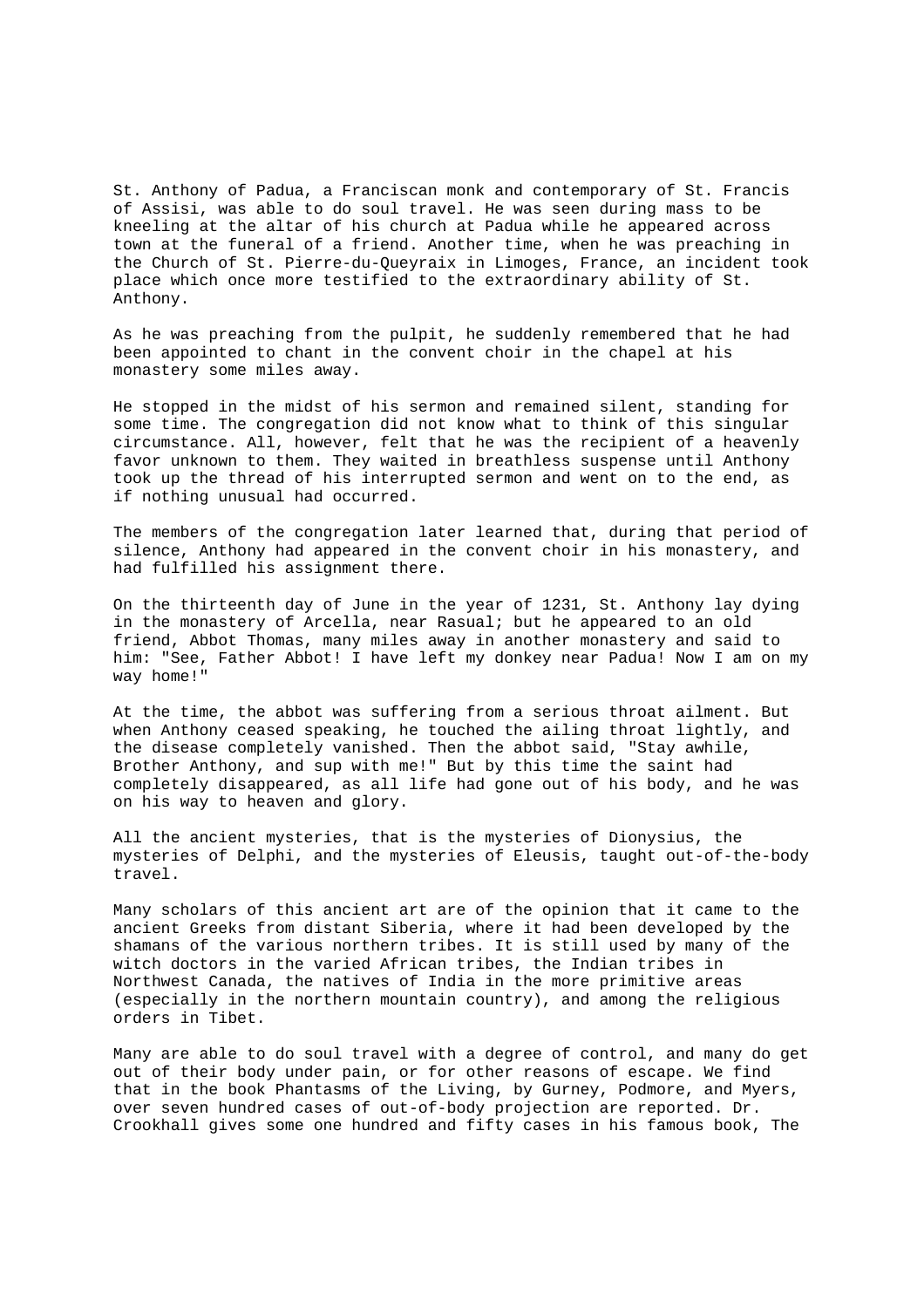St. Anthony of Padua, a Franciscan monk and contemporary of St. Francis of Assisi, was able to do soul travel. He was seen during mass to be kneeling at the altar of his church at Padua while he appeared across town at the funeral of a friend. Another time, when he was preaching in the Church of St. Pierre-du-Queyraix in Limoges, France, an incident took place which once more testified to the extraordinary ability of St. Anthony.

As he was preaching from the pulpit, he suddenly remembered that he had been appointed to chant in the convent choir in the chapel at his monastery some miles away.

He stopped in the midst of his sermon and remained silent, standing for some time. The congregation did not know what to think of this singular circumstance. All, however, felt that he was the recipient of a heavenly favor unknown to them. They waited in breathless suspense until Anthony took up the thread of his interrupted sermon and went on to the end, as if nothing unusual had occurred.

The members of the congregation later learned that, during that period of silence, Anthony had appeared in the convent choir in his monastery, and had fulfilled his assignment there.

On the thirteenth day of June in the year of 1231, St. Anthony lay dying in the monastery of Arcella, near Rasual; but he appeared to an old friend, Abbot Thomas, many miles away in another monastery and said to him: "See, Father Abbot! I have left my donkey near Padua! Now I am on my way home!"

At the time, the abbot was suffering from a serious throat ailment. But when Anthony ceased speaking, he touched the ailing throat lightly, and the disease completely vanished. Then the abbot said, "Stay awhile, Brother Anthony, and sup with me!" But by this time the saint had completely disappeared, as all life had gone out of his body, and he was on his way to heaven and glory.

All the ancient mysteries, that is the mysteries of Dionysius, the mysteries of Delphi, and the mysteries of Eleusis, taught out-of-the-body travel.

Many scholars of this ancient art are of the opinion that it came to the ancient Greeks from distant Siberia, where it had been developed by the shamans of the various northern tribes. It is still used by many of the witch doctors in the varied African tribes, the Indian tribes in Northwest Canada, the natives of India in the more primitive areas (especially in the northern mountain country), and among the religious orders in Tibet.

Many are able to do soul travel with a degree of control, and many do get out of their body under pain, or for other reasons of escape. We find that in the book Phantasms of the Living, by Gurney, Podmore, and Myers, over seven hundred cases of out-of-body projection are reported. Dr. Crookhall gives some one hundred and fifty cases in his famous book, The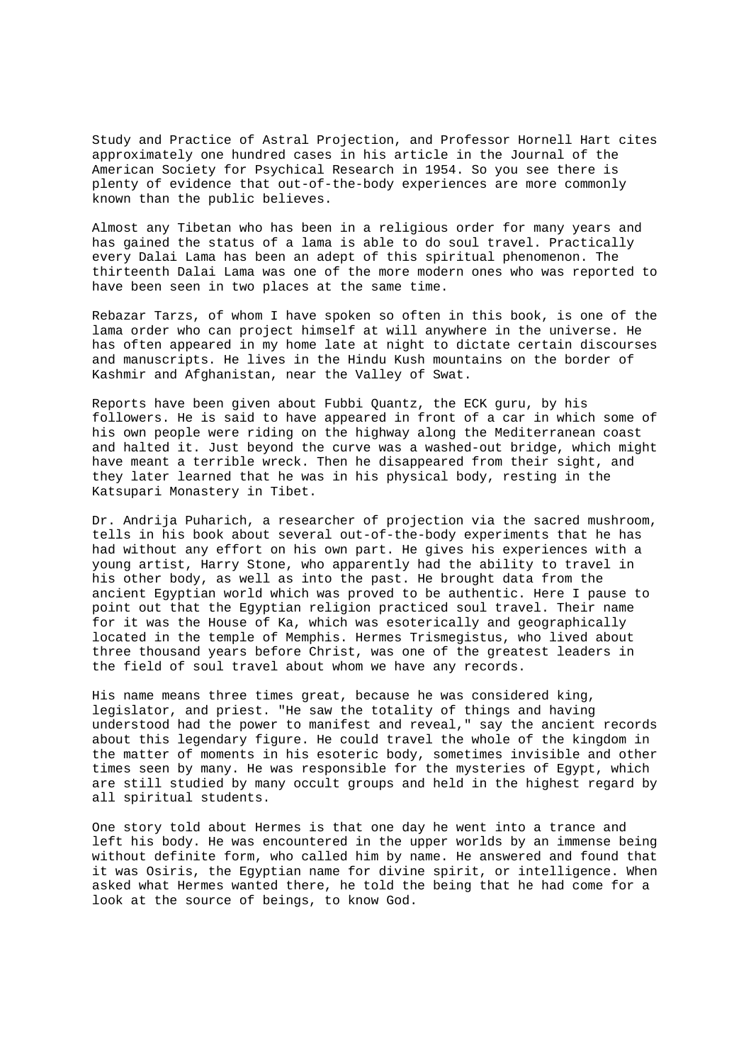Study and Practice of Astral Projection, and Professor Hornell Hart cites approximately one hundred cases in his article in the Journal of the American Society for Psychical Research in 1954. So you see there is plenty of evidence that out-of-the-body experiences are more commonly known than the public believes.

Almost any Tibetan who has been in a religious order for many years and has gained the status of a lama is able to do soul travel. Practically every Dalai Lama has been an adept of this spiritual phenomenon. The thirteenth Dalai Lama was one of the more modern ones who was reported to have been seen in two places at the same time.

Rebazar Tarzs, of whom I have spoken so often in this book, is one of the lama order who can project himself at will anywhere in the universe. He has often appeared in my home late at night to dictate certain discourses and manuscripts. He lives in the Hindu Kush mountains on the border of Kashmir and Afghanistan, near the Valley of Swat.

Reports have been given about Fubbi Quantz, the ECK guru, by his followers. He is said to have appeared in front of a car in which some of his own people were riding on the highway along the Mediterranean coast and halted it. Just beyond the curve was a washed-out bridge, which might have meant a terrible wreck. Then he disappeared from their sight, and they later learned that he was in his physical body, resting in the Katsupari Monastery in Tibet.

Dr. Andrija Puharich, a researcher of projection via the sacred mushroom, tells in his book about several out-of-the-body experiments that he has had without any effort on his own part. He gives his experiences with a young artist, Harry Stone, who apparently had the ability to travel in his other body, as well as into the past. He brought data from the ancient Egyptian world which was proved to be authentic. Here I pause to point out that the Egyptian religion practiced soul travel. Their name for it was the House of Ka, which was esoterically and geographically located in the temple of Memphis. Hermes Trismegistus, who lived about three thousand years before Christ, was one of the greatest leaders in the field of soul travel about whom we have any records.

His name means three times great, because he was considered king, legislator, and priest. "He saw the totality of things and having understood had the power to manifest and reveal," say the ancient records about this legendary figure. He could travel the whole of the kingdom in the matter of moments in his esoteric body, sometimes invisible and other times seen by many. He was responsible for the mysteries of Egypt, which are still studied by many occult groups and held in the highest regard by all spiritual students.

One story told about Hermes is that one day he went into a trance and left his body. He was encountered in the upper worlds by an immense being without definite form, who called him by name. He answered and found that it was Osiris, the Egyptian name for divine spirit, or intelligence. When asked what Hermes wanted there, he told the being that he had come for a look at the source of beings, to know God.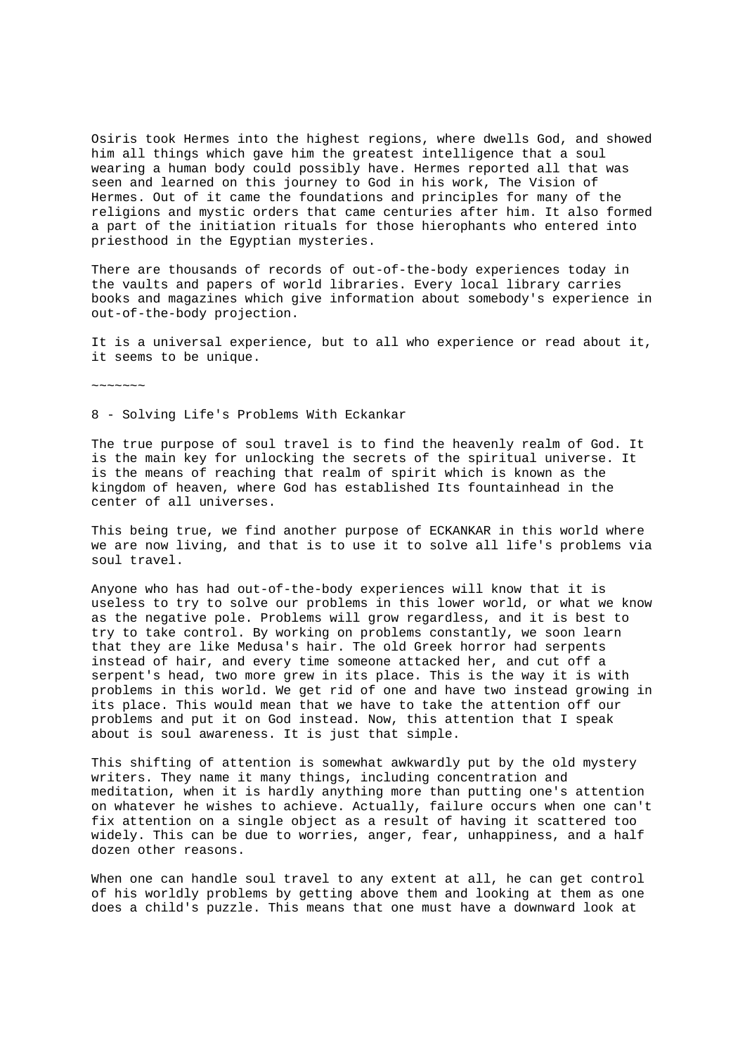Osiris took Hermes into the highest regions, where dwells God, and showed him all things which gave him the greatest intelligence that a soul wearing a human body could possibly have. Hermes reported all that was seen and learned on this journey to God in his work, The Vision of Hermes. Out of it came the foundations and principles for many of the religions and mystic orders that came centuries after him. It also formed a part of the initiation rituals for those hierophants who entered into priesthood in the Egyptian mysteries.

There are thousands of records of out-of-the-body experiences today in the vaults and papers of world libraries. Every local library carries books and magazines which give information about somebody's experience in out-of-the-body projection.

It is a universal experience, but to all who experience or read about it, it seems to be unique.

~~~~~~~

## 8 - Solving Life's Problems With Eckankar

The true purpose of soul travel is to find the heavenly realm of God. It is the main key for unlocking the secrets of the spiritual universe. It is the means of reaching that realm of spirit which is known as the kingdom of heaven, where God has established Its fountainhead in the center of all universes.

This being true, we find another purpose of ECKANKAR in this world where we are now living, and that is to use it to solve all life's problems via soul travel.

Anyone who has had out-of-the-body experiences will know that it is useless to try to solve our problems in this lower world, or what we know as the negative pole. Problems will grow regardless, and it is best to try to take control. By working on problems constantly, we soon learn that they are like Medusa's hair. The old Greek horror had serpents instead of hair, and every time someone attacked her, and cut off a serpent's head, two more grew in its place. This is the way it is with problems in this world. We get rid of one and have two instead growing in its place. This would mean that we have to take the attention off our problems and put it on God instead. Now, this attention that I speak about is soul awareness. It is just that simple.

This shifting of attention is somewhat awkwardly put by the old mystery writers. They name it many things, including concentration and meditation, when it is hardly anything more than putting one's attention on whatever he wishes to achieve. Actually, failure occurs when one can't fix attention on a single object as a result of having it scattered too widely. This can be due to worries, anger, fear, unhappiness, and a half dozen other reasons.

When one can handle soul travel to any extent at all, he can get control of his worldly problems by getting above them and looking at them as one does a child's puzzle. This means that one must have a downward look at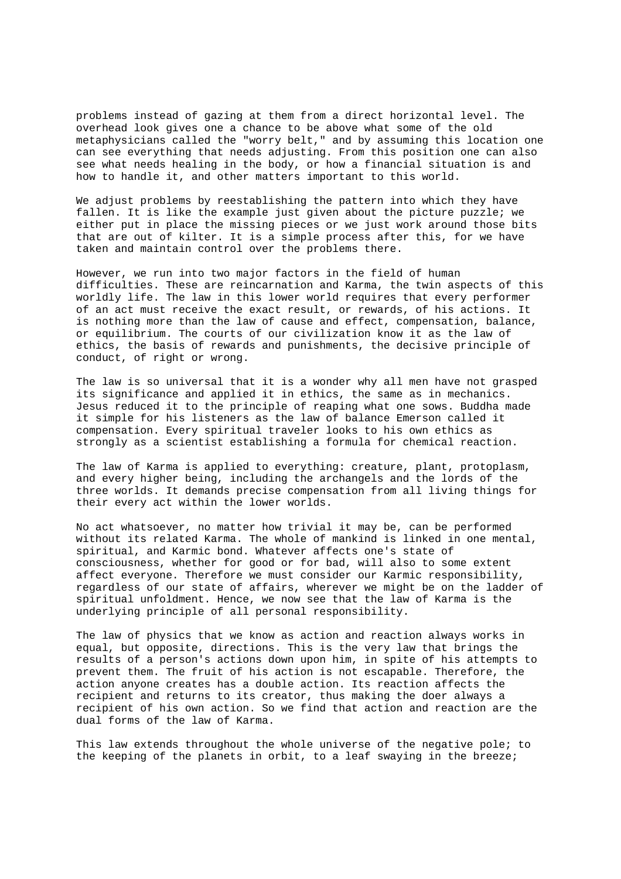problems instead of gazing at them from a direct horizontal level. The overhead look gives one a chance to be above what some of the old metaphysicians called the "worry belt," and by assuming this location one can see everything that needs adjusting. From this position one can also see what needs healing in the body, or how a financial situation is and how to handle it, and other matters important to this world.

We adjust problems by reestablishing the pattern into which they have fallen. It is like the example just given about the picture puzzle; we either put in place the missing pieces or we just work around those bits that are out of kilter. It is a simple process after this, for we have taken and maintain control over the problems there.

However, we run into two major factors in the field of human difficulties. These are reincarnation and Karma, the twin aspects of this worldly life. The law in this lower world requires that every performer of an act must receive the exact result, or rewards, of his actions. It is nothing more than the law of cause and effect, compensation, balance, or equilibrium. The courts of our civilization know it as the law of ethics, the basis of rewards and punishments, the decisive principle of conduct, of right or wrong.

The law is so universal that it is a wonder why all men have not grasped its significance and applied it in ethics, the same as in mechanics. Jesus reduced it to the principle of reaping what one sows. Buddha made it simple for his listeners as the law of balance Emerson called it compensation. Every spiritual traveler looks to his own ethics as strongly as a scientist establishing a formula for chemical reaction.

The law of Karma is applied to everything: creature, plant, protoplasm, and every higher being, including the archangels and the lords of the three worlds. It demands precise compensation from all living things for their every act within the lower worlds.

No act whatsoever, no matter how trivial it may be, can be performed without its related Karma. The whole of mankind is linked in one mental, spiritual, and Karmic bond. Whatever affects one's state of consciousness, whether for good or for bad, will also to some extent affect everyone. Therefore we must consider our Karmic responsibility, regardless of our state of affairs, wherever we might be on the ladder of spiritual unfoldment. Hence, we now see that the law of Karma is the underlying principle of all personal responsibility.

The law of physics that we know as action and reaction always works in equal, but opposite, directions. This is the very law that brings the results of a person's actions down upon him, in spite of his attempts to prevent them. The fruit of his action is not escapable. Therefore, the action anyone creates has a double action. Its reaction affects the recipient and returns to its creator, thus making the doer always a recipient of his own action. So we find that action and reaction are the dual forms of the law of Karma.

This law extends throughout the whole universe of the negative pole; to the keeping of the planets in orbit, to a leaf swaying in the breeze;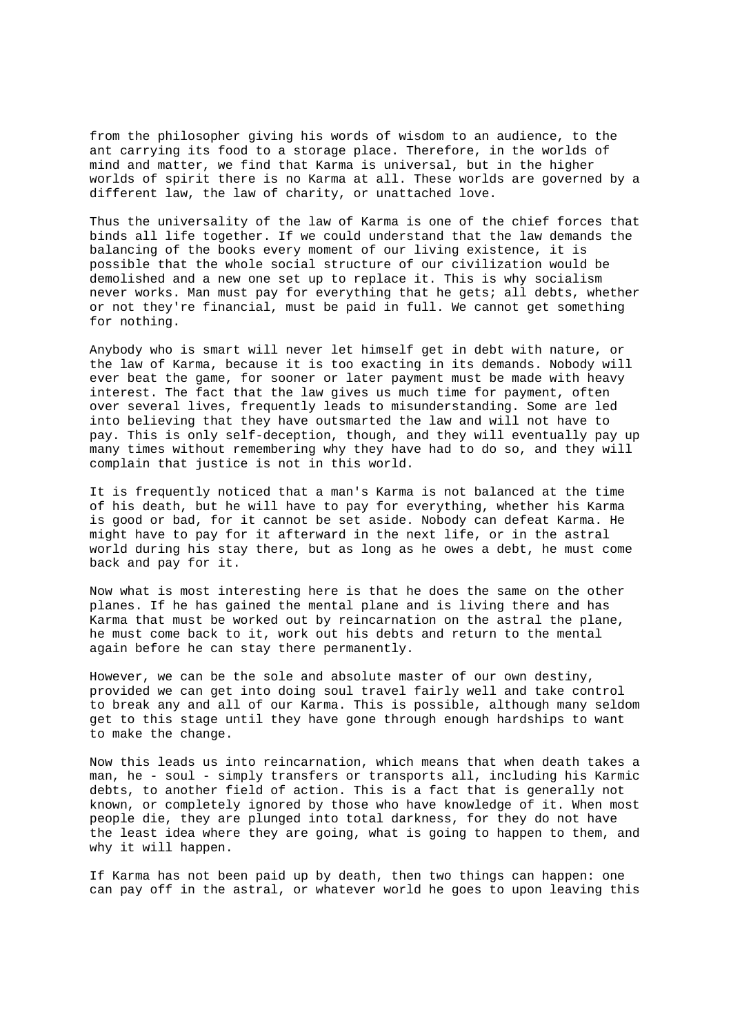from the philosopher giving his words of wisdom to an audience, to the ant carrying its food to a storage place. Therefore, in the worlds of mind and matter, we find that Karma is universal, but in the higher worlds of spirit there is no Karma at all. These worlds are governed by a different law, the law of charity, or unattached love.

Thus the universality of the law of Karma is one of the chief forces that binds all life together. If we could understand that the law demands the balancing of the books every moment of our living existence, it is possible that the whole social structure of our civilization would be demolished and a new one set up to replace it. This is why socialism never works. Man must pay for everything that he gets; all debts, whether or not they're financial, must be paid in full. We cannot get something for nothing.

Anybody who is smart will never let himself get in debt with nature, or the law of Karma, because it is too exacting in its demands. Nobody will ever beat the game, for sooner or later payment must be made with heavy interest. The fact that the law gives us much time for payment, often over several lives, frequently leads to misunderstanding. Some are led into believing that they have outsmarted the law and will not have to pay. This is only self-deception, though, and they will eventually pay up many times without remembering why they have had to do so, and they will complain that justice is not in this world.

It is frequently noticed that a man's Karma is not balanced at the time of his death, but he will have to pay for everything, whether his Karma is good or bad, for it cannot be set aside. Nobody can defeat Karma. He might have to pay for it afterward in the next life, or in the astral world during his stay there, but as long as he owes a debt, he must come back and pay for it.

Now what is most interesting here is that he does the same on the other planes. If he has gained the mental plane and is living there and has Karma that must be worked out by reincarnation on the astral the plane, he must come back to it, work out his debts and return to the mental again before he can stay there permanently.

However, we can be the sole and absolute master of our own destiny, provided we can get into doing soul travel fairly well and take control to break any and all of our Karma. This is possible, although many seldom get to this stage until they have gone through enough hardships to want to make the change.

Now this leads us into reincarnation, which means that when death takes a man, he - soul - simply transfers or transports all, including his Karmic debts, to another field of action. This is a fact that is generally not known, or completely ignored by those who have knowledge of it. When most people die, they are plunged into total darkness, for they do not have the least idea where they are going, what is going to happen to them, and why it will happen.

If Karma has not been paid up by death, then two things can happen: one can pay off in the astral, or whatever world he goes to upon leaving this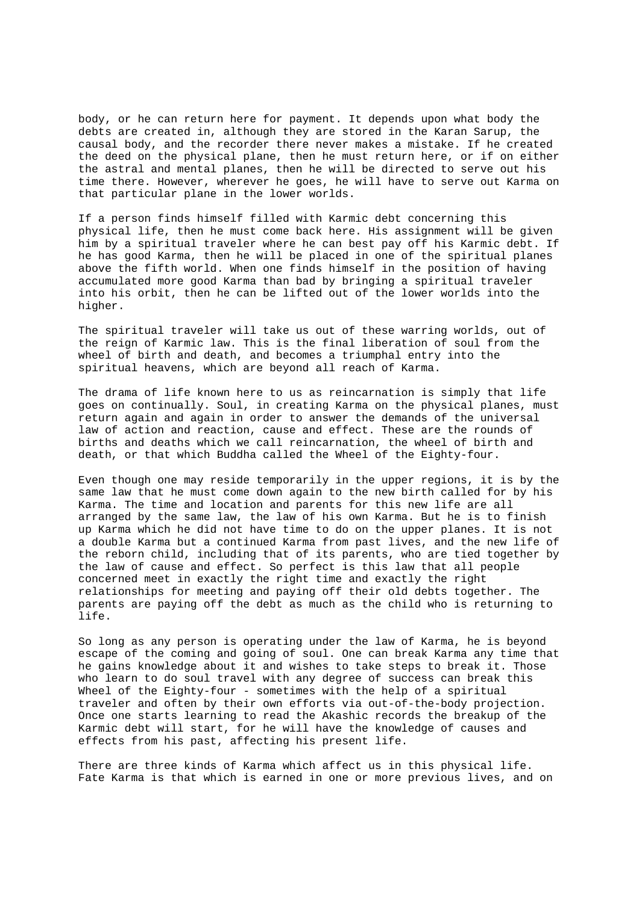body, or he can return here for payment. It depends upon what body the debts are created in, although they are stored in the Karan Sarup, the causal body, and the recorder there never makes a mistake. If he created the deed on the physical plane, then he must return here, or if on either the astral and mental planes, then he will be directed to serve out his time there. However, wherever he goes, he will have to serve out Karma on that particular plane in the lower worlds.

If a person finds himself filled with Karmic debt concerning this physical life, then he must come back here. His assignment will be given him by a spiritual traveler where he can best pay off his Karmic debt. If he has good Karma, then he will be placed in one of the spiritual planes above the fifth world. When one finds himself in the position of having accumulated more good Karma than bad by bringing a spiritual traveler into his orbit, then he can be lifted out of the lower worlds into the higher.

The spiritual traveler will take us out of these warring worlds, out of the reign of Karmic law. This is the final liberation of soul from the wheel of birth and death, and becomes a triumphal entry into the spiritual heavens, which are beyond all reach of Karma.

The drama of life known here to us as reincarnation is simply that life goes on continually. Soul, in creating Karma on the physical planes, must return again and again in order to answer the demands of the universal law of action and reaction, cause and effect. These are the rounds of births and deaths which we call reincarnation, the wheel of birth and death, or that which Buddha called the Wheel of the Eighty-four.

Even though one may reside temporarily in the upper regions, it is by the same law that he must come down again to the new birth called for by his Karma. The time and location and parents for this new life are all arranged by the same law, the law of his own Karma. But he is to finish up Karma which he did not have time to do on the upper planes. It is not a double Karma but a continued Karma from past lives, and the new life of the reborn child, including that of its parents, who are tied together by the law of cause and effect. So perfect is this law that all people concerned meet in exactly the right time and exactly the right relationships for meeting and paying off their old debts together. The parents are paying off the debt as much as the child who is returning to life.

So long as any person is operating under the law of Karma, he is beyond escape of the coming and going of soul. One can break Karma any time that he gains knowledge about it and wishes to take steps to break it. Those who learn to do soul travel with any degree of success can break this Wheel of the Eighty-four - sometimes with the help of a spiritual traveler and often by their own efforts via out-of-the-body projection. Once one starts learning to read the Akashic records the breakup of the Karmic debt will start, for he will have the knowledge of causes and effects from his past, affecting his present life.

There are three kinds of Karma which affect us in this physical life. Fate Karma is that which is earned in one or more previous lives, and on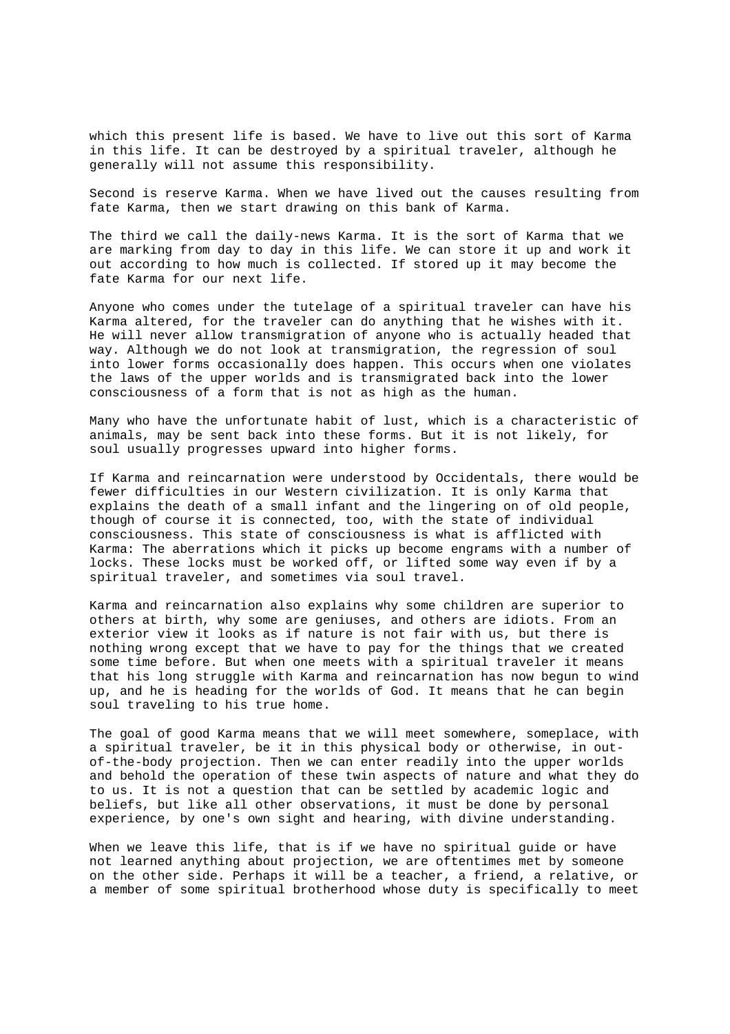which this present life is based. We have to live out this sort of Karma in this life. It can be destroyed by a spiritual traveler, although he generally will not assume this responsibility.

Second is reserve Karma. When we have lived out the causes resulting from fate Karma, then we start drawing on this bank of Karma.

The third we call the daily-news Karma. It is the sort of Karma that we are marking from day to day in this life. We can store it up and work it out according to how much is collected. If stored up it may become the fate Karma for our next life.

Anyone who comes under the tutelage of a spiritual traveler can have his Karma altered, for the traveler can do anything that he wishes with it. He will never allow transmigration of anyone who is actually headed that way. Although we do not look at transmigration, the regression of soul into lower forms occasionally does happen. This occurs when one violates the laws of the upper worlds and is transmigrated back into the lower consciousness of a form that is not as high as the human.

Many who have the unfortunate habit of lust, which is a characteristic of animals, may be sent back into these forms. But it is not likely, for soul usually progresses upward into higher forms.

If Karma and reincarnation were understood by Occidentals, there would be fewer difficulties in our Western civilization. It is only Karma that explains the death of a small infant and the lingering on of old people, though of course it is connected, too, with the state of individual consciousness. This state of consciousness is what is afflicted with Karma: The aberrations which it picks up become engrams with a number of locks. These locks must be worked off, or lifted some way even if by a spiritual traveler, and sometimes via soul travel.

Karma and reincarnation also explains why some children are superior to others at birth, why some are geniuses, and others are idiots. From an exterior view it looks as if nature is not fair with us, but there is nothing wrong except that we have to pay for the things that we created some time before. But when one meets with a spiritual traveler it means that his long struggle with Karma and reincarnation has now begun to wind up, and he is heading for the worlds of God. It means that he can begin soul traveling to his true home.

The goal of good Karma means that we will meet somewhere, someplace, with a spiritual traveler, be it in this physical body or otherwise, in out-of-the-body projection. Then we can enter readily into the upper worlds and behold the operation of these twin aspects of nature and what they do to us. It is not a question that can be settled by academic logic and beliefs, but like all other observations, it must be done by personal experience, by one's own sight and hearing, with divine understanding.

When we leave this life, that is if we have no spiritual guide or have not learned anything about projection, we are oftentimes met by someone on the other side. Perhaps it will be a teacher, a friend, a relative, or a member of some spiritual brotherhood whose duty is specifically to meet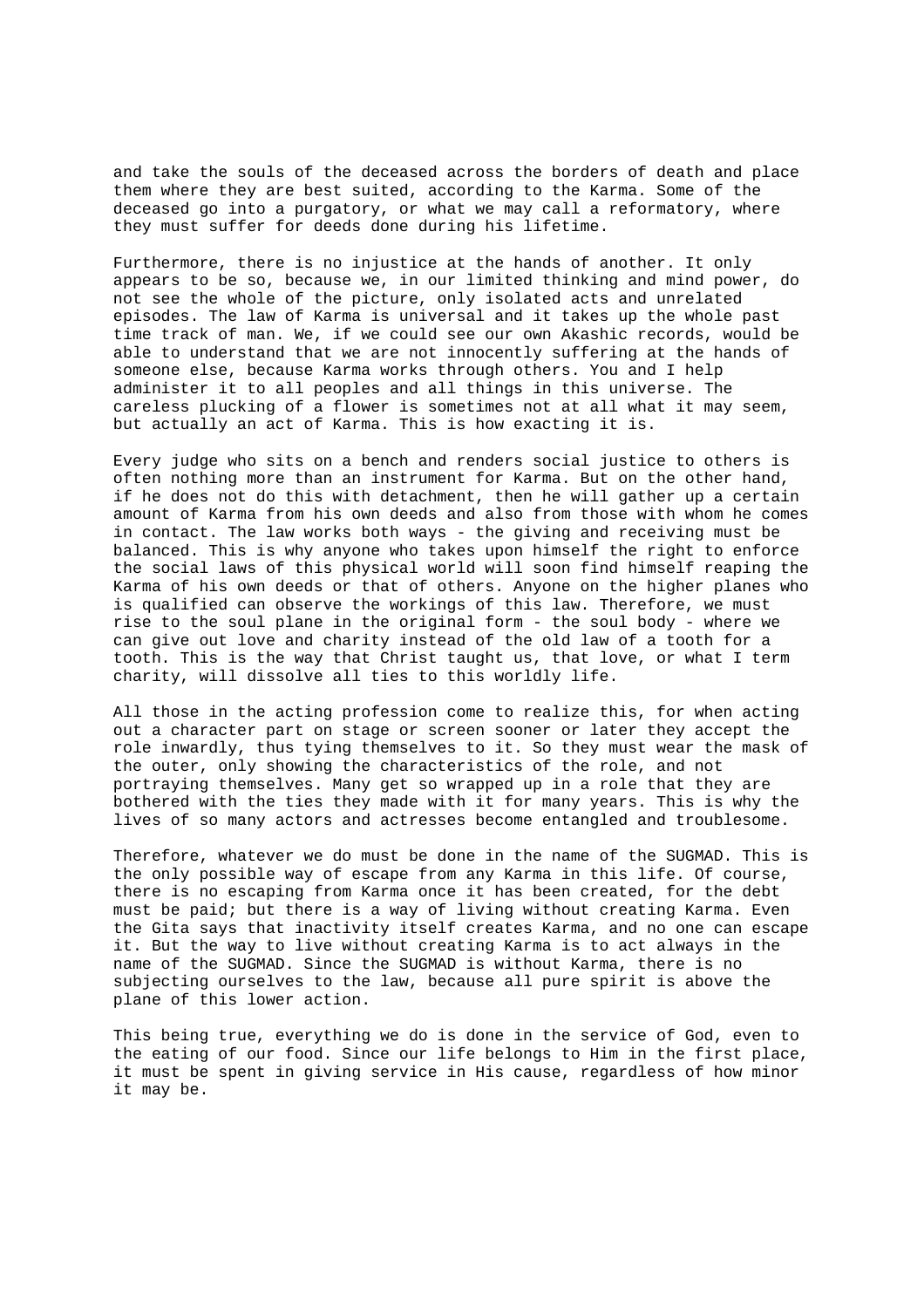and take the souls of the deceased across the borders of death and place them where they are best suited, according to the Karma. Some of the deceased go into a purgatory, or what we may call a reformatory, where they must suffer for deeds done during his lifetime.

Furthermore, there is no injustice at the hands of another. It only appears to be so, because we, in our limited thinking and mind power, do not see the whole of the picture, only isolated acts and unrelated episodes. The law of Karma is universal and it takes up the whole past time track of man. We, if we could see our own Akashic records, would be able to understand that we are not innocently suffering at the hands of someone else, because Karma works through others. You and I help administer it to all peoples and all things in this universe. The careless plucking of a flower is sometimes not at all what it may seem, but actually an act of Karma. This is how exacting it is.

Every judge who sits on a bench and renders social justice to others is often nothing more than an instrument for Karma. But on the other hand, if he does not do this with detachment, then he will gather up a certain amount of Karma from his own deeds and also from those with whom he comes in contact. The law works both ways - the giving and receiving must be balanced. This is why anyone who takes upon himself the right to enforce the social laws of this physical world will soon find himself reaping the Karma of his own deeds or that of others. Anyone on the higher planes who is qualified can observe the workings of this law. Therefore, we must rise to the soul plane in the original form - the soul body - where we can give out love and charity instead of the old law of a tooth for a tooth. This is the way that Christ taught us, that love, or what I term charity, will dissolve all ties to this worldly life.

All those in the acting profession come to realize this, for when acting out a character part on stage or screen sooner or later they accept the role inwardly, thus tying themselves to it. So they must wear the mask of the outer, only showing the characteristics of the role, and not portraying themselves. Many get so wrapped up in a role that they are bothered with the ties they made with it for many years. This is why the lives of so many actors and actresses become entangled and troublesome.

Therefore, whatever we do must be done in the name of the SUGMAD. This is the only possible way of escape from any Karma in this life. Of course, there is no escaping from Karma once it has been created, for the debt must be paid; but there is a way of living without creating Karma. Even the Gita says that inactivity itself creates Karma, and no one can escape it. But the way to live without creating Karma is to act always in the name of the SUGMAD. Since the SUGMAD is without Karma, there is no subjecting ourselves to the law, because all pure spirit is above the plane of this lower action.

This being true, everything we do is done in the service of God, even to the eating of our food. Since our life belongs to Him in the first place, it must be spent in giving service in His cause, regardless of how minor it may be.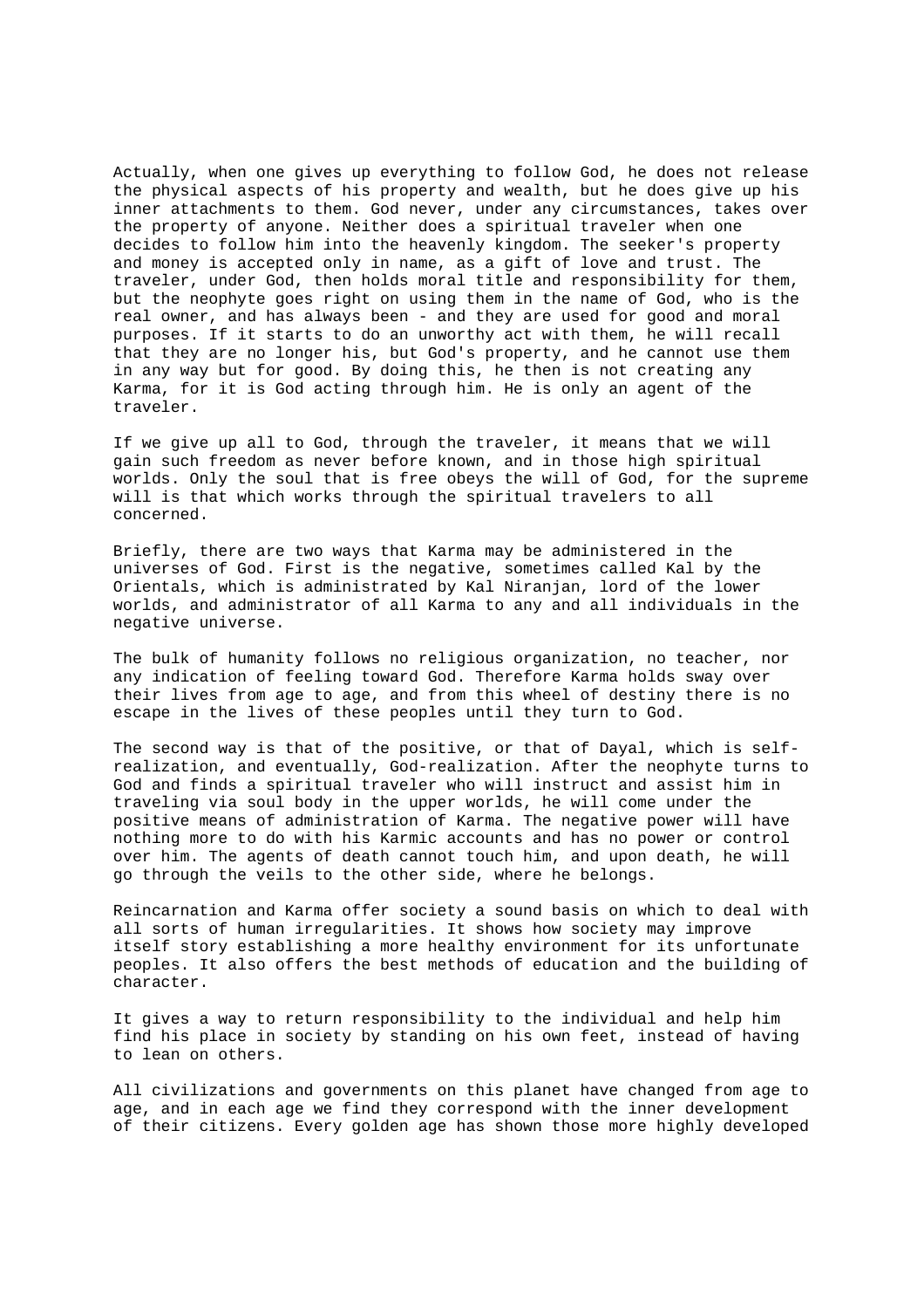Actually, when one gives up everything to follow God, he does not release the physical aspects of his property and wealth, but he does give up his inner attachments to them. God never, under any circumstances, takes over the property of anyone. Neither does a spiritual traveler when one decides to follow him into the heavenly kingdom. The seeker's property and money is accepted only in name, as a gift of love and trust. The traveler, under God, then holds moral title and responsibility for them, but the neophyte goes right on using them in the name of God, who is the real owner, and has always been - and they are used for good and moral purposes. If it starts to do an unworthy act with them, he will recall that they are no longer his, but God's property, and he cannot use them in any way but for good. By doing this, he then is not creating any Karma, for it is God acting through him. He is only an agent of the traveler.

If we give up all to God, through the traveler, it means that we will gain such freedom as never before known, and in those high spiritual worlds. Only the soul that is free obeys the will of God, for the supreme will is that which works through the spiritual travelers to all concerned.

Briefly, there are two ways that Karma may be administered in the universes of God. First is the negative, sometimes called Kal by the Orientals, which is administrated by Kal Niranjan, lord of the lower worlds, and administrator of all Karma to any and all individuals in the negative universe.

The bulk of humanity follows no religious organization, no teacher, nor any indication of feeling toward God. Therefore Karma holds sway over their lives from age to age, and from this wheel of destiny there is no escape in the lives of these peoples until they turn to God.

The second way is that of the positive, or that of Dayal, which is self-realization, and eventually, God-realization. After the neophyte turns to God and finds a spiritual traveler who will instruct and assist him in traveling via soul body in the upper worlds, he will come under the positive means of administration of Karma. The negative power will have nothing more to do with his Karmic accounts and has no power or control over him. The agents of death cannot touch him, and upon death, he will go through the veils to the other side, where he belongs.

Reincarnation and Karma offer society a sound basis on which to deal with all sorts of human irregularities. It shows how society may improve itself story establishing a more healthy environment for its unfortunate peoples. It also offers the best methods of education and the building of character.

It gives a way to return responsibility to the individual and help him find his place in society by standing on his own feet, instead of having to lean on others.

All civilizations and governments on this planet have changed from age to age, and in each age we find they correspond with the inner development of their citizens. Every golden age has shown those more highly developed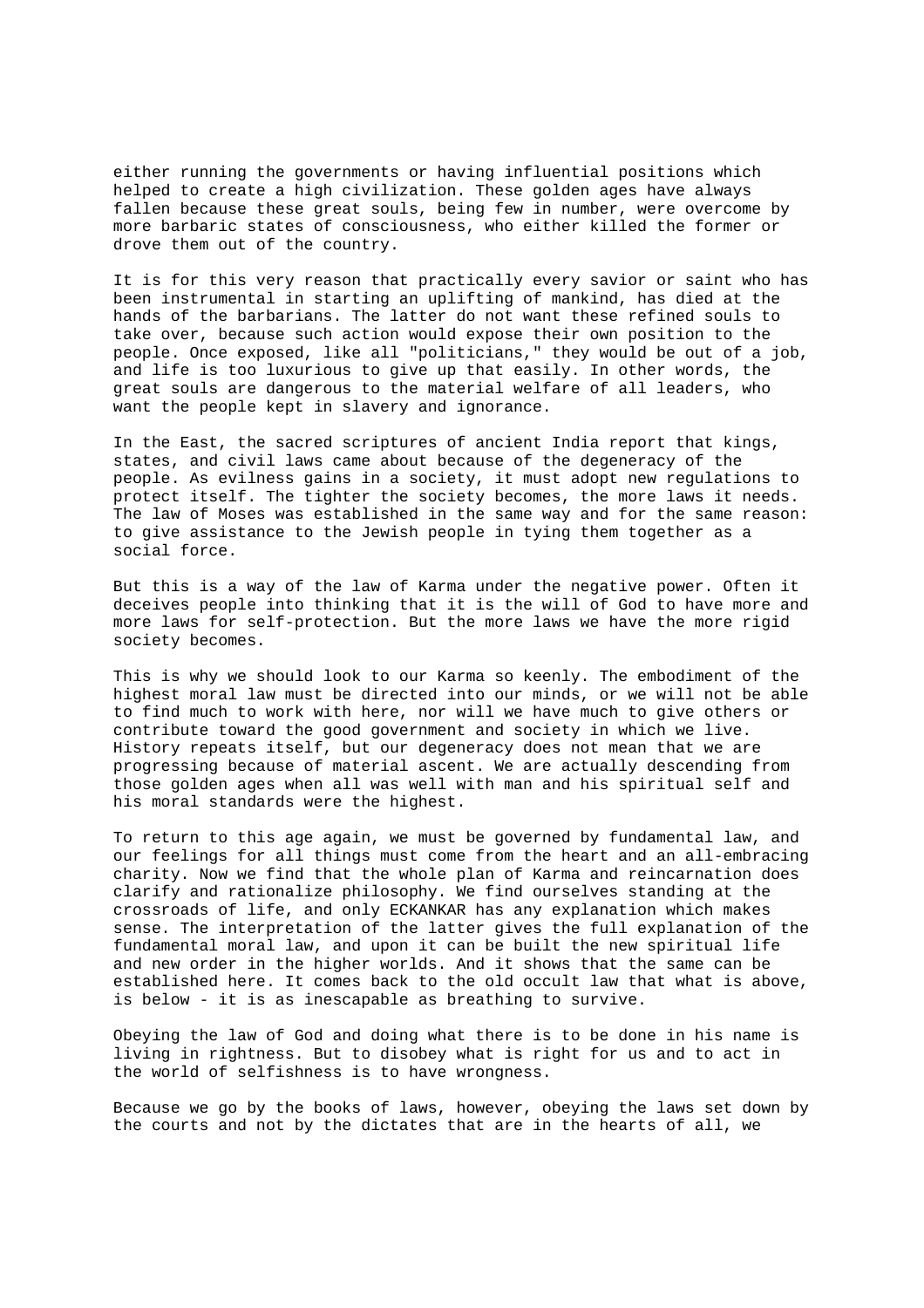either running the governments or having influential positions which helped to create a high civilization. These golden ages have always fallen because these great souls, being few in number, were overcome by more barbaric states of consciousness, who either killed the former or drove them out of the country.

It is for this very reason that practically every savior or saint who has been instrumental in starting an uplifting of mankind, has died at the hands of the barbarians. The latter do not want these refined souls to take over, because such action would expose their own position to the people. Once exposed, like all "politicians," they would be out of a job, and life is too luxurious to give up that easily. In other words, the great souls are dangerous to the material welfare of all leaders, who want the people kept in slavery and ignorance.

In the East, the sacred scriptures of ancient India report that kings, states, and civil laws came about because of the degeneracy of the people. As evilness gains in a society, it must adopt new regulations to protect itself. The tighter the society becomes, the more laws it needs. The law of Moses was established in the same way and for the same reason: to give assistance to the Jewish people in tying them together as a social force.

But this is a way of the law of Karma under the negative power. Often it deceives people into thinking that it is the will of God to have more and more laws for self-protection. But the more laws we have the more rigid society becomes.

This is why we should look to our Karma so keenly. The embodiment of the highest moral law must be directed into our minds, or we will not be able to find much to work with here, nor will we have much to give others or contribute toward the good government and society in which we live. History repeats itself, but our degeneracy does not mean that we are progressing because of material ascent. We are actually descending from those golden ages when all was well with man and his spiritual self and his moral standards were the highest.

To return to this age again, we must be governed by fundamental law, and our feelings for all things must come from the heart and an all-embracing charity. Now we find that the whole plan of Karma and reincarnation does clarify and rationalize philosophy. We find ourselves standing at the crossroads of life, and only ECKANKAR has any explanation which makes sense. The interpretation of the latter gives the full explanation of the fundamental moral law, and upon it can be built the new spiritual life and new order in the higher worlds. And it shows that the same can be established here. It comes back to the old occult law that what is above, is below - it is as inescapable as breathing to survive.

Obeying the law of God and doing what there is to be done in his name is living in rightness. But to disobey what is right for us and to act in the world of selfishness is to have wrongness.

Because we go by the books of laws, however, obeying the laws set down by the courts and not by the dictates that are in the hearts of all, we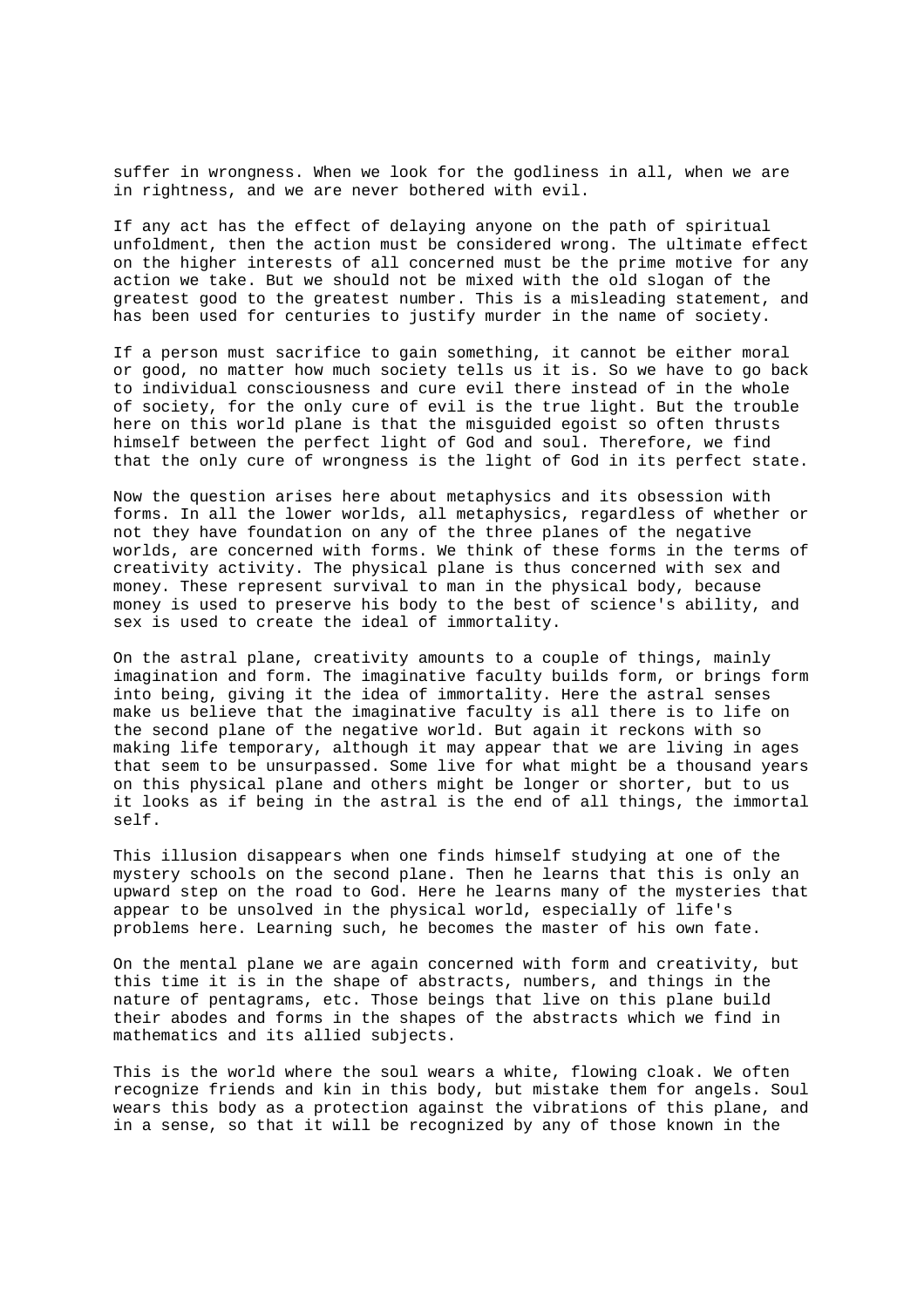suffer in wrongness. When we look for the godliness in all, when we are in rightness, and we are never bothered with evil.

If any act has the effect of delaying anyone on the path of spiritual unfoldment, then the action must be considered wrong. The ultimate effect on the higher interests of all concerned must be the prime motive for any action we take. But we should not be mixed with the old slogan of the greatest good to the greatest number. This is a misleading statement, and has been used for centuries to justify murder in the name of society.

If a person must sacrifice to gain something, it cannot be either moral or good, no matter how much society tells us it is. So we have to go back to individual consciousness and cure evil there instead of in the whole of society, for the only cure of evil is the true light. But the trouble here on this world plane is that the misguided egoist so often thrusts himself between the perfect light of God and soul. Therefore, we find that the only cure of wrongness is the light of God in its perfect state.

Now the question arises here about metaphysics and its obsession with forms. In all the lower worlds, all metaphysics, regardless of whether or not they have foundation on any of the three planes of the negative worlds, are concerned with forms. We think of these forms in the terms of creativity activity. The physical plane is thus concerned with sex and money. These represent survival to man in the physical body, because money is used to preserve his body to the best of science's ability, and sex is used to create the ideal of immortality.

On the astral plane, creativity amounts to a couple of things, mainly imagination and form. The imaginative faculty builds form, or brings form into being, giving it the idea of immortality. Here the astral senses make us believe that the imaginative faculty is all there is to life on the second plane of the negative world. But again it reckons with so making life temporary, although it may appear that we are living in ages that seem to be unsurpassed. Some live for what might be a thousand years on this physical plane and others might be longer or shorter, but to us it looks as if being in the astral is the end of all things, the immortal self.

This illusion disappears when one finds himself studying at one of the mystery schools on the second plane. Then he learns that this is only an upward step on the road to God. Here he learns many of the mysteries that appear to be unsolved in the physical world, especially of life's problems here. Learning such, he becomes the master of his own fate.

On the mental plane we are again concerned with form and creativity, but this time it is in the shape of abstracts, numbers, and things in the nature of pentagrams, etc. Those beings that live on this plane build their abodes and forms in the shapes of the abstracts which we find in mathematics and its allied subjects.

This is the world where the soul wears a white, flowing cloak. We often recognize friends and kin in this body, but mistake them for angels. Soul wears this body as a protection against the vibrations of this plane, and in a sense, so that it will be recognized by any of those known in the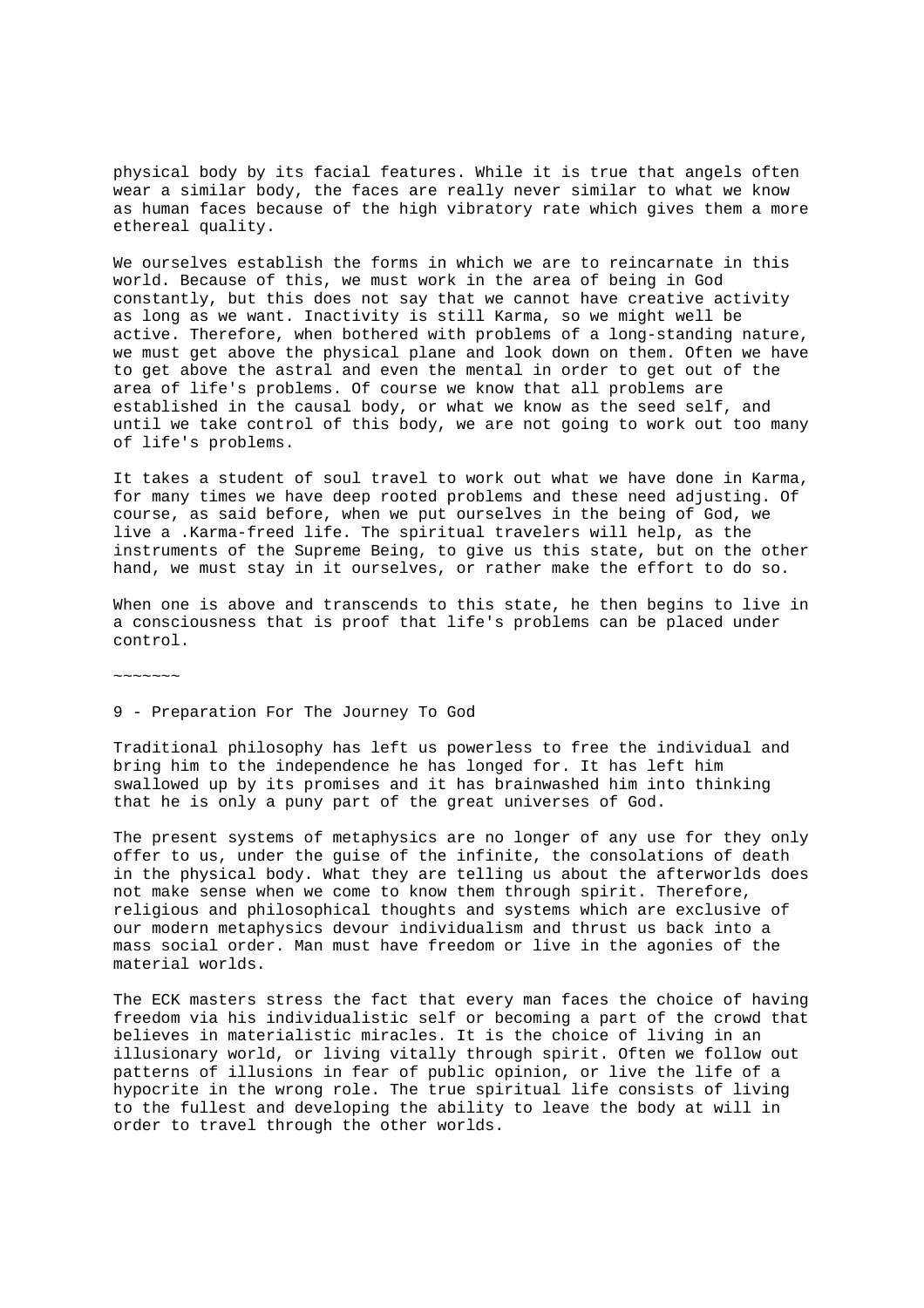physical body by its facial features. While it is true that angels often wear a similar body, the faces are really never similar to what we know as human faces because of the high vibratory rate which gives them a more ethereal quality.

We ourselves establish the forms in which we are to reincarnate in this world. Because of this, we must work in the area of being in God constantly, but this does not say that we cannot have creative activity as long as we want. Inactivity is still Karma, so we might well be active. Therefore, when bothered with problems of a long-standing nature, we must get above the physical plane and look down on them. Often we have to get above the astral and even the mental in order to get out of the area of life's problems. Of course we know that all problems are established in the causal body, or what we know as the seed self, and until we take control of this body, we are not going to work out too many of life's problems.

It takes a student of soul travel to work out what we have done in Karma, for many times we have deep rooted problems and these need adjusting. Of course, as said before, when we put ourselves in the being of God, we live a .Karma-freed life. The spiritual travelers will help, as the instruments of the Supreme Being, to give us this state, but on the other hand, we must stay in it ourselves, or rather make the effort to do so.

When one is above and transcends to this state, he then begins to live in a consciousness that is proof that life's problems can be placed under control.

~~~~~~~

## 9 - Preparation For The Journey To God

Traditional philosophy has left us powerless to free the individual and bring him to the independence he has longed for. It has left him swallowed up by its promises and it has brainwashed him into thinking that he is only a puny part of the great universes of God.

The present systems of metaphysics are no longer of any use for they only offer to us, under the guise of the infinite, the consolations of death in the physical body. What they are telling us about the afterworlds does not make sense when we come to know them through spirit. Therefore, religious and philosophical thoughts and systems which are exclusive of our modern metaphysics devour individualism and thrust us back into a mass social order. Man must have freedom or live in the agonies of the material worlds.

The ECK masters stress the fact that every man faces the choice of having freedom via his individualistic self or becoming a part of the crowd that believes in materialistic miracles. It is the choice of living in an illusionary world, or living vitally through spirit. Often we follow out patterns of illusions in fear of public opinion, or live the life of a hypocrite in the wrong role. The true spiritual life consists of living to the fullest and developing the ability to leave the body at will in order to travel through the other worlds.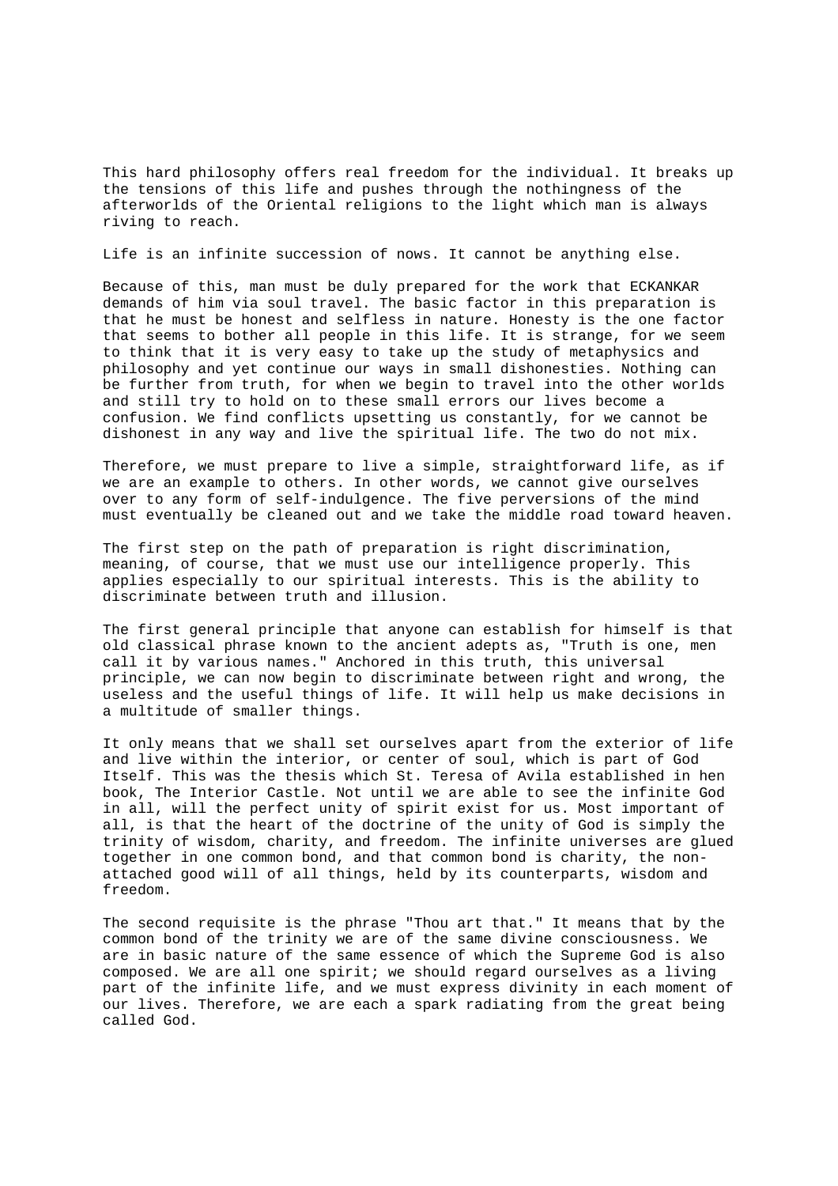This hard philosophy offers real freedom for the individual. It breaks up the tensions of this life and pushes through the nothingness of the afterworlds of the Oriental religions to the light which man is always riving to reach.

Life is an infinite succession of nows. It cannot be anything else.

Because of this, man must be duly prepared for the work that ECKANKAR demands of him via soul travel. The basic factor in this preparation is that he must be honest and selfless in nature. Honesty is the one factor that seems to bother all people in this life. It is strange, for we seem to think that it is very easy to take up the study of metaphysics and philosophy and yet continue our ways in small dishonesties. Nothing can be further from truth, for when we begin to travel into the other worlds and still try to hold on to these small errors our lives become a confusion. We find conflicts upsetting us constantly, for we cannot be dishonest in any way and live the spiritual life. The two do not mix.

Therefore, we must prepare to live a simple, straightforward life, as if we are an example to others. In other words, we cannot give ourselves over to any form of self-indulgence. The five perversions of the mind must eventually be cleaned out and we take the middle road toward heaven.

The first step on the path of preparation is right discrimination, meaning, of course, that we must use our intelligence properly. This applies especially to our spiritual interests. This is the ability to discriminate between truth and illusion.

The first general principle that anyone can establish for himself is that old classical phrase known to the ancient adepts as, "Truth is one, men call it by various names." Anchored in this truth, this universal principle, we can now begin to discriminate between right and wrong, the useless and the useful things of life. It will help us make decisions in a multitude of smaller things.

It only means that we shall set ourselves apart from the exterior of life and live within the interior, or center of soul, which is part of God Itself. This was the thesis which St. Teresa of Avila established in hen book, The Interior Castle. Not until we are able to see the infinite God in all, will the perfect unity of spirit exist for us. Most important of all, is that the heart of the doctrine of the unity of God is simply the trinity of wisdom, charity, and freedom. The infinite universes are glued together in one common bond, and that common bond is charity, the non-attached good will of all things, held by its counterparts, wisdom and freedom.

The second requisite is the phrase "Thou art that." It means that by the common bond of the trinity we are of the same divine consciousness. We are in basic nature of the same essence of which the Supreme God is also composed. We are all one spirit; we should regard ourselves as a living part of the infinite life, and we must express divinity in each moment of our lives. Therefore, we are each a spark radiating from the great being called God.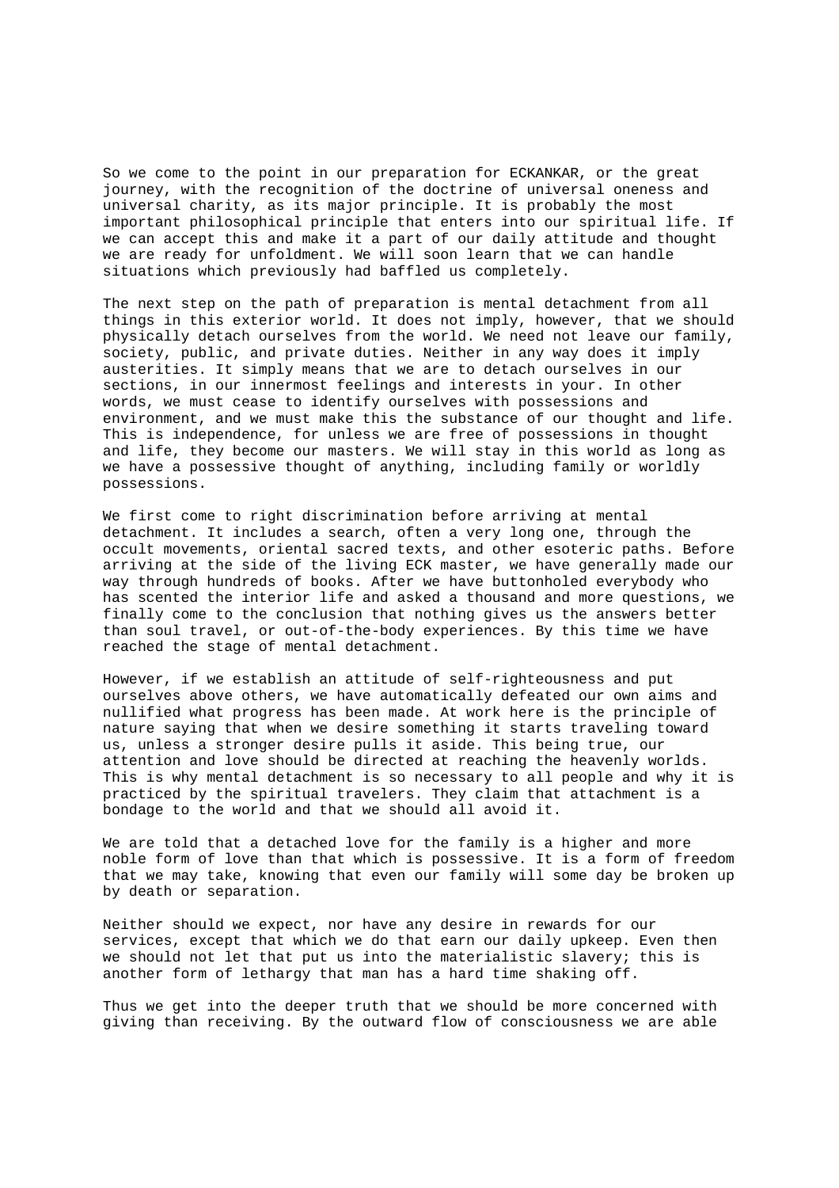So we come to the point in our preparation for ECKANKAR, or the great journey, with the recognition of the doctrine of universal oneness and universal charity, as its major principle. It is probably the most important philosophical principle that enters into our spiritual life. If we can accept this and make it a part of our daily attitude and thought we are ready for unfoldment. We will soon learn that we can handle situations which previously had baffled us completely.

The next step on the path of preparation is mental detachment from all things in this exterior world. It does not imply, however, that we should physically detach ourselves from the world. We need not leave our family, society, public, and private duties. Neither in any way does it imply austerities. It simply means that we are to detach ourselves in our sections, in our innermost feelings and interests in your. In other words, we must cease to identify ourselves with possessions and environment, and we must make this the substance of our thought and life. This is independence, for unless we are free of possessions in thought and life, they become our masters. We will stay in this world as long as we have a possessive thought of anything, including family or worldly possessions.

We first come to right discrimination before arriving at mental detachment. It includes a search, often a very long one, through the occult movements, oriental sacred texts, and other esoteric paths. Before arriving at the side of the living ECK master, we have generally made our way through hundreds of books. After we have buttonholed everybody who has scented the interior life and asked a thousand and more questions, we finally come to the conclusion that nothing gives us the answers better than soul travel, or out-of-the-body experiences. By this time we have reached the stage of mental detachment.

However, if we establish an attitude of self-righteousness and put ourselves above others, we have automatically defeated our own aims and nullified what progress has been made. At work here is the principle of nature saying that when we desire something it starts traveling toward us, unless a stronger desire pulls it aside. This being true, our attention and love should be directed at reaching the heavenly worlds. This is why mental detachment is so necessary to all people and why it is practiced by the spiritual travelers. They claim that attachment is a bondage to the world and that we should all avoid it.

We are told that a detached love for the family is a higher and more noble form of love than that which is possessive. It is a form of freedom that we may take, knowing that even our family will some day be broken up by death or separation.

Neither should we expect, nor have any desire in rewards for our services, except that which we do that earn our daily upkeep. Even then we should not let that put us into the materialistic slavery; this is another form of lethargy that man has a hard time shaking off.

Thus we get into the deeper truth that we should be more concerned with giving than receiving. By the outward flow of consciousness we are able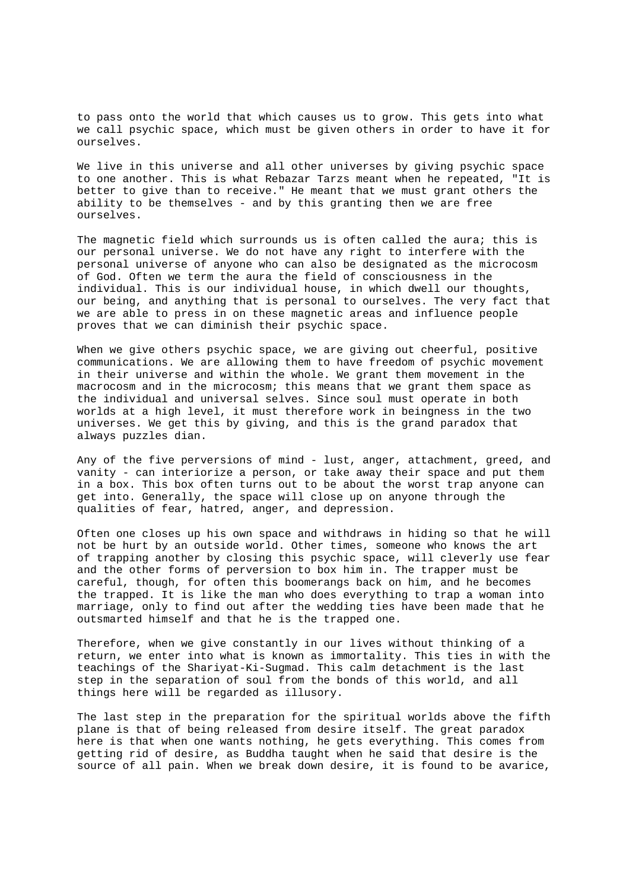to pass onto the world that which causes us to grow. This gets into what we call psychic space, which must be given others in order to have it for ourselves.

We live in this universe and all other universes by giving psychic space to one another. This is what Rebazar Tarzs meant when he repeated, "It is better to give than to receive." He meant that we must grant others the ability to be themselves - and by this granting then we are free ourselves.

The magnetic field which surrounds us is often called the aura; this is our personal universe. We do not have any right to interfere with the personal universe of anyone who can also be designated as the microcosm of God. Often we term the aura the field of consciousness in the individual. This is our individual house, in which dwell our thoughts, our being, and anything that is personal to ourselves. The very fact that we are able to press in on these magnetic areas and influence people proves that we can diminish their psychic space.

When we give others psychic space, we are giving out cheerful, positive communications. We are allowing them to have freedom of psychic movement in their universe and within the whole. We grant them movement in the macrocosm and in the microcosm; this means that we grant them space as the individual and universal selves. Since soul must operate in both worlds at a high level, it must therefore work in beingness in the two universes. We get this by giving, and this is the grand paradox that always puzzles dian.

Any of the five perversions of mind - lust, anger, attachment, greed, and vanity - can interiorize a person, or take away their space and put them in a box. This box often turns out to be about the worst trap anyone can get into. Generally, the space will close up on anyone through the qualities of fear, hatred, anger, and depression.

Often one closes up his own space and withdraws in hiding so that he will not be hurt by an outside world. Other times, someone who knows the art of trapping another by closing this psychic space, will cleverly use fear and the other forms of perversion to box him in. The trapper must be careful, though, for often this boomerangs back on him, and he becomes the trapped. It is like the man who does everything to trap a woman into marriage, only to find out after the wedding ties have been made that he outsmarted himself and that he is the trapped one.

Therefore, when we give constantly in our lives without thinking of a return, we enter into what is known as immortality. This ties in with the teachings of the Shariyat-Ki-Sugmad. This calm detachment is the last step in the separation of soul from the bonds of this world, and all things here will be regarded as illusory.

The last step in the preparation for the spiritual worlds above the fifth plane is that of being released from desire itself. The great paradox here is that when one wants nothing, he gets everything. This comes from getting rid of desire, as Buddha taught when he said that desire is the source of all pain. When we break down desire, it is found to be avarice,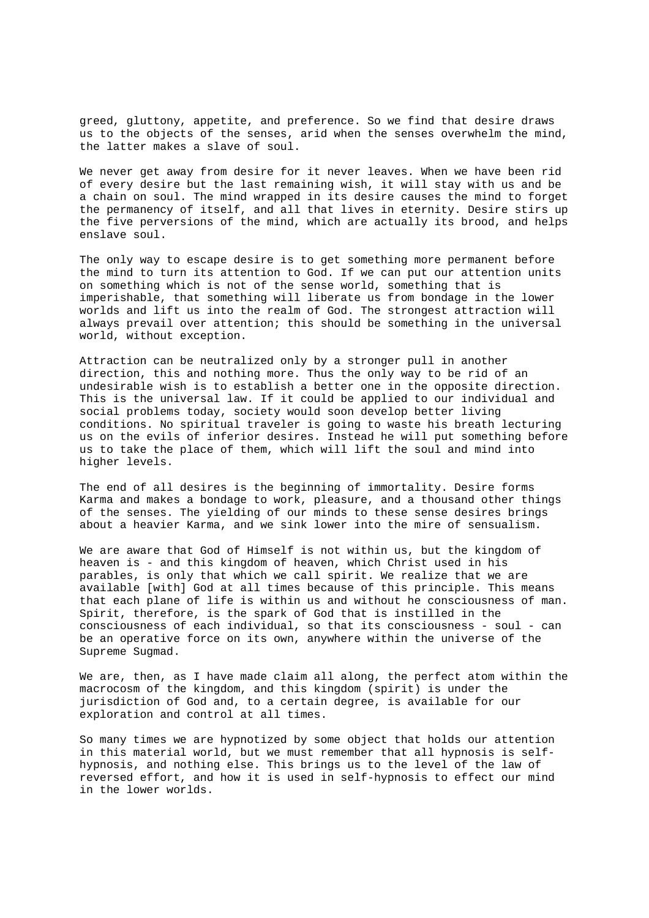greed, gluttony, appetite, and preference. So we find that desire draws us to the objects of the senses, arid when the senses overwhelm the mind, the latter makes a slave of soul.

We never get away from desire for it never leaves. When we have been rid of every desire but the last remaining wish, it will stay with us and be a chain on soul. The mind wrapped in its desire causes the mind to forget the permanency of itself, and all that lives in eternity. Desire stirs up the five perversions of the mind, which are actually its brood, and helps enslave soul.

The only way to escape desire is to get something more permanent before the mind to turn its attention to God. If we can put our attention units on something which is not of the sense world, something that is imperishable, that something will liberate us from bondage in the lower worlds and lift us into the realm of God. The strongest attraction will always prevail over attention; this should be something in the universal world, without exception.

Attraction can be neutralized only by a stronger pull in another direction, this and nothing more. Thus the only way to be rid of an undesirable wish is to establish a better one in the opposite direction. This is the universal law. If it could be applied to our individual and social problems today, society would soon develop better living conditions. No spiritual traveler is going to waste his breath lecturing us on the evils of inferior desires. Instead he will put something before us to take the place of them, which will lift the soul and mind into higher levels.

The end of all desires is the beginning of immortality. Desire forms Karma and makes a bondage to work, pleasure, and a thousand other things of the senses. The yielding of our minds to these sense desires brings about a heavier Karma, and we sink lower into the mire of sensualism.

We are aware that God of Himself is not within us, but the kingdom of heaven is - and this kingdom of heaven, which Christ used in his parables, is only that which we call spirit. We realize that we are available [with] God at all times because of this principle. This means that each plane of life is within us and without he consciousness of man. Spirit, therefore, is the spark of God that is instilled in the consciousness of each individual, so that its consciousness - soul - can be an operative force on its own, anywhere within the universe of the Supreme Sugmad.

We are, then, as I have made claim all along, the perfect atom within the macrocosm of the kingdom, and this kingdom (spirit) is under the jurisdiction of God and, to a certain degree, is available for our exploration and control at all times.

So many times we are hypnotized by some object that holds our attention in this material world, but we must remember that all hypnosis is self-hypnosis, and nothing else. This brings us to the level of the law of reversed effort, and how it is used in self-hypnosis to effect our mind in the lower worlds.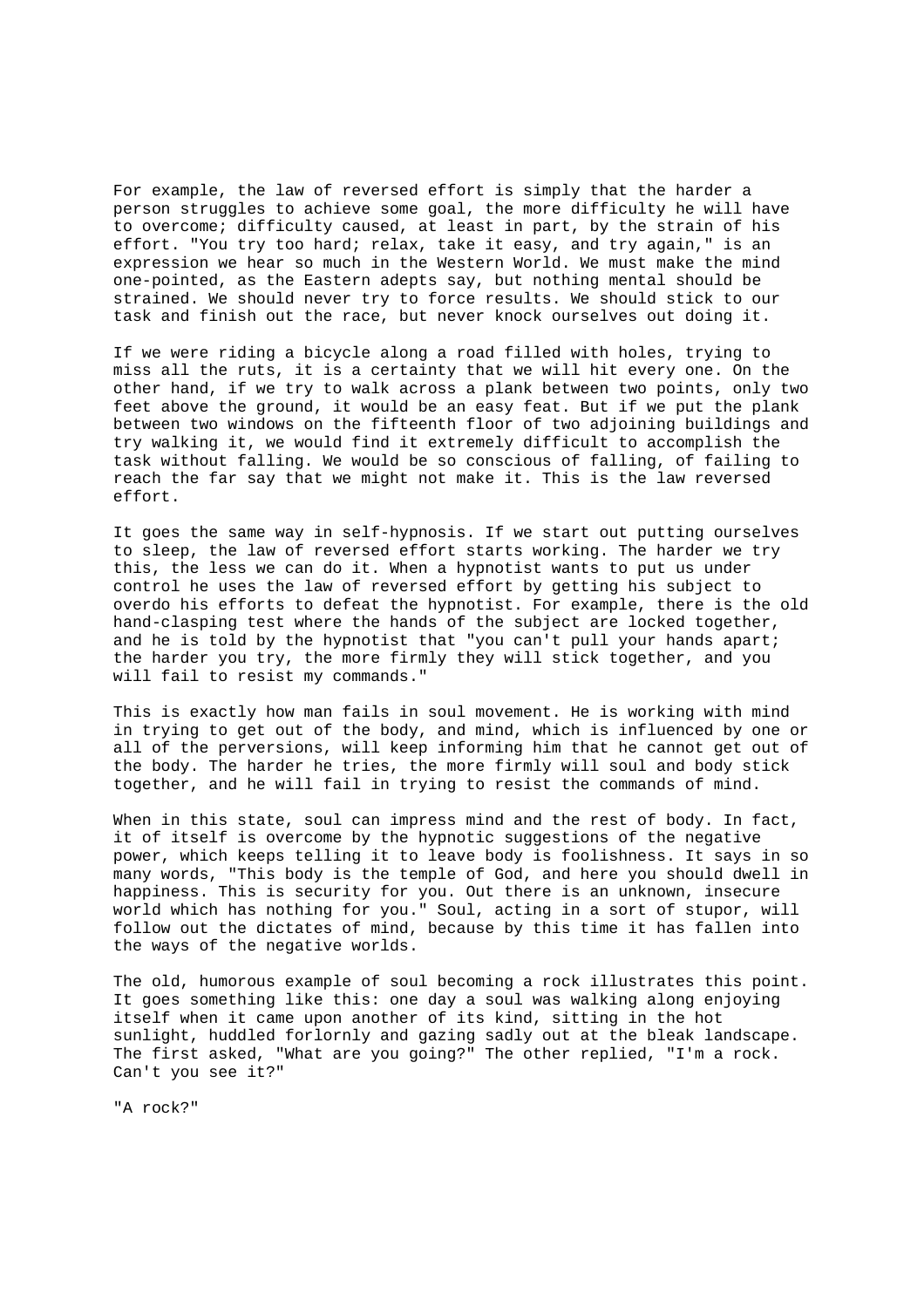For example, the law of reversed effort is simply that the harder a person struggles to achieve some goal, the more difficulty he will have to overcome; difficulty caused, at least in part, by the strain of his effort. "You try too hard; relax, take it easy, and try again," is an expression we hear so much in the Western World. We must make the mind one-pointed, as the Eastern adepts say, but nothing mental should be strained. We should never try to force results. We should stick to our task and finish out the race, but never knock ourselves out doing it.

If we were riding a bicycle along a road filled with holes, trying to miss all the ruts, it is a certainty that we will hit every one. On the other hand, if we try to walk across a plank between two points, only two feet above the ground, it would be an easy feat. But if we put the plank between two windows on the fifteenth floor of two adjoining buildings and try walking it, we would find it extremely difficult to accomplish the task without falling. We would be so conscious of falling, of failing to reach the far say that we might not make it. This is the law reversed effort.

It goes the same way in self-hypnosis. If we start out putting ourselves to sleep, the law of reversed effort starts working. The harder we try this, the less we can do it. When a hypnotist wants to put us under control he uses the law of reversed effort by getting his subject to overdo his efforts to defeat the hypnotist. For example, there is the old hand-clasping test where the hands of the subject are locked together, and he is told by the hypnotist that "you can't pull your hands apart; the harder you try, the more firmly they will stick together, and you will fail to resist my commands."

This is exactly how man fails in soul movement. He is working with mind in trying to get out of the body, and mind, which is influenced by one or all of the perversions, will keep informing him that he cannot get out of the body. The harder he tries, the more firmly will soul and body stick together, and he will fail in trying to resist the commands of mind.

When in this state, soul can impress mind and the rest of body. In fact, it of itself is overcome by the hypnotic suggestions of the negative power, which keeps telling it to leave body is foolishness. It says in so many words, "This body is the temple of God, and here you should dwell in happiness. This is security for you. Out there is an unknown, insecure world which has nothing for you." Soul, acting in a sort of stupor, will follow out the dictates of mind, because by this time it has fallen into the ways of the negative worlds.

The old, humorous example of soul becoming a rock illustrates this point. It goes something like this: one day a soul was walking along enjoying itself when it came upon another of its kind, sitting in the hot sunlight, huddled forlornly and gazing sadly out at the bleak landscape. The first asked, "What are you going?" The other replied, "I'm a rock. Can't you see it?"

"A rock?"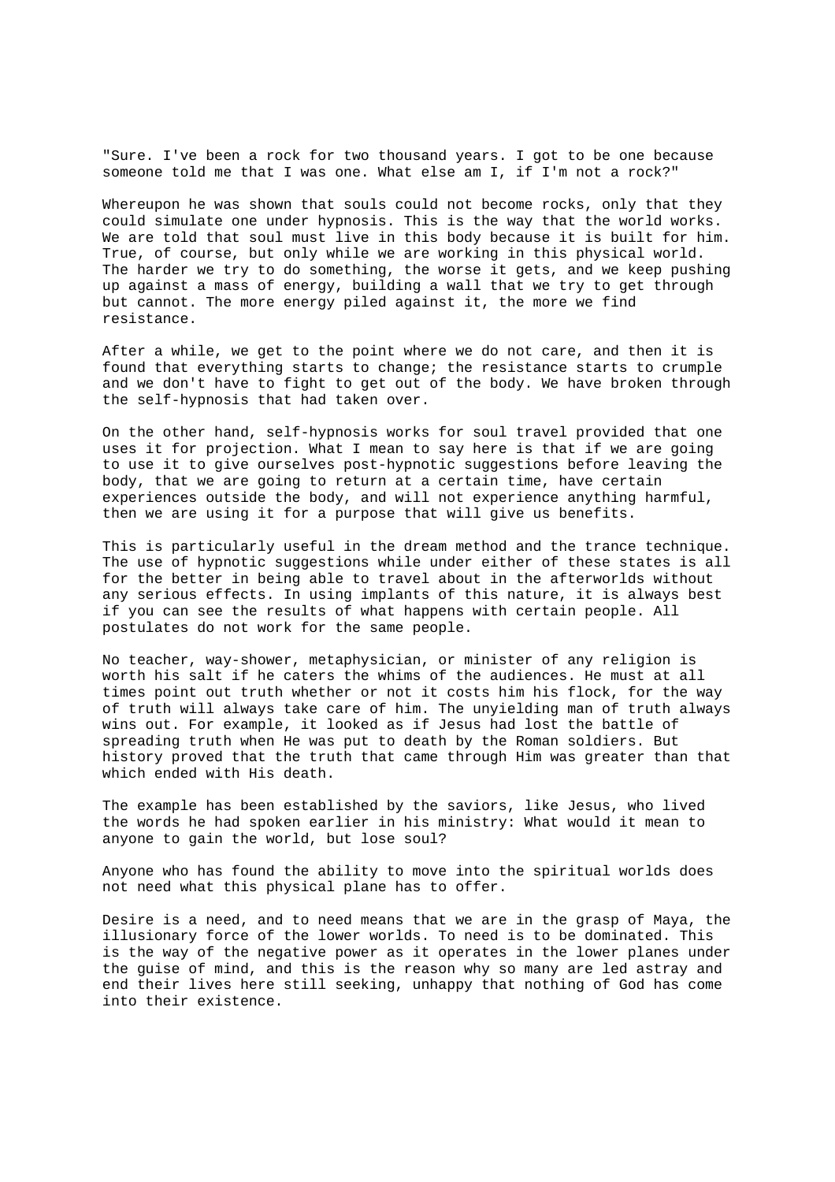"Sure. I've been a rock for two thousand years. I got to be one because someone told me that I was one. What else am I, if I'm not a rock?"

Whereupon he was shown that souls could not become rocks, only that they could simulate one under hypnosis. This is the way that the world works. We are told that soul must live in this body because it is built for him. True, of course, but only while we are working in this physical world. The harder we try to do something, the worse it gets, and we keep pushing up against a mass of energy, building a wall that we try to get through but cannot. The more energy piled against it, the more we find resistance.

After a while, we get to the point where we do not care, and then it is found that everything starts to change; the resistance starts to crumple and we don't have to fight to get out of the body. We have broken through the self-hypnosis that had taken over.

On the other hand, self-hypnosis works for soul travel provided that one uses it for projection. What I mean to say here is that if we are going to use it to give ourselves post-hypnotic suggestions before leaving the body, that we are going to return at a certain time, have certain experiences outside the body, and will not experience anything harmful, then we are using it for a purpose that will give us benefits.

This is particularly useful in the dream method and the trance technique. The use of hypnotic suggestions while under either of these states is all for the better in being able to travel about in the afterworlds without any serious effects. In using implants of this nature, it is always best if you can see the results of what happens with certain people. All postulates do not work for the same people.

No teacher, way-shower, metaphysician, or minister of any religion is worth his salt if he caters the whims of the audiences. He must at all times point out truth whether or not it costs him his flock, for the way of truth will always take care of him. The unyielding man of truth always wins out. For example, it looked as if Jesus had lost the battle of spreading truth when He was put to death by the Roman soldiers. But history proved that the truth that came through Him was greater than that which ended with His death.

The example has been established by the saviors, like Jesus, who lived the words he had spoken earlier in his ministry: What would it mean to anyone to gain the world, but lose soul?

Anyone who has found the ability to move into the spiritual worlds does not need what this physical plane has to offer.

Desire is a need, and to need means that we are in the grasp of Maya, the illusionary force of the lower worlds. To need is to be dominated. This is the way of the negative power as it operates in the lower planes under the guise of mind, and this is the reason why so many are led astray and end their lives here still seeking, unhappy that nothing of God has come into their existence.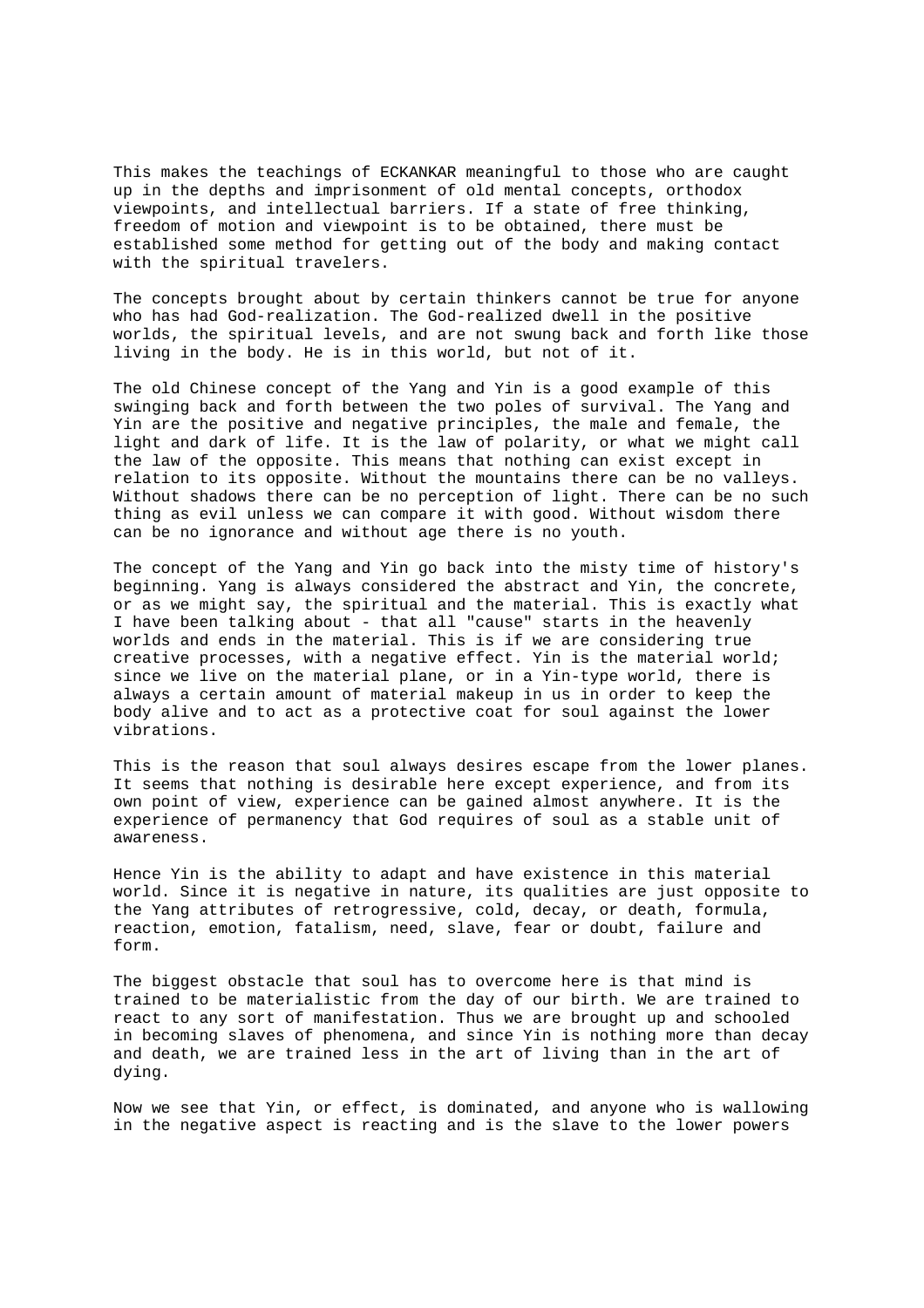This makes the teachings of ECKANKAR meaningful to those who are caught up in the depths and imprisonment of old mental concepts, orthodox viewpoints, and intellectual barriers. If a state of free thinking, freedom of motion and viewpoint is to be obtained, there must be established some method for getting out of the body and making contact with the spiritual travelers.

The concepts brought about by certain thinkers cannot be true for anyone who has had God-realization. The God-realized dwell in the positive worlds, the spiritual levels, and are not swung back and forth like those living in the body. He is in this world, but not of it.

The old Chinese concept of the Yang and Yin is a good example of this swinging back and forth between the two poles of survival. The Yang and Yin are the positive and negative principles, the male and female, the light and dark of life. It is the law of polarity, or what we might call the law of the opposite. This means that nothing can exist except in relation to its opposite. Without the mountains there can be no valleys. Without shadows there can be no perception of light. There can be no such thing as evil unless we can compare it with good. Without wisdom there can be no ignorance and without age there is no youth.

The concept of the Yang and Yin go back into the misty time of history's beginning. Yang is always considered the abstract and Yin, the concrete, or as we might say, the spiritual and the material. This is exactly what I have been talking about - that all "cause" starts in the heavenly worlds and ends in the material. This is if we are considering true creative processes, with a negative effect. Yin is the material world; since we live on the material plane, or in a Yin-type world, there is always a certain amount of material makeup in us in order to keep the body alive and to act as a protective coat for soul against the lower vibrations.

This is the reason that soul always desires escape from the lower planes. It seems that nothing is desirable here except experience, and from its own point of view, experience can be gained almost anywhere. It is the experience of permanency that God requires of soul as a stable unit of awareness.

Hence Yin is the ability to adapt and have existence in this material world. Since it is negative in nature, its qualities are just opposite to the Yang attributes of retrogressive, cold, decay, or death, formula, reaction, emotion, fatalism, need, slave, fear or doubt, failure and form.

The biggest obstacle that soul has to overcome here is that mind is trained to be materialistic from the day of our birth. We are trained to react to any sort of manifestation. Thus we are brought up and schooled in becoming slaves of phenomena, and since Yin is nothing more than decay and death, we are trained less in the art of living than in the art of dying.

Now we see that Yin, or effect, is dominated, and anyone who is wallowing in the negative aspect is reacting and is the slave to the lower powers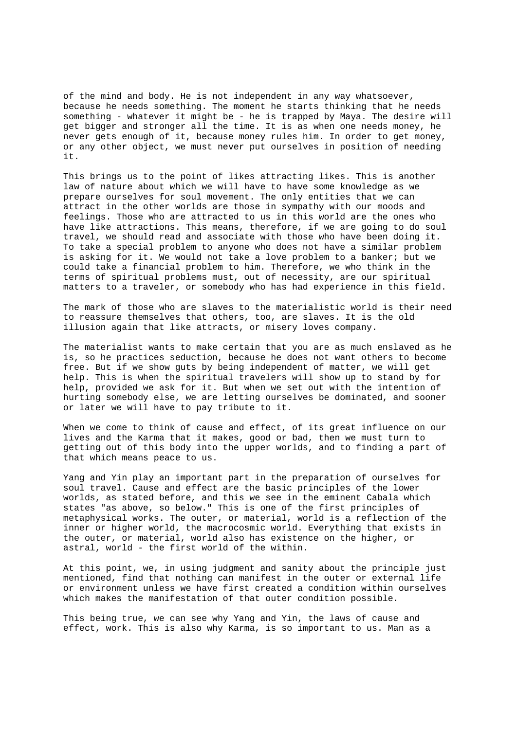of the mind and body. He is not independent in any way whatsoever, because he needs something. The moment he starts thinking that he needs something - whatever it might be - he is trapped by Maya. The desire will get bigger and stronger all the time. It is as when one needs money, he never gets enough of it, because money rules him. In order to get money, or any other object, we must never put ourselves in position of needing it.

This brings us to the point of likes attracting likes. This is another law of nature about which we will have to have some knowledge as we prepare ourselves for soul movement. The only entities that we can attract in the other worlds are those in sympathy with our moods and feelings. Those who are attracted to us in this world are the ones who have like attractions. This means, therefore, if we are going to do soul travel, we should read and associate with those who have been doing it. To take a special problem to anyone who does not have a similar problem is asking for it. We would not take a love problem to a banker; but we could take a financial problem to him. Therefore, we who think in the terms of spiritual problems must, out of necessity, are our spiritual matters to a traveler, or somebody who has had experience in this field.

The mark of those who are slaves to the materialistic world is their need to reassure themselves that others, too, are slaves. It is the old illusion again that like attracts, or misery loves company.

The materialist wants to make certain that you are as much enslaved as he is, so he practices seduction, because he does not want others to become free. But if we show guts by being independent of matter, we will get help. This is when the spiritual travelers will show up to stand by for help, provided we ask for it. But when we set out with the intention of hurting somebody else, we are letting ourselves be dominated, and sooner or later we will have to pay tribute to it.

When we come to think of cause and effect, of its great influence on our lives and the Karma that it makes, good or bad, then we must turn to getting out of this body into the upper worlds, and to finding a part of that which means peace to us.

Yang and Yin play an important part in the preparation of ourselves for soul travel. Cause and effect are the basic principles of the lower worlds, as stated before, and this we see in the eminent Cabala which states "as above, so below." This is one of the first principles of metaphysical works. The outer, or material, world is a reflection of the inner or higher world, the macrocosmic world. Everything that exists in the outer, or material, world also has existence on the higher, or astral, world - the first world of the within.

At this point, we, in using judgment and sanity about the principle just mentioned, find that nothing can manifest in the outer or external life or environment unless we have first created a condition within ourselves which makes the manifestation of that outer condition possible.

This being true, we can see why Yang and Yin, the laws of cause and effect, work. This is also why Karma, is so important to us. Man as a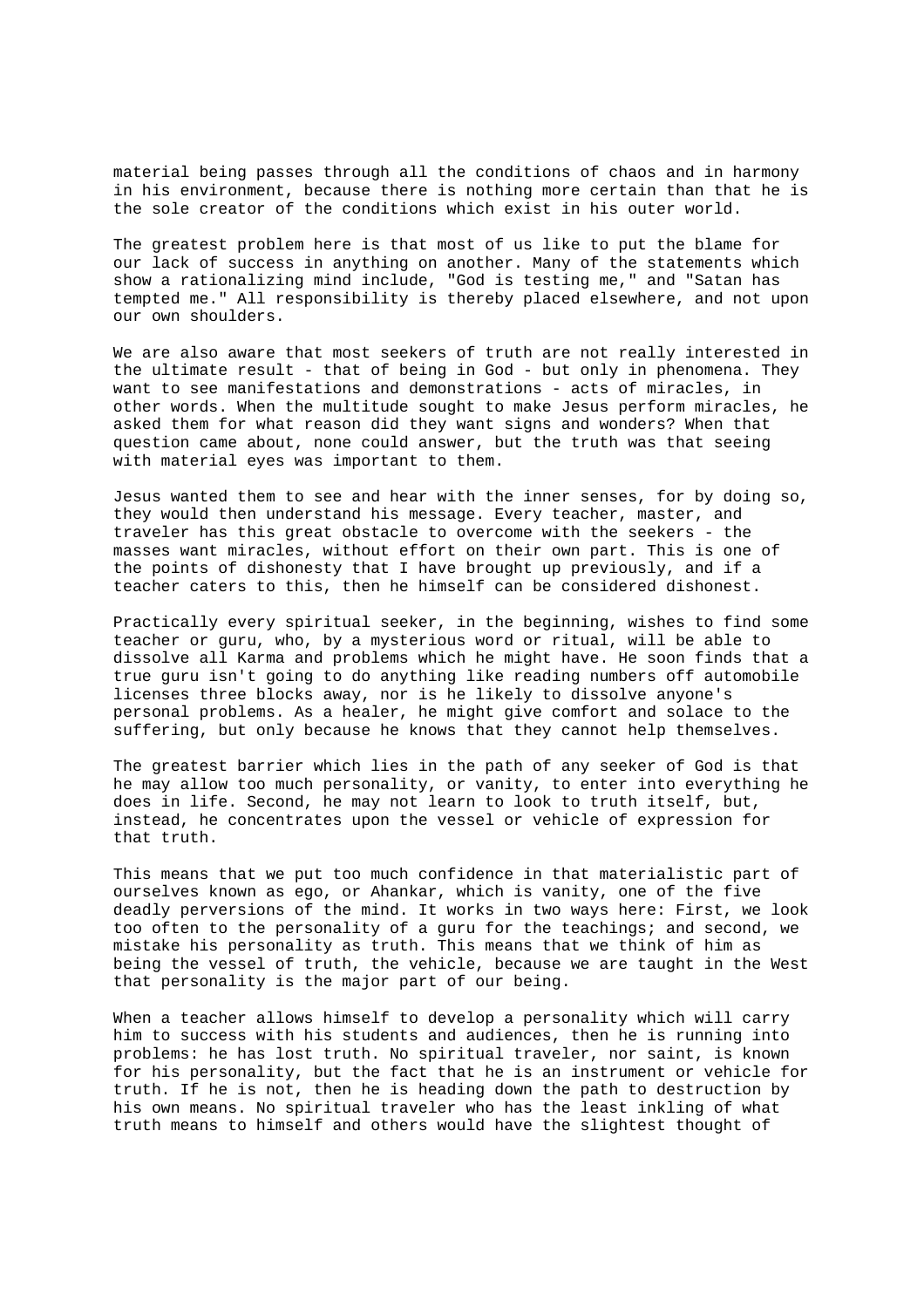material being passes through all the conditions of chaos and in harmony in his environment, because there is nothing more certain than that he is the sole creator of the conditions which exist in his outer world.

The greatest problem here is that most of us like to put the blame for our lack of success in anything on another. Many of the statements which show a rationalizing mind include, "God is testing me," and "Satan has tempted me." All responsibility is thereby placed elsewhere, and not upon our own shoulders.

We are also aware that most seekers of truth are not really interested in the ultimate result - that of being in God - but only in phenomena. They want to see manifestations and demonstrations - acts of miracles, in other words. When the multitude sought to make Jesus perform miracles, he asked them for what reason did they want signs and wonders? When that question came about, none could answer, but the truth was that seeing with material eyes was important to them.

Jesus wanted them to see and hear with the inner senses, for by doing so, they would then understand his message. Every teacher, master, and traveler has this great obstacle to overcome with the seekers - the masses want miracles, without effort on their own part. This is one of the points of dishonesty that I have brought up previously, and if a teacher caters to this, then he himself can be considered dishonest.

Practically every spiritual seeker, in the beginning, wishes to find some teacher or guru, who, by a mysterious word or ritual, will be able to dissolve all Karma and problems which he might have. He soon finds that a true guru isn't going to do anything like reading numbers off automobile licenses three blocks away, nor is he likely to dissolve anyone's personal problems. As a healer, he might give comfort and solace to the suffering, but only because he knows that they cannot help themselves.

The greatest barrier which lies in the path of any seeker of God is that he may allow too much personality, or vanity, to enter into everything he does in life. Second, he may not learn to look to truth itself, but, instead, he concentrates upon the vessel or vehicle of expression for that truth.

This means that we put too much confidence in that materialistic part of ourselves known as ego, or Ahankar, which is vanity, one of the five deadly perversions of the mind. It works in two ways here: First, we look too often to the personality of a guru for the teachings; and second, we mistake his personality as truth. This means that we think of him as being the vessel of truth, the vehicle, because we are taught in the West that personality is the major part of our being.

When a teacher allows himself to develop a personality which will carry him to success with his students and audiences, then he is running into problems: he has lost truth. No spiritual traveler, nor saint, is known for his personality, but the fact that he is an instrument or vehicle for truth. If he is not, then he is heading down the path to destruction by his own means. No spiritual traveler who has the least inkling of what truth means to himself and others would have the slightest thought of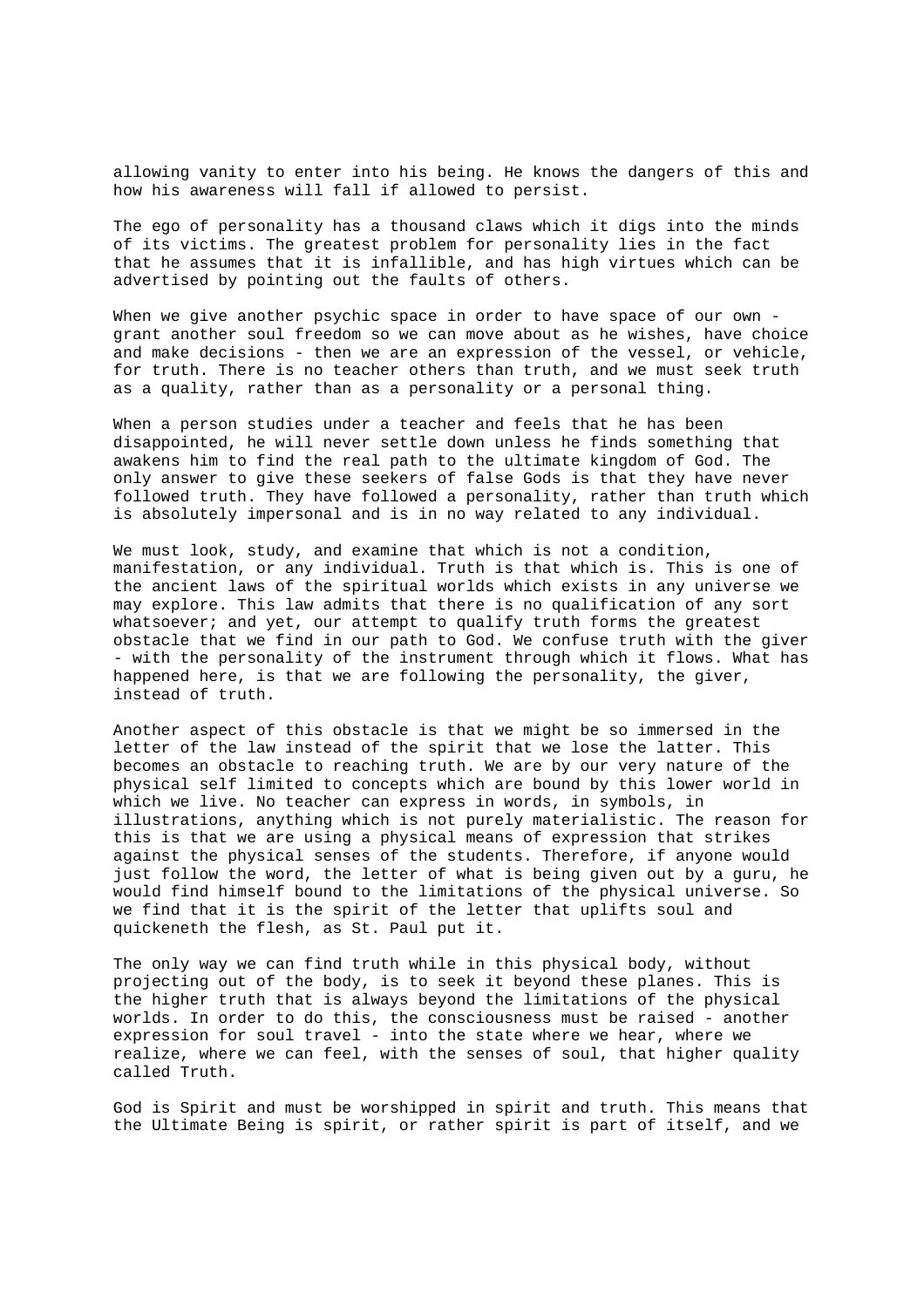allowing vanity to enter into his being. He knows the dangers of this and how his awareness will fall if allowed to persist.

The ego of personality has a thousand claws which it digs into the minds of its victims. The greatest problem for personality lies in the fact that he assumes that it is infallible, and has high virtues which can be advertised by pointing out the faults of others.

When we give another psychic space in order to have space of our own - grant another soul freedom so we can move about as he wishes, have choice and make decisions - then we are an expression of the vessel, or vehicle, for truth. There is no teacher others than truth, and we must seek truth as a quality, rather than as a personality or a personal thing.

When a person studies under a teacher and feels that he has been disappointed, he will never settle down unless he finds something that awakens him to find the real path to the ultimate kingdom of God. The only answer to give these seekers of false Gods is that they have never followed truth. They have followed a personality, rather than truth which is absolutely impersonal and is in no way related to any individual.

We must look, study, and examine that which is not a condition, manifestation, or any individual. Truth is that which is. This is one of the ancient laws of the spiritual worlds which exists in any universe we may explore. This law admits that there is no qualification of any sort whatsoever; and yet, our attempt to qualify truth forms the greatest obstacle that we find in our path to God. We confuse truth with the giver - with the personality of the instrument through which it flows. What has happened here, is that we are following the personality, the giver, instead of truth.

Another aspect of this obstacle is that we might be so immersed in the letter of the law instead of the spirit that we lose the latter. This becomes an obstacle to reaching truth. We are by our very nature of the physical self limited to concepts which are bound by this lower world in which we live. No teacher can express in words, in symbols, in illustrations, anything which is not purely materialistic. The reason for this is that we are using a physical means of expression that strikes against the physical senses of the students. Therefore, if anyone would just follow the word, the letter of what is being given out by a guru, he would find himself bound to the limitations of the physical universe. So we find that it is the spirit of the letter that uplifts soul and quickeneth the flesh, as St. Paul put it.

The only way we can find truth while in this physical body, without projecting out of the body, is to seek it beyond these planes. This is the higher truth that is always beyond the limitations of the physical worlds. In order to do this, the consciousness must be raised - another expression for soul travel - into the state where we hear, where we realize, where we can feel, with the senses of soul, that higher quality called Truth.

God is Spirit and must be worshipped in spirit and truth. This means that the Ultimate Being is spirit, or rather spirit is part of itself, and we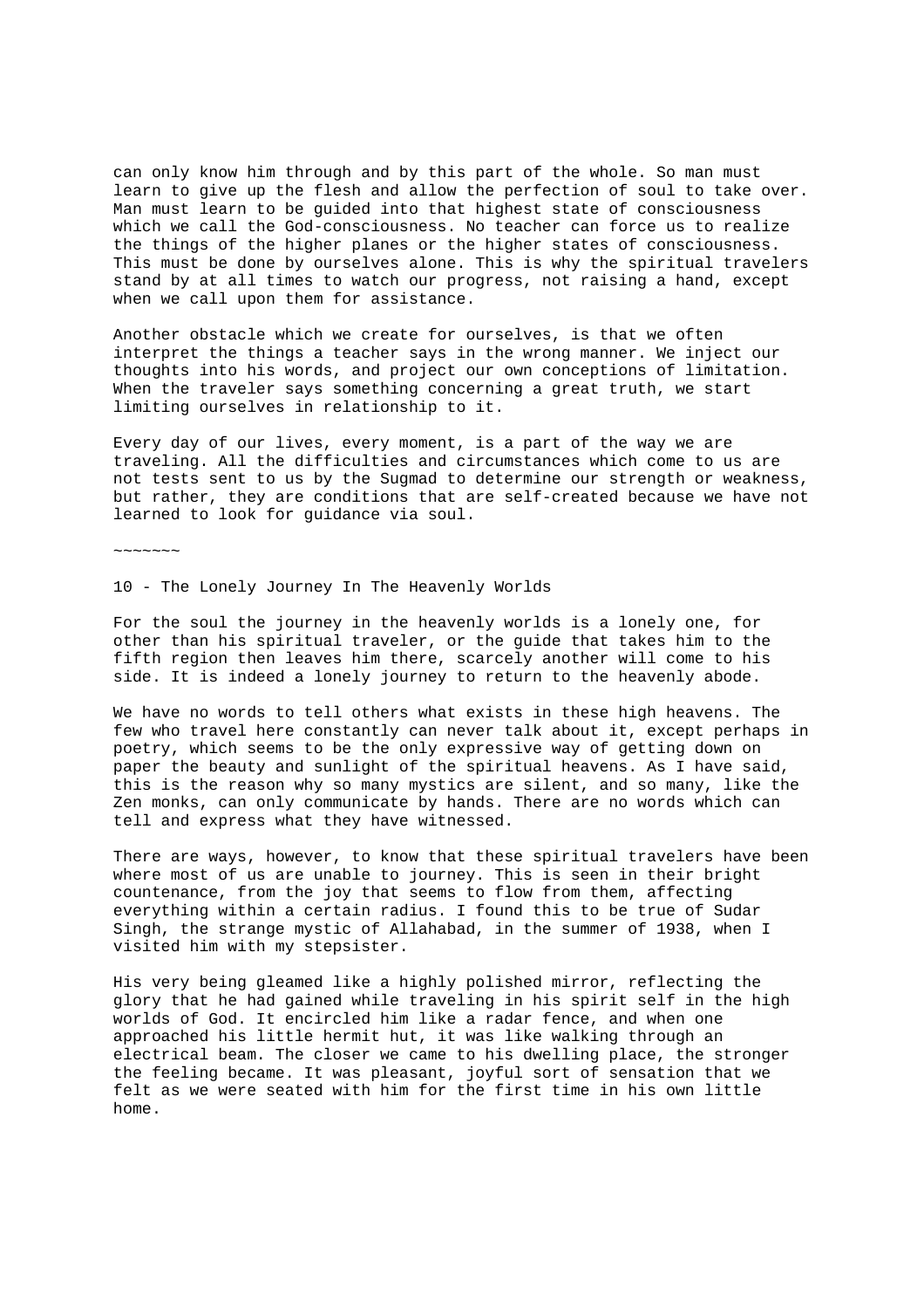can only know him through and by this part of the whole. So man must learn to give up the flesh and allow the perfection of soul to take over. Man must learn to be guided into that highest state of consciousness which we call the God-consciousness. No teacher can force us to realize the things of the higher planes or the higher states of consciousness. This must be done by ourselves alone. This is why the spiritual travelers stand by at all times to watch our progress, not raising a hand, except when we call upon them for assistance.

Another obstacle which we create for ourselves, is that we often interpret the things a teacher says in the wrong manner. We inject our thoughts into his words, and project our own conceptions of limitation. When the traveler says something concerning a great truth, we start limiting ourselves in relationship to it.

Every day of our lives, every moment, is a part of the way we are traveling. All the difficulties and circumstances which come to us are not tests sent to us by the Sugmad to determine our strength or weakness, but rather, they are conditions that are self-created because we have not learned to look for guidance via soul.

~~~~~~~

## 10 - The Lonely Journey In The Heavenly Worlds

For the soul the journey in the heavenly worlds is a lonely one, for other than his spiritual traveler, or the guide that takes him to the fifth region then leaves him there, scarcely another will come to his side. It is indeed a lonely journey to return to the heavenly abode.

We have no words to tell others what exists in these high heavens. The few who travel here constantly can never talk about it, except perhaps in poetry, which seems to be the only expressive way of getting down on paper the beauty and sunlight of the spiritual heavens. As I have said, this is the reason why so many mystics are silent, and so many, like the Zen monks, can only communicate by hands. There are no words which can tell and express what they have witnessed.

There are ways, however, to know that these spiritual travelers have been where most of us are unable to journey. This is seen in their bright countenance, from the joy that seems to flow from them, affecting everything within a certain radius. I found this to be true of Sudar Singh, the strange mystic of Allahabad, in the summer of 1938, when I visited him with my stepsister.

His very being gleamed like a highly polished mirror, reflecting the glory that he had gained while traveling in his spirit self in the high worlds of God. It encircled him like a radar fence, and when one approached his little hermit hut, it was like walking through an electrical beam. The closer we came to his dwelling place, the stronger the feeling became. It was pleasant, joyful sort of sensation that we felt as we were seated with him for the first time in his own little home.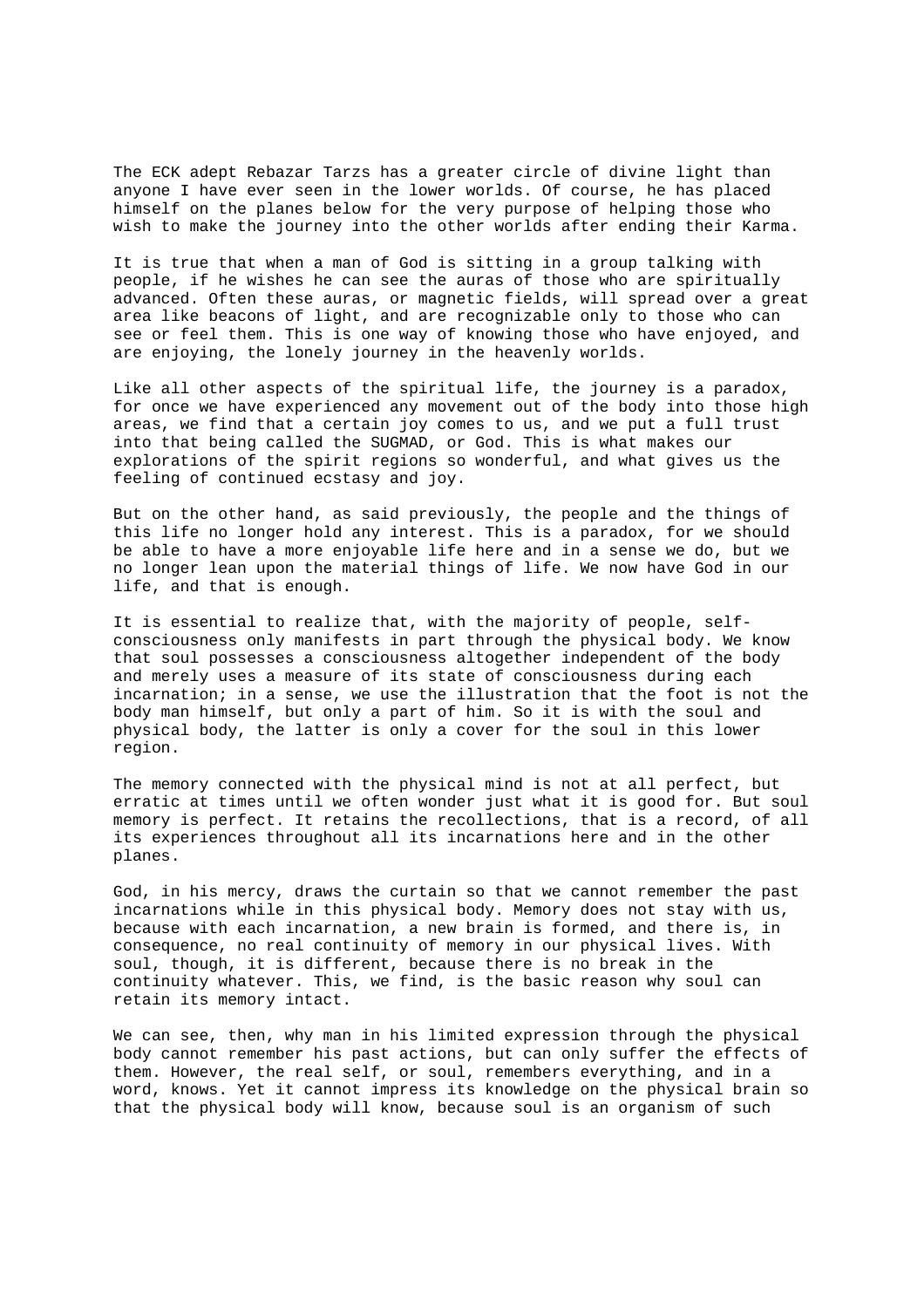The ECK adept Rebazar Tarzs has a greater circle of divine light than anyone I have ever seen in the lower worlds. Of course, he has placed himself on the planes below for the very purpose of helping those who wish to make the journey into the other worlds after ending their Karma.

It is true that when a man of God is sitting in a group talking with people, if he wishes he can see the auras of those who are spiritually advanced. Often these auras, or magnetic fields, will spread over a great area like beacons of light, and are recognizable only to those who can see or feel them. This is one way of knowing those who have enjoyed, and are enjoying, the lonely journey in the heavenly worlds.

Like all other aspects of the spiritual life, the journey is a paradox, for once we have experienced any movement out of the body into those high areas, we find that a certain joy comes to us, and we put a full trust into that being called the SUGMAD, or God. This is what makes our explorations of the spirit regions so wonderful, and what gives us the feeling of continued ecstasy and joy.

But on the other hand, as said previously, the people and the things of this life no longer hold any interest. This is a paradox, for we should be able to have a more enjoyable life here and in a sense we do, but we no longer lean upon the material things of life. We now have God in our life, and that is enough.

It is essential to realize that, with the majority of people, self-consciousness only manifests in part through the physical body. We know that soul possesses a consciousness altogether independent of the body and merely uses a measure of its state of consciousness during each incarnation; in a sense, we use the illustration that the foot is not the body man himself, but only a part of him. So it is with the soul and physical body, the latter is only a cover for the soul in this lower region.

The memory connected with the physical mind is not at all perfect, but erratic at times until we often wonder just what it is good for. But soul memory is perfect. It retains the recollections, that is a record, of all its experiences throughout all its incarnations here and in the other planes.

God, in his mercy, draws the curtain so that we cannot remember the past incarnations while in this physical body. Memory does not stay with us, because with each incarnation, a new brain is formed, and there is, in consequence, no real continuity of memory in our physical lives. With soul, though, it is different, because there is no break in the continuity whatever. This, we find, is the basic reason why soul can retain its memory intact.

We can see, then, why man in his limited expression through the physical body cannot remember his past actions, but can only suffer the effects of them. However, the real self, or soul, remembers everything, and in a word, knows. Yet it cannot impress its knowledge on the physical brain so that the physical body will know, because soul is an organism of such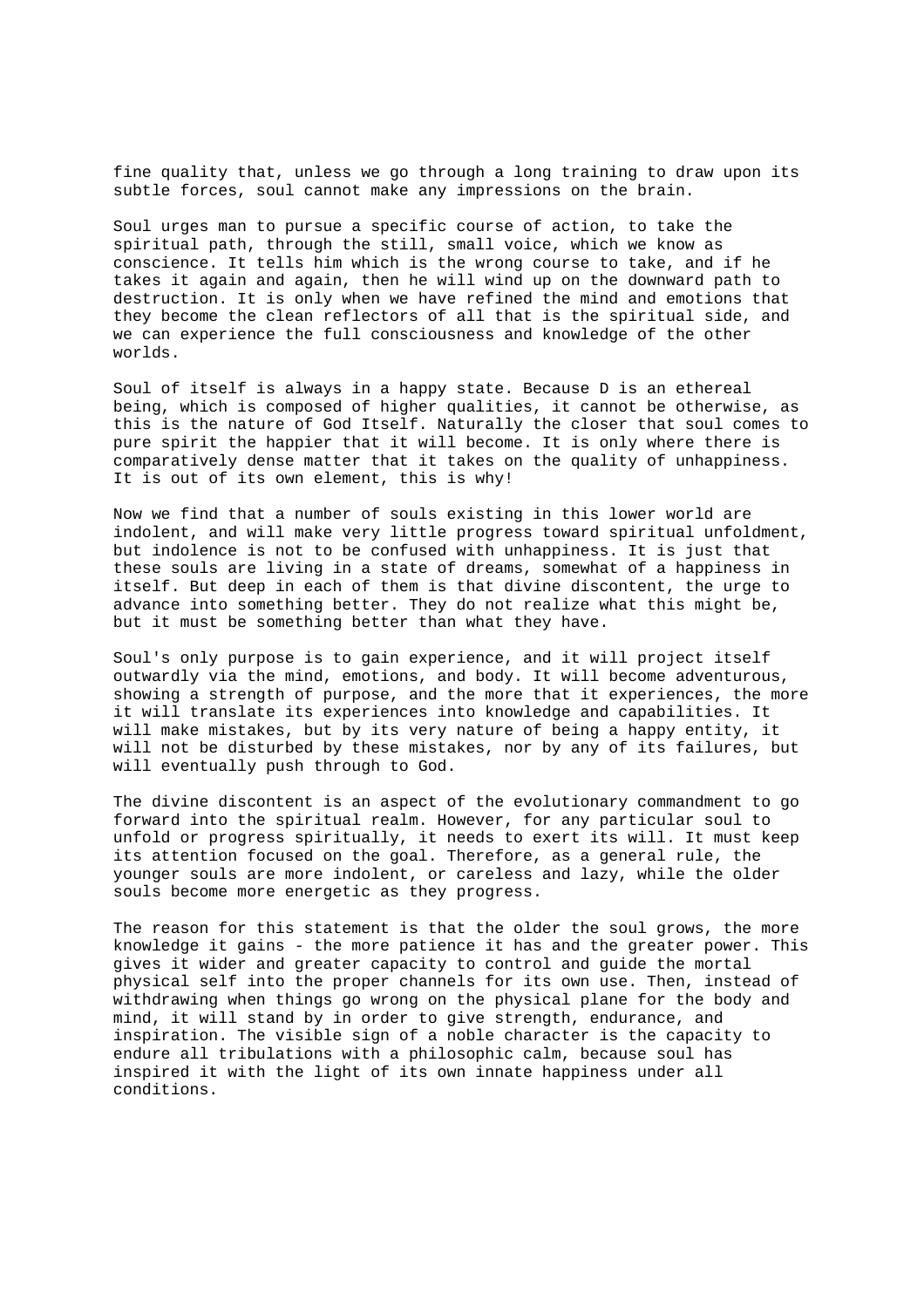fine quality that, unless we go through a long training to draw upon its subtle forces, soul cannot make any impressions on the brain.

Soul urges man to pursue a specific course of action, to take the spiritual path, through the still, small voice, which we know as conscience. It tells him which is the wrong course to take, and if he takes it again and again, then he will wind up on the downward path to destruction. It is only when we have refined the mind and emotions that they become the clean reflectors of all that is the spiritual side, and we can experience the full consciousness and knowledge of the other worlds.

Soul of itself is always in a happy state. Because D is an ethereal being, which is composed of higher qualities, it cannot be otherwise, as this is the nature of God Itself. Naturally the closer that soul comes to pure spirit the happier that it will become. It is only where there is comparatively dense matter that it takes on the quality of unhappiness. It is out of its own element, this is why!

Now we find that a number of souls existing in this lower world are indolent, and will make very little progress toward spiritual unfoldment, but indolence is not to be confused with unhappiness. It is just that these souls are living in a state of dreams, somewhat of a happiness in itself. But deep in each of them is that divine discontent, the urge to advance into something better. They do not realize what this might be, but it must be something better than what they have.

Soul's only purpose is to gain experience, and it will project itself outwardly via the mind, emotions, and body. It will become adventurous, showing a strength of purpose, and the more that it experiences, the more it will translate its experiences into knowledge and capabilities. It will make mistakes, but by its very nature of being a happy entity, it will not be disturbed by these mistakes, nor by any of its failures, but will eventually push through to God.

The divine discontent is an aspect of the evolutionary commandment to go forward into the spiritual realm. However, for any particular soul to unfold or progress spiritually, it needs to exert its will. It must keep its attention focused on the goal. Therefore, as a general rule, the younger souls are more indolent, or careless and lazy, while the older souls become more energetic as they progress.

The reason for this statement is that the older the soul grows, the more knowledge it gains - the more patience it has and the greater power. This gives it wider and greater capacity to control and guide the mortal physical self into the proper channels for its own use. Then, instead of withdrawing when things go wrong on the physical plane for the body and mind, it will stand by in order to give strength, endurance, and inspiration. The visible sign of a noble character is the capacity to endure all tribulations with a philosophic calm, because soul has inspired it with the light of its own innate happiness under all conditions.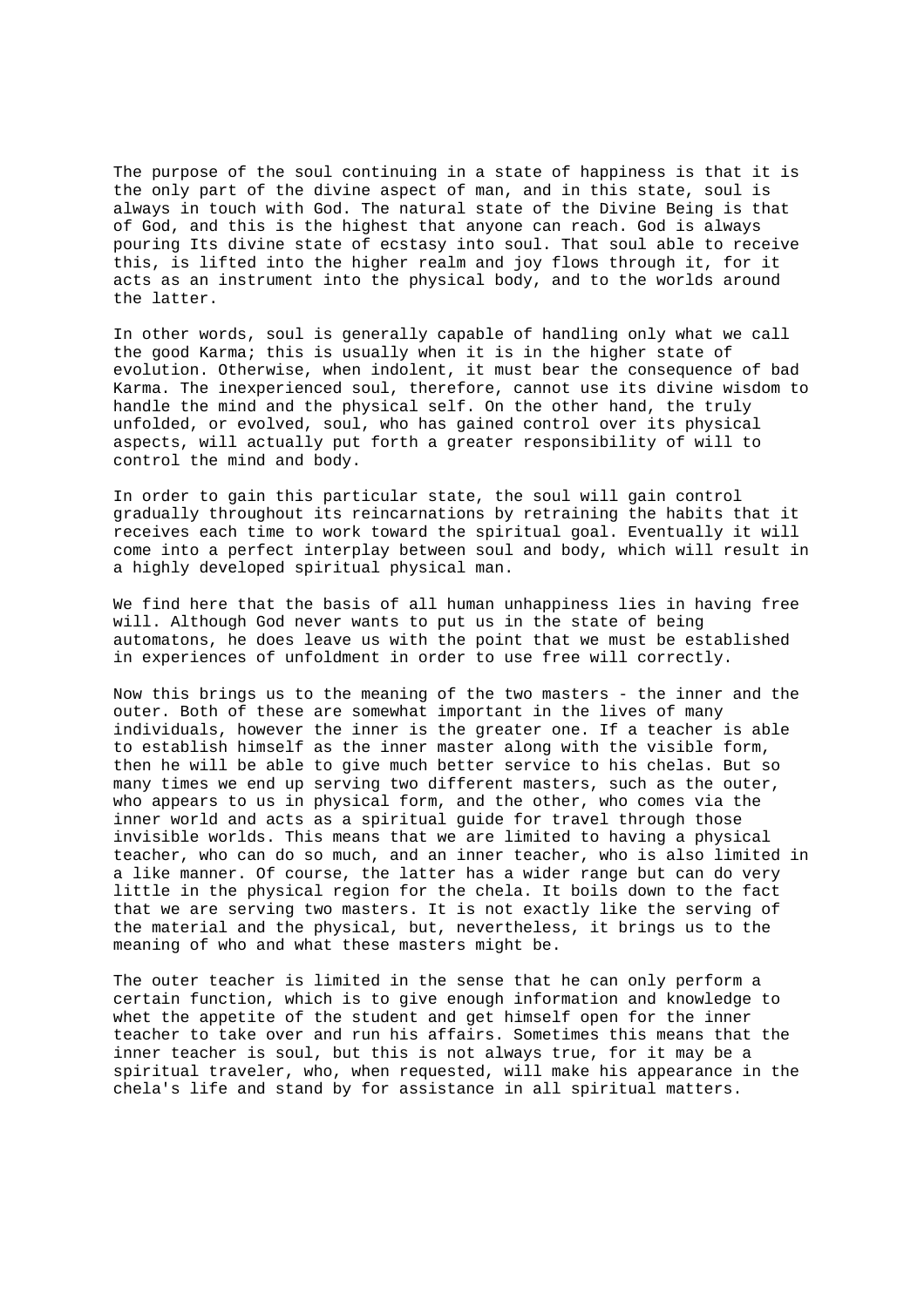The purpose of the soul continuing in a state of happiness is that it is the only part of the divine aspect of man, and in this state, soul is always in touch with God. The natural state of the Divine Being is that of God, and this is the highest that anyone can reach. God is always pouring Its divine state of ecstasy into soul. That soul able to receive this, is lifted into the higher realm and joy flows through it, for it acts as an instrument into the physical body, and to the worlds around the latter.

In other words, soul is generally capable of handling only what we call the good Karma; this is usually when it is in the higher state of evolution. Otherwise, when indolent, it must bear the consequence of bad Karma. The inexperienced soul, therefore, cannot use its divine wisdom to handle the mind and the physical self. On the other hand, the truly unfolded, or evolved, soul, who has gained control over its physical aspects, will actually put forth a greater responsibility of will to control the mind and body.

In order to gain this particular state, the soul will gain control gradually throughout its reincarnations by retraining the habits that it receives each time to work toward the spiritual goal. Eventually it will come into a perfect interplay between soul and body, which will result in a highly developed spiritual physical man.

We find here that the basis of all human unhappiness lies in having free will. Although God never wants to put us in the state of being automatons, he does leave us with the point that we must be established in experiences of unfoldment in order to use free will correctly.

Now this brings us to the meaning of the two masters - the inner and the outer. Both of these are somewhat important in the lives of many individuals, however the inner is the greater one. If a teacher is able to establish himself as the inner master along with the visible form, then he will be able to give much better service to his chelas. But so many times we end up serving two different masters, such as the outer, who appears to us in physical form, and the other, who comes via the inner world and acts as a spiritual guide for travel through those invisible worlds. This means that we are limited to having a physical teacher, who can do so much, and an inner teacher, who is also limited in a like manner. Of course, the latter has a wider range but can do very little in the physical region for the chela. It boils down to the fact that we are serving two masters. It is not exactly like the serving of the material and the physical, but, nevertheless, it brings us to the meaning of who and what these masters might be.

The outer teacher is limited in the sense that he can only perform a certain function, which is to give enough information and knowledge to whet the appetite of the student and get himself open for the inner teacher to take over and run his affairs. Sometimes this means that the inner teacher is soul, but this is not always true, for it may be a spiritual traveler, who, when requested, will make his appearance in the chela's life and stand by for assistance in all spiritual matters.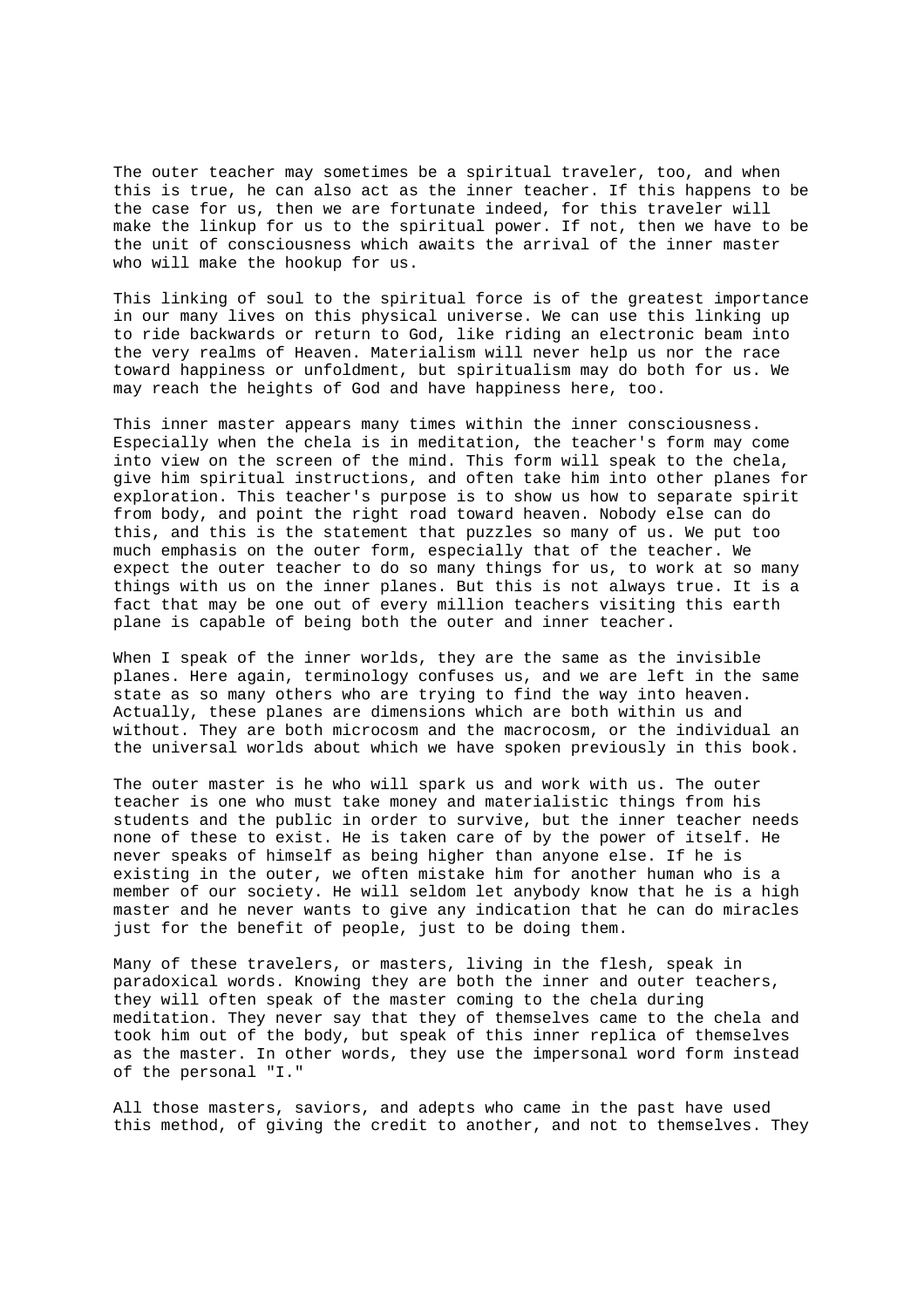The outer teacher may sometimes be a spiritual traveler, too, and when this is true, he can also act as the inner teacher. If this happens to be the case for us, then we are fortunate indeed, for this traveler will make the linkup for us to the spiritual power. If not, then we have to be the unit of consciousness which awaits the arrival of the inner master who will make the hookup for us.

This linking of soul to the spiritual force is of the greatest importance in our many lives on this physical universe. We can use this linking up to ride backwards or return to God, like riding an electronic beam into the very realms of Heaven. Materialism will never help us nor the race toward happiness or unfoldment, but spiritualism may do both for us. We may reach the heights of God and have happiness here, too.

This inner master appears many times within the inner consciousness. Especially when the chela is in meditation, the teacher's form may come into view on the screen of the mind. This form will speak to the chela, give him spiritual instructions, and often take him into other planes for exploration. This teacher's purpose is to show us how to separate spirit from body, and point the right road toward heaven. Nobody else can do this, and this is the statement that puzzles so many of us. We put too much emphasis on the outer form, especially that of the teacher. We expect the outer teacher to do so many things for us, to work at so many things with us on the inner planes. But this is not always true. It is a fact that may be one out of every million teachers visiting this earth plane is capable of being both the outer and inner teacher.

When I speak of the inner worlds, they are the same as the invisible planes. Here again, terminology confuses us, and we are left in the same state as so many others who are trying to find the way into heaven. Actually, these planes are dimensions which are both within us and without. They are both microcosm and the macrocosm, or the individual an the universal worlds about which we have spoken previously in this book.

The outer master is he who will spark us and work with us. The outer teacher is one who must take money and materialistic things from his students and the public in order to survive, but the inner teacher needs none of these to exist. He is taken care of by the power of itself. He never speaks of himself as being higher than anyone else. If he is existing in the outer, we often mistake him for another human who is a member of our society. He will seldom let anybody know that he is a high master and he never wants to give any indication that he can do miracles just for the benefit of people, just to be doing them.

Many of these travelers, or masters, living in the flesh, speak in paradoxical words. Knowing they are both the inner and outer teachers, they will often speak of the master coming to the chela during meditation. They never say that they of themselves came to the chela and took him out of the body, but speak of this inner replica of themselves as the master. In other words, they use the impersonal word form instead of the personal "I."

All those masters, saviors, and adepts who came in the past have used this method, of giving the credit to another, and not to themselves. They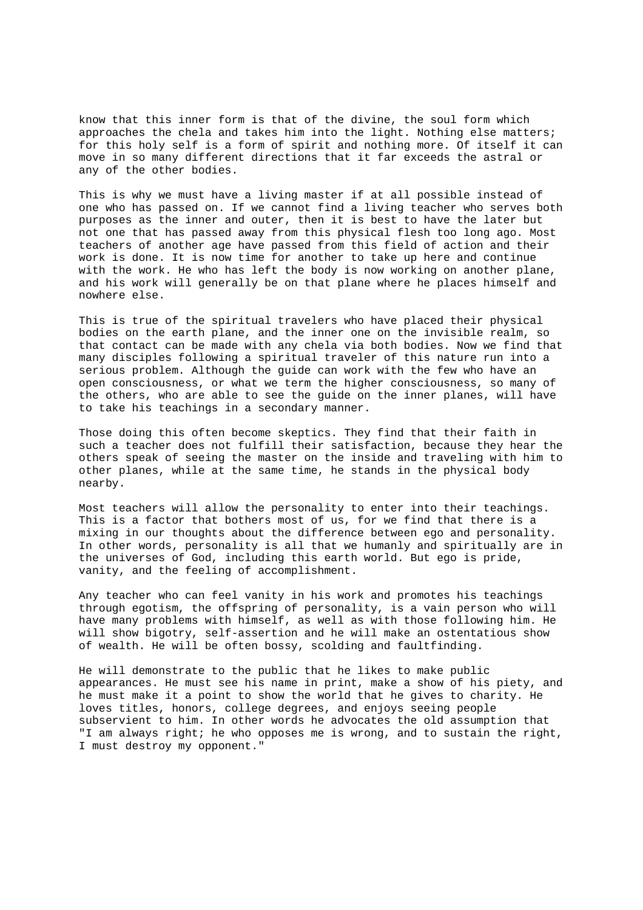know that this inner form is that of the divine, the soul form which approaches the chela and takes him into the light. Nothing else matters; for this holy self is a form of spirit and nothing more. Of itself it can move in so many different directions that it far exceeds the astral or any of the other bodies.

This is why we must have a living master if at all possible instead of one who has passed on. If we cannot find a living teacher who serves both purposes as the inner and outer, then it is best to have the later but not one that has passed away from this physical flesh too long ago. Most teachers of another age have passed from this field of action and their work is done. It is now time for another to take up here and continue with the work. He who has left the body is now working on another plane, and his work will generally be on that plane where he places himself and nowhere else.

This is true of the spiritual travelers who have placed their physical bodies on the earth plane, and the inner one on the invisible realm, so that contact can be made with any chela via both bodies. Now we find that many disciples following a spiritual traveler of this nature run into a serious problem. Although the guide can work with the few who have an open consciousness, or what we term the higher consciousness, so many of the others, who are able to see the guide on the inner planes, will have to take his teachings in a secondary manner.

Those doing this often become skeptics. They find that their faith in such a teacher does not fulfill their satisfaction, because they hear the others speak of seeing the master on the inside and traveling with him to other planes, while at the same time, he stands in the physical body nearby.

Most teachers will allow the personality to enter into their teachings. This is a factor that bothers most of us, for we find that there is a mixing in our thoughts about the difference between ego and personality. In other words, personality is all that we humanly and spiritually are in the universes of God, including this earth world. But ego is pride, vanity, and the feeling of accomplishment.

Any teacher who can feel vanity in his work and promotes his teachings through egotism, the offspring of personality, is a vain person who will have many problems with himself, as well as with those following him. He will show bigotry, self-assertion and he will make an ostentatious show of wealth. He will be often bossy, scolding and faultfinding.

He will demonstrate to the public that he likes to make public appearances. He must see his name in print, make a show of his piety, and he must make it a point to show the world that he gives to charity. He loves titles, honors, college degrees, and enjoys seeing people subservient to him. In other words he advocates the old assumption that "I am always right; he who opposes me is wrong, and to sustain the right, I must destroy my opponent."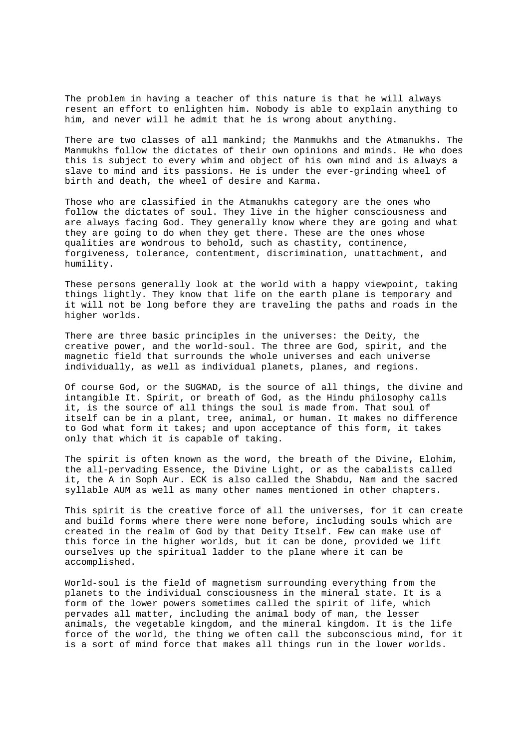The problem in having a teacher of this nature is that he will always resent an effort to enlighten him. Nobody is able to explain anything to him, and never will he admit that he is wrong about anything.

There are two classes of all mankind; the Manmukhs and the Atmanukhs. The Manmukhs follow the dictates of their own opinions and minds. He who does this is subject to every whim and object of his own mind and is always a slave to mind and its passions. He is under the ever-grinding wheel of birth and death, the wheel of desire and Karma.

Those who are classified in the Atmanukhs category are the ones who follow the dictates of soul. They live in the higher consciousness and are always facing God. They generally know where they are going and what they are going to do when they get there. These are the ones whose qualities are wondrous to behold, such as chastity, continence, forgiveness, tolerance, contentment, discrimination, unattachment, and humility.

These persons generally look at the world with a happy viewpoint, taking things lightly. They know that life on the earth plane is temporary and it will not be long before they are traveling the paths and roads in the higher worlds.

There are three basic principles in the universes: the Deity, the creative power, and the world-soul. The three are God, spirit, and the magnetic field that surrounds the whole universes and each universe individually, as well as individual planets, planes, and regions.

Of course God, or the SUGMAD, is the source of all things, the divine and intangible It. Spirit, or breath of God, as the Hindu philosophy calls it, is the source of all things the soul is made from. That soul of itself can be in a plant, tree, animal, or human. It makes no difference to God what form it takes; and upon acceptance of this form, it takes only that which it is capable of taking.

The spirit is often known as the word, the breath of the Divine, Elohim, the all-pervading Essence, the Divine Light, or as the cabalists called it, the A in Soph Aur. ECK is also called the Shabdu, Nam and the sacred syllable AUM as well as many other names mentioned in other chapters.

This spirit is the creative force of all the universes, for it can create and build forms where there were none before, including souls which are created in the realm of God by that Deity Itself. Few can make use of this force in the higher worlds, but it can be done, provided we lift ourselves up the spiritual ladder to the plane where it can be accomplished.

World-soul is the field of magnetism surrounding everything from the planets to the individual consciousness in the mineral state. It is a form of the lower powers sometimes called the spirit of life, which pervades all matter, including the animal body of man, the lesser animals, the vegetable kingdom, and the mineral kingdom. It is the life force of the world, the thing we often call the subconscious mind, for it is a sort of mind force that makes all things run in the lower worlds.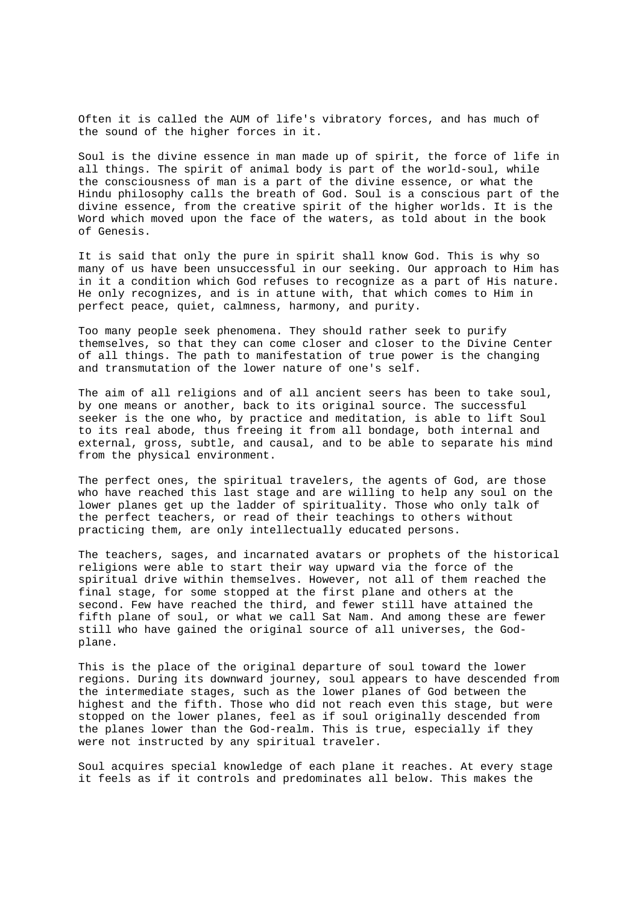Often it is called the AUM of life's vibratory forces, and has much of the sound of the higher forces in it.

Soul is the divine essence in man made up of spirit, the force of life in all things. The spirit of animal body is part of the world-soul, while the consciousness of man is a part of the divine essence, or what the Hindu philosophy calls the breath of God. Soul is a conscious part of the divine essence, from the creative spirit of the higher worlds. It is the Word which moved upon the face of the waters, as told about in the book of Genesis.

It is said that only the pure in spirit shall know God. This is why so many of us have been unsuccessful in our seeking. Our approach to Him has in it a condition which God refuses to recognize as a part of His nature. He only recognizes, and is in attune with, that which comes to Him in perfect peace, quiet, calmness, harmony, and purity.

Too many people seek phenomena. They should rather seek to purify themselves, so that they can come closer and closer to the Divine Center of all things. The path to manifestation of true power is the changing and transmutation of the lower nature of one's self.

The aim of all religions and of all ancient seers has been to take soul, by one means or another, back to its original source. The successful seeker is the one who, by practice and meditation, is able to lift Soul to its real abode, thus freeing it from all bondage, both internal and external, gross, subtle, and causal, and to be able to separate his mind from the physical environment.

The perfect ones, the spiritual travelers, the agents of God, are those who have reached this last stage and are willing to help any soul on the lower planes get up the ladder of spirituality. Those who only talk of the perfect teachers, or read of their teachings to others without practicing them, are only intellectually educated persons.

The teachers, sages, and incarnated avatars or prophets of the historical religions were able to start their way upward via the force of the spiritual drive within themselves. However, not all of them reached the final stage, for some stopped at the first plane and others at the second. Few have reached the third, and fewer still have attained the fifth plane of soul, or what we call Sat Nam. And among these are fewer still who have gained the original source of all universes, the God-plane.

This is the place of the original departure of soul toward the lower regions. During its downward journey, soul appears to have descended from the intermediate stages, such as the lower planes of God between the highest and the fifth. Those who did not reach even this stage, but were stopped on the lower planes, feel as if soul originally descended from the planes lower than the God-realm. This is true, especially if they were not instructed by any spiritual traveler.

Soul acquires special knowledge of each plane it reaches. At every stage it feels as if it controls and predominates all below. This makes the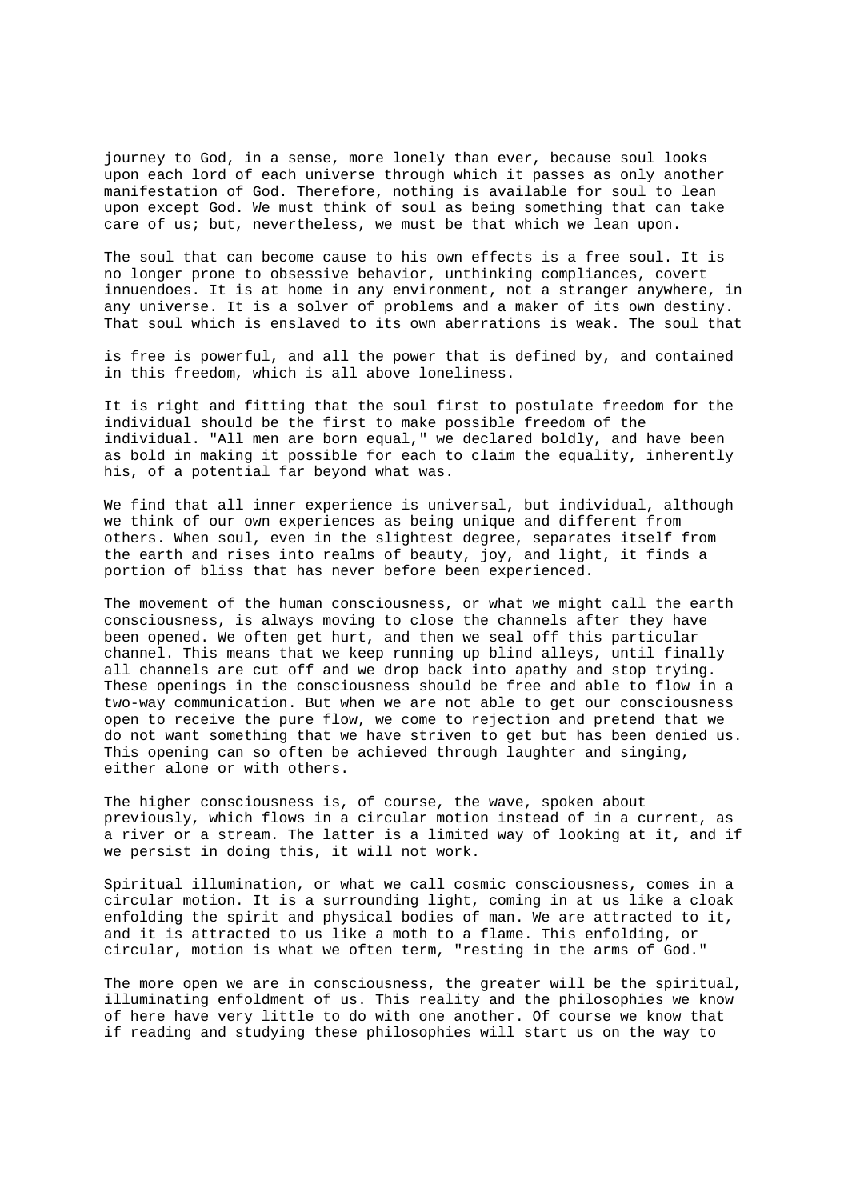journey to God, in a sense, more lonely than ever, because soul looks upon each lord of each universe through which it passes as only another manifestation of God. Therefore, nothing is available for soul to lean upon except God. We must think of soul as being something that can take care of us; but, nevertheless, we must be that which we lean upon.

The soul that can become cause to his own effects is a free soul. It is no longer prone to obsessive behavior, unthinking compliances, covert innuendoes. It is at home in any environment, not a stranger anywhere, in any universe. It is a solver of problems and a maker of its own destiny. That soul which is enslaved to its own aberrations is weak. The soul that

is free is powerful, and all the power that is defined by, and contained in this freedom, which is all above loneliness.

It is right and fitting that the soul first to postulate freedom for the individual should be the first to make possible freedom of the individual. "All men are born equal," we declared boldly, and have been as bold in making it possible for each to claim the equality, inherently his, of a potential far beyond what was.

We find that all inner experience is universal, but individual, although we think of our own experiences as being unique and different from others. When soul, even in the slightest degree, separates itself from the earth and rises into realms of beauty, joy, and light, it finds a portion of bliss that has never before been experienced.

The movement of the human consciousness, or what we might call the earth consciousness, is always moving to close the channels after they have been opened. We often get hurt, and then we seal off this particular channel. This means that we keep running up blind alleys, until finally all channels are cut off and we drop back into apathy and stop trying. These openings in the consciousness should be free and able to flow in a two-way communication. But when we are not able to get our consciousness open to receive the pure flow, we come to rejection and pretend that we do not want something that we have striven to get but has been denied us. This opening can so often be achieved through laughter and singing, either alone or with others.

The higher consciousness is, of course, the wave, spoken about previously, which flows in a circular motion instead of in a current, as a river or a stream. The latter is a limited way of looking at it, and if we persist in doing this, it will not work.

Spiritual illumination, or what we call cosmic consciousness, comes in a circular motion. It is a surrounding light, coming in at us like a cloak enfolding the spirit and physical bodies of man. We are attracted to it, and it is attracted to us like a moth to a flame. This enfolding, or circular, motion is what we often term, "resting in the arms of God."

The more open we are in consciousness, the greater will be the spiritual, illuminating enfoldment of us. This reality and the philosophies we know of here have very little to do with one another. Of course we know that if reading and studying these philosophies will start us on the way to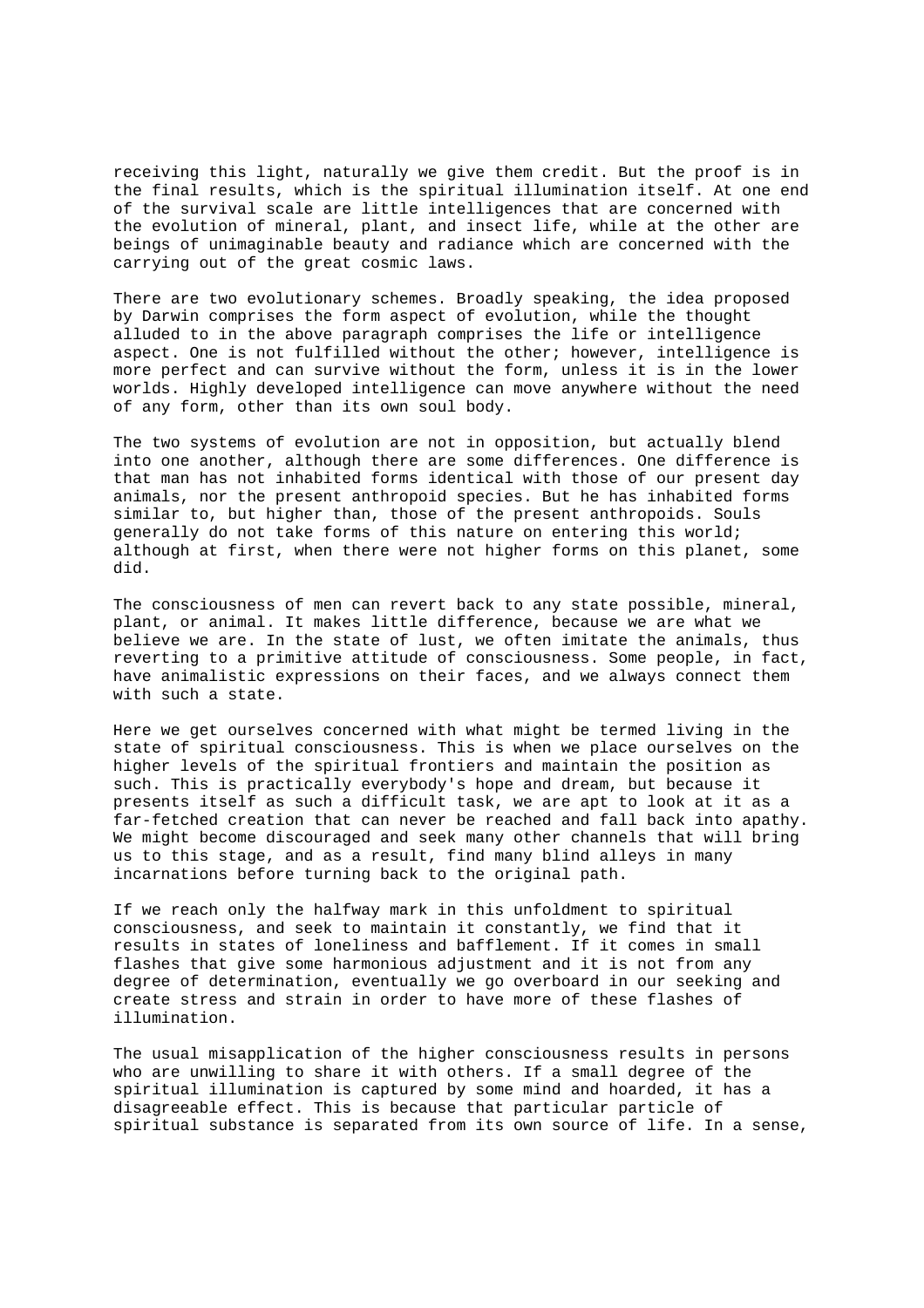receiving this light, naturally we give them credit. But the proof is in the final results, which is the spiritual illumination itself. At one end of the survival scale are little intelligences that are concerned with the evolution of mineral, plant, and insect life, while at the other are beings of unimaginable beauty and radiance which are concerned with the carrying out of the great cosmic laws.

There are two evolutionary schemes. Broadly speaking, the idea proposed by Darwin comprises the form aspect of evolution, while the thought alluded to in the above paragraph comprises the life or intelligence aspect. One is not fulfilled without the other; however, intelligence is more perfect and can survive without the form, unless it is in the lower worlds. Highly developed intelligence can move anywhere without the need of any form, other than its own soul body.

The two systems of evolution are not in opposition, but actually blend into one another, although there are some differences. One difference is that man has not inhabited forms identical with those of our present day animals, nor the present anthropoid species. But he has inhabited forms similar to, but higher than, those of the present anthropoids. Souls generally do not take forms of this nature on entering this world; although at first, when there were not higher forms on this planet, some did.

The consciousness of men can revert back to any state possible, mineral, plant, or animal. It makes little difference, because we are what we believe we are. In the state of lust, we often imitate the animals, thus reverting to a primitive attitude of consciousness. Some people, in fact, have animalistic expressions on their faces, and we always connect them with such a state.

Here we get ourselves concerned with what might be termed living in the state of spiritual consciousness. This is when we place ourselves on the higher levels of the spiritual frontiers and maintain the position as such. This is practically everybody's hope and dream, but because it presents itself as such a difficult task, we are apt to look at it as a far-fetched creation that can never be reached and fall back into apathy. We might become discouraged and seek many other channels that will bring us to this stage, and as a result, find many blind alleys in many incarnations before turning back to the original path.

If we reach only the halfway mark in this unfoldment to spiritual consciousness, and seek to maintain it constantly, we find that it results in states of loneliness and bafflement. If it comes in small flashes that give some harmonious adjustment and it is not from any degree of determination, eventually we go overboard in our seeking and create stress and strain in order to have more of these flashes of illumination.

The usual misapplication of the higher consciousness results in persons who are unwilling to share it with others. If a small degree of the spiritual illumination is captured by some mind and hoarded, it has a disagreeable effect. This is because that particular particle of spiritual substance is separated from its own source of life. In a sense,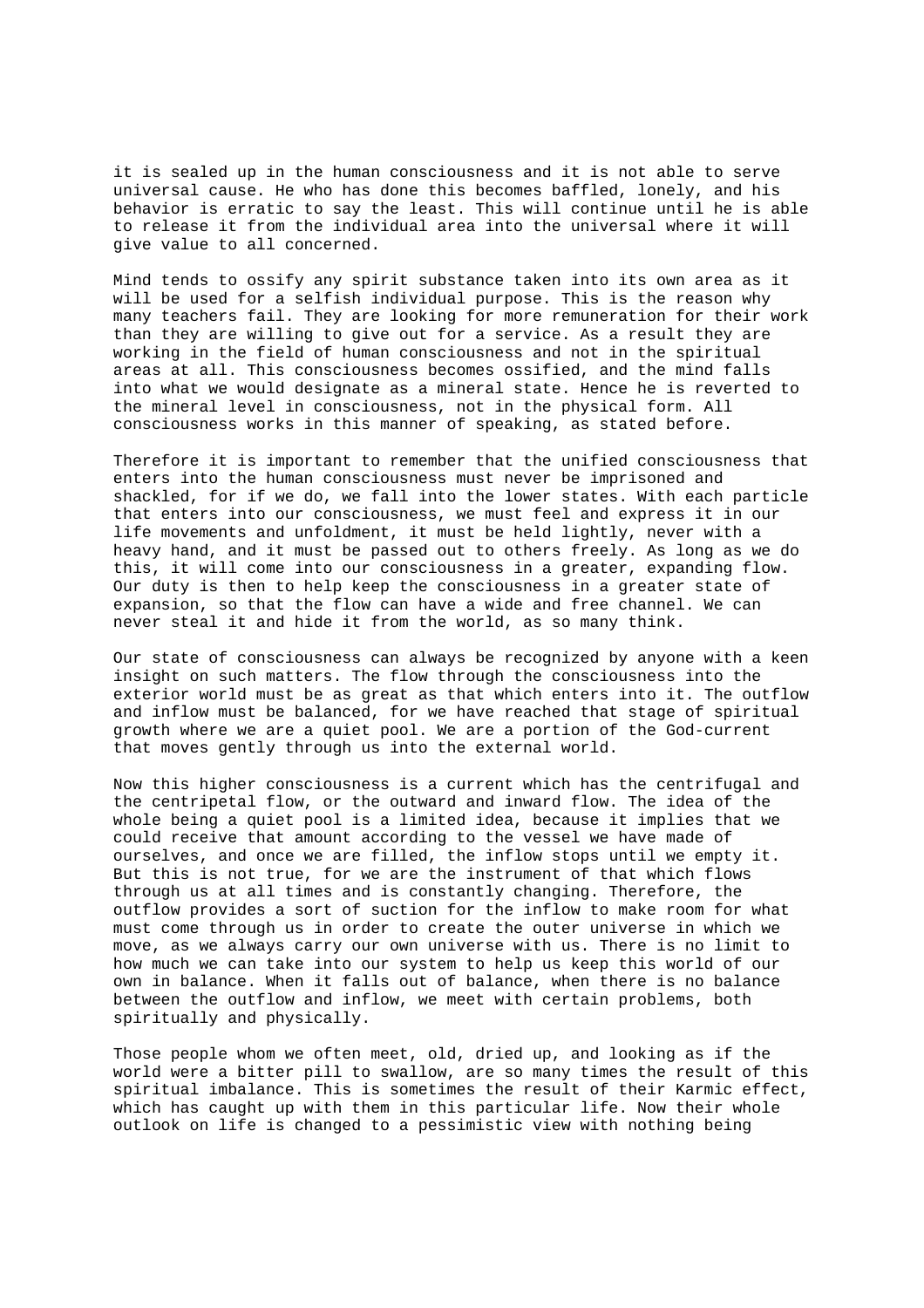it is sealed up in the human consciousness and it is not able to serve universal cause. He who has done this becomes baffled, lonely, and his behavior is erratic to say the least. This will continue until he is able to release it from the individual area into the universal where it will give value to all concerned.

Mind tends to ossify any spirit substance taken into its own area as it will be used for a selfish individual purpose. This is the reason why many teachers fail. They are looking for more remuneration for their work than they are willing to give out for a service. As a result they are working in the field of human consciousness and not in the spiritual areas at all. This consciousness becomes ossified, and the mind falls into what we would designate as a mineral state. Hence he is reverted to the mineral level in consciousness, not in the physical form. All consciousness works in this manner of speaking, as stated before.

Therefore it is important to remember that the unified consciousness that enters into the human consciousness must never be imprisoned and shackled, for if we do, we fall into the lower states. With each particle that enters into our consciousness, we must feel and express it in our life movements and unfoldment, it must be held lightly, never with a heavy hand, and it must be passed out to others freely. As long as we do this, it will come into our consciousness in a greater, expanding flow. Our duty is then to help keep the consciousness in a greater state of expansion, so that the flow can have a wide and free channel. We can never steal it and hide it from the world, as so many think.

Our state of consciousness can always be recognized by anyone with a keen insight on such matters. The flow through the consciousness into the exterior world must be as great as that which enters into it. The outflow and inflow must be balanced, for we have reached that stage of spiritual growth where we are a quiet pool. We are a portion of the God-current that moves gently through us into the external world.

Now this higher consciousness is a current which has the centrifugal and the centripetal flow, or the outward and inward flow. The idea of the whole being a quiet pool is a limited idea, because it implies that we could receive that amount according to the vessel we have made of ourselves, and once we are filled, the inflow stops until we empty it. But this is not true, for we are the instrument of that which flows through us at all times and is constantly changing. Therefore, the outflow provides a sort of suction for the inflow to make room for what must come through us in order to create the outer universe in which we move, as we always carry our own universe with us. There is no limit to how much we can take into our system to help us keep this world of our own in balance. When it falls out of balance, when there is no balance between the outflow and inflow, we meet with certain problems, both spiritually and physically.

Those people whom we often meet, old, dried up, and looking as if the world were a bitter pill to swallow, are so many times the result of this spiritual imbalance. This is sometimes the result of their Karmic effect, which has caught up with them in this particular life. Now their whole outlook on life is changed to a pessimistic view with nothing being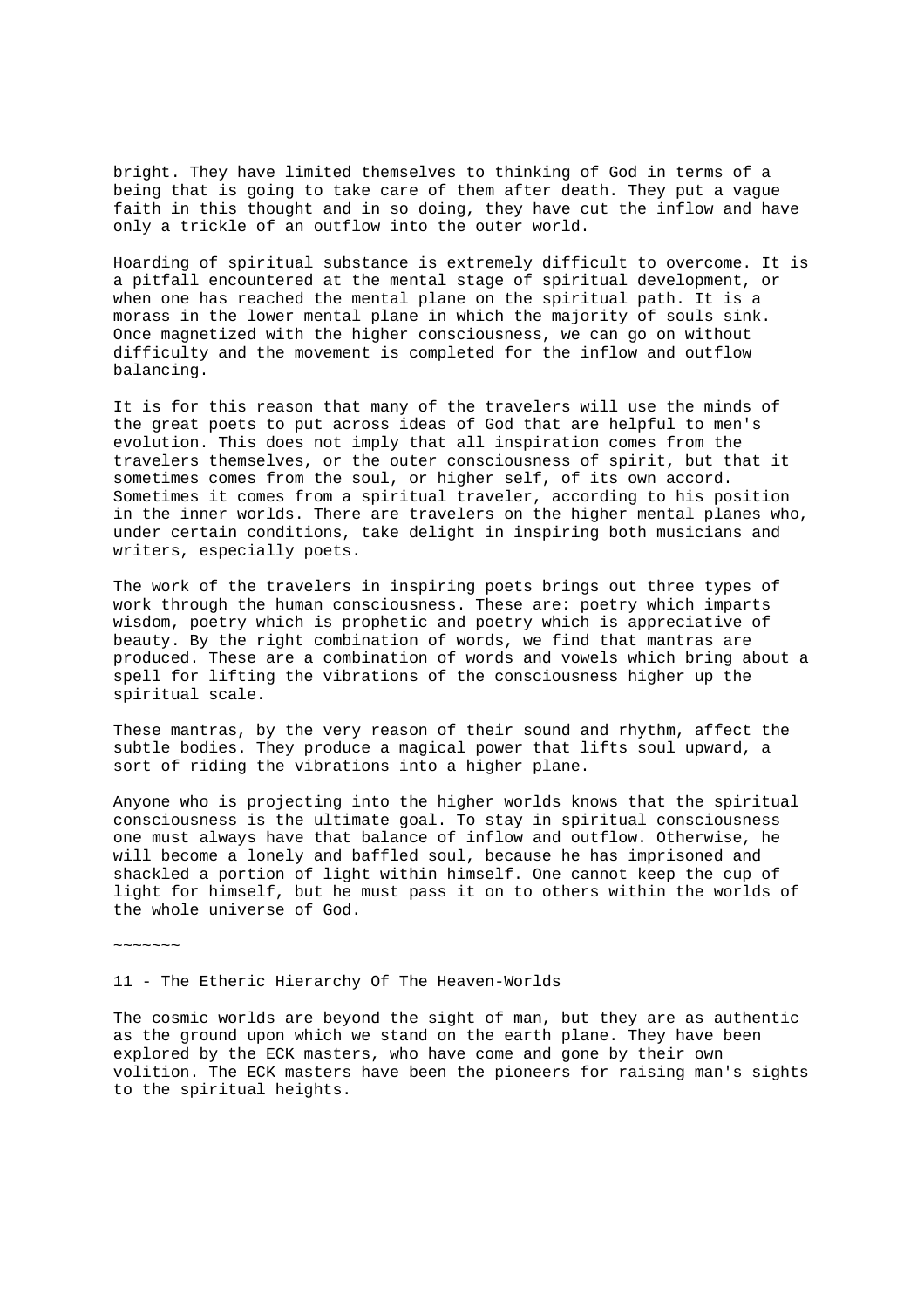bright. They have limited themselves to thinking of God in terms of a being that is going to take care of them after death. They put a vague faith in this thought and in so doing, they have cut the inflow and have only a trickle of an outflow into the outer world.

Hoarding of spiritual substance is extremely difficult to overcome. It is a pitfall encountered at the mental stage of spiritual development, or when one has reached the mental plane on the spiritual path. It is a morass in the lower mental plane in which the majority of souls sink. Once magnetized with the higher consciousness, we can go on without difficulty and the movement is completed for the inflow and outflow balancing.

It is for this reason that many of the travelers will use the minds of the great poets to put across ideas of God that are helpful to men's evolution. This does not imply that all inspiration comes from the travelers themselves, or the outer consciousness of spirit, but that it sometimes comes from the soul, or higher self, of its own accord. Sometimes it comes from a spiritual traveler, according to his position in the inner worlds. There are travelers on the higher mental planes who, under certain conditions, take delight in inspiring both musicians and writers, especially poets.

The work of the travelers in inspiring poets brings out three types of work through the human consciousness. These are: poetry which imparts wisdom, poetry which is prophetic and poetry which is appreciative of beauty. By the right combination of words, we find that mantras are produced. These are a combination of words and vowels which bring about a spell for lifting the vibrations of the consciousness higher up the spiritual scale.

These mantras, by the very reason of their sound and rhythm, affect the subtle bodies. They produce a magical power that lifts soul upward, a sort of riding the vibrations into a higher plane.

Anyone who is projecting into the higher worlds knows that the spiritual consciousness is the ultimate goal. To stay in spiritual consciousness one must always have that balance of inflow and outflow. Otherwise, he will become a lonely and baffled soul, because he has imprisoned and shackled a portion of light within himself. One cannot keep the cup of light for himself, but he must pass it on to others within the worlds of the whole universe of God.

~~~~~~~

## 11 - The Etheric Hierarchy Of The Heaven-Worlds

The cosmic worlds are beyond the sight of man, but they are as authentic as the ground upon which we stand on the earth plane. They have been explored by the ECK masters, who have come and gone by their own volition. The ECK masters have been the pioneers for raising man's sights to the spiritual heights.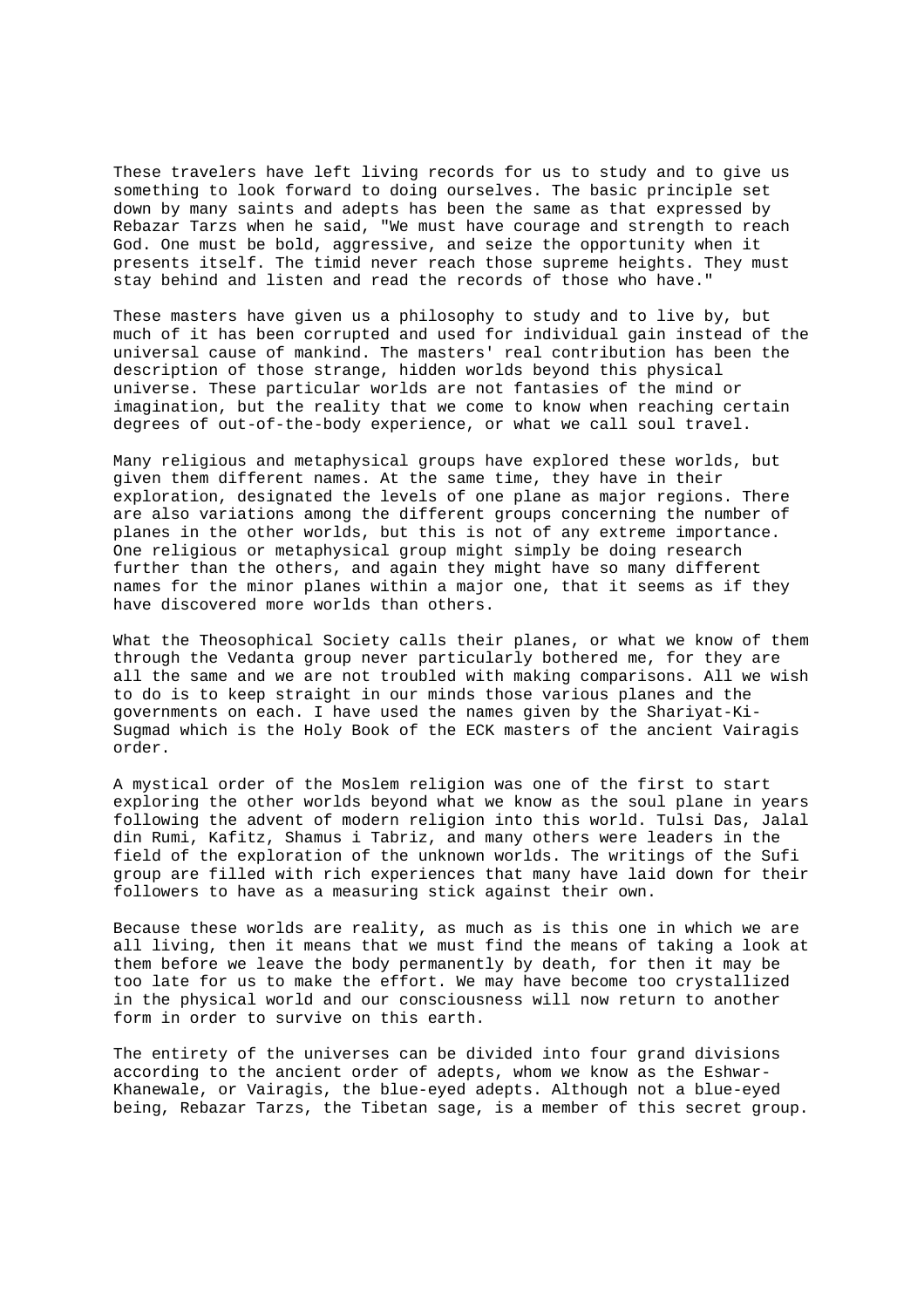These travelers have left living records for us to study and to give us something to look forward to doing ourselves. The basic principle set down by many saints and adepts has been the same as that expressed by Rebazar Tarzs when he said, "We must have courage and strength to reach God. One must be bold, aggressive, and seize the opportunity when it presents itself. The timid never reach those supreme heights. They must stay behind and listen and read the records of those who have."

These masters have given us a philosophy to study and to live by, but much of it has been corrupted and used for individual gain instead of the universal cause of mankind. The masters' real contribution has been the description of those strange, hidden worlds beyond this physical universe. These particular worlds are not fantasies of the mind or imagination, but the reality that we come to know when reaching certain degrees of out-of-the-body experience, or what we call soul travel.

Many religious and metaphysical groups have explored these worlds, but given them different names. At the same time, they have in their exploration, designated the levels of one plane as major regions. There are also variations among the different groups concerning the number of planes in the other worlds, but this is not of any extreme importance. One religious or metaphysical group might simply be doing research further than the others, and again they might have so many different names for the minor planes within a major one, that it seems as if they have discovered more worlds than others.

What the Theosophical Society calls their planes, or what we know of them through the Vedanta group never particularly bothered me, for they are all the same and we are not troubled with making comparisons. All we wish to do is to keep straight in our minds those various planes and the governments on each. I have used the names given by the Shariyat-Ki-Sugmad which is the Holy Book of the ECK masters of the ancient Vairagis order.

A mystical order of the Moslem religion was one of the first to start exploring the other worlds beyond what we know as the soul plane in years following the advent of modern religion into this world. Tulsi Das, Jalal din Rumi, Kafitz, Shamus i Tabriz, and many others were leaders in the field of the exploration of the unknown worlds. The writings of the Sufi group are filled with rich experiences that many have laid down for their followers to have as a measuring stick against their own.

Because these worlds are reality, as much as is this one in which we are all living, then it means that we must find the means of taking a look at them before we leave the body permanently by death, for then it may be too late for us to make the effort. We may have become too crystallized in the physical world and our consciousness will now return to another form in order to survive on this earth.

The entirety of the universes can be divided into four grand divisions according to the ancient order of adepts, whom we know as the Eshwar-Khanewale, or Vairagis, the blue-eyed adepts. Although not a blue-eyed being, Rebazar Tarzs, the Tibetan sage, is a member of this secret group.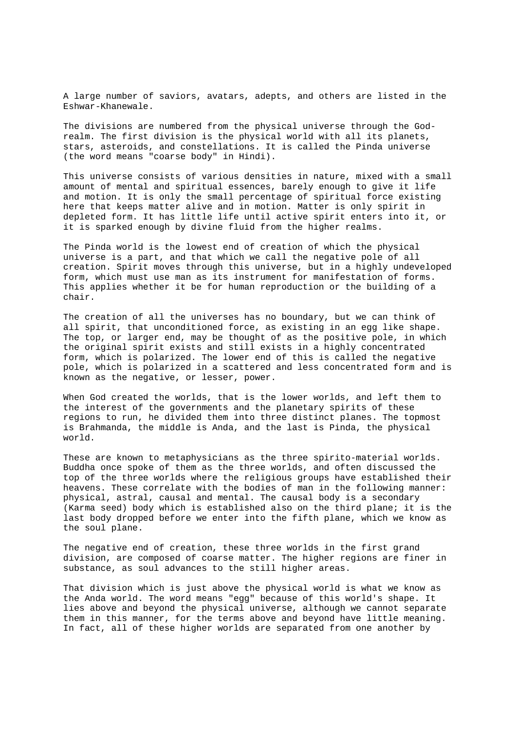A large number of saviors, avatars, adepts, and others are listed in the Eshwar-Khanewale.

The divisions are numbered from the physical universe through the God-realm. The first division is the physical world with all its planets, stars, asteroids, and constellations. It is called the Pinda universe (the word means "coarse body" in Hindi).

This universe consists of various densities in nature, mixed with a small amount of mental and spiritual essences, barely enough to give it life and motion. It is only the small percentage of spiritual force existing here that keeps matter alive and in motion. Matter is only spirit in depleted form. It has little life until active spirit enters into it, or it is sparked enough by divine fluid from the higher realms.

The Pinda world is the lowest end of creation of which the physical universe is a part, and that which we call the negative pole of all creation. Spirit moves through this universe, but in a highly undeveloped form, which must use man as its instrument for manifestation of forms. This applies whether it be for human reproduction or the building of a chair.

The creation of all the universes has no boundary, but we can think of all spirit, that unconditioned force, as existing in an egg like shape. The top, or larger end, may be thought of as the positive pole, in which the original spirit exists and still exists in a highly concentrated form, which is polarized. The lower end of this is called the negative pole, which is polarized in a scattered and less concentrated form and is known as the negative, or lesser, power.

When God created the worlds, that is the lower worlds, and left them to the interest of the governments and the planetary spirits of these regions to run, he divided them into three distinct planes. The topmost is Brahmanda, the middle is Anda, and the last is Pinda, the physical world.

These are known to metaphysicians as the three spirito-material worlds. Buddha once spoke of them as the three worlds, and often discussed the top of the three worlds where the religious groups have established their heavens. These correlate with the bodies of man in the following manner: physical, astral, causal and mental. The causal body is a secondary (Karma seed) body which is established also on the third plane; it is the last body dropped before we enter into the fifth plane, which we know as the soul plane.

The negative end of creation, these three worlds in the first grand division, are composed of coarse matter. The higher regions are finer in substance, as soul advances to the still higher areas.

That division which is just above the physical world is what we know as the Anda world. The word means "egg" because of this world's shape. It lies above and beyond the physical universe, although we cannot separate them in this manner, for the terms above and beyond have little meaning. In fact, all of these higher worlds are separated from one another by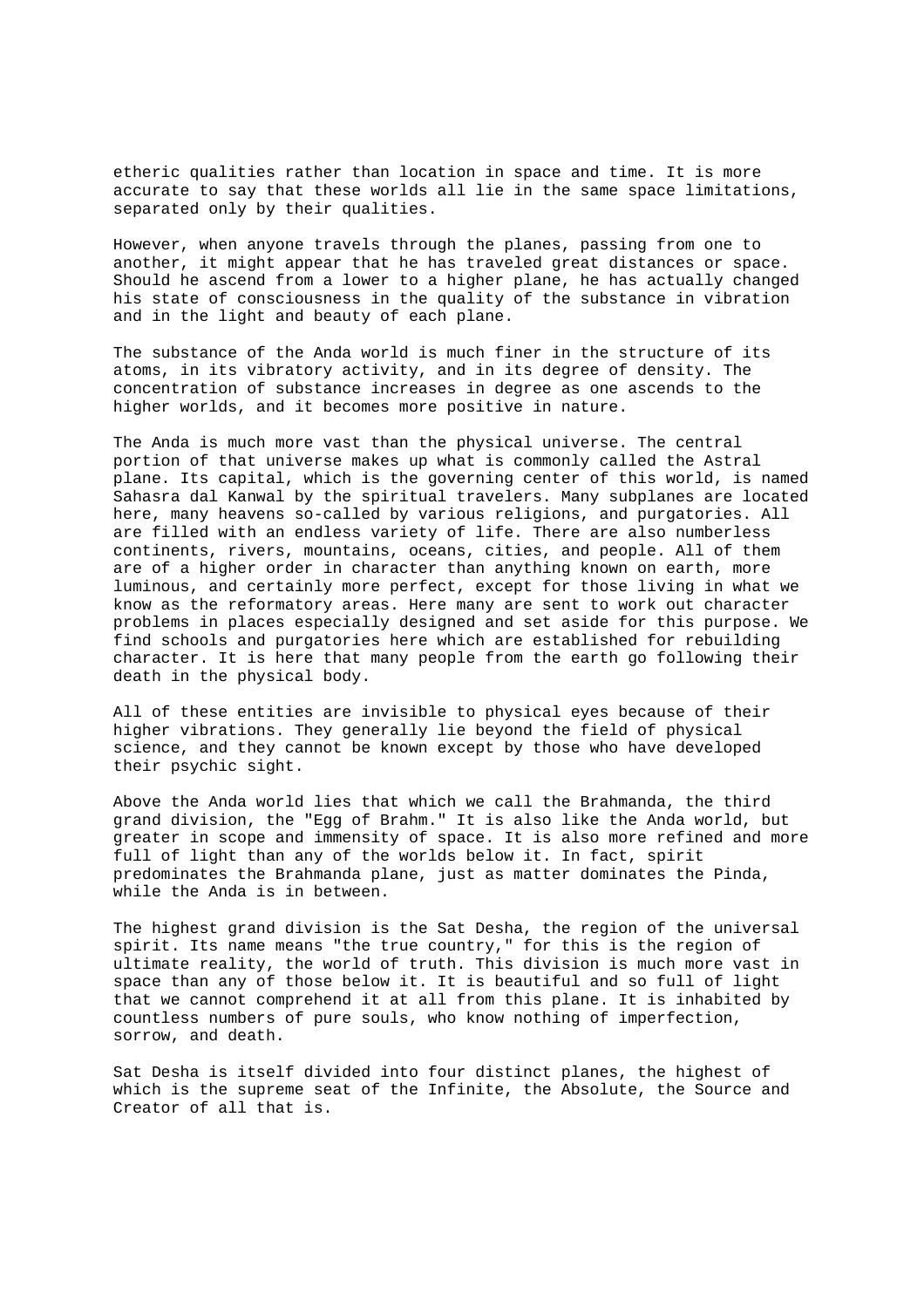etheric qualities rather than location in space and time. It is more accurate to say that these worlds all lie in the same space limitations, separated only by their qualities.

However, when anyone travels through the planes, passing from one to another, it might appear that he has traveled great distances or space. Should he ascend from a lower to a higher plane, he has actually changed his state of consciousness in the quality of the substance in vibration and in the light and beauty of each plane.

The substance of the Anda world is much finer in the structure of its atoms, in its vibratory activity, and in its degree of density. The concentration of substance increases in degree as one ascends to the higher worlds, and it becomes more positive in nature.

The Anda is much more vast than the physical universe. The central portion of that universe makes up what is commonly called the Astral plane. Its capital, which is the governing center of this world, is named Sahasra dal Kanwal by the spiritual travelers. Many subplanes are located here, many heavens so-called by various religions, and purgatories. All are filled with an endless variety of life. There are also numberless continents, rivers, mountains, oceans, cities, and people. All of them are of a higher order in character than anything known on earth, more luminous, and certainly more perfect, except for those living in what we know as the reformatory areas. Here many are sent to work out character problems in places especially designed and set aside for this purpose. We find schools and purgatories here which are established for rebuilding character. It is here that many people from the earth go following their death in the physical body.

All of these entities are invisible to physical eyes because of their higher vibrations. They generally lie beyond the field of physical science, and they cannot be known except by those who have developed their psychic sight.

Above the Anda world lies that which we call the Brahmanda, the third grand division, the "Egg of Brahm." It is also like the Anda world, but greater in scope and immensity of space. It is also more refined and more full of light than any of the worlds below it. In fact, spirit predominates the Brahmanda plane, just as matter dominates the Pinda, while the Anda is in between.

The highest grand division is the Sat Desha, the region of the universal spirit. Its name means "the true country," for this is the region of ultimate reality, the world of truth. This division is much more vast in space than any of those below it. It is beautiful and so full of light that we cannot comprehend it at all from this plane. It is inhabited by countless numbers of pure souls, who know nothing of imperfection, sorrow, and death.

Sat Desha is itself divided into four distinct planes, the highest of which is the supreme seat of the Infinite, the Absolute, the Source and Creator of all that is.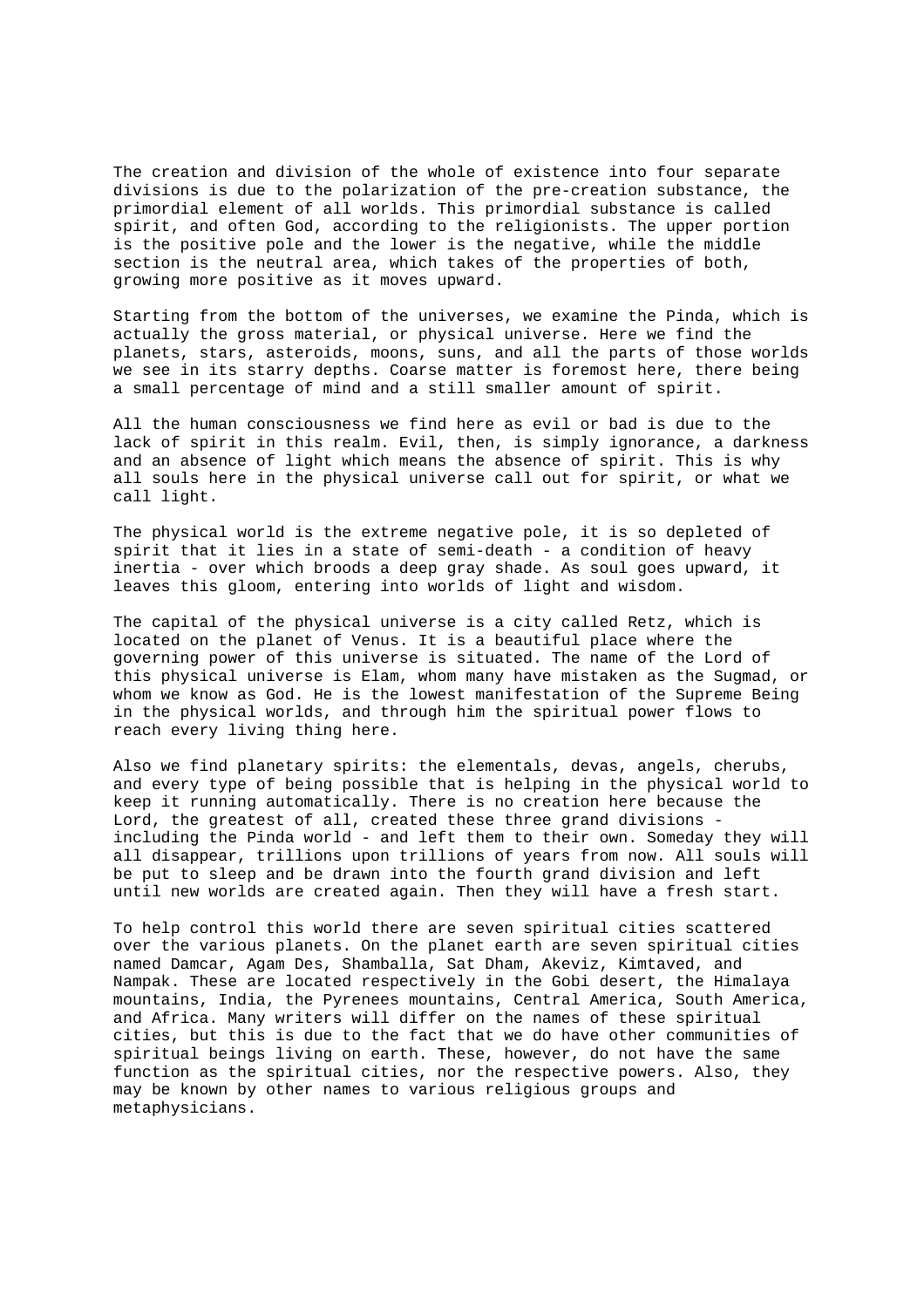The creation and division of the whole of existence into four separate divisions is due to the polarization of the pre-creation substance, the primordial element of all worlds. This primordial substance is called spirit, and often God, according to the religionists. The upper portion is the positive pole and the lower is the negative, while the middle section is the neutral area, which takes of the properties of both, growing more positive as it moves upward.

Starting from the bottom of the universes, we examine the Pinda, which is actually the gross material, or physical universe. Here we find the planets, stars, asteroids, moons, suns, and all the parts of those worlds we see in its starry depths. Coarse matter is foremost here, there being a small percentage of mind and a still smaller amount of spirit.

All the human consciousness we find here as evil or bad is due to the lack of spirit in this realm. Evil, then, is simply ignorance, a darkness and an absence of light which means the absence of spirit. This is why all souls here in the physical universe call out for spirit, or what we call light.

The physical world is the extreme negative pole, it is so depleted of spirit that it lies in a state of semi-death - a condition of heavy inertia - over which broods a deep gray shade. As soul goes upward, it leaves this gloom, entering into worlds of light and wisdom.

The capital of the physical universe is a city called Retz, which is located on the planet of Venus. It is a beautiful place where the governing power of this universe is situated. The name of the Lord of this physical universe is Elam, whom many have mistaken as the Sugmad, or whom we know as God. He is the lowest manifestation of the Supreme Being in the physical worlds, and through him the spiritual power flows to reach every living thing here.

Also we find planetary spirits: the elementals, devas, angels, cherubs, and every type of being possible that is helping in the physical world to keep it running automatically. There is no creation here because the Lord, the greatest of all, created these three grand divisions - including the Pinda world - and left them to their own. Someday they will all disappear, trillions upon trillions of years from now. All souls will be put to sleep and be drawn into the fourth grand division and left until new worlds are created again. Then they will have a fresh start.

To help control this world there are seven spiritual cities scattered over the various planets. On the planet earth are seven spiritual cities named Damcar, Agam Des, Shamballa, Sat Dham, Akeviz, Kimtaved, and Nampak. These are located respectively in the Gobi desert, the Himalaya mountains, India, the Pyrenees mountains, Central America, South America, and Africa. Many writers will differ on the names of these spiritual cities, but this is due to the fact that we do have other communities of spiritual beings living on earth. These, however, do not have the same function as the spiritual cities, nor the respective powers. Also, they may be known by other names to various religious groups and metaphysicians.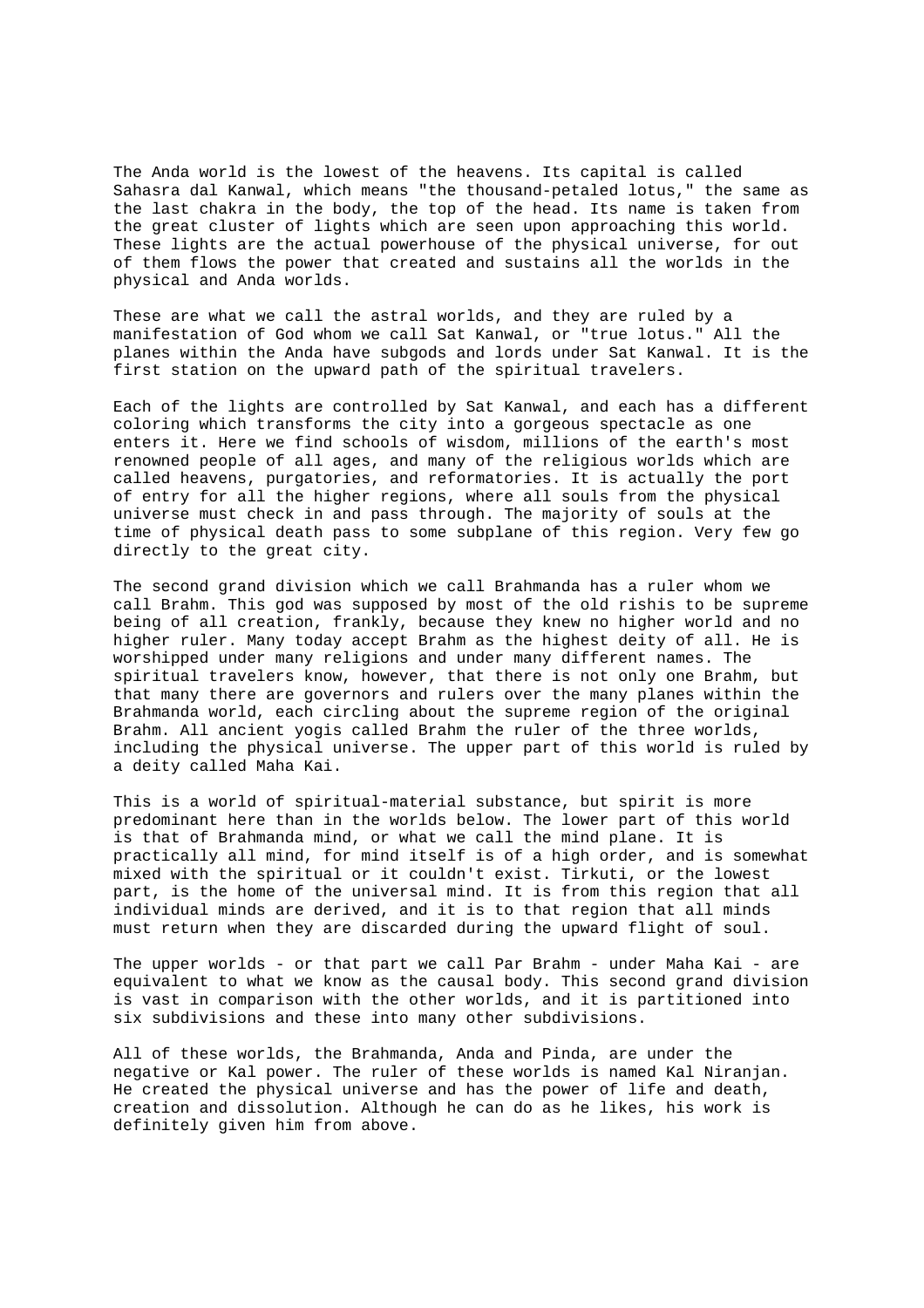The Anda world is the lowest of the heavens. Its capital is called Sahasra dal Kanwal, which means "the thousand-petaled lotus," the same as the last chakra in the body, the top of the head. Its name is taken from the great cluster of lights which are seen upon approaching this world. These lights are the actual powerhouse of the physical universe, for out of them flows the power that created and sustains all the worlds in the physical and Anda worlds.

These are what we call the astral worlds, and they are ruled by a manifestation of God whom we call Sat Kanwal, or "true lotus." All the planes within the Anda have subgods and lords under Sat Kanwal. It is the first station on the upward path of the spiritual travelers.

Each of the lights are controlled by Sat Kanwal, and each has a different coloring which transforms the city into a gorgeous spectacle as one enters it. Here we find schools of wisdom, millions of the earth's most renowned people of all ages, and many of the religious worlds which are called heavens, purgatories, and reformatories. It is actually the port of entry for all the higher regions, where all souls from the physical universe must check in and pass through. The majority of souls at the time of physical death pass to some subplane of this region. Very few go directly to the great city.

The second grand division which we call Brahmanda has a ruler whom we call Brahm. This god was supposed by most of the old rishis to be supreme being of all creation, frankly, because they knew no higher world and no higher ruler. Many today accept Brahm as the highest deity of all. He is worshipped under many religions and under many different names. The spiritual travelers know, however, that there is not only one Brahm, but that many there are governors and rulers over the many planes within the Brahmanda world, each circling about the supreme region of the original Brahm. All ancient yogis called Brahm the ruler of the three worlds, including the physical universe. The upper part of this world is ruled by a deity called Maha Kai.

This is a world of spiritual-material substance, but spirit is more predominant here than in the worlds below. The lower part of this world is that of Brahmanda mind, or what we call the mind plane. It is practically all mind, for mind itself is of a high order, and is somewhat mixed with the spiritual or it couldn't exist. Tirkuti, or the lowest part, is the home of the universal mind. It is from this region that all individual minds are derived, and it is to that region that all minds must return when they are discarded during the upward flight of soul.

The upper worlds - or that part we call Par Brahm - under Maha Kai - are equivalent to what we know as the causal body. This second grand division is vast in comparison with the other worlds, and it is partitioned into six subdivisions and these into many other subdivisions.

All of these worlds, the Brahmanda, Anda and Pinda, are under the negative or Kal power. The ruler of these worlds is named Kal Niranjan. He created the physical universe and has the power of life and death, creation and dissolution. Although he can do as he likes, his work is definitely given him from above.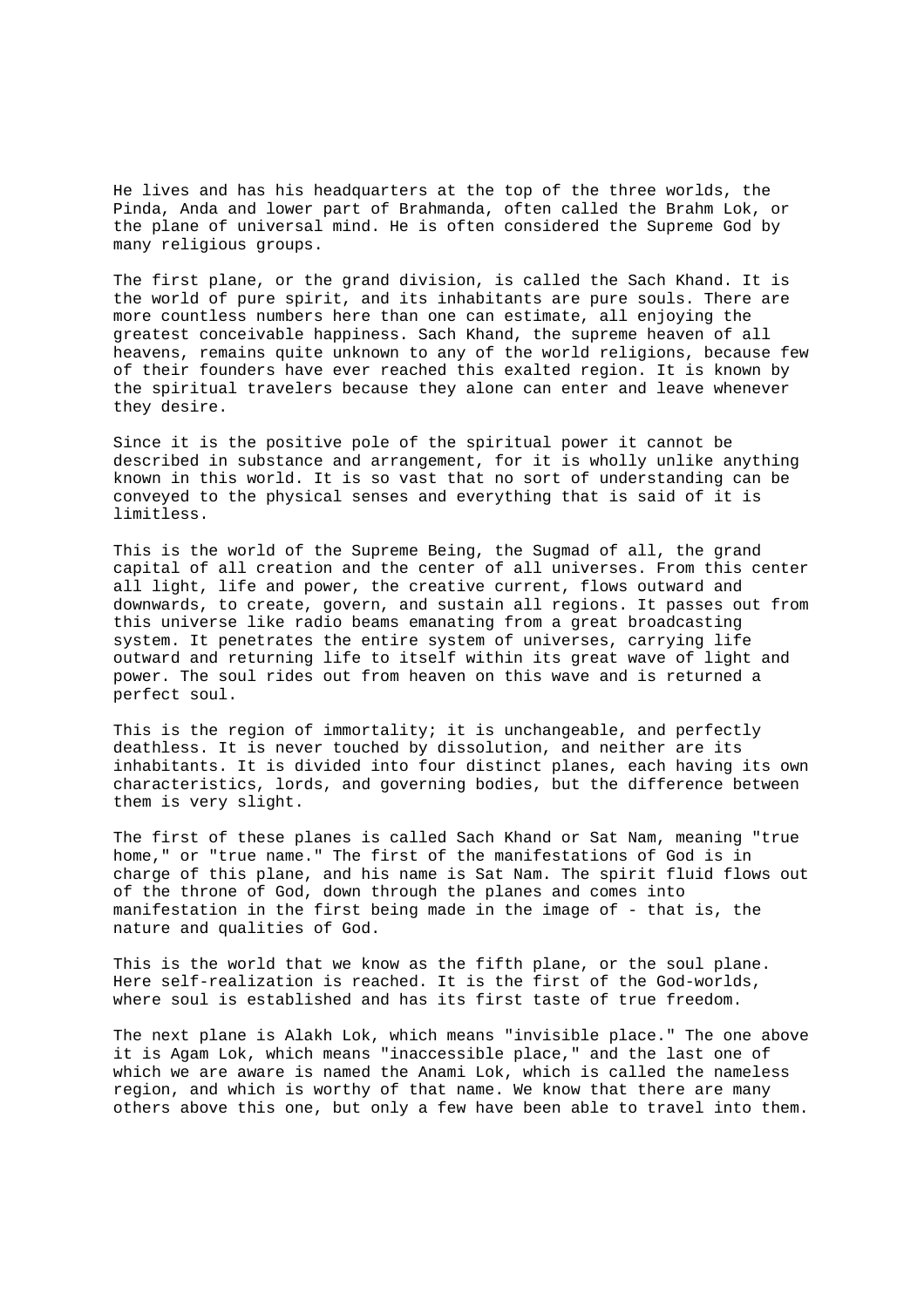He lives and has his headquarters at the top of the three worlds, the Pinda, Anda and lower part of Brahmanda, often called the Brahm Lok, or the plane of universal mind. He is often considered the Supreme God by many religious groups.

The first plane, or the grand division, is called the Sach Khand. It is the world of pure spirit, and its inhabitants are pure souls. There are more countless numbers here than one can estimate, all enjoying the greatest conceivable happiness. Sach Khand, the supreme heaven of all heavens, remains quite unknown to any of the world religions, because few of their founders have ever reached this exalted region. It is known by the spiritual travelers because they alone can enter and leave whenever they desire.

Since it is the positive pole of the spiritual power it cannot be described in substance and arrangement, for it is wholly unlike anything known in this world. It is so vast that no sort of understanding can be conveyed to the physical senses and everything that is said of it is limitless.

This is the world of the Supreme Being, the Sugmad of all, the grand capital of all creation and the center of all universes. From this center all light, life and power, the creative current, flows outward and downwards, to create, govern, and sustain all regions. It passes out from this universe like radio beams emanating from a great broadcasting system. It penetrates the entire system of universes, carrying life outward and returning life to itself within its great wave of light and power. The soul rides out from heaven on this wave and is returned a perfect soul.

This is the region of immortality; it is unchangeable, and perfectly deathless. It is never touched by dissolution, and neither are its inhabitants. It is divided into four distinct planes, each having its own characteristics, lords, and governing bodies, but the difference between them is very slight.

The first of these planes is called Sach Khand or Sat Nam, meaning "true home," or "true name." The first of the manifestations of God is in charge of this plane, and his name is Sat Nam. The spirit fluid flows out of the throne of God, down through the planes and comes into manifestation in the first being made in the image of - that is, the nature and qualities of God.

This is the world that we know as the fifth plane, or the soul plane. Here self-realization is reached. It is the first of the God-worlds, where soul is established and has its first taste of true freedom.

The next plane is Alakh Lok, which means "invisible place." The one above it is Agam Lok, which means "inaccessible place," and the last one of which we are aware is named the Anami Lok, which is called the nameless region, and which is worthy of that name. We know that there are many others above this one, but only a few have been able to travel into them.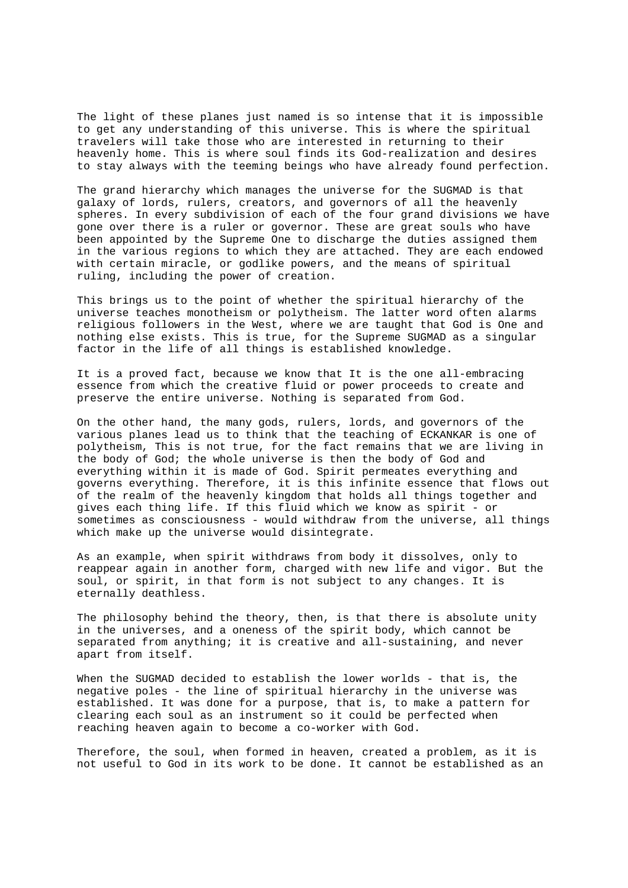The light of these planes just named is so intense that it is impossible to get any understanding of this universe. This is where the spiritual travelers will take those who are interested in returning to their heavenly home. This is where soul finds its God-realization and desires to stay always with the teeming beings who have already found perfection.

The grand hierarchy which manages the universe for the SUGMAD is that galaxy of lords, rulers, creators, and governors of all the heavenly spheres. In every subdivision of each of the four grand divisions we have gone over there is a ruler or governor. These are great souls who have been appointed by the Supreme One to discharge the duties assigned them in the various regions to which they are attached. They are each endowed with certain miracle, or godlike powers, and the means of spiritual ruling, including the power of creation.

This brings us to the point of whether the spiritual hierarchy of the universe teaches monotheism or polytheism. The latter word often alarms religious followers in the West, where we are taught that God is One and nothing else exists. This is true, for the Supreme SUGMAD as a singular factor in the life of all things is established knowledge.

It is a proved fact, because we know that It is the one all-embracing essence from which the creative fluid or power proceeds to create and preserve the entire universe. Nothing is separated from God.

On the other hand, the many gods, rulers, lords, and governors of the various planes lead us to think that the teaching of ECKANKAR is one of polytheism, This is not true, for the fact remains that we are living in the body of God; the whole universe is then the body of God and everything within it is made of God. Spirit permeates everything and governs everything. Therefore, it is this infinite essence that flows out of the realm of the heavenly kingdom that holds all things together and gives each thing life. If this fluid which we know as spirit - or sometimes as consciousness - would withdraw from the universe, all things which make up the universe would disintegrate.

As an example, when spirit withdraws from body it dissolves, only to reappear again in another form, charged with new life and vigor. But the soul, or spirit, in that form is not subject to any changes. It is eternally deathless.

The philosophy behind the theory, then, is that there is absolute unity in the universes, and a oneness of the spirit body, which cannot be separated from anything; it is creative and all-sustaining, and never apart from itself.

When the SUGMAD decided to establish the lower worlds - that is, the negative poles - the line of spiritual hierarchy in the universe was established. It was done for a purpose, that is, to make a pattern for clearing each soul as an instrument so it could be perfected when reaching heaven again to become a co-worker with God.

Therefore, the soul, when formed in heaven, created a problem, as it is not useful to God in its work to be done. It cannot be established as an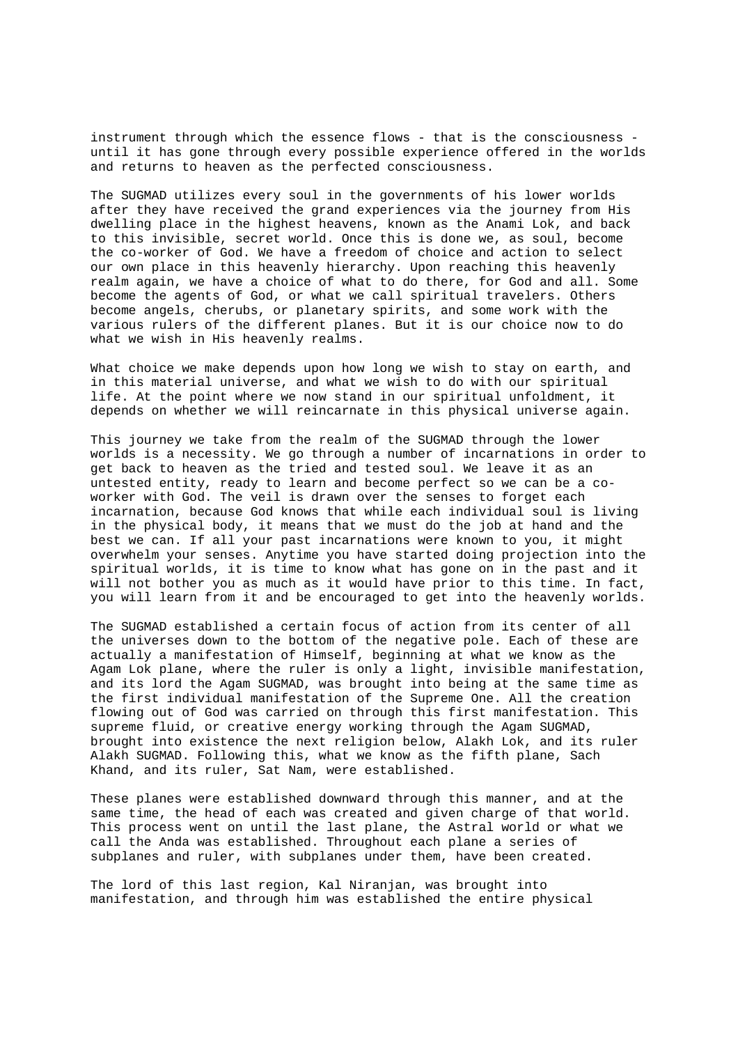instrument through which the essence flows - that is the consciousness - until it has gone through every possible experience offered in the worlds and returns to heaven as the perfected consciousness.

The SUGMAD utilizes every soul in the governments of his lower worlds after they have received the grand experiences via the journey from His dwelling place in the highest heavens, known as the Anami Lok, and back to this invisible, secret world. Once this is done we, as soul, become the co-worker of God. We have a freedom of choice and action to select our own place in this heavenly hierarchy. Upon reaching this heavenly realm again, we have a choice of what to do there, for God and all. Some become the agents of God, or what we call spiritual travelers. Others become angels, cherubs, or planetary spirits, and some work with the various rulers of the different planes. But it is our choice now to do what we wish in His heavenly realms.

What choice we make depends upon how long we wish to stay on earth, and in this material universe, and what we wish to do with our spiritual life. At the point where we now stand in our spiritual unfoldment, it depends on whether we will reincarnate in this physical universe again.

This journey we take from the realm of the SUGMAD through the lower worlds is a necessity. We go through a number of incarnations in order to get back to heaven as the tried and tested soul. We leave it as an untested entity, ready to learn and become perfect so we can be a co-worker with God. The veil is drawn over the senses to forget each incarnation, because God knows that while each individual soul is living in the physical body, it means that we must do the job at hand and the best we can. If all your past incarnations were known to you, it might overwhelm your senses. Anytime you have started doing projection into the spiritual worlds, it is time to know what has gone on in the past and it will not bother you as much as it would have prior to this time. In fact, you will learn from it and be encouraged to get into the heavenly worlds.

The SUGMAD established a certain focus of action from its center of all the universes down to the bottom of the negative pole. Each of these are actually a manifestation of Himself, beginning at what we know as the Agam Lok plane, where the ruler is only a light, invisible manifestation, and its lord the Agam SUGMAD, was brought into being at the same time as the first individual manifestation of the Supreme One. All the creation flowing out of God was carried on through this first manifestation. This supreme fluid, or creative energy working through the Agam SUGMAD, brought into existence the next religion below, Alakh Lok, and its ruler Alakh SUGMAD. Following this, what we know as the fifth plane, Sach Khand, and its ruler, Sat Nam, were established.

These planes were established downward through this manner, and at the same time, the head of each was created and given charge of that world. This process went on until the last plane, the Astral world or what we call the Anda was established. Throughout each plane a series of subplanes and ruler, with subplanes under them, have been created.

The lord of this last region, Kal Niranjan, was brought into manifestation, and through him was established the entire physical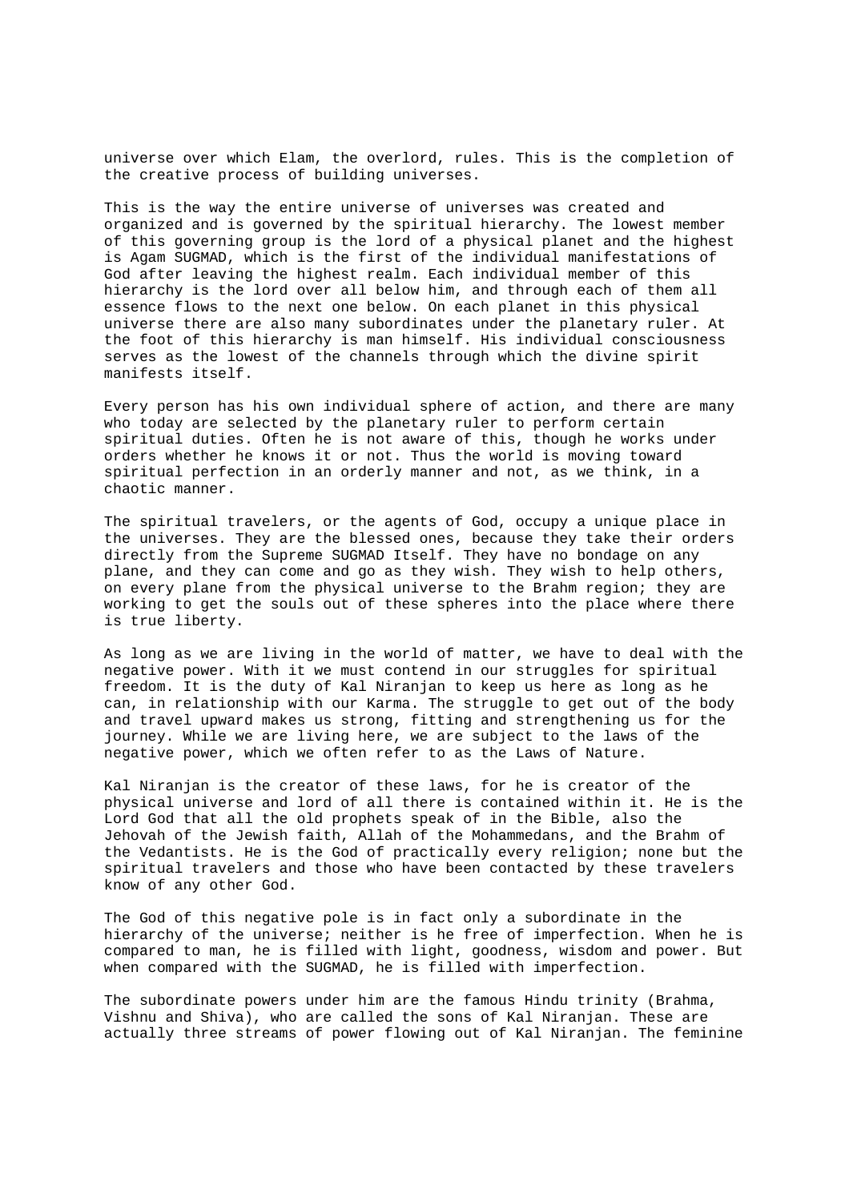universe over which Elam, the overlord, rules. This is the completion of the creative process of building universes.

This is the way the entire universe of universes was created and organized and is governed by the spiritual hierarchy. The lowest member of this governing group is the lord of a physical planet and the highest is Agam SUGMAD, which is the first of the individual manifestations of God after leaving the highest realm. Each individual member of this hierarchy is the lord over all below him, and through each of them all essence flows to the next one below. On each planet in this physical universe there are also many subordinates under the planetary ruler. At the foot of this hierarchy is man himself. His individual consciousness serves as the lowest of the channels through which the divine spirit manifests itself.

Every person has his own individual sphere of action, and there are many who today are selected by the planetary ruler to perform certain spiritual duties. Often he is not aware of this, though he works under orders whether he knows it or not. Thus the world is moving toward spiritual perfection in an orderly manner and not, as we think, in a chaotic manner.

The spiritual travelers, or the agents of God, occupy a unique place in the universes. They are the blessed ones, because they take their orders directly from the Supreme SUGMAD Itself. They have no bondage on any plane, and they can come and go as they wish. They wish to help others, on every plane from the physical universe to the Brahm region; they are working to get the souls out of these spheres into the place where there is true liberty.

As long as we are living in the world of matter, we have to deal with the negative power. With it we must contend in our struggles for spiritual freedom. It is the duty of Kal Niranjan to keep us here as long as he can, in relationship with our Karma. The struggle to get out of the body and travel upward makes us strong, fitting and strengthening us for the journey. While we are living here, we are subject to the laws of the negative power, which we often refer to as the Laws of Nature.

Kal Niranjan is the creator of these laws, for he is creator of the physical universe and lord of all there is contained within it. He is the Lord God that all the old prophets speak of in the Bible, also the Jehovah of the Jewish faith, Allah of the Mohammedans, and the Brahm of the Vedantists. He is the God of practically every religion; none but the spiritual travelers and those who have been contacted by these travelers know of any other God.

The God of this negative pole is in fact only a subordinate in the hierarchy of the universe; neither is he free of imperfection. When he is compared to man, he is filled with light, goodness, wisdom and power. But when compared with the SUGMAD, he is filled with imperfection.

The subordinate powers under him are the famous Hindu trinity (Brahma, Vishnu and Shiva), who are called the sons of Kal Niranjan. These are actually three streams of power flowing out of Kal Niranjan. The feminine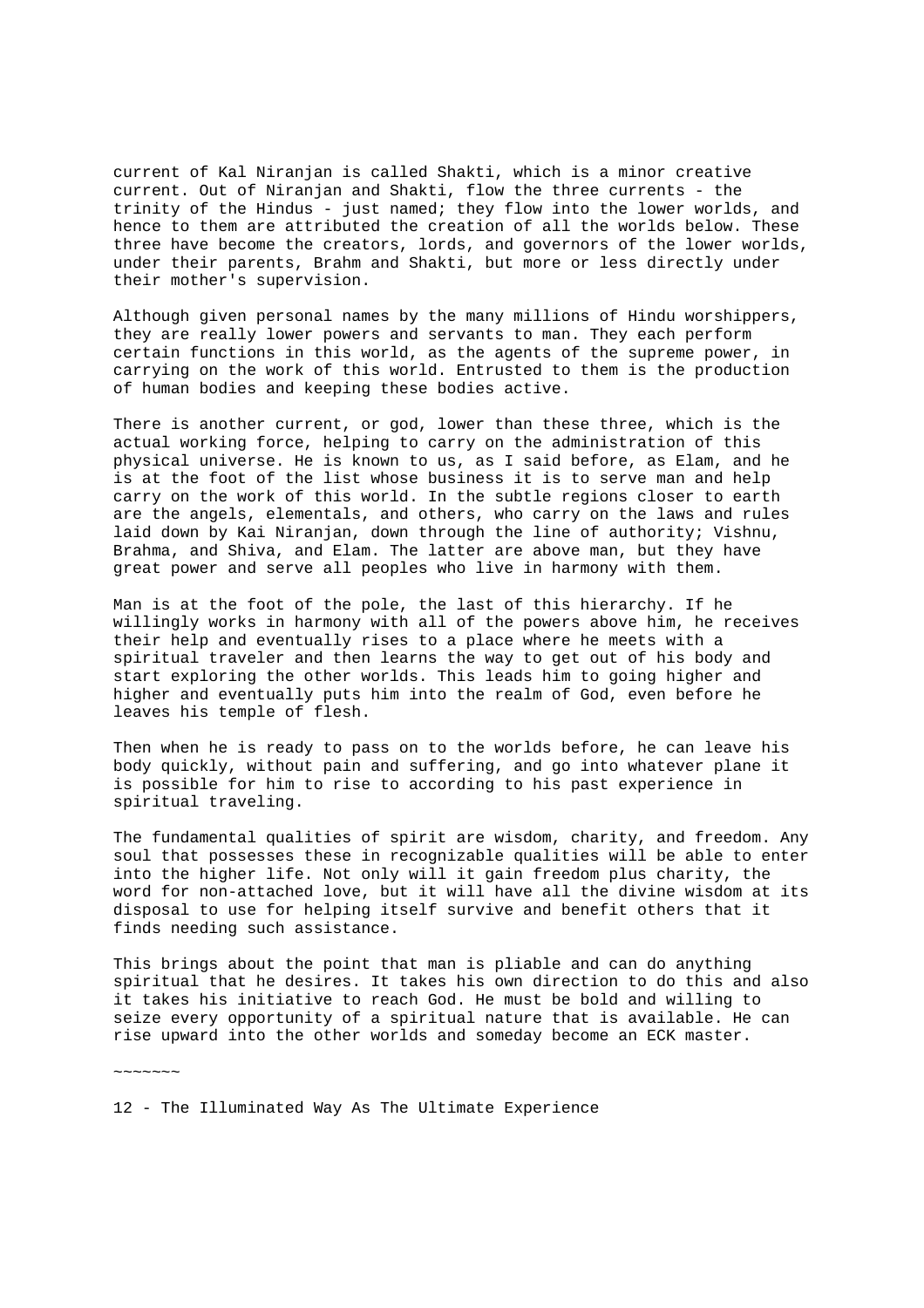current of Kal Niranjan is called Shakti, which is a minor creative current. Out of Niranjan and Shakti, flow the three currents - the trinity of the Hindus - just named; they flow into the lower worlds, and hence to them are attributed the creation of all the worlds below. These three have become the creators, lords, and governors of the lower worlds, under their parents, Brahm and Shakti, but more or less directly under their mother's supervision.

Although given personal names by the many millions of Hindu worshippers, they are really lower powers and servants to man. They each perform certain functions in this world, as the agents of the supreme power, in carrying on the work of this world. Entrusted to them is the production of human bodies and keeping these bodies active.

There is another current, or god, lower than these three, which is the actual working force, helping to carry on the administration of this physical universe. He is known to us, as I said before, as Elam, and he is at the foot of the list whose business it is to serve man and help carry on the work of this world. In the subtle regions closer to earth are the angels, elementals, and others, who carry on the laws and rules laid down by Kai Niranjan, down through the line of authority; Vishnu, Brahma, and Shiva, and Elam. The latter are above man, but they have great power and serve all peoples who live in harmony with them.

Man is at the foot of the pole, the last of this hierarchy. If he willingly works in harmony with all of the powers above him, he receives their help and eventually rises to a place where he meets with a spiritual traveler and then learns the way to get out of his body and start exploring the other worlds. This leads him to going higher and higher and eventually puts him into the realm of God, even before he leaves his temple of flesh.

Then when he is ready to pass on to the worlds before, he can leave his body quickly, without pain and suffering, and go into whatever plane it is possible for him to rise to according to his past experience in spiritual traveling.

The fundamental qualities of spirit are wisdom, charity, and freedom. Any soul that possesses these in recognizable qualities will be able to enter into the higher life. Not only will it gain freedom plus charity, the word for non-attached love, but it will have all the divine wisdom at its disposal to use for helping itself survive and benefit others that it finds needing such assistance.

This brings about the point that man is pliable and can do anything spiritual that he desires. It takes his own direction to do this and also it takes his initiative to reach God. He must be bold and willing to seize every opportunity of a spiritual nature that is available. He can rise upward into the other worlds and someday become an ECK master.

~~~~~~~

12 - The Illuminated Way As The Ultimate Experience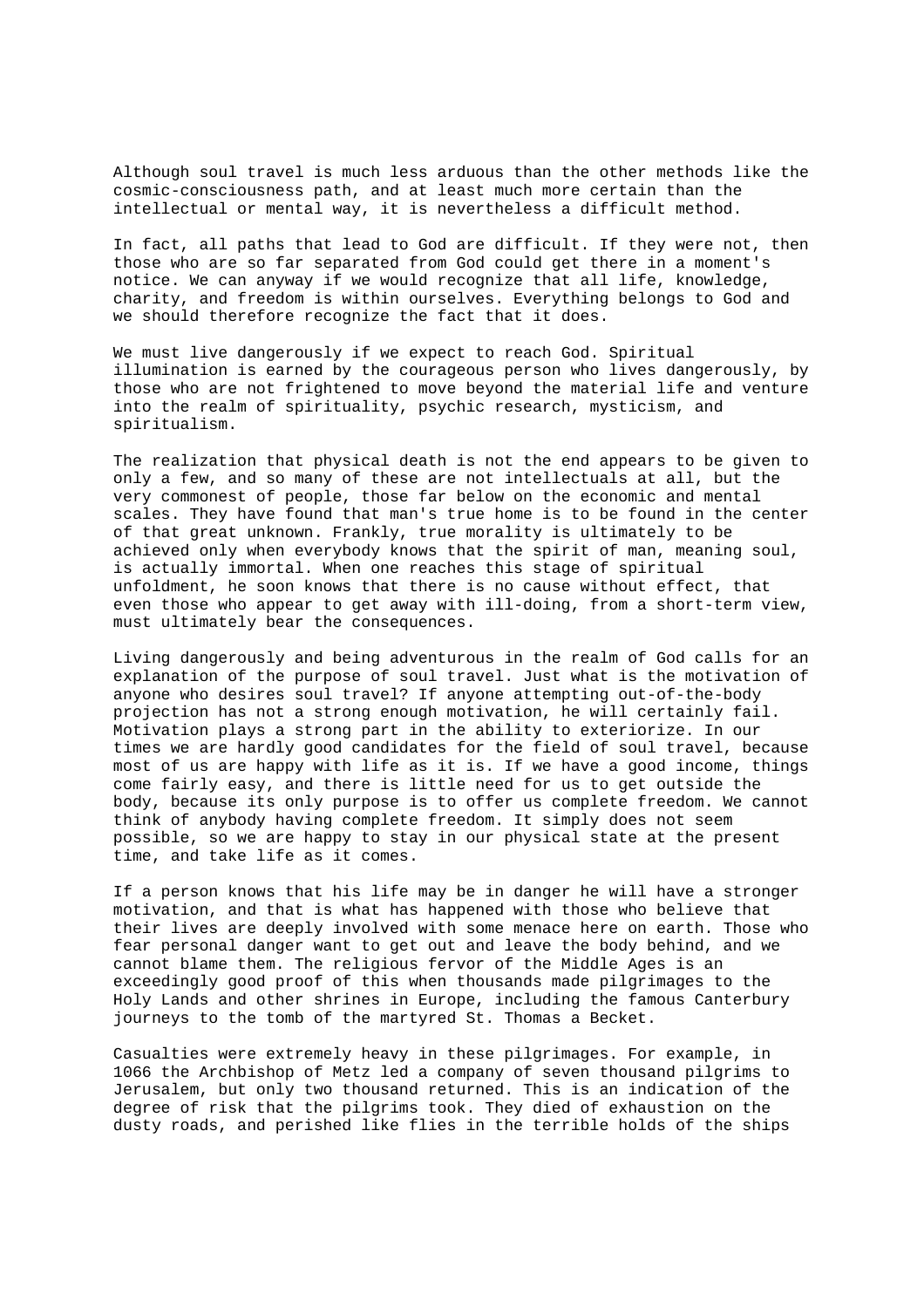Although soul travel is much less arduous than the other methods like the cosmic-consciousness path, and at least much more certain than the intellectual or mental way, it is nevertheless a difficult method.

In fact, all paths that lead to God are difficult. If they were not, then those who are so far separated from God could get there in a moment's notice. We can anyway if we would recognize that all life, knowledge, charity, and freedom is within ourselves. Everything belongs to God and we should therefore recognize the fact that it does.

We must live dangerously if we expect to reach God. Spiritual illumination is earned by the courageous person who lives dangerously, by those who are not frightened to move beyond the material life and venture into the realm of spirituality, psychic research, mysticism, and spiritualism.

The realization that physical death is not the end appears to be given to only a few, and so many of these are not intellectuals at all, but the very commonest of people, those far below on the economic and mental scales. They have found that man's true home is to be found in the center of that great unknown. Frankly, true morality is ultimately to be achieved only when everybody knows that the spirit of man, meaning soul, is actually immortal. When one reaches this stage of spiritual unfoldment, he soon knows that there is no cause without effect, that even those who appear to get away with ill-doing, from a short-term view, must ultimately bear the consequences.

Living dangerously and being adventurous in the realm of God calls for an explanation of the purpose of soul travel. Just what is the motivation of anyone who desires soul travel? If anyone attempting out-of-the-body projection has not a strong enough motivation, he will certainly fail. Motivation plays a strong part in the ability to exteriorize. In our times we are hardly good candidates for the field of soul travel, because most of us are happy with life as it is. If we have a good income, things come fairly easy, and there is little need for us to get outside the body, because its only purpose is to offer us complete freedom. We cannot think of anybody having complete freedom. It simply does not seem possible, so we are happy to stay in our physical state at the present time, and take life as it comes.

If a person knows that his life may be in danger he will have a stronger motivation, and that is what has happened with those who believe that their lives are deeply involved with some menace here on earth. Those who fear personal danger want to get out and leave the body behind, and we cannot blame them. The religious fervor of the Middle Ages is an exceedingly good proof of this when thousands made pilgrimages to the Holy Lands and other shrines in Europe, including the famous Canterbury journeys to the tomb of the martyred St. Thomas a Becket.

Casualties were extremely heavy in these pilgrimages. For example, in 1066 the Archbishop of Metz led a company of seven thousand pilgrims to Jerusalem, but only two thousand returned. This is an indication of the degree of risk that the pilgrims took. They died of exhaustion on the dusty roads, and perished like flies in the terrible holds of the ships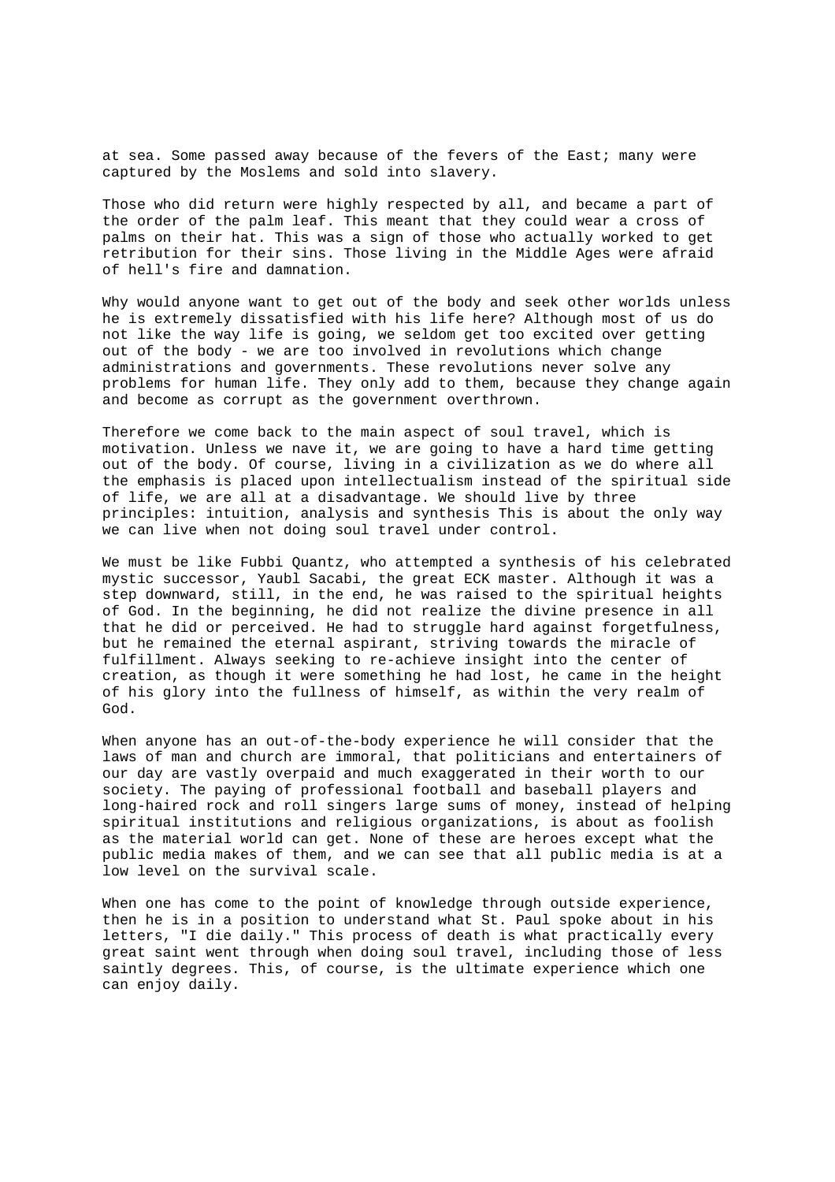at sea. Some passed away because of the fevers of the East; many were captured by the Moslems and sold into slavery.

Those who did return were highly respected by all, and became a part of the order of the palm leaf. This meant that they could wear a cross of palms on their hat. This was a sign of those who actually worked to get retribution for their sins. Those living in the Middle Ages were afraid of hell's fire and damnation.

Why would anyone want to get out of the body and seek other worlds unless he is extremely dissatisfied with his life here? Although most of us do not like the way life is going, we seldom get too excited over getting out of the body - we are too involved in revolutions which change administrations and governments. These revolutions never solve any problems for human life. They only add to them, because they change again and become as corrupt as the government overthrown.

Therefore we come back to the main aspect of soul travel, which is motivation. Unless we nave it, we are going to have a hard time getting out of the body. Of course, living in a civilization as we do where all the emphasis is placed upon intellectualism instead of the spiritual side of life, we are all at a disadvantage. We should live by three principles: intuition, analysis and synthesis This is about the only way we can live when not doing soul travel under control.

We must be like Fubbi Quantz, who attempted a synthesis of his celebrated mystic successor, Yaubl Sacabi, the great ECK master. Although it was a step downward, still, in the end, he was raised to the spiritual heights of God. In the beginning, he did not realize the divine presence in all that he did or perceived. He had to struggle hard against forgetfulness, but he remained the eternal aspirant, striving towards the miracle of fulfillment. Always seeking to re-achieve insight into the center of creation, as though it were something he had lost, he came in the height of his glory into the fullness of himself, as within the very realm of God.

When anyone has an out-of-the-body experience he will consider that the laws of man and church are immoral, that politicians and entertainers of our day are vastly overpaid and much exaggerated in their worth to our society. The paying of professional football and baseball players and long-haired rock and roll singers large sums of money, instead of helping spiritual institutions and religious organizations, is about as foolish as the material world can get. None of these are heroes except what the public media makes of them, and we can see that all public media is at a low level on the survival scale.

When one has come to the point of knowledge through outside experience, then he is in a position to understand what St. Paul spoke about in his letters, "I die daily." This process of death is what practically every great saint went through when doing soul travel, including those of less saintly degrees. This, of course, is the ultimate experience which one can enjoy daily.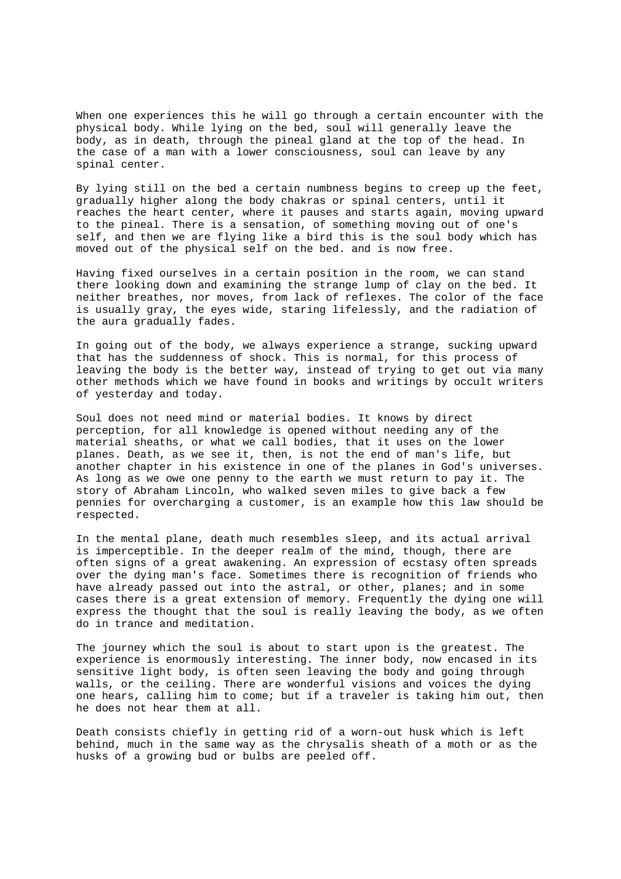When one experiences this he will go through a certain encounter with the physical body. While lying on the bed, soul will generally leave the body, as in death, through the pineal gland at the top of the head. In the case of a man with a lower consciousness, soul can leave by any spinal center.

By lying still on the bed a certain numbness begins to creep up the feet, gradually higher along the body chakras or spinal centers, until it reaches the heart center, where it pauses and starts again, moving upward to the pineal. There is a sensation, of something moving out of one's self, and then we are flying like a bird this is the soul body which has moved out of the physical self on the bed. and is now free.

Having fixed ourselves in a certain position in the room, we can stand there looking down and examining the strange lump of clay on the bed. It neither breathes, nor moves, from lack of reflexes. The color of the face is usually gray, the eyes wide, staring lifelessly, and the radiation of the aura gradually fades.

In going out of the body, we always experience a strange, sucking upward that has the suddenness of shock. This is normal, for this process of leaving the body is the better way, instead of trying to get out via many other methods which we have found in books and writings by occult writers of yesterday and today.

Soul does not need mind or material bodies. It knows by direct perception, for all knowledge is opened without needing any of the material sheaths, or what we call bodies, that it uses on the lower planes. Death, as we see it, then, is not the end of man's life, but another chapter in his existence in one of the planes in God's universes. As long as we owe one penny to the earth we must return to pay it. The story of Abraham Lincoln, who walked seven miles to give back a few pennies for overcharging a customer, is an example how this law should be respected.

In the mental plane, death much resembles sleep, and its actual arrival is imperceptible. In the deeper realm of the mind, though, there are often signs of a great awakening. An expression of ecstasy often spreads over the dying man's face. Sometimes there is recognition of friends who have already passed out into the astral, or other, planes; and in some cases there is a great extension of memory. Frequently the dying one will express the thought that the soul is really leaving the body, as we often do in trance and meditation.

The journey which the soul is about to start upon is the greatest. The experience is enormously interesting. The inner body, now encased in its sensitive light body, is often seen leaving the body and going through walls, or the ceiling. There are wonderful visions and voices the dying one hears, calling him to come; but if a traveler is taking him out, then he does not hear them at all.

Death consists chiefly in getting rid of a worn-out husk which is left behind, much in the same way as the chrysalis sheath of a moth or as the husks of a growing bud or bulbs are peeled off.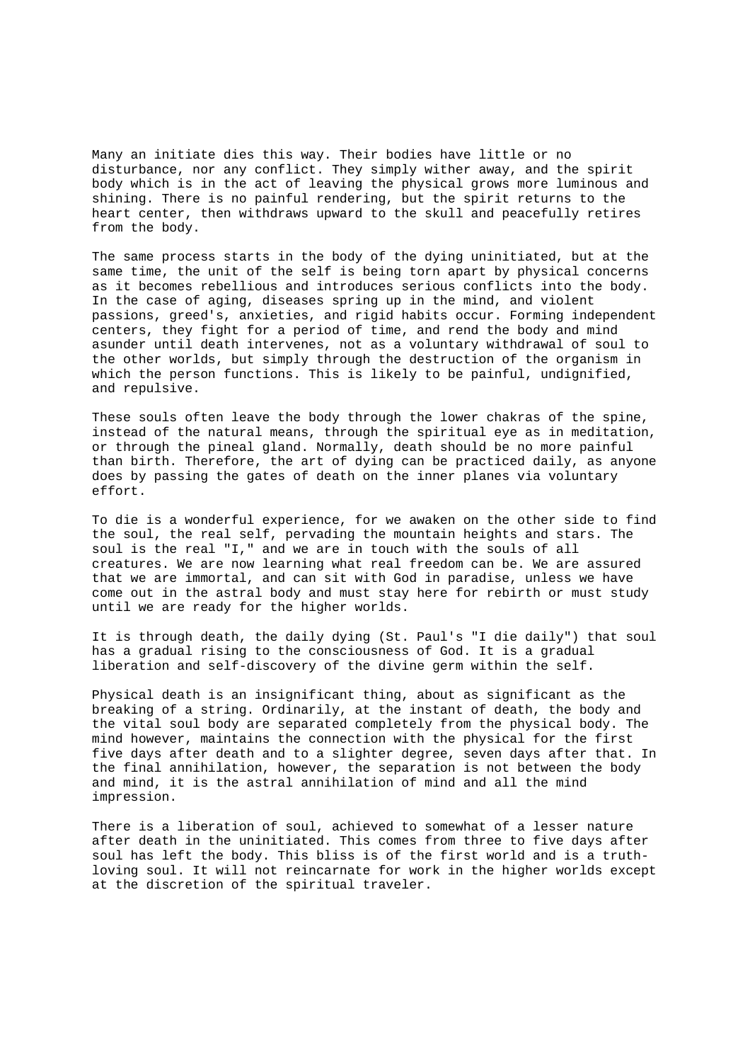Many an initiate dies this way. Their bodies have little or no disturbance, nor any conflict. They simply wither away, and the spirit body which is in the act of leaving the physical grows more luminous and shining. There is no painful rendering, but the spirit returns to the heart center, then withdraws upward to the skull and peacefully retires from the body.

The same process starts in the body of the dying uninitiated, but at the same time, the unit of the self is being torn apart by physical concerns as it becomes rebellious and introduces serious conflicts into the body. In the case of aging, diseases spring up in the mind, and violent passions, greed's, anxieties, and rigid habits occur. Forming independent centers, they fight for a period of time, and rend the body and mind asunder until death intervenes, not as a voluntary withdrawal of soul to the other worlds, but simply through the destruction of the organism in which the person functions. This is likely to be painful, undignified, and repulsive.

These souls often leave the body through the lower chakras of the spine, instead of the natural means, through the spiritual eye as in meditation, or through the pineal gland. Normally, death should be no more painful than birth. Therefore, the art of dying can be practiced daily, as anyone does by passing the gates of death on the inner planes via voluntary effort.

To die is a wonderful experience, for we awaken on the other side to find the soul, the real self, pervading the mountain heights and stars. The soul is the real "I," and we are in touch with the souls of all creatures. We are now learning what real freedom can be. We are assured that we are immortal, and can sit with God in paradise, unless we have come out in the astral body and must stay here for rebirth or must study until we are ready for the higher worlds.

It is through death, the daily dying (St. Paul's "I die daily") that soul has a gradual rising to the consciousness of God. It is a gradual liberation and self-discovery of the divine germ within the self.

Physical death is an insignificant thing, about as significant as the breaking of a string. Ordinarily, at the instant of death, the body and the vital soul body are separated completely from the physical body. The mind however, maintains the connection with the physical for the first five days after death and to a slighter degree, seven days after that. In the final annihilation, however, the separation is not between the body and mind, it is the astral annihilation of mind and all the mind impression.

There is a liberation of soul, achieved to somewhat of a lesser nature after death in the uninitiated. This comes from three to five days after soul has left the body. This bliss is of the first world and is a truth-loving soul. It will not reincarnate for work in the higher worlds except at the discretion of the spiritual traveler.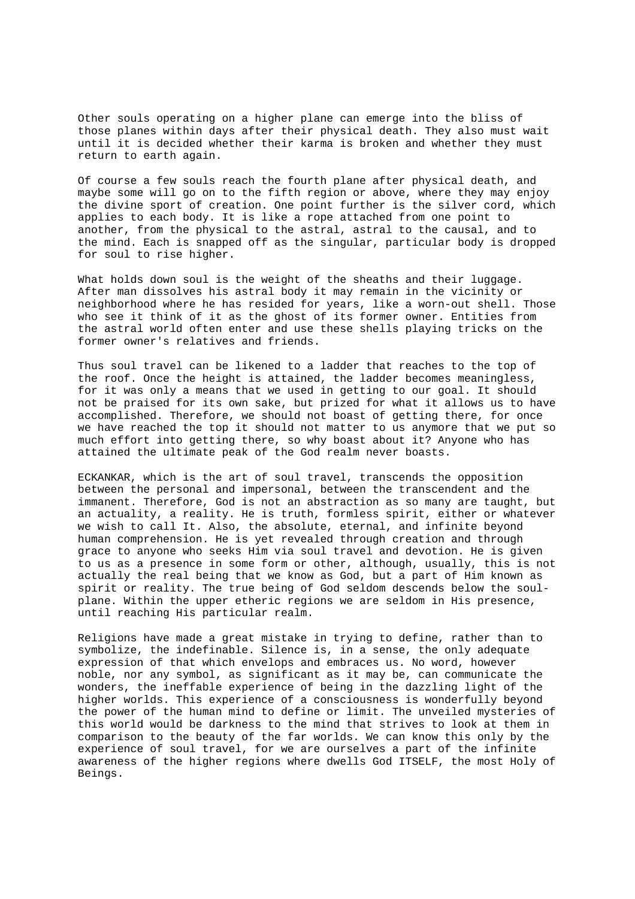Other souls operating on a higher plane can emerge into the bliss of those planes within days after their physical death. They also must wait until it is decided whether their karma is broken and whether they must return to earth again.

Of course a few souls reach the fourth plane after physical death, and maybe some will go on to the fifth region or above, where they may enjoy the divine sport of creation. One point further is the silver cord, which applies to each body. It is like a rope attached from one point to another, from the physical to the astral, astral to the causal, and to the mind. Each is snapped off as the singular, particular body is dropped for soul to rise higher.

What holds down soul is the weight of the sheaths and their luggage. After man dissolves his astral body it may remain in the vicinity or neighborhood where he has resided for years, like a worn-out shell. Those who see it think of it as the ghost of its former owner. Entities from the astral world often enter and use these shells playing tricks on the former owner's relatives and friends.

Thus soul travel can be likened to a ladder that reaches to the top of the roof. Once the height is attained, the ladder becomes meaningless, for it was only a means that we used in getting to our goal. It should not be praised for its own sake, but prized for what it allows us to have accomplished. Therefore, we should not boast of getting there, for once we have reached the top it should not matter to us anymore that we put so much effort into getting there, so why boast about it? Anyone who has attained the ultimate peak of the God realm never boasts.

ECKANKAR, which is the art of soul travel, transcends the opposition between the personal and impersonal, between the transcendent and the immanent. Therefore, God is not an abstraction as so many are taught, but an actuality, a reality. He is truth, formless spirit, either or whatever we wish to call It. Also, the absolute, eternal, and infinite beyond human comprehension. He is yet revealed through creation and through grace to anyone who seeks Him via soul travel and devotion. He is given to us as a presence in some form or other, although, usually, this is not actually the real being that we know as God, but a part of Him known as spirit or reality. The true being of God seldom descends below the soul-plane. Within the upper etheric regions we are seldom in His presence, until reaching His particular realm.

Religions have made a great mistake in trying to define, rather than to symbolize, the indefinable. Silence is, in a sense, the only adequate expression of that which envelops and embraces us. No word, however noble, nor any symbol, as significant as it may be, can communicate the wonders, the ineffable experience of being in the dazzling light of the higher worlds. This experience of a consciousness is wonderfully beyond the power of the human mind to define or limit. The unveiled mysteries of this world would be darkness to the mind that strives to look at them in comparison to the beauty of the far worlds. We can know this only by the experience of soul travel, for we are ourselves a part of the infinite awareness of the higher regions where dwells God ITSELF, the most Holy of Beings.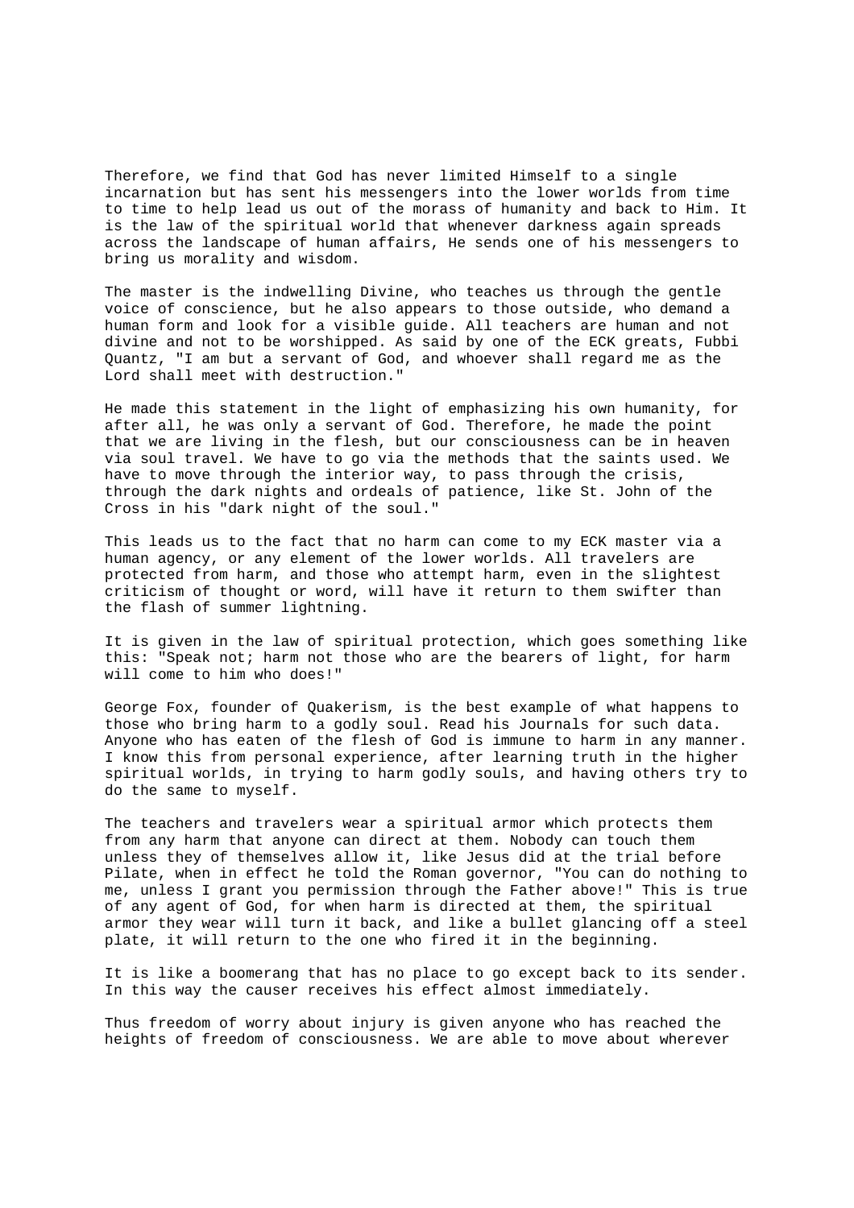Therefore, we find that God has never limited Himself to a single incarnation but has sent his messengers into the lower worlds from time to time to help lead us out of the morass of humanity and back to Him. It is the law of the spiritual world that whenever darkness again spreads across the landscape of human affairs, He sends one of his messengers to bring us morality and wisdom.

The master is the indwelling Divine, who teaches us through the gentle voice of conscience, but he also appears to those outside, who demand a human form and look for a visible guide. All teachers are human and not divine and not to be worshipped. As said by one of the ECK greats, Fubbi Quantz, "I am but a servant of God, and whoever shall regard me as the Lord shall meet with destruction."

He made this statement in the light of emphasizing his own humanity, for after all, he was only a servant of God. Therefore, he made the point that we are living in the flesh, but our consciousness can be in heaven via soul travel. We have to go via the methods that the saints used. We have to move through the interior way, to pass through the crisis, through the dark nights and ordeals of patience, like St. John of the Cross in his "dark night of the soul."

This leads us to the fact that no harm can come to my ECK master via a human agency, or any element of the lower worlds. All travelers are protected from harm, and those who attempt harm, even in the slightest criticism of thought or word, will have it return to them swifter than the flash of summer lightning.

It is given in the law of spiritual protection, which goes something like this: "Speak not; harm not those who are the bearers of light, for harm will come to him who does!"

George Fox, founder of Quakerism, is the best example of what happens to those who bring harm to a godly soul. Read his Journals for such data. Anyone who has eaten of the flesh of God is immune to harm in any manner. I know this from personal experience, after learning truth in the higher spiritual worlds, in trying to harm godly souls, and having others try to do the same to myself.

The teachers and travelers wear a spiritual armor which protects them from any harm that anyone can direct at them. Nobody can touch them unless they of themselves allow it, like Jesus did at the trial before Pilate, when in effect he told the Roman governor, "You can do nothing to me, unless I grant you permission through the Father above!" This is true of any agent of God, for when harm is directed at them, the spiritual armor they wear will turn it back, and like a bullet glancing off a steel plate, it will return to the one who fired it in the beginning.

It is like a boomerang that has no place to go except back to its sender. In this way the causer receives his effect almost immediately.

Thus freedom of worry about injury is given anyone who has reached the heights of freedom of consciousness. We are able to move about wherever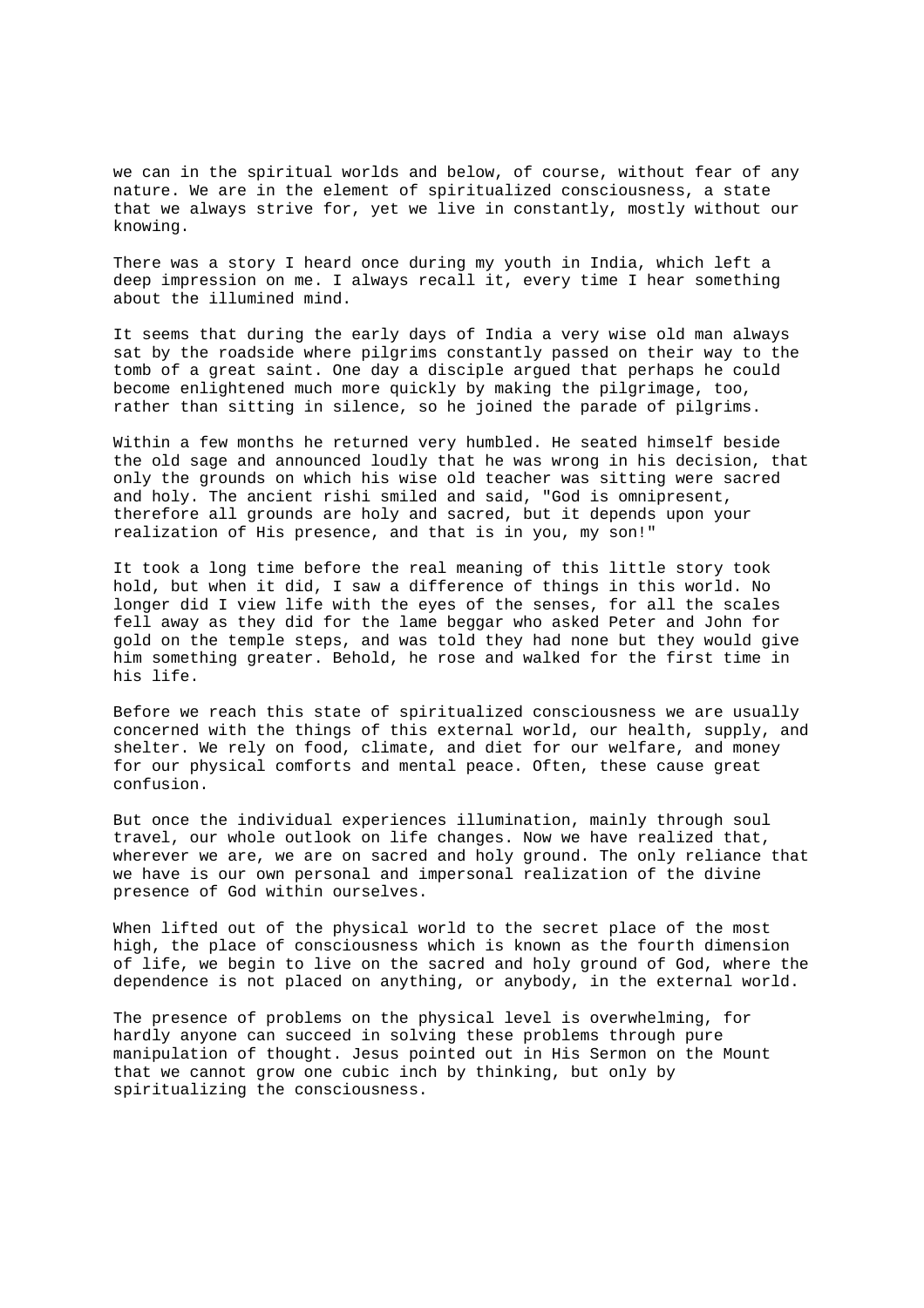we can in the spiritual worlds and below, of course, without fear of any nature. We are in the element of spiritualized consciousness, a state that we always strive for, yet we live in constantly, mostly without our knowing.

There was a story I heard once during my youth in India, which left a deep impression on me. I always recall it, every time I hear something about the illumined mind.

It seems that during the early days of India a very wise old man always sat by the roadside where pilgrims constantly passed on their way to the tomb of a great saint. One day a disciple argued that perhaps he could become enlightened much more quickly by making the pilgrimage, too, rather than sitting in silence, so he joined the parade of pilgrims.

Within a few months he returned very humbled. He seated himself beside the old sage and announced loudly that he was wrong in his decision, that only the grounds on which his wise old teacher was sitting were sacred and holy. The ancient rishi smiled and said, "God is omnipresent, therefore all grounds are holy and sacred, but it depends upon your realization of His presence, and that is in you, my son!"

It took a long time before the real meaning of this little story took hold, but when it did, I saw a difference of things in this world. No longer did I view life with the eyes of the senses, for all the scales fell away as they did for the lame beggar who asked Peter and John for gold on the temple steps, and was told they had none but they would give him something greater. Behold, he rose and walked for the first time in his life.

Before we reach this state of spiritualized consciousness we are usually concerned with the things of this external world, our health, supply, and shelter. We rely on food, climate, and diet for our welfare, and money for our physical comforts and mental peace. Often, these cause great confusion.

But once the individual experiences illumination, mainly through soul travel, our whole outlook on life changes. Now we have realized that, wherever we are, we are on sacred and holy ground. The only reliance that we have is our own personal and impersonal realization of the divine presence of God within ourselves.

When lifted out of the physical world to the secret place of the most high, the place of consciousness which is known as the fourth dimension of life, we begin to live on the sacred and holy ground of God, where the dependence is not placed on anything, or anybody, in the external world.

The presence of problems on the physical level is overwhelming, for hardly anyone can succeed in solving these problems through pure manipulation of thought. Jesus pointed out in His Sermon on the Mount that we cannot grow one cubic inch by thinking, but only by spiritualizing the consciousness.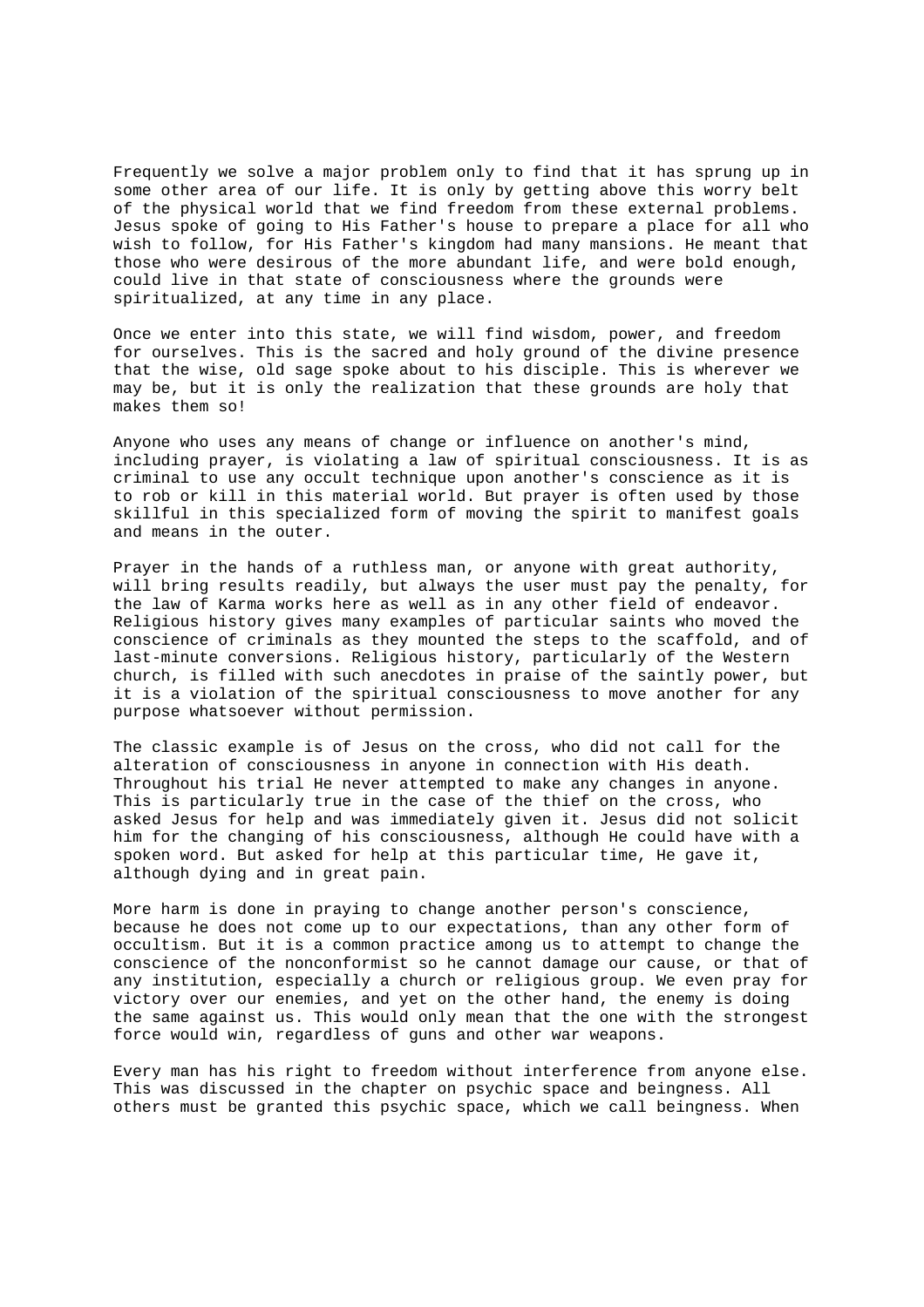Frequently we solve a major problem only to find that it has sprung up in some other area of our life. It is only by getting above this worry belt of the physical world that we find freedom from these external problems. Jesus spoke of going to His Father's house to prepare a place for all who wish to follow, for His Father's kingdom had many mansions. He meant that those who were desirous of the more abundant life, and were bold enough, could live in that state of consciousness where the grounds were spiritualized, at any time in any place.

Once we enter into this state, we will find wisdom, power, and freedom for ourselves. This is the sacred and holy ground of the divine presence that the wise, old sage spoke about to his disciple. This is wherever we may be, but it is only the realization that these grounds are holy that makes them so!

Anyone who uses any means of change or influence on another's mind, including prayer, is violating a law of spiritual consciousness. It is as criminal to use any occult technique upon another's conscience as it is to rob or kill in this material world. But prayer is often used by those skillful in this specialized form of moving the spirit to manifest goals and means in the outer.

Prayer in the hands of a ruthless man, or anyone with great authority, will bring results readily, but always the user must pay the penalty, for the law of Karma works here as well as in any other field of endeavor. Religious history gives many examples of particular saints who moved the conscience of criminals as they mounted the steps to the scaffold, and of last-minute conversions. Religious history, particularly of the Western church, is filled with such anecdotes in praise of the saintly power, but it is a violation of the spiritual consciousness to move another for any purpose whatsoever without permission.

The classic example is of Jesus on the cross, who did not call for the alteration of consciousness in anyone in connection with His death. Throughout his trial He never attempted to make any changes in anyone. This is particularly true in the case of the thief on the cross, who asked Jesus for help and was immediately given it. Jesus did not solicit him for the changing of his consciousness, although He could have with a spoken word. But asked for help at this particular time, He gave it, although dying and in great pain.

More harm is done in praying to change another person's conscience, because he does not come up to our expectations, than any other form of occultism. But it is a common practice among us to attempt to change the conscience of the nonconformist so he cannot damage our cause, or that of any institution, especially a church or religious group. We even pray for victory over our enemies, and yet on the other hand, the enemy is doing the same against us. This would only mean that the one with the strongest force would win, regardless of guns and other war weapons.

Every man has his right to freedom without interference from anyone else. This was discussed in the chapter on psychic space and beingness. All others must be granted this psychic space, which we call beingness. When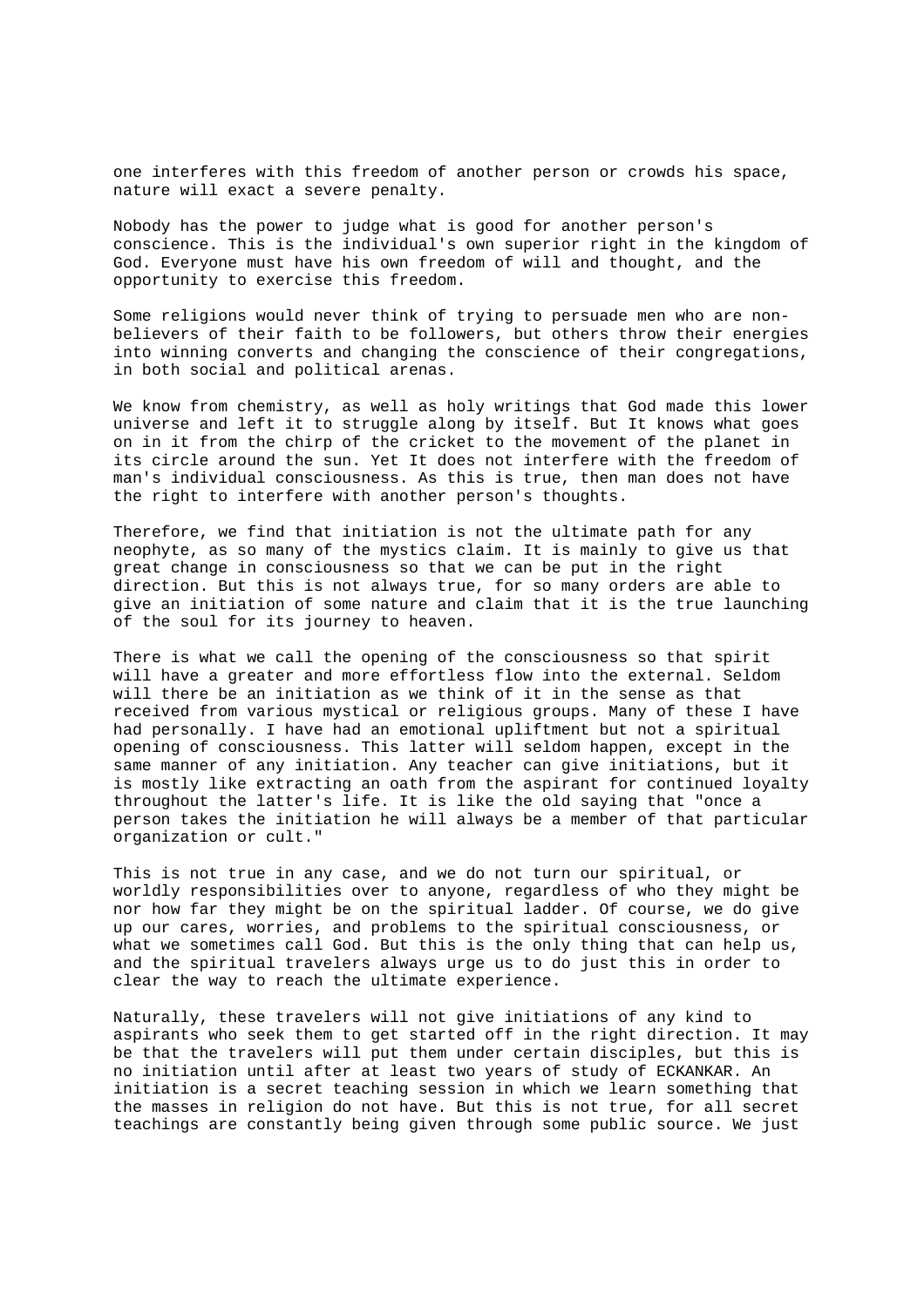one interferes with this freedom of another person or crowds his space, nature will exact a severe penalty.

Nobody has the power to judge what is good for another person's conscience. This is the individual's own superior right in the kingdom of God. Everyone must have his own freedom of will and thought, and the opportunity to exercise this freedom.

Some religions would never think of trying to persuade men who are non-believers of their faith to be followers, but others throw their energies into winning converts and changing the conscience of their congregations, in both social and political arenas.

We know from chemistry, as well as holy writings that God made this lower universe and left it to struggle along by itself. But It knows what goes on in it from the chirp of the cricket to the movement of the planet in its circle around the sun. Yet It does not interfere with the freedom of man's individual consciousness. As this is true, then man does not have the right to interfere with another person's thoughts.

Therefore, we find that initiation is not the ultimate path for any neophyte, as so many of the mystics claim. It is mainly to give us that great change in consciousness so that we can be put in the right direction. But this is not always true, for so many orders are able to give an initiation of some nature and claim that it is the true launching of the soul for its journey to heaven.

There is what we call the opening of the consciousness so that spirit will have a greater and more effortless flow into the external. Seldom will there be an initiation as we think of it in the sense as that received from various mystical or religious groups. Many of these I have had personally. I have had an emotional upliftment but not a spiritual opening of consciousness. This latter will seldom happen, except in the same manner of any initiation. Any teacher can give initiations, but it is mostly like extracting an oath from the aspirant for continued loyalty throughout the latter's life. It is like the old saying that "once a person takes the initiation he will always be a member of that particular organization or cult."

This is not true in any case, and we do not turn our spiritual, or worldly responsibilities over to anyone, regardless of who they might be nor how far they might be on the spiritual ladder. Of course, we do give up our cares, worries, and problems to the spiritual consciousness, or what we sometimes call God. But this is the only thing that can help us, and the spiritual travelers always urge us to do just this in order to clear the way to reach the ultimate experience.

Naturally, these travelers will not give initiations of any kind to aspirants who seek them to get started off in the right direction. It may be that the travelers will put them under certain disciples, but this is no initiation until after at least two years of study of ECKANKAR. An initiation is a secret teaching session in which we learn something that the masses in religion do not have. But this is not true, for all secret teachings are constantly being given through some public source. We just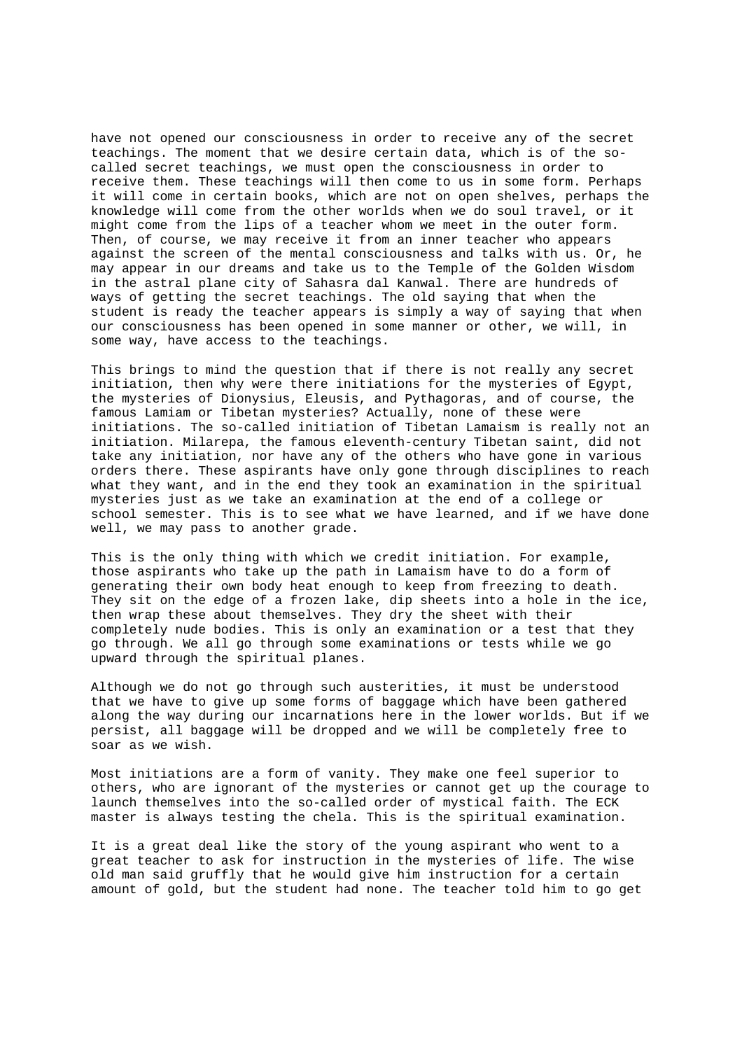have not opened our consciousness in order to receive any of the secret teachings. The moment that we desire certain data, which is of the so-called secret teachings, we must open the consciousness in order to receive them. These teachings will then come to us in some form. Perhaps it will come in certain books, which are not on open shelves, perhaps the knowledge will come from the other worlds when we do soul travel, or it might come from the lips of a teacher whom we meet in the outer form. Then, of course, we may receive it from an inner teacher who appears against the screen of the mental consciousness and talks with us. Or, he may appear in our dreams and take us to the Temple of the Golden Wisdom in the astral plane city of Sahasra dal Kanwal. There are hundreds of ways of getting the secret teachings. The old saying that when the student is ready the teacher appears is simply a way of saying that when our consciousness has been opened in some manner or other, we will, in some way, have access to the teachings.

This brings to mind the question that if there is not really any secret initiation, then why were there initiations for the mysteries of Egypt, the mysteries of Dionysius, Eleusis, and Pythagoras, and of course, the famous Lamiam or Tibetan mysteries? Actually, none of these were initiations. The so-called initiation of Tibetan Lamaism is really not an initiation. Milarepa, the famous eleventh-century Tibetan saint, did not take any initiation, nor have any of the others who have gone in various orders there. These aspirants have only gone through disciplines to reach what they want, and in the end they took an examination in the spiritual mysteries just as we take an examination at the end of a college or school semester. This is to see what we have learned, and if we have done well, we may pass to another grade.

This is the only thing with which we credit initiation. For example, those aspirants who take up the path in Lamaism have to do a form of generating their own body heat enough to keep from freezing to death. They sit on the edge of a frozen lake, dip sheets into a hole in the ice, then wrap these about themselves. They dry the sheet with their completely nude bodies. This is only an examination or a test that they go through. We all go through some examinations or tests while we go upward through the spiritual planes.

Although we do not go through such austerities, it must be understood that we have to give up some forms of baggage which have been gathered along the way during our incarnations here in the lower worlds. But if we persist, all baggage will be dropped and we will be completely free to soar as we wish.

Most initiations are a form of vanity. They make one feel superior to others, who are ignorant of the mysteries or cannot get up the courage to launch themselves into the so-called order of mystical faith. The ECK master is always testing the chela. This is the spiritual examination.

It is a great deal like the story of the young aspirant who went to a great teacher to ask for instruction in the mysteries of life. The wise old man said gruffly that he would give him instruction for a certain amount of gold, but the student had none. The teacher told him to go get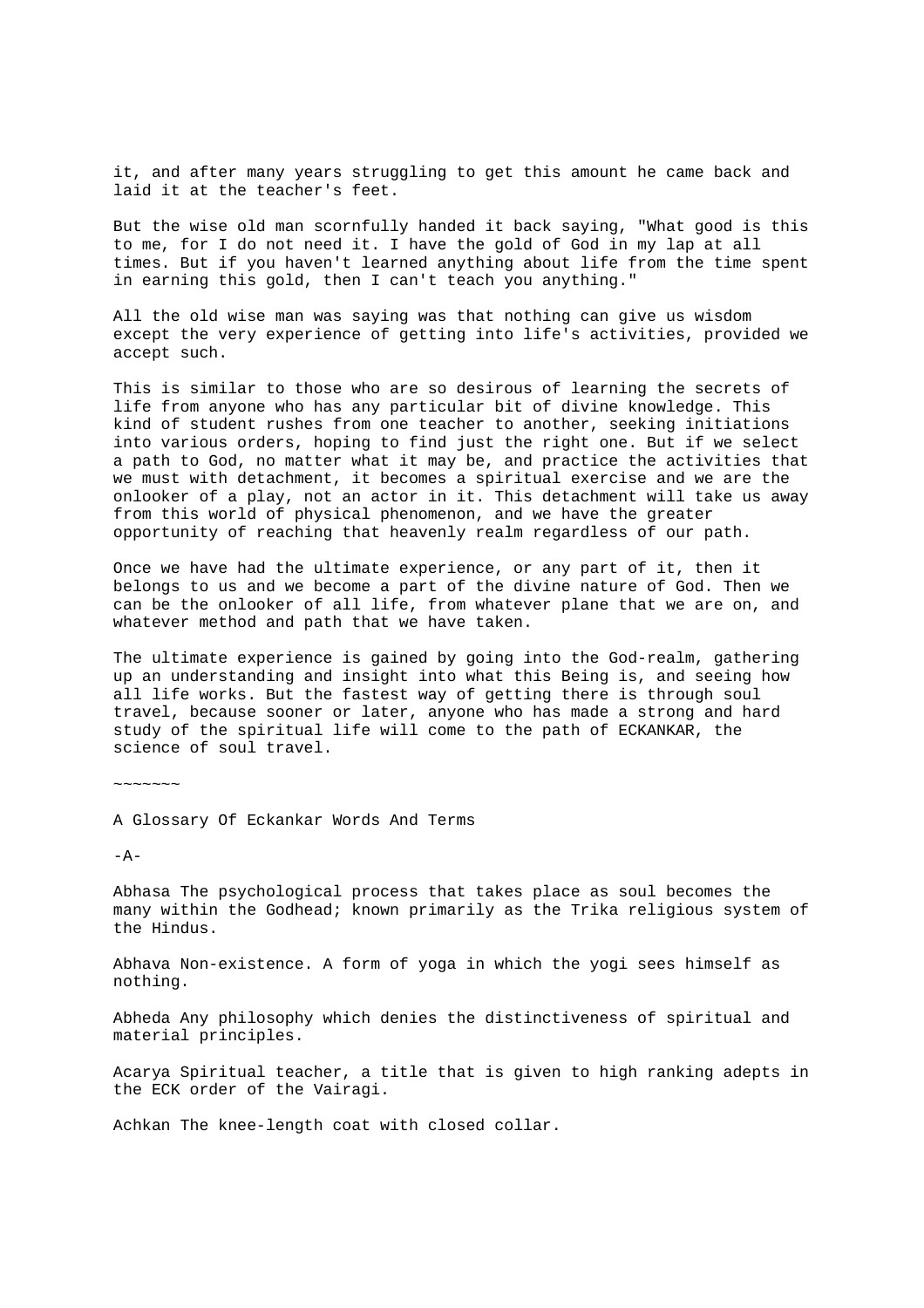it, and after many years struggling to get this amount he came back and laid it at the teacher's feet.

But the wise old man scornfully handed it back saying, "What good is this to me, for I do not need it. I have the gold of God in my lap at all times. But if you haven't learned anything about life from the time spent in earning this gold, then I can't teach you anything."

All the old wise man was saying was that nothing can give us wisdom except the very experience of getting into life's activities, provided we accept such.

This is similar to those who are so desirous of learning the secrets of life from anyone who has any particular bit of divine knowledge. This kind of student rushes from one teacher to another, seeking initiations into various orders, hoping to find just the right one. But if we select a path to God, no matter what it may be, and practice the activities that we must with detachment, it becomes a spiritual exercise and we are the onlooker of a play, not an actor in it. This detachment will take us away from this world of physical phenomenon, and we have the greater opportunity of reaching that heavenly realm regardless of our path.

Once we have had the ultimate experience, or any part of it, then it belongs to us and we become a part of the divine nature of God. Then we can be the onlooker of all life, from whatever plane that we are on, and whatever method and path that we have taken.

The ultimate experience is gained by going into the God-realm, gathering up an understanding and insight into what this Being is, and seeing how all life works. But the fastest way of getting there is through soul travel, because sooner or later, anyone who has made a strong and hard study of the spiritual life will come to the path of ECKANKAR, the science of soul travel.

~~~~~~~

## A Glossary Of Eckankar Words And Terms

-A-

Abhasa The psychological process that takes place as soul becomes the many within the Godhead; known primarily as the Trika religious system of the Hindus.

Abhava Non-existence. A form of yoga in which the yogi sees himself as nothing.

Abheda Any philosophy which denies the distinctiveness of spiritual and material principles.

Acarya Spiritual teacher, a title that is given to high ranking adepts in the ECK order of the Vairagi.

Achkan The knee-length coat with closed collar.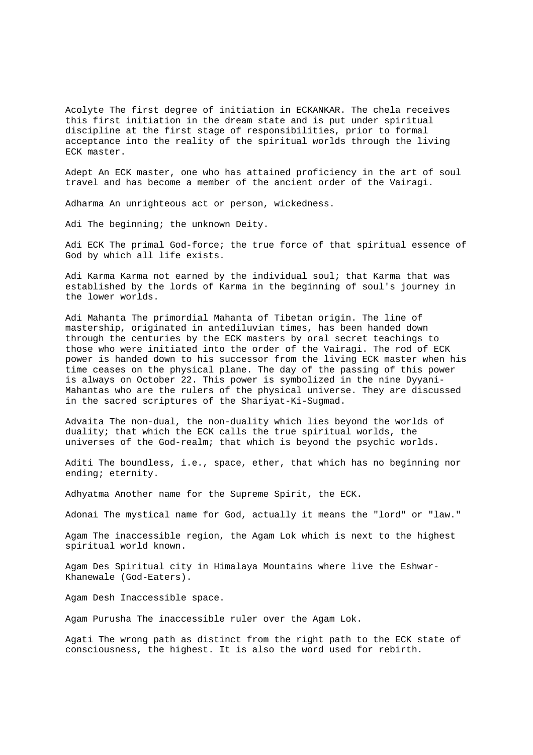Acolyte The first degree of initiation in ECKANKAR. The chela receives this first initiation in the dream state and is put under spiritual discipline at the first stage of responsibilities, prior to formal acceptance into the reality of the spiritual worlds through the living ECK master.

Adept An ECK master, one who has attained proficiency in the art of soul travel and has become a member of the ancient order of the Vairagi.

Adharma An unrighteous act or person, wickedness.

Adi The beginning; the unknown Deity.

Adi ECK The primal God-force; the true force of that spiritual essence of God by which all life exists.

Adi Karma Karma not earned by the individual soul; that Karma that was established by the lords of Karma in the beginning of soul's journey in the lower worlds.

Adi Mahanta The primordial Mahanta of Tibetan origin. The line of mastership, originated in antediluvian times, has been handed down through the centuries by the ECK masters by oral secret teachings to those who were initiated into the order of the Vairagi. The rod of ECK power is handed down to his successor from the living ECK master when his time ceases on the physical plane. The day of the passing of this power is always on October 22. This power is symbolized in the nine Dyyani-Mahantas who are the rulers of the physical universe. They are discussed in the sacred scriptures of the Shariyat-Ki-Sugmad.

Advaita The non-dual, the non-duality which lies beyond the worlds of duality; that which the ECK calls the true spiritual worlds, the universes of the God-realm; that which is beyond the psychic worlds.

Aditi The boundless, i.e., space, ether, that which has no beginning nor ending; eternity.

Adhyatma Another name for the Supreme Spirit, the ECK.

Adonai The mystical name for God, actually it means the "lord" or "law."

Agam The inaccessible region, the Agam Lok which is next to the highest spiritual world known.

Agam Des Spiritual city in Himalaya Mountains where live the Eshwar-Khanewale (God-Eaters).

Agam Desh Inaccessible space.

Agam Purusha The inaccessible ruler over the Agam Lok.

Agati The wrong path as distinct from the right path to the ECK state of consciousness, the highest. It is also the word used for rebirth.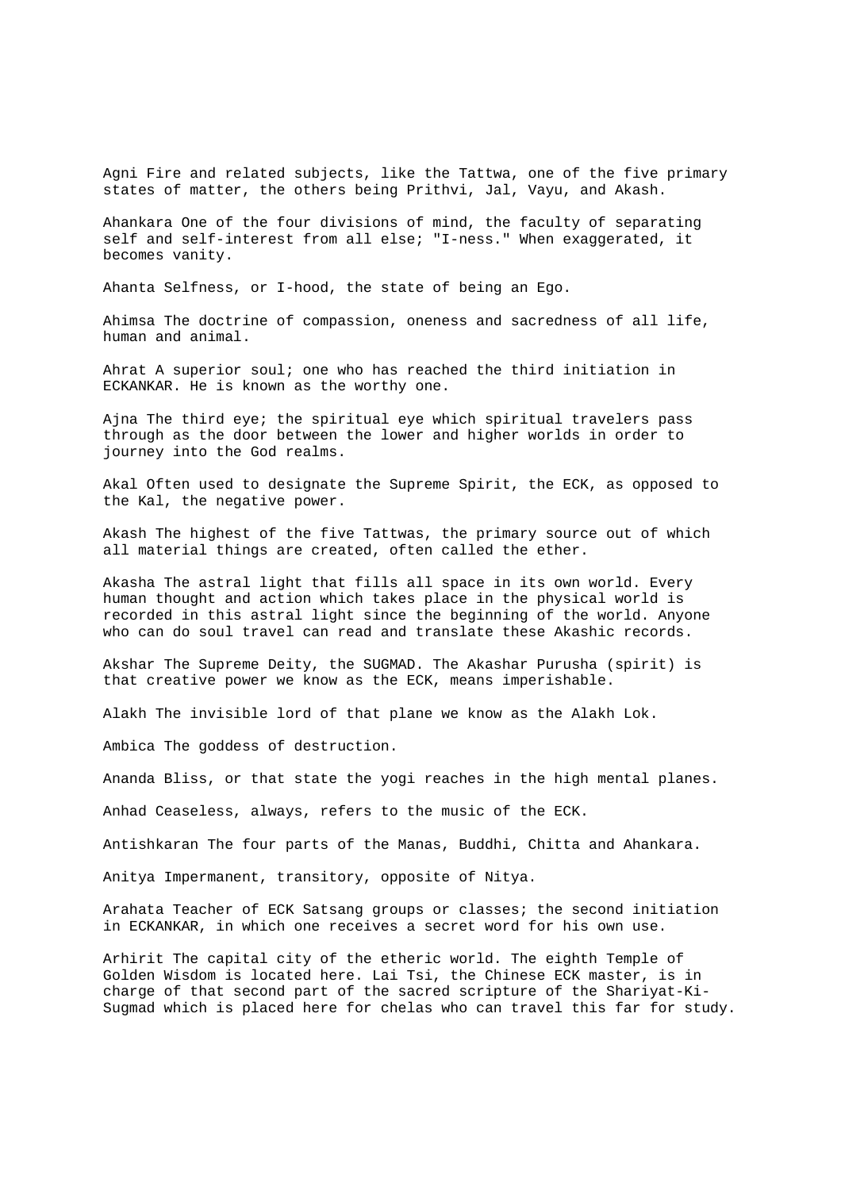Agni Fire and related subjects, like the Tattwa, one of the five primary states of matter, the others being Prithvi, Jal, Vayu, and Akash.

Ahankara One of the four divisions of mind, the faculty of separating self and self-interest from all else; "I-ness." When exaggerated, it becomes vanity.

Ahanta Selfness, or I-hood, the state of being an Ego.

Ahimsa The doctrine of compassion, oneness and sacredness of all life, human and animal.

Ahrat A superior soul; one who has reached the third initiation in ECKANKAR. He is known as the worthy one.

Ajna The third eye; the spiritual eye which spiritual travelers pass through as the door between the lower and higher worlds in order to journey into the God realms.

Akal Often used to designate the Supreme Spirit, the ECK, as opposed to the Kal, the negative power.

Akash The highest of the five Tattwas, the primary source out of which all material things are created, often called the ether.

Akasha The astral light that fills all space in its own world. Every human thought and action which takes place in the physical world is recorded in this astral light since the beginning of the world. Anyone who can do soul travel can read and translate these Akashic records.

Akshar The Supreme Deity, the SUGMAD. The Akashar Purusha (spirit) is that creative power we know as the ECK, means imperishable.

Alakh The invisible lord of that plane we know as the Alakh Lok.

Ambica The goddess of destruction.

Ananda Bliss, or that state the yogi reaches in the high mental planes.

Anhad Ceaseless, always, refers to the music of the ECK.

Antishkaran The four parts of the Manas, Buddhi, Chitta and Ahankara.

Anitya Impermanent, transitory, opposite of Nitya.

Arahata Teacher of ECK Satsang groups or classes; the second initiation in ECKANKAR, in which one receives a secret word for his own use.

Arhirit The capital city of the etheric world. The eighth Temple of Golden Wisdom is located here. Lai Tsi, the Chinese ECK master, is in charge of that second part of the sacred scripture of the Shariyat-Ki-Sugmad which is placed here for chelas who can travel this far for study.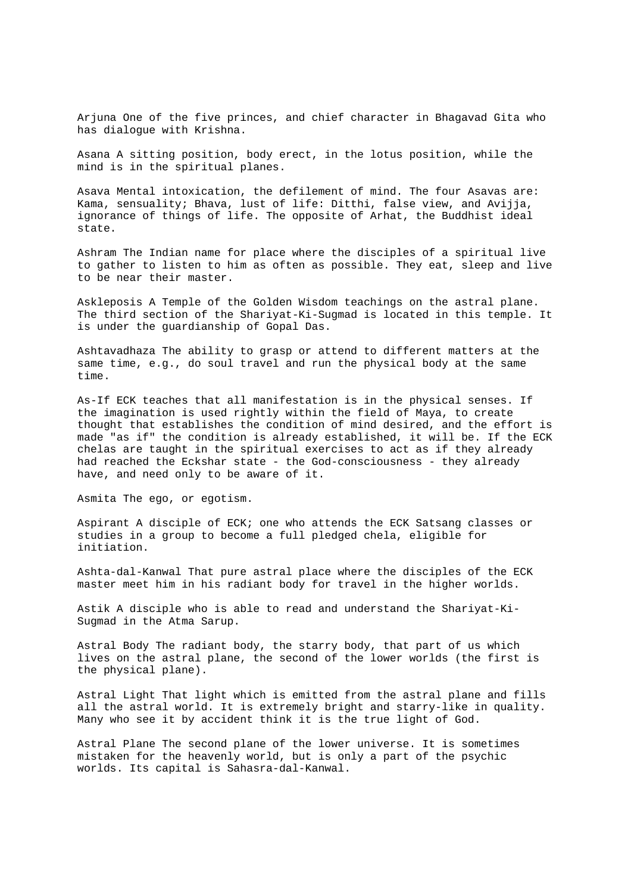Arjuna One of the five princes, and chief character in Bhagavad Gita who has dialogue with Krishna.

Asana A sitting position, body erect, in the lotus position, while the mind is in the spiritual planes.

Asava Mental intoxication, the defilement of mind. The four Asavas are: Kama, sensuality; Bhava, lust of life: Ditthi, false view, and Avijja, ignorance of things of life. The opposite of Arhat, the Buddhist ideal state.

Ashram The Indian name for place where the disciples of a spiritual live to gather to listen to him as often as possible. They eat, sleep and live to be near their master.

Askleposis A Temple of the Golden Wisdom teachings on the astral plane. The third section of the Shariyat-Ki-Sugmad is located in this temple. It is under the guardianship of Gopal Das.

Ashtavadhaza The ability to grasp or attend to different matters at the same time, e.g., do soul travel and run the physical body at the same time.

As-If ECK teaches that all manifestation is in the physical senses. If the imagination is used rightly within the field of Maya, to create thought that establishes the condition of mind desired, and the effort is made "as if" the condition is already established, it will be. If the ECK chelas are taught in the spiritual exercises to act as if they already had reached the Eckshar state - the God-consciousness - they already have, and need only to be aware of it.

Asmita The ego, or egotism.

Aspirant A disciple of ECK; one who attends the ECK Satsang classes or studies in a group to become a full pledged chela, eligible for initiation.

Ashta-dal-Kanwal That pure astral place where the disciples of the ECK master meet him in his radiant body for travel in the higher worlds.

Astik A disciple who is able to read and understand the Shariyat-Ki-Sugmad in the Atma Sarup.

Astral Body The radiant body, the starry body, that part of us which lives on the astral plane, the second of the lower worlds (the first is the physical plane).

Astral Light That light which is emitted from the astral plane and fills all the astral world. It is extremely bright and starry-like in quality. Many who see it by accident think it is the true light of God.

Astral Plane The second plane of the lower universe. It is sometimes mistaken for the heavenly world, but is only a part of the psychic worlds. Its capital is Sahasra-dal-Kanwal.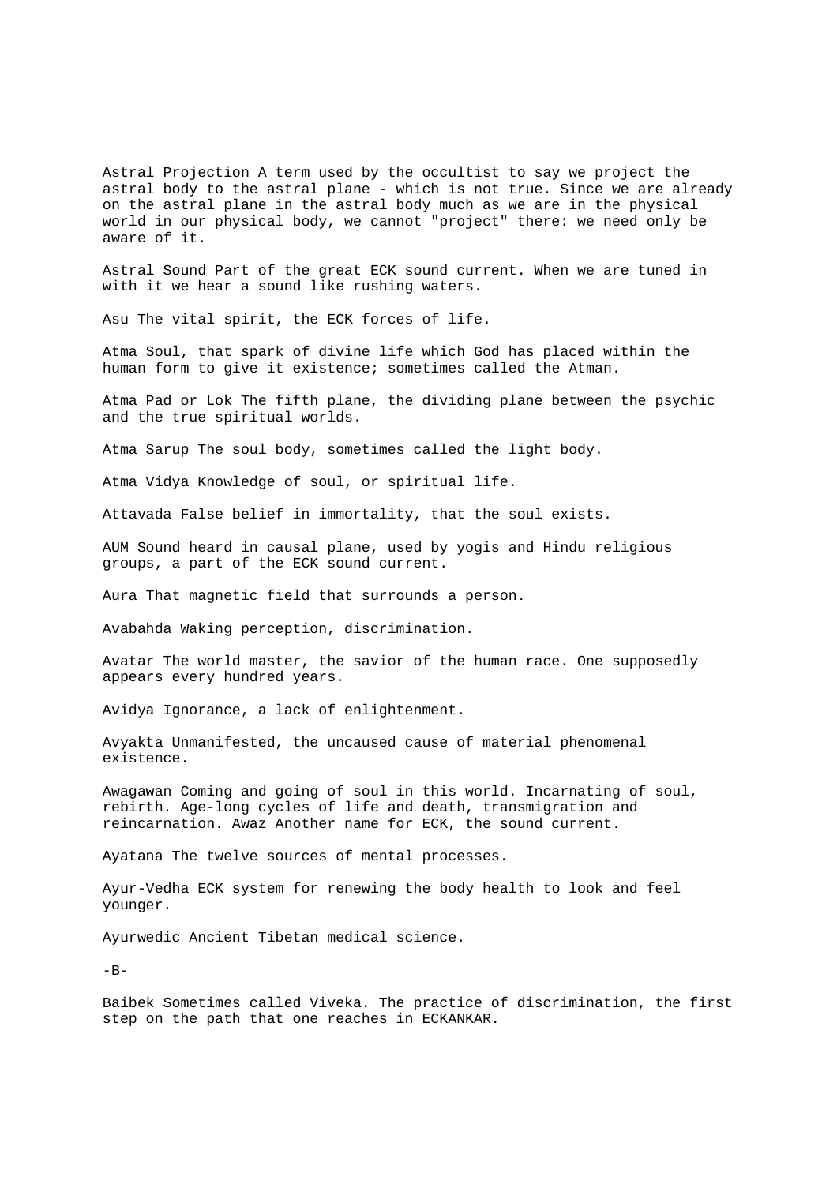Astral Projection A term used by the occultist to say we project the astral body to the astral plane - which is not true. Since we are already on the astral plane in the astral body much as we are in the physical world in our physical body, we cannot "project" there: we need only be aware of it.

Astral Sound Part of the great ECK sound current. When we are tuned in with it we hear a sound like rushing waters.

Asu The vital spirit, the ECK forces of life.

Atma Soul, that spark of divine life which God has placed within the human form to give it existence; sometimes called the Atman.

Atma Pad or Lok The fifth plane, the dividing plane between the psychic and the true spiritual worlds.

Atma Sarup The soul body, sometimes called the light body.

Atma Vidya Knowledge of soul, or spiritual life.

Attavada False belief in immortality, that the soul exists.

AUM Sound heard in causal plane, used by yogis and Hindu religious groups, a part of the ECK sound current.

Aura That magnetic field that surrounds a person.

Avabahda Waking perception, discrimination.

Avatar The world master, the savior of the human race. One supposedly appears every hundred years.

Avidya Ignorance, a lack of enlightenment.

Avyakta Unmanifested, the uncaused cause of material phenomenal existence.

Awagawan Coming and going of soul in this world. Incarnating of soul, rebirth. Age-long cycles of life and death, transmigration and reincarnation. Awaz Another name for ECK, the sound current.

Ayatana The twelve sources of mental processes.

Ayur-Vedha ECK system for renewing the body health to look and feel younger.

Ayurwedic Ancient Tibetan medical science.

-B-

Baibek Sometimes called Viveka. The practice of discrimination, the first step on the path that one reaches in ECKANKAR.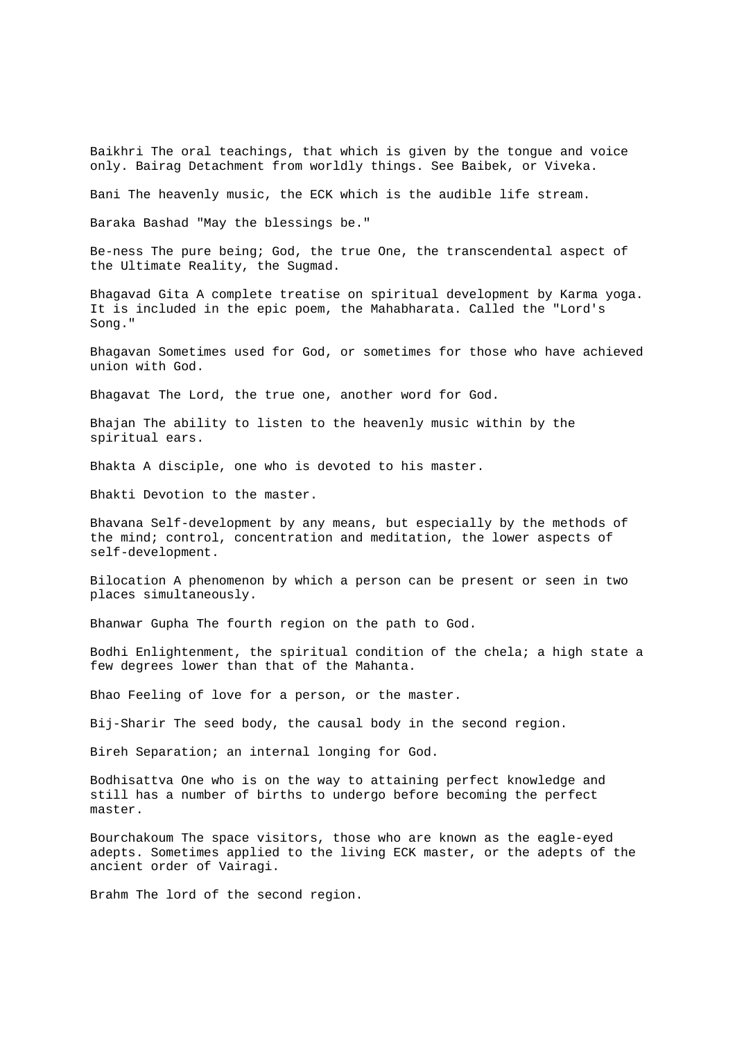Baikhri The oral teachings, that which is given by the tongue and voice only. Bairag Detachment from worldly things. See Baibek, or Viveka.

Bani The heavenly music, the ECK which is the audible life stream.

Baraka Bashad "May the blessings be."

Be-ness The pure being; God, the true One, the transcendental aspect of the Ultimate Reality, the Sugmad.

Bhagavad Gita A complete treatise on spiritual development by Karma yoga. It is included in the epic poem, the Mahabharata. Called the "Lord's Song."

Bhagavan Sometimes used for God, or sometimes for those who have achieved union with God.

Bhagavat The Lord, the true one, another word for God.

Bhajan The ability to listen to the heavenly music within by the spiritual ears.

Bhakta A disciple, one who is devoted to his master.

Bhakti Devotion to the master.

Bhavana Self-development by any means, but especially by the methods of the mind; control, concentration and meditation, the lower aspects of self-development.

Bilocation A phenomenon by which a person can be present or seen in two places simultaneously.

Bhanwar Gupha The fourth region on the path to God.

Bodhi Enlightenment, the spiritual condition of the chela; a high state a few degrees lower than that of the Mahanta.

Bhao Feeling of love for a person, or the master.

Bij-Sharir The seed body, the causal body in the second region.

Bireh Separation; an internal longing for God.

Bodhisattva One who is on the way to attaining perfect knowledge and still has a number of births to undergo before becoming the perfect master.

Bourchakoum The space visitors, those who are known as the eagle-eyed adepts. Sometimes applied to the living ECK master, or the adepts of the ancient order of Vairagi.

Brahm The lord of the second region.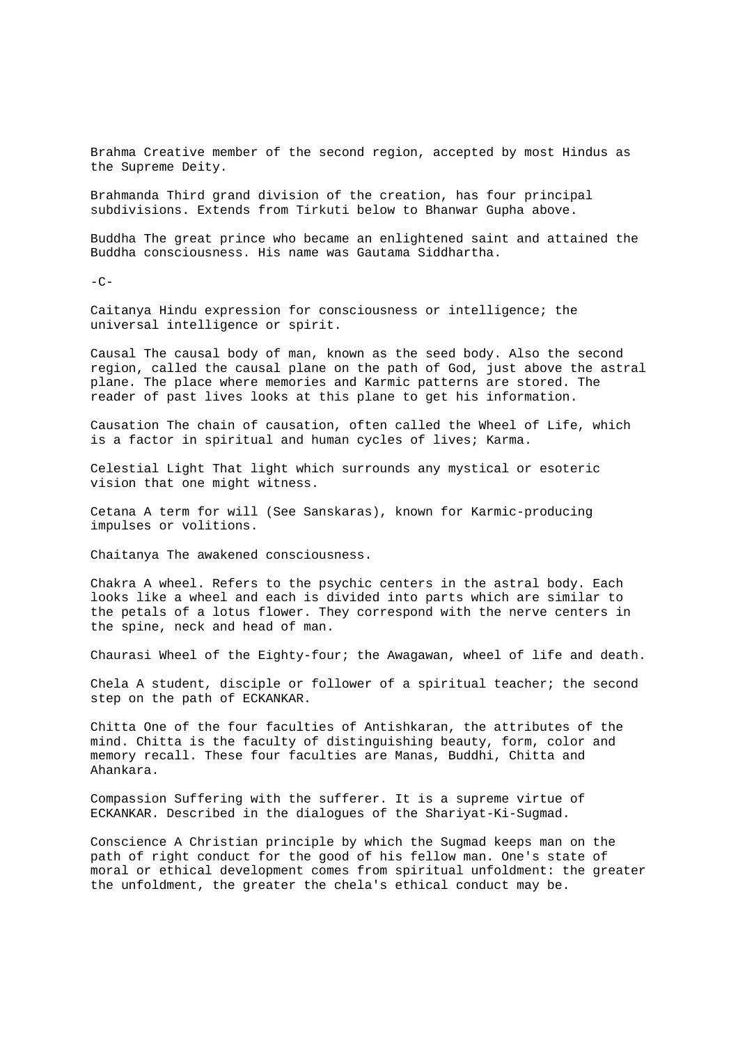Brahma Creative member of the second region, accepted by most Hindus as the Supreme Deity.

Brahmanda Third grand division of the creation, has four principal subdivisions. Extends from Tirkuti below to Bhanwar Gupha above.

Buddha The great prince who became an enlightened saint and attained the Buddha consciousness. His name was Gautama Siddhartha.

-C-

Caitanya Hindu expression for consciousness or intelligence; the universal intelligence or spirit.

Causal The causal body of man, known as the seed body. Also the second region, called the causal plane on the path of God, just above the astral plane. The place where memories and Karmic patterns are stored. The reader of past lives looks at this plane to get his information.

Causation The chain of causation, often called the Wheel of Life, which is a factor in spiritual and human cycles of lives; Karma.

Celestial Light That light which surrounds any mystical or esoteric vision that one might witness.

Cetana A term for will (See Sanskaras), known for Karmic-producing impulses or volitions.

Chaitanya The awakened consciousness.

Chakra A wheel. Refers to the psychic centers in the astral body. Each looks like a wheel and each is divided into parts which are similar to the petals of a lotus flower. They correspond with the nerve centers in the spine, neck and head of man.

Chaurasi Wheel of the Eighty-four; the Awagawan, wheel of life and death.

Chela A student, disciple or follower of a spiritual teacher; the second step on the path of ECKANKAR.

Chitta One of the four faculties of Antishkaran, the attributes of the mind. Chitta is the faculty of distinguishing beauty, form, color and memory recall. These four faculties are Manas, Buddhi, Chitta and Ahankara.

Compassion Suffering with the sufferer. It is a supreme virtue of ECKANKAR. Described in the dialogues of the Shariyat-Ki-Sugmad.

Conscience A Christian principle by which the Sugmad keeps man on the path of right conduct for the good of his fellow man. One's state of moral or ethical development comes from spiritual unfoldment: the greater the unfoldment, the greater the chela's ethical conduct may be.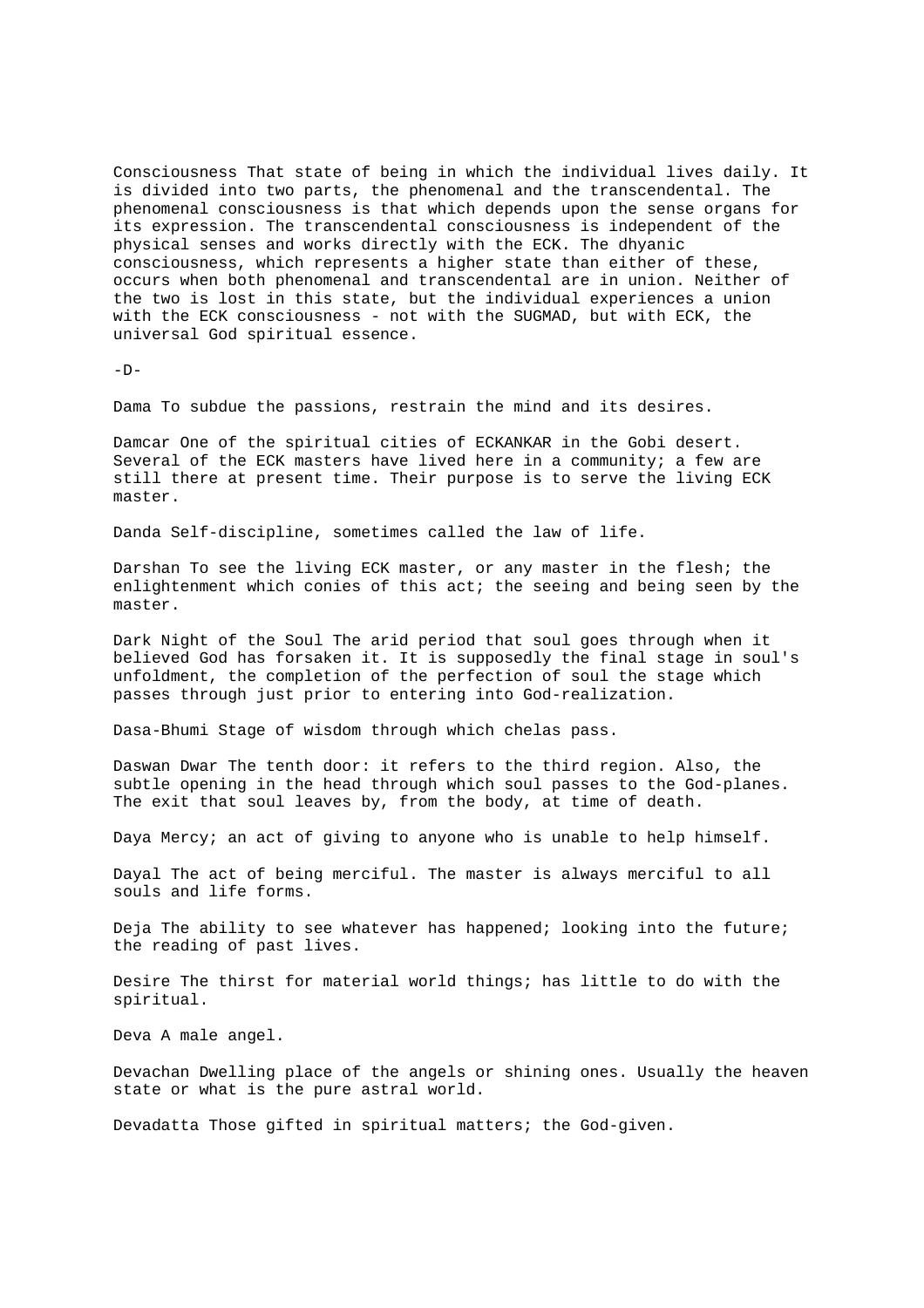Consciousness That state of being in which the individual lives daily. It is divided into two parts, the phenomenal and the transcendental. The phenomenal consciousness is that which depends upon the sense organs for its expression. The transcendental consciousness is independent of the physical senses and works directly with the ECK. The dhyanic consciousness, which represents a higher state than either of these, occurs when both phenomenal and transcendental are in union. Neither of the two is lost in this state, but the individual experiences a union with the ECK consciousness - not with the SUGMAD, but with ECK, the universal God spiritual essence.

-D-

Dama To subdue the passions, restrain the mind and its desires.

Damcar One of the spiritual cities of ECKANKAR in the Gobi desert. Several of the ECK masters have lived here in a community; a few are still there at present time. Their purpose is to serve the living ECK master.

Danda Self-discipline, sometimes called the law of life.

Darshan To see the living ECK master, or any master in the flesh; the enlightenment which conies of this act; the seeing and being seen by the master.

Dark Night of the Soul The arid period that soul goes through when it believed God has forsaken it. It is supposedly the final stage in soul's unfoldment, the completion of the perfection of soul the stage which passes through just prior to entering into God-realization.

Dasa-Bhumi Stage of wisdom through which chelas pass.

Daswan Dwar The tenth door: it refers to the third region. Also, the subtle opening in the head through which soul passes to the God-planes. The exit that soul leaves by, from the body, at time of death.

Daya Mercy; an act of giving to anyone who is unable to help himself.

Dayal The act of being merciful. The master is always merciful to all souls and life forms.

Deja The ability to see whatever has happened; looking into the future; the reading of past lives.

Desire The thirst for material world things; has little to do with the spiritual.

Deva A male angel.

Devachan Dwelling place of the angels or shining ones. Usually the heaven state or what is the pure astral world.

Devadatta Those gifted in spiritual matters; the God-given.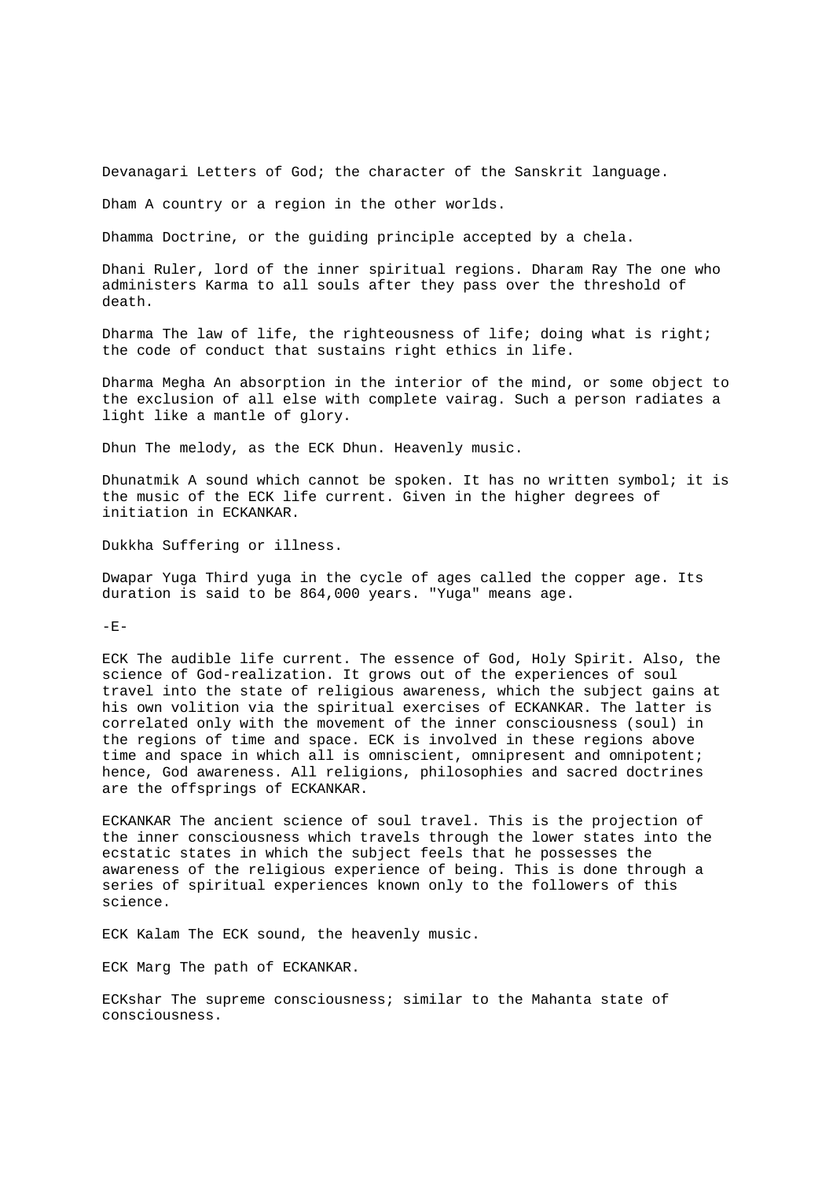Devanagari Letters of God; the character of the Sanskrit language.

Dham A country or a region in the other worlds.

Dhamma Doctrine, or the guiding principle accepted by a chela.

Dhani Ruler, lord of the inner spiritual regions. Dharam Ray The one who administers Karma to all souls after they pass over the threshold of death.

Dharma The law of life, the righteousness of life; doing what is right; the code of conduct that sustains right ethics in life.

Dharma Megha An absorption in the interior of the mind, or some object to the exclusion of all else with complete vairag. Such a person radiates a light like a mantle of glory.

Dhun The melody, as the ECK Dhun. Heavenly music.

Dhunatmik A sound which cannot be spoken. It has no written symbol; it is the music of the ECK life current. Given in the higher degrees of initiation in ECKANKAR.

Dukkha Suffering or illness.

Dwapar Yuga Third yuga in the cycle of ages called the copper age. Its duration is said to be 864,000 years. "Yuga" means age.

-E-

ECK The audible life current. The essence of God, Holy Spirit. Also, the science of God-realization. It grows out of the experiences of soul travel into the state of religious awareness, which the subject gains at his own volition via the spiritual exercises of ECKANKAR. The latter is correlated only with the movement of the inner consciousness (soul) in the regions of time and space. ECK is involved in these regions above time and space in which all is omniscient, omnipresent and omnipotent; hence, God awareness. All religions, philosophies and sacred doctrines are the offsprings of ECKANKAR.

ECKANKAR The ancient science of soul travel. This is the projection of the inner consciousness which travels through the lower states into the ecstatic states in which the subject feels that he possesses the awareness of the religious experience of being. This is done through a series of spiritual experiences known only to the followers of this science.

ECK Kalam The ECK sound, the heavenly music.

ECK Marg The path of ECKANKAR.

ECKshar The supreme consciousness; similar to the Mahanta state of consciousness.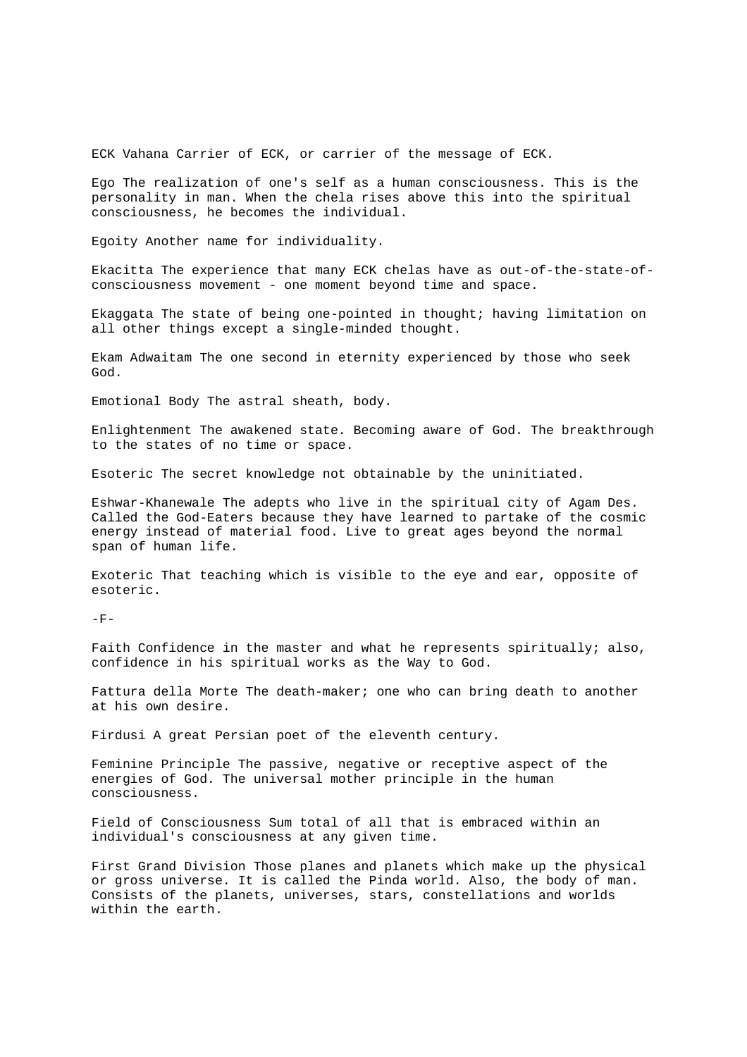ECK Vahana Carrier of ECK, or carrier of the message of ECK.

Ego The realization of one's self as a human consciousness. This is the personality in man. When the chela rises above this into the spiritual consciousness, he becomes the individual.

Egoity Another name for individuality.

Ekacitta The experience that many ECK chelas have as out-of-the-state-of-consciousness movement - one moment beyond time and space.

Ekaggata The state of being one-pointed in thought; having limitation on all other things except a single-minded thought.

Ekam Adwaitam The one second in eternity experienced by those who seek God.

Emotional Body The astral sheath, body.

Enlightenment The awakened state. Becoming aware of God. The breakthrough to the states of no time or space.

Esoteric The secret knowledge not obtainable by the uninitiated.

Eshwar-Khanewale The adepts who live in the spiritual city of Agam Des. Called the God-Eaters because they have learned to partake of the cosmic energy instead of material food. Live to great ages beyond the normal span of human life.

Exoteric That teaching which is visible to the eye and ear, opposite of esoteric.

-F-

Faith Confidence in the master and what he represents spiritually; also, confidence in his spiritual works as the Way to God.

Fattura della Morte The death-maker; one who can bring death to another at his own desire.

Firdusi A great Persian poet of the eleventh century.

Feminine Principle The passive, negative or receptive aspect of the energies of God. The universal mother principle in the human consciousness.

Field of Consciousness Sum total of all that is embraced within an individual's consciousness at any given time.

First Grand Division Those planes and planets which make up the physical or gross universe. It is called the Pinda world. Also, the body of man. Consists of the planets, universes, stars, constellations and worlds within the earth.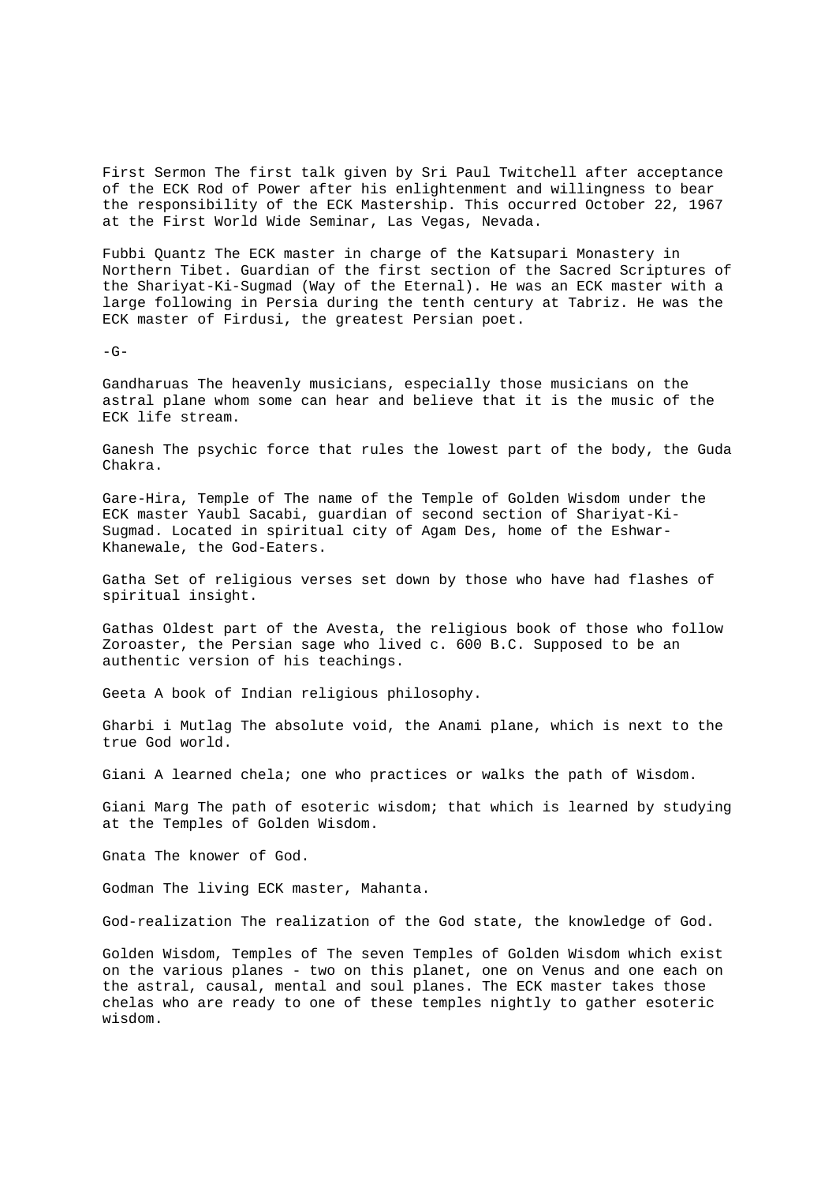First Sermon The first talk given by Sri Paul Twitchell after acceptance of the ECK Rod of Power after his enlightenment and willingness to bear the responsibility of the ECK Mastership. This occurred October 22, 1967 at the First World Wide Seminar, Las Vegas, Nevada.

Fubbi Quantz The ECK master in charge of the Katsupari Monastery in Northern Tibet. Guardian of the first section of the Sacred Scriptures of the Shariyat-Ki-Sugmad (Way of the Eternal). He was an ECK master with a large following in Persia during the tenth century at Tabriz. He was the ECK master of Firdusi, the greatest Persian poet.

-G-

Gandharuas The heavenly musicians, especially those musicians on the astral plane whom some can hear and believe that it is the music of the ECK life stream.

Ganesh The psychic force that rules the lowest part of the body, the Guda Chakra.

Gare-Hira, Temple of The name of the Temple of Golden Wisdom under the ECK master Yaubl Sacabi, guardian of second section of Shariyat-Ki-Sugmad. Located in spiritual city of Agam Des, home of the Eshwar-Khanewale, the God-Eaters.

Gatha Set of religious verses set down by those who have had flashes of spiritual insight.

Gathas Oldest part of the Avesta, the religious book of those who follow Zoroaster, the Persian sage who lived c. 600 B.C. Supposed to be an authentic version of his teachings.

Geeta A book of Indian religious philosophy.

Gharbi i Mutlag The absolute void, the Anami plane, which is next to the true God world.

Giani A learned chela; one who practices or walks the path of Wisdom.

Giani Marg The path of esoteric wisdom; that which is learned by studying at the Temples of Golden Wisdom.

Gnata The knower of God.

Godman The living ECK master, Mahanta.

God-realization The realization of the God state, the knowledge of God.

Golden Wisdom, Temples of The seven Temples of Golden Wisdom which exist on the various planes - two on this planet, one on Venus and one each on the astral, causal, mental and soul planes. The ECK master takes those chelas who are ready to one of these temples nightly to gather esoteric wisdom.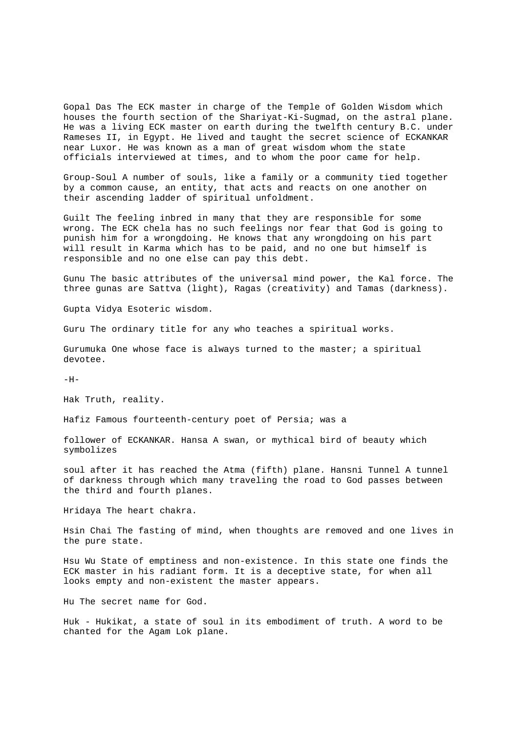Gopal Das The ECK master in charge of the Temple of Golden Wisdom which houses the fourth section of the Shariyat-Ki-Sugmad, on the astral plane. He was a living ECK master on earth during the twelfth century B.C. under Rameses II, in Egypt. He lived and taught the secret science of ECKANKAR near Luxor. He was known as a man of great wisdom whom the state officials interviewed at times, and to whom the poor came for help.

Group-Soul A number of souls, like a family or a community tied together by a common cause, an entity, that acts and reacts on one another on their ascending ladder of spiritual unfoldment.

Guilt The feeling inbred in many that they are responsible for some wrong. The ECK chela has no such feelings nor fear that God is going to punish him for a wrongdoing. He knows that any wrongdoing on his part will result in Karma which has to be paid, and no one but himself is responsible and no one else can pay this debt.

Gunu The basic attributes of the universal mind power, the Kal force. The three gunas are Sattva (light), Ragas (creativity) and Tamas (darkness).

Gupta Vidya Esoteric wisdom.

Guru The ordinary title for any who teaches a spiritual works.

Gurumuka One whose face is always turned to the master; a spiritual devotee.

-H-

Hak Truth, reality.

Hafiz Famous fourteenth-century poet of Persia; was a

follower of ECKANKAR. Hansa A swan, or mythical bird of beauty which symbolizes

soul after it has reached the Atma (fifth) plane. Hansni Tunnel A tunnel of darkness through which many traveling the road to God passes between the third and fourth planes.

Hridaya The heart chakra.

Hsin Chai The fasting of mind, when thoughts are removed and one lives in the pure state.

Hsu Wu State of emptiness and non-existence. In this state one finds the ECK master in his radiant form. It is a deceptive state, for when all looks empty and non-existent the master appears.

Hu The secret name for God.

Huk - Hukikat, a state of soul in its embodiment of truth. A word to be chanted for the Agam Lok plane.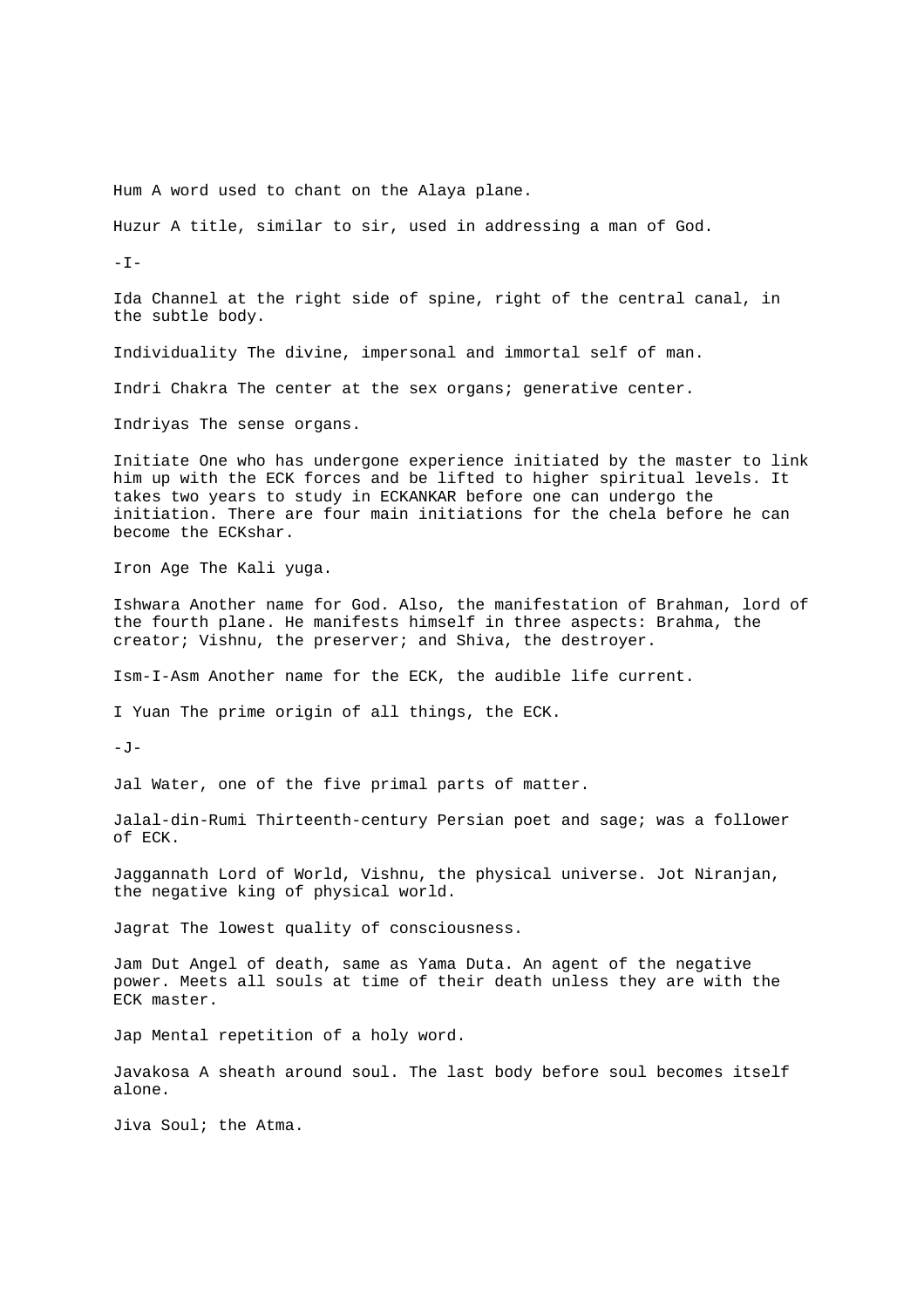Hum A word used to chant on the Alaya plane.

Huzur A title, similar to sir, used in addressing a man of God.

-I-

Ida Channel at the right side of spine, right of the central canal, in the subtle body.

Individuality The divine, impersonal and immortal self of man.

Indri Chakra The center at the sex organs; generative center.

Indriyas The sense organs.

Initiate One who has undergone experience initiated by the master to link him up with the ECK forces and be lifted to higher spiritual levels. It takes two years to study in ECKANKAR before one can undergo the initiation. There are four main initiations for the chela before he can become the ECKshar.

Iron Age The Kali yuga.

Ishwara Another name for God. Also, the manifestation of Brahman, lord of the fourth plane. He manifests himself in three aspects: Brahma, the creator; Vishnu, the preserver; and Shiva, the destroyer.

Ism-I-Asm Another name for the ECK, the audible life current.

I Yuan The prime origin of all things, the ECK.

-J-

Jal Water, one of the five primal parts of matter.

Jalal-din-Rumi Thirteenth-century Persian poet and sage; was a follower of ECK.

Jaggannath Lord of World, Vishnu, the physical universe. Jot Niranjan, the negative king of physical world.

Jagrat The lowest quality of consciousness.

Jam Dut Angel of death, same as Yama Duta. An agent of the negative power. Meets all souls at time of their death unless they are with the ECK master.

Jap Mental repetition of a holy word.

Javakosa A sheath around soul. The last body before soul becomes itself alone.

Jiva Soul; the Atma.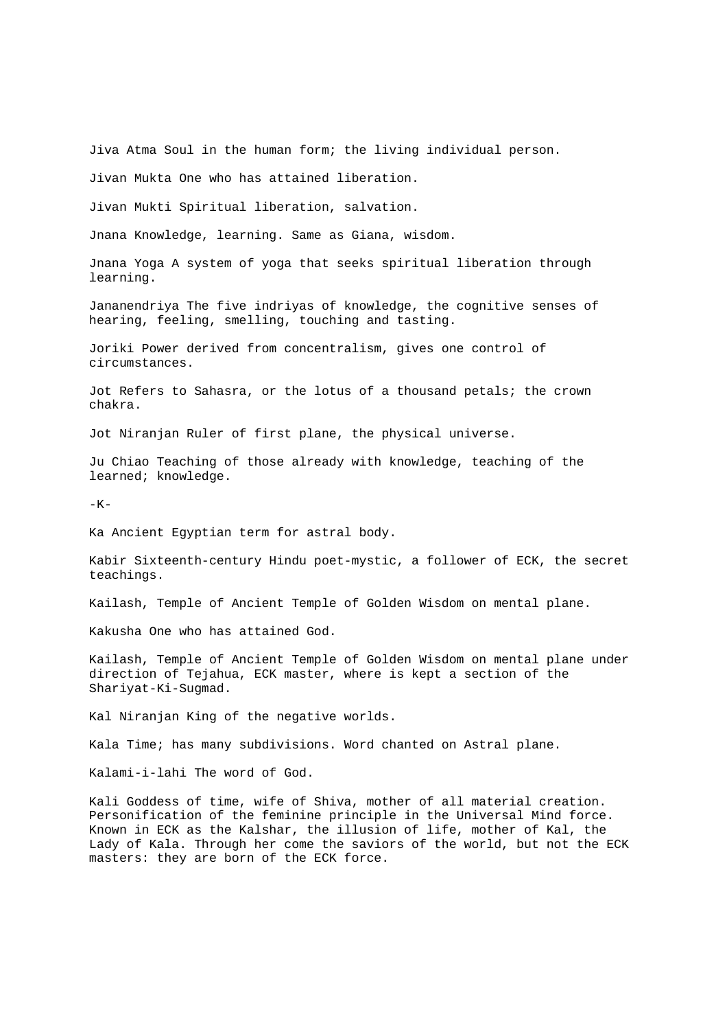Jiva Atma Soul in the human form; the living individual person.

Jivan Mukta One who has attained liberation.

Jivan Mukti Spiritual liberation, salvation.

Jnana Knowledge, learning. Same as Giana, wisdom.

Jnana Yoga A system of yoga that seeks spiritual liberation through learning.

Jananendriya The five indriyas of knowledge, the cognitive senses of hearing, feeling, smelling, touching and tasting.

Joriki Power derived from concentralism, gives one control of circumstances.

Jot Refers to Sahasra, or the lotus of a thousand petals; the crown chakra.

Jot Niranjan Ruler of first plane, the physical universe.

Ju Chiao Teaching of those already with knowledge, teaching of the learned; knowledge.

-K-

Ka Ancient Egyptian term for astral body.

Kabir Sixteenth-century Hindu poet-mystic, a follower of ECK, the secret teachings.

Kailash, Temple of Ancient Temple of Golden Wisdom on mental plane.

Kakusha One who has attained God.

Kailash, Temple of Ancient Temple of Golden Wisdom on mental plane under direction of Tejahua, ECK master, where is kept a section of the Shariyat-Ki-Sugmad.

Kal Niranjan King of the negative worlds.

Kala Time; has many subdivisions. Word chanted on Astral plane.

Kalami-i-lahi The word of God.

Kali Goddess of time, wife of Shiva, mother of all material creation. Personification of the feminine principle in the Universal Mind force. Known in ECK as the Kalshar, the illusion of life, mother of Kal, the Lady of Kala. Through her come the saviors of the world, but not the ECK masters: they are born of the ECK force.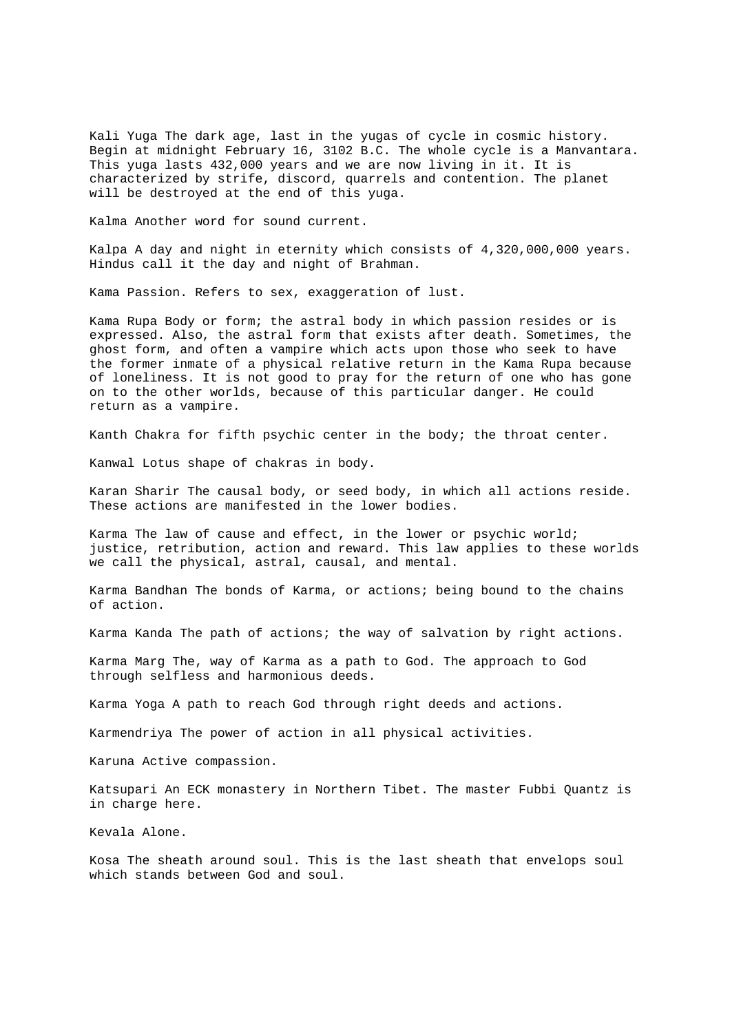Kali Yuga The dark age, last in the yugas of cycle in cosmic history. Begin at midnight February 16, 3102 B.C. The whole cycle is a Manvantara. This yuga lasts 432,000 years and we are now living in it. It is characterized by strife, discord, quarrels and contention. The planet will be destroyed at the end of this yuga.

Kalma Another word for sound current.

Kalpa A day and night in eternity which consists of 4,320,000,000 years. Hindus call it the day and night of Brahman.

Kama Passion. Refers to sex, exaggeration of lust.

Kama Rupa Body or form; the astral body in which passion resides or is expressed. Also, the astral form that exists after death. Sometimes, the ghost form, and often a vampire which acts upon those who seek to have the former inmate of a physical relative return in the Kama Rupa because of loneliness. It is not good to pray for the return of one who has gone on to the other worlds, because of this particular danger. He could return as a vampire.

Kanth Chakra for fifth psychic center in the body; the throat center.

Kanwal Lotus shape of chakras in body.

Karan Sharir The causal body, or seed body, in which all actions reside. These actions are manifested in the lower bodies.

Karma The law of cause and effect, in the lower or psychic world; justice, retribution, action and reward. This law applies to these worlds we call the physical, astral, causal, and mental.

Karma Bandhan The bonds of Karma, or actions; being bound to the chains of action.

Karma Kanda The path of actions; the way of salvation by right actions.

Karma Marg The, way of Karma as a path to God. The approach to God through selfless and harmonious deeds.

Karma Yoga A path to reach God through right deeds and actions.

Karmendriya The power of action in all physical activities.

Karuna Active compassion.

Katsupari An ECK monastery in Northern Tibet. The master Fubbi Quantz is in charge here.

Kevala Alone.

Kosa The sheath around soul. This is the last sheath that envelops soul which stands between God and soul.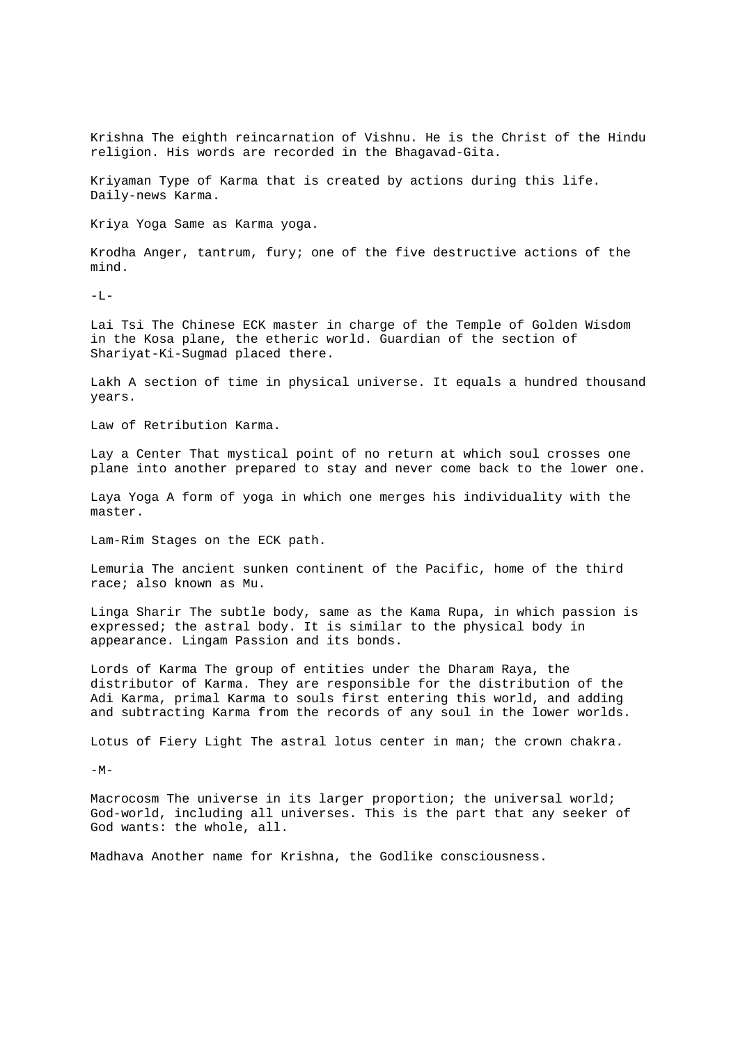Krishna The eighth reincarnation of Vishnu. He is the Christ of the Hindu religion. His words are recorded in the Bhagavad-Gita.

Kriyaman Type of Karma that is created by actions during this life. Daily-news Karma.

Kriya Yoga Same as Karma yoga.

Krodha Anger, tantrum, fury; one of the five destructive actions of the mind.

-L-

Lai Tsi The Chinese ECK master in charge of the Temple of Golden Wisdom in the Kosa plane, the etheric world. Guardian of the section of Shariyat-Ki-Sugmad placed there.

Lakh A section of time in physical universe. It equals a hundred thousand years.

Law of Retribution Karma.

Lay a Center That mystical point of no return at which soul crosses one plane into another prepared to stay and never come back to the lower one.

Laya Yoga A form of yoga in which one merges his individuality with the master.

Lam-Rim Stages on the ECK path.

Lemuria The ancient sunken continent of the Pacific, home of the third race; also known as Mu.

Linga Sharir The subtle body, same as the Kama Rupa, in which passion is expressed; the astral body. It is similar to the physical body in appearance. Lingam Passion and its bonds.

Lords of Karma The group of entities under the Dharam Raya, the distributor of Karma. They are responsible for the distribution of the Adi Karma, primal Karma to souls first entering this world, and adding and subtracting Karma from the records of any soul in the lower worlds.

Lotus of Fiery Light The astral lotus center in man; the crown chakra.

-M-

Macrocosm The universe in its larger proportion; the universal world; God-world, including all universes. This is the part that any seeker of God wants: the whole, all.

Madhava Another name for Krishna, the Godlike consciousness.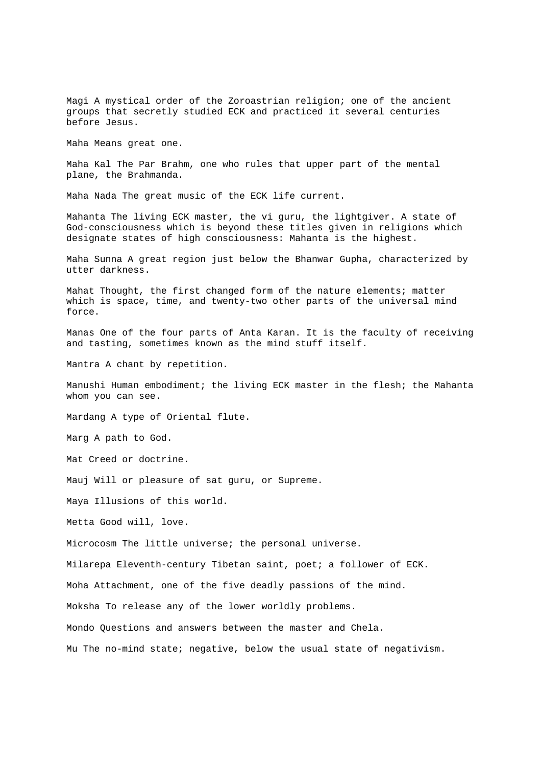Magi A mystical order of the Zoroastrian religion; one of the ancient groups that secretly studied ECK and practiced it several centuries before Jesus.

Maha Means great one.

Maha Kal The Par Brahm, one who rules that upper part of the mental plane, the Brahmanda.

Maha Nada The great music of the ECK life current.

Mahanta The living ECK master, the vi guru, the lightgiver. A state of God-consciousness which is beyond these titles given in religions which designate states of high consciousness: Mahanta is the highest.

Maha Sunna A great region just below the Bhanwar Gupha, characterized by utter darkness.

Mahat Thought, the first changed form of the nature elements; matter which is space, time, and twenty-two other parts of the universal mind force.

Manas One of the four parts of Anta Karan. It is the faculty of receiving and tasting, sometimes known as the mind stuff itself.

Mantra A chant by repetition.

Manushi Human embodiment; the living ECK master in the flesh; the Mahanta whom you can see.

Mardang A type of Oriental flute.

Marg A path to God.

Mat Creed or doctrine.

Mauj Will or pleasure of sat guru, or Supreme.

Maya Illusions of this world.

Metta Good will, love.

Microcosm The little universe; the personal universe.

Milarepa Eleventh-century Tibetan saint, poet; a follower of ECK.

Moha Attachment, one of the five deadly passions of the mind.

Moksha To release any of the lower worldly problems.

Mondo Questions and answers between the master and Chela.

Mu The no-mind state; negative, below the usual state of negativism.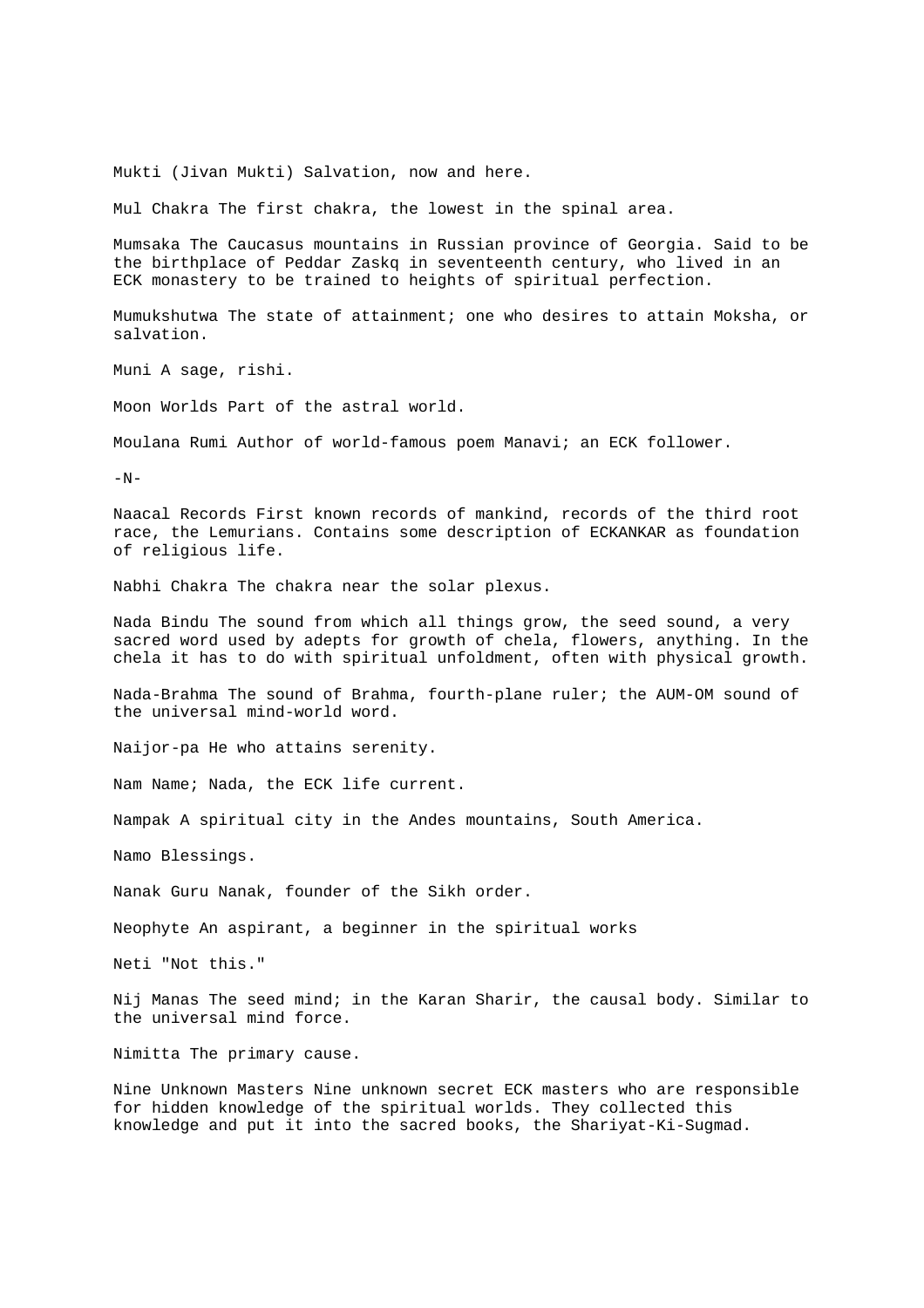Mukti (Jivan Mukti) Salvation, now and here.

Mul Chakra The first chakra, the lowest in the spinal area.

Mumsaka The Caucasus mountains in Russian province of Georgia. Said to be the birthplace of Peddar Zaskq in seventeenth century, who lived in an ECK monastery to be trained to heights of spiritual perfection.

Mumukshutwa The state of attainment; one who desires to attain Moksha, or salvation.

Muni A sage, rishi.

Moon Worlds Part of the astral world.

Moulana Rumi Author of world-famous poem Manavi; an ECK follower.

-N-

Naacal Records First known records of mankind, records of the third root race, the Lemurians. Contains some description of ECKANKAR as foundation of religious life.

Nabhi Chakra The chakra near the solar plexus.

Nada Bindu The sound from which all things grow, the seed sound, a very sacred word used by adepts for growth of chela, flowers, anything. In the chela it has to do with spiritual unfoldment, often with physical growth.

Nada-Brahma The sound of Brahma, fourth-plane ruler; the AUM-OM sound of the universal mind-world word.

Naijor-pa He who attains serenity.

Nam Name; Nada, the ECK life current.

Nampak A spiritual city in the Andes mountains, South America.

Namo Blessings.

Nanak Guru Nanak, founder of the Sikh order.

Neophyte An aspirant, a beginner in the spiritual works

Neti "Not this."

Nij Manas The seed mind; in the Karan Sharir, the causal body. Similar to the universal mind force.

Nimitta The primary cause.

Nine Unknown Masters Nine unknown secret ECK masters who are responsible for hidden knowledge of the spiritual worlds. They collected this knowledge and put it into the sacred books, the Shariyat-Ki-Sugmad.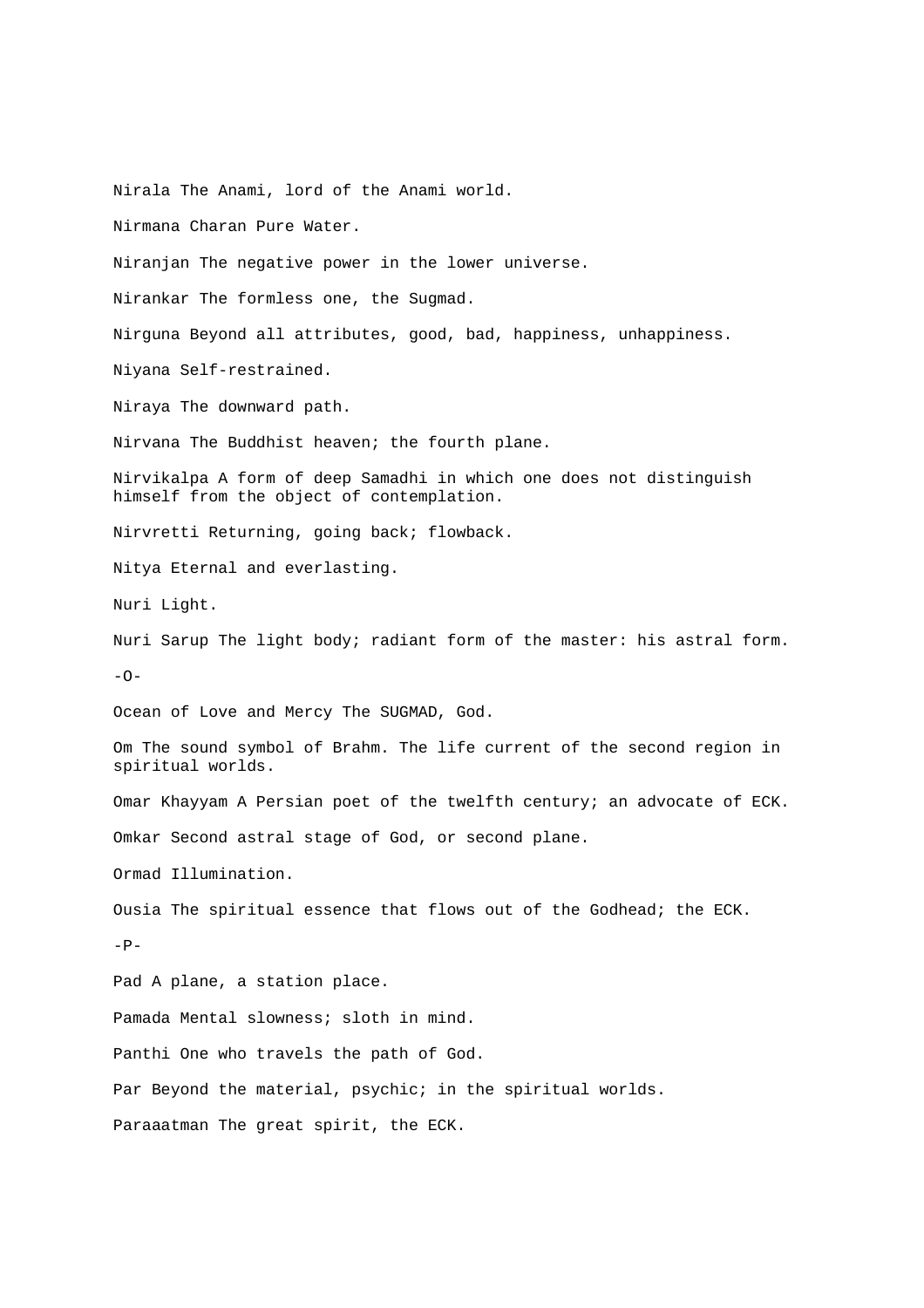Nirala The Anami, lord of the Anami world.

Nirmana Charan Pure Water.

Niranjan The negative power in the lower universe.

Nirankar The formless one, the Sugmad.

Nirguna Beyond all attributes, good, bad, happiness, unhappiness.

Niyana Self-restrained.

Niraya The downward path.

Nirvana The Buddhist heaven; the fourth plane.

Nirvikalpa A form of deep Samadhi in which one does not distinguish himself from the object of contemplation.

Nirvretti Returning, going back; flowback.

Nitya Eternal and everlasting.

Nuri Light.

Nuri Sarup The light body; radiant form of the master: his astral form.

-O-

Ocean of Love and Mercy The SUGMAD, God.

Om The sound symbol of Brahm. The life current of the second region in spiritual worlds.

Omar Khayyam A Persian poet of the twelfth century; an advocate of ECK.

Omkar Second astral stage of God, or second plane.

Ormad Illumination.

Ousia The spiritual essence that flows out of the Godhead; the ECK.

-P-

Pad A plane, a station place.

Pamada Mental slowness; sloth in mind.

Panthi One who travels the path of God.

Par Beyond the material, psychic; in the spiritual worlds.

Paraaatman The great spirit, the ECK.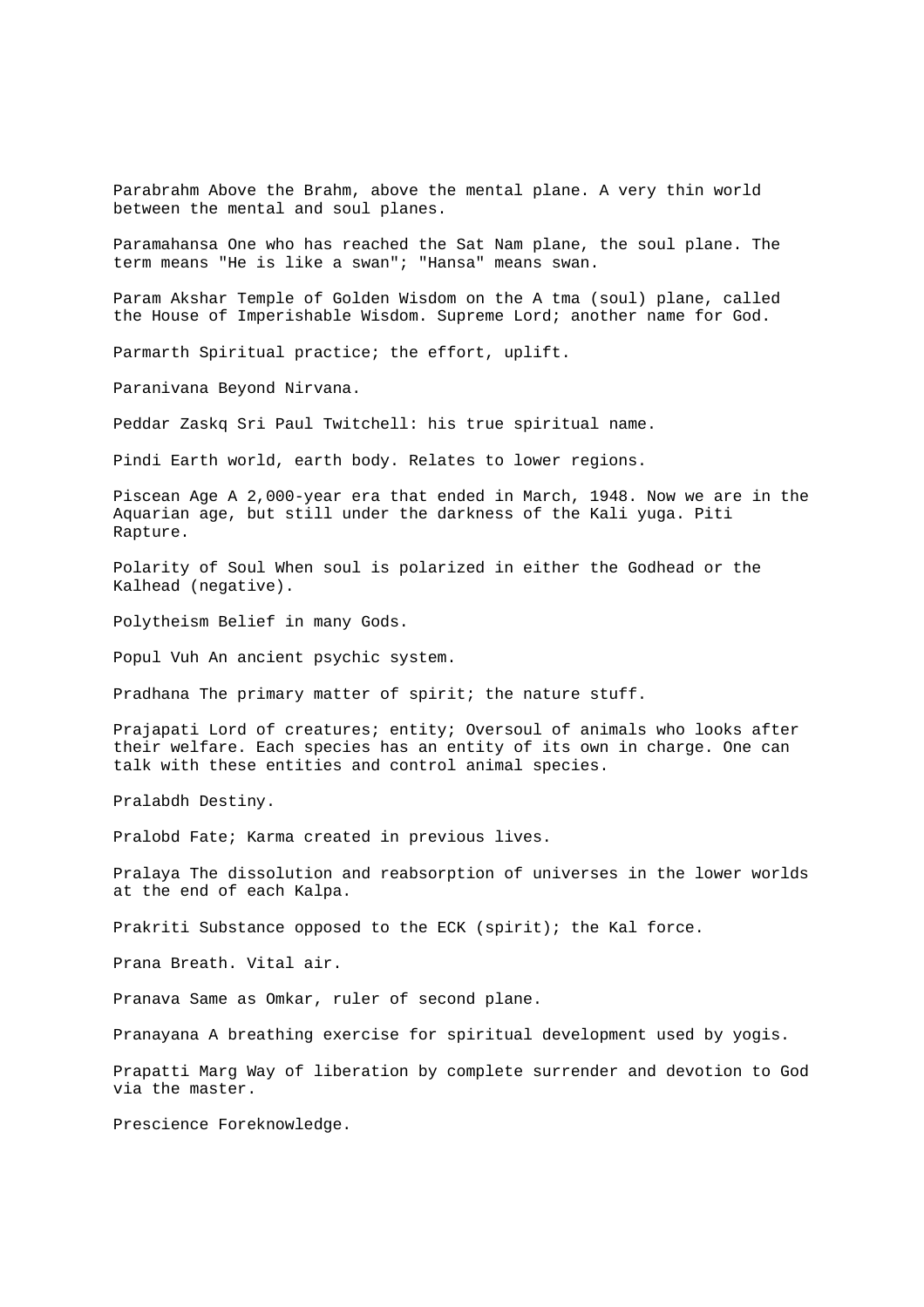Parabrahm Above the Brahm, above the mental plane. A very thin world between the mental and soul planes.

Paramahansa One who has reached the Sat Nam plane, the soul plane. The term means "He is like a swan"; "Hansa" means swan.

Param Akshar Temple of Golden Wisdom on the A tma (soul) plane, called the House of Imperishable Wisdom. Supreme Lord; another name for God.

Parmarth Spiritual practice; the effort, uplift.

Paranivana Beyond Nirvana.

Peddar Zaskq Sri Paul Twitchell: his true spiritual name.

Pindi Earth world, earth body. Relates to lower regions.

Piscean Age A 2,000-year era that ended in March, 1948. Now we are in the Aquarian age, but still under the darkness of the Kali yuga. Piti Rapture.

Polarity of Soul When soul is polarized in either the Godhead or the Kalhead (negative).

Polytheism Belief in many Gods.

Popul Vuh An ancient psychic system.

Pradhana The primary matter of spirit; the nature stuff.

Prajapati Lord of creatures; entity; Oversoul of animals who looks after their welfare. Each species has an entity of its own in charge. One can talk with these entities and control animal species.

Pralabdh Destiny.

Pralobd Fate; Karma created in previous lives.

Pralaya The dissolution and reabsorption of universes in the lower worlds at the end of each Kalpa.

Prakriti Substance opposed to the ECK (spirit); the Kal force.

Prana Breath. Vital air.

Pranava Same as Omkar, ruler of second plane.

Pranayana A breathing exercise for spiritual development used by yogis.

Prapatti Marg Way of liberation by complete surrender and devotion to God via the master.

Prescience Foreknowledge.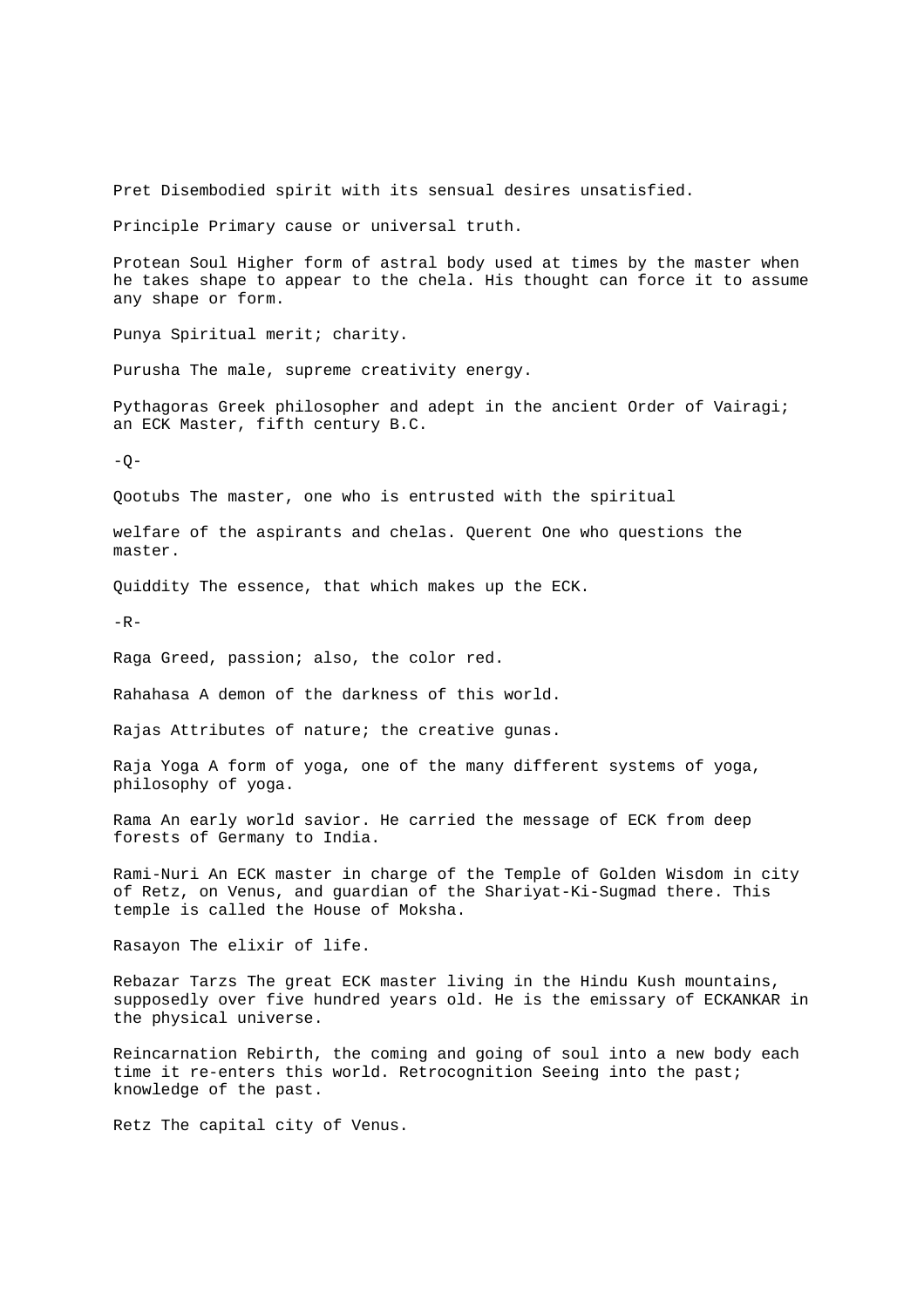Pret Disembodied spirit with its sensual desires unsatisfied.

Principle Primary cause or universal truth.

Protean Soul Higher form of astral body used at times by the master when he takes shape to appear to the chela. His thought can force it to assume any shape or form.

Punya Spiritual merit; charity.

Purusha The male, supreme creativity energy.

Pythagoras Greek philosopher and adept in the ancient Order of Vairagi; an ECK Master, fifth century B.C.

-Q-

Qootubs The master, one who is entrusted with the spiritual

welfare of the aspirants and chelas. Querent One who questions the master.

Quiddity The essence, that which makes up the ECK.

-R-

Raga Greed, passion; also, the color red.

Rahahasa A demon of the darkness of this world.

Rajas Attributes of nature; the creative gunas.

Raja Yoga A form of yoga, one of the many different systems of yoga, philosophy of yoga.

Rama An early world savior. He carried the message of ECK from deep forests of Germany to India.

Rami-Nuri An ECK master in charge of the Temple of Golden Wisdom in city of Retz, on Venus, and guardian of the Shariyat-Ki-Sugmad there. This temple is called the House of Moksha.

Rasayon The elixir of life.

Rebazar Tarzs The great ECK master living in the Hindu Kush mountains, supposedly over five hundred years old. He is the emissary of ECKANKAR in the physical universe.

Reincarnation Rebirth, the coming and going of soul into a new body each time it re-enters this world. Retrocognition Seeing into the past; knowledge of the past.

Retz The capital city of Venus.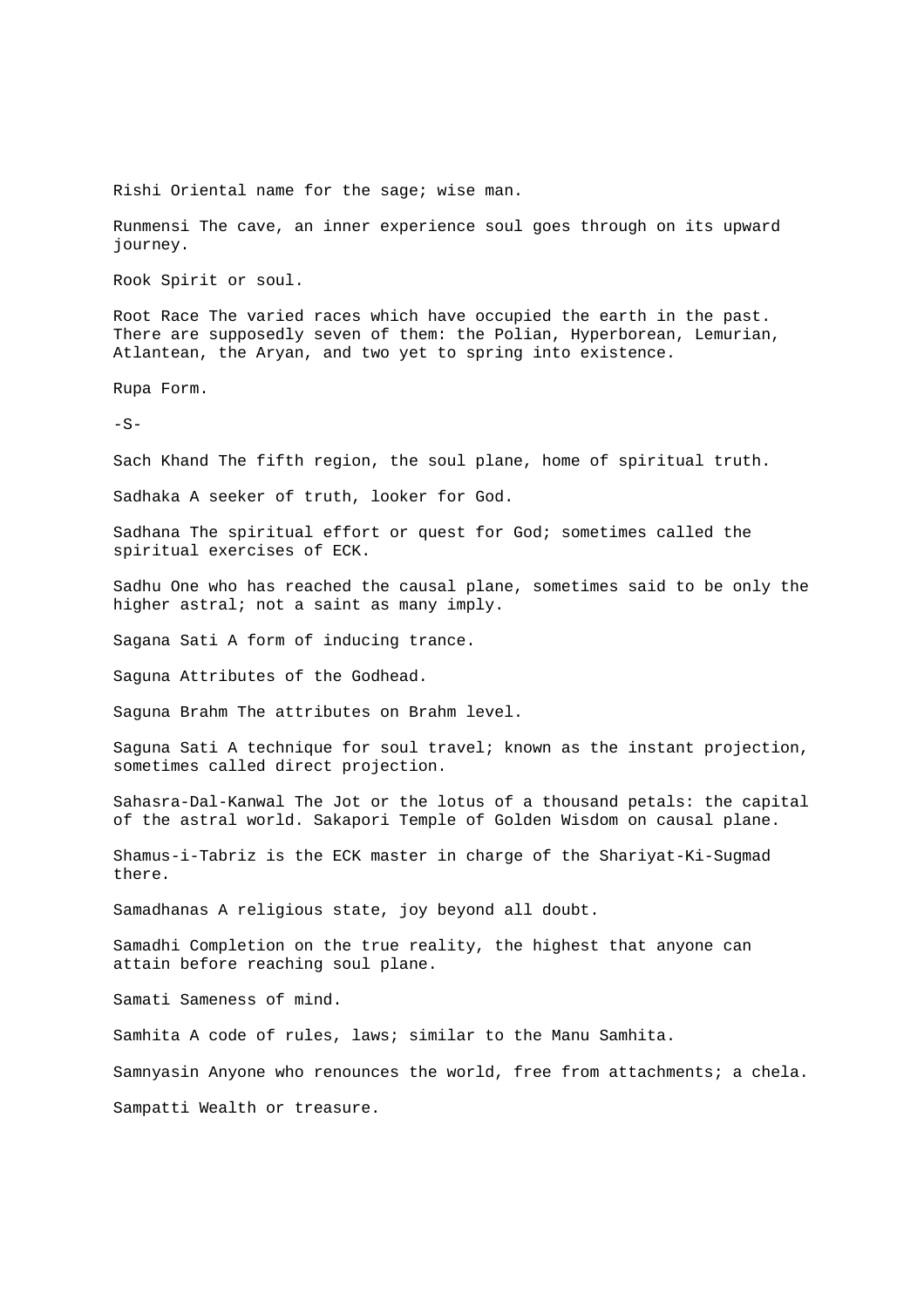Rishi Oriental name for the sage; wise man.

Runmensi The cave, an inner experience soul goes through on its upward journey.

Rook Spirit or soul.

Root Race The varied races which have occupied the earth in the past. There are supposedly seven of them: the Polian, Hyperborean, Lemurian, Atlantean, the Aryan, and two yet to spring into existence.

Rupa Form.

-S-

Sach Khand The fifth region, the soul plane, home of spiritual truth.

Sadhaka A seeker of truth, looker for God.

Sadhana The spiritual effort or quest for God; sometimes called the spiritual exercises of ECK.

Sadhu One who has reached the causal plane, sometimes said to be only the higher astral; not a saint as many imply.

Sagana Sati A form of inducing trance.

Saguna Attributes of the Godhead.

Saguna Brahm The attributes on Brahm level.

Saguna Sati A technique for soul travel; known as the instant projection, sometimes called direct projection.

Sahasra-Dal-Kanwal The Jot or the lotus of a thousand petals: the capital of the astral world. Sakapori Temple of Golden Wisdom on causal plane.

Shamus-i-Tabriz is the ECK master in charge of the Shariyat-Ki-Sugmad there.

Samadhanas A religious state, joy beyond all doubt.

Samadhi Completion on the true reality, the highest that anyone can attain before reaching soul plane.

Samati Sameness of mind.

Samhita A code of rules, laws; similar to the Manu Samhita.

Samnyasin Anyone who renounces the world, free from attachments; a chela.

Sampatti Wealth or treasure.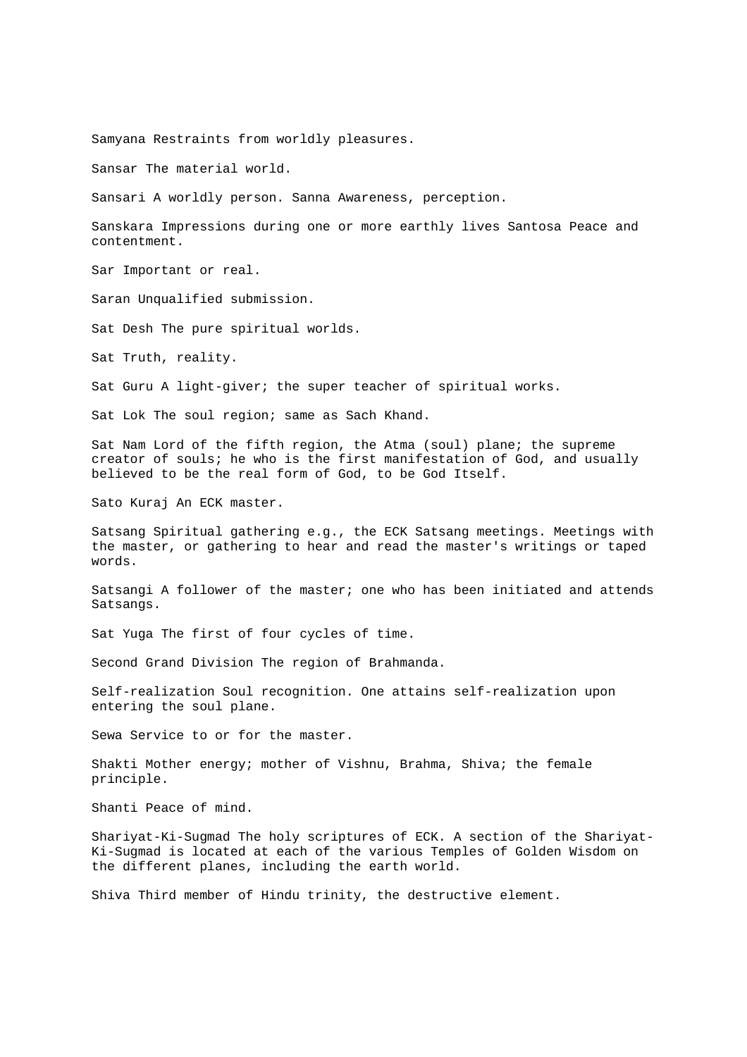Samyana Restraints from worldly pleasures.

Sansar The material world.

Sansari A worldly person. Sanna Awareness, perception.

Sanskara Impressions during one or more earthly lives Santosa Peace and contentment.

Sar Important or real.

Saran Unqualified submission.

Sat Desh The pure spiritual worlds.

Sat Truth, reality.

Sat Guru A light-giver; the super teacher of spiritual works.

Sat Lok The soul region; same as Sach Khand.

Sat Nam Lord of the fifth region, the Atma (soul) plane; the supreme creator of souls; he who is the first manifestation of God, and usually believed to be the real form of God, to be God Itself.

Sato Kuraj An ECK master.

Satsang Spiritual gathering e.g., the ECK Satsang meetings. Meetings with the master, or gathering to hear and read the master's writings or taped words.

Satsangi A follower of the master; one who has been initiated and attends Satsangs.

Sat Yuga The first of four cycles of time.

Second Grand Division The region of Brahmanda.

Self-realization Soul recognition. One attains self-realization upon entering the soul plane.

Sewa Service to or for the master.

Shakti Mother energy; mother of Vishnu, Brahma, Shiva; the female principle.

Shanti Peace of mind.

Shariyat-Ki-Sugmad The holy scriptures of ECK. A section of the Shariyat-Ki-Sugmad is located at each of the various Temples of Golden Wisdom on the different planes, including the earth world.

Shiva Third member of Hindu trinity, the destructive element.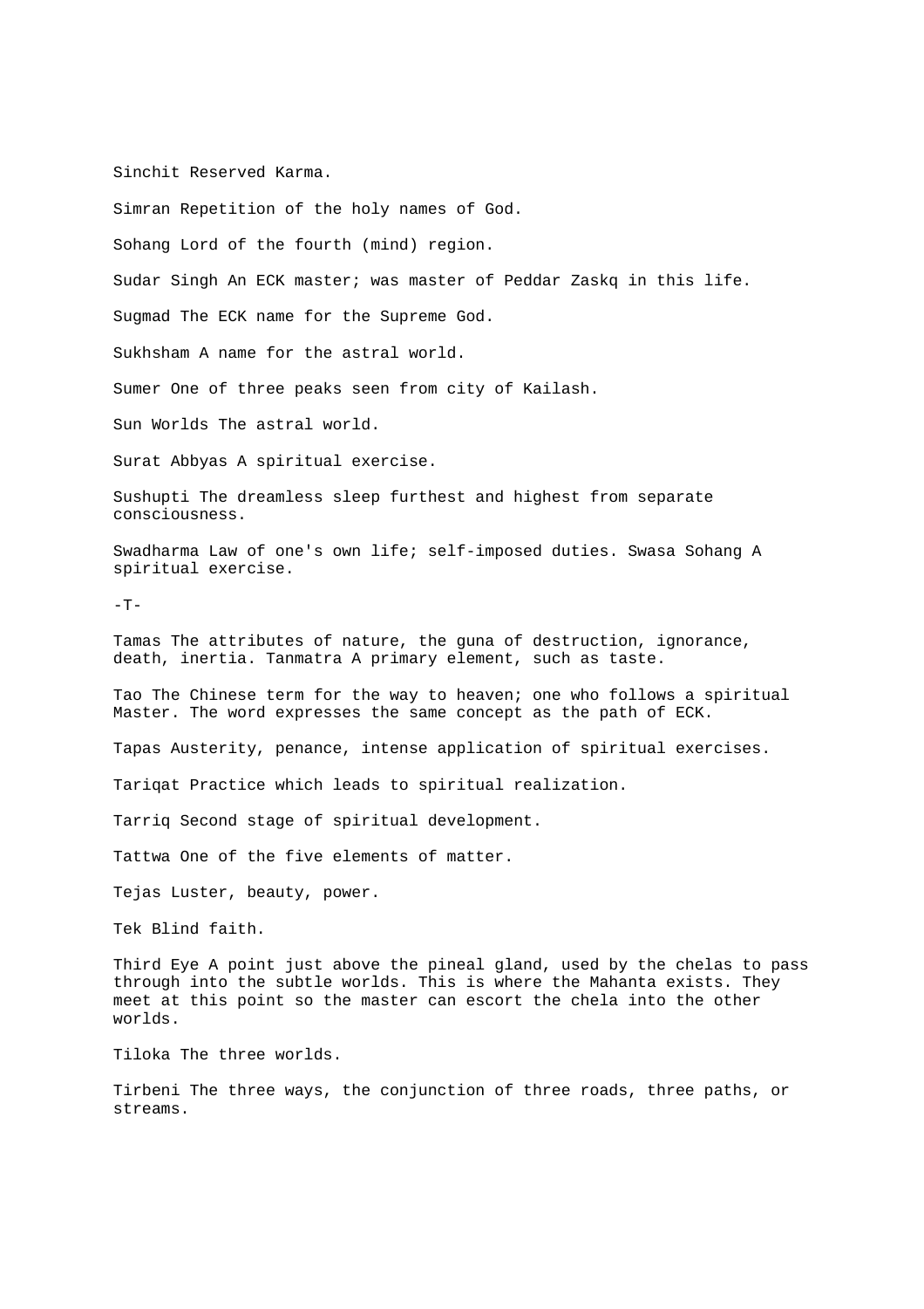Sinchit Reserved Karma.

Simran Repetition of the holy names of God.

Sohang Lord of the fourth (mind) region.

Sudar Singh An ECK master; was master of Peddar Zaskq in this life.

Sugmad The ECK name for the Supreme God.

Sukhsham A name for the astral world.

Sumer One of three peaks seen from city of Kailash.

Sun Worlds The astral world.

Surat Abbyas A spiritual exercise.

Sushupti The dreamless sleep furthest and highest from separate consciousness.

Swadharma Law of one's own life; self-imposed duties. Swasa Sohang A spiritual exercise.

-T-

Tamas The attributes of nature, the guna of destruction, ignorance, death, inertia. Tanmatra A primary element, such as taste.

Tao The Chinese term for the way to heaven; one who follows a spiritual Master. The word expresses the same concept as the path of ECK.

Tapas Austerity, penance, intense application of spiritual exercises.

Tariqat Practice which leads to spiritual realization.

Tarriq Second stage of spiritual development.

Tattwa One of the five elements of matter.

Tejas Luster, beauty, power.

Tek Blind faith.

Third Eye A point just above the pineal gland, used by the chelas to pass through into the subtle worlds. This is where the Mahanta exists. They meet at this point so the master can escort the chela into the other worlds.

Tiloka The three worlds.

Tirbeni The three ways, the conjunction of three roads, three paths, or streams.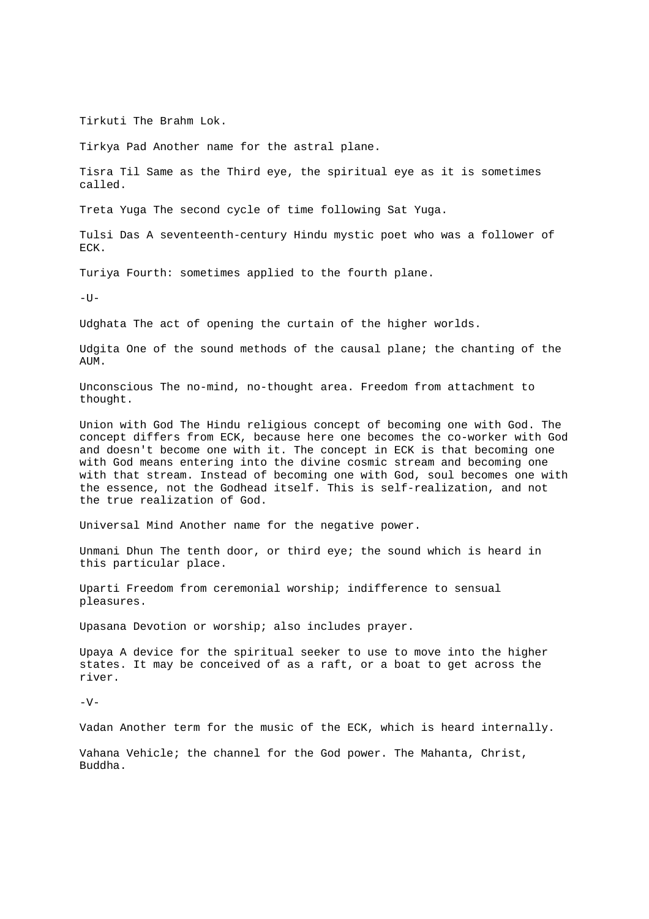Tirkuti The Brahm Lok.

Tirkya Pad Another name for the astral plane.

Tisra Til Same as the Third eye, the spiritual eye as it is sometimes called.

Treta Yuga The second cycle of time following Sat Yuga.

Tulsi Das A seventeenth-century Hindu mystic poet who was a follower of ECK.

Turiya Fourth: sometimes applied to the fourth plane.

-U-

Udghata The act of opening the curtain of the higher worlds.

Udgita One of the sound methods of the causal plane; the chanting of the AUM.

Unconscious The no-mind, no-thought area. Freedom from attachment to thought.

Union with God The Hindu religious concept of becoming one with God. The concept differs from ECK, because here one becomes the co-worker with God and doesn't become one with it. The concept in ECK is that becoming one with God means entering into the divine cosmic stream and becoming one with that stream. Instead of becoming one with God, soul becomes one with the essence, not the Godhead itself. This is self-realization, and not the true realization of God.

Universal Mind Another name for the negative power.

Unmani Dhun The tenth door, or third eye; the sound which is heard in this particular place.

Uparti Freedom from ceremonial worship; indifference to sensual pleasures.

Upasana Devotion or worship; also includes prayer.

Upaya A device for the spiritual seeker to use to move into the higher states. It may be conceived of as a raft, or a boat to get across the river.

-V-

Vadan Another term for the music of the ECK, which is heard internally.

Vahana Vehicle; the channel for the God power. The Mahanta, Christ, Buddha.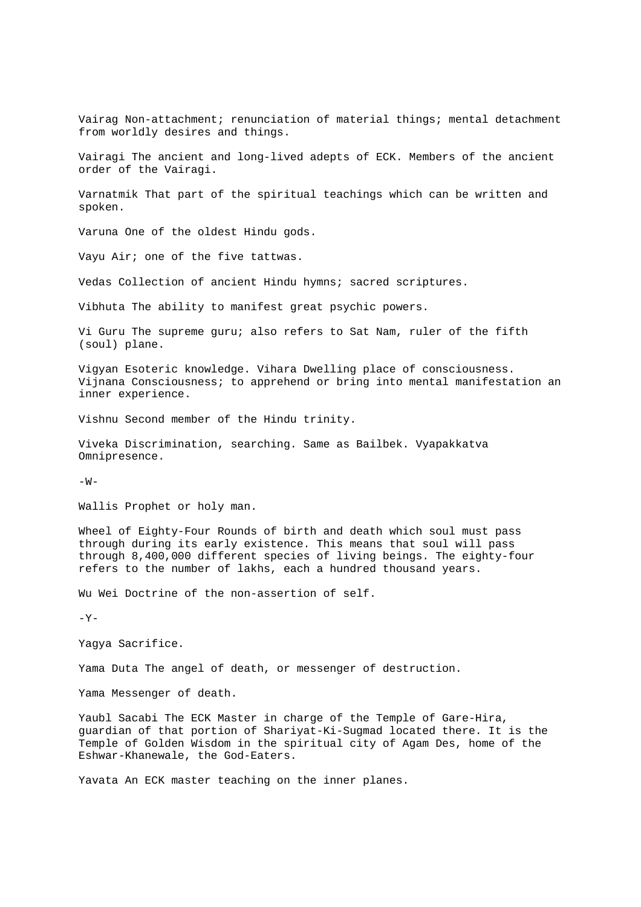Vairag Non-attachment; renunciation of material things; mental detachment from worldly desires and things.

Vairagi The ancient and long-lived adepts of ECK. Members of the ancient order of the Vairagi.

Varnatmik That part of the spiritual teachings which can be written and spoken.

Varuna One of the oldest Hindu gods.

Vayu Air; one of the five tattwas.

Vedas Collection of ancient Hindu hymns; sacred scriptures.

Vibhuta The ability to manifest great psychic powers.

Vi Guru The supreme guru; also refers to Sat Nam, ruler of the fifth (soul) plane.

Vigyan Esoteric knowledge. Vihara Dwelling place of consciousness. Vijnana Consciousness; to apprehend or bring into mental manifestation an inner experience.

Vishnu Second member of the Hindu trinity.

Viveka Discrimination, searching. Same as Bailbek. Vyapakkatva Omnipresence.

-W-

Wallis Prophet or holy man.

Wheel of Eighty-Four Rounds of birth and death which soul must pass through during its early existence. This means that soul will pass through 8,400,000 different species of living beings. The eighty-four refers to the number of lakhs, each a hundred thousand years.

Wu Wei Doctrine of the non-assertion of self.

-Y-

Yagya Sacrifice.

Yama Duta The angel of death, or messenger of destruction.

Yama Messenger of death.

Yaubl Sacabi The ECK Master in charge of the Temple of Gare-Hira, guardian of that portion of Shariyat-Ki-Sugmad located there. It is the Temple of Golden Wisdom in the spiritual city of Agam Des, home of the Eshwar-Khanewale, the God-Eaters.

Yavata An ECK master teaching on the inner planes.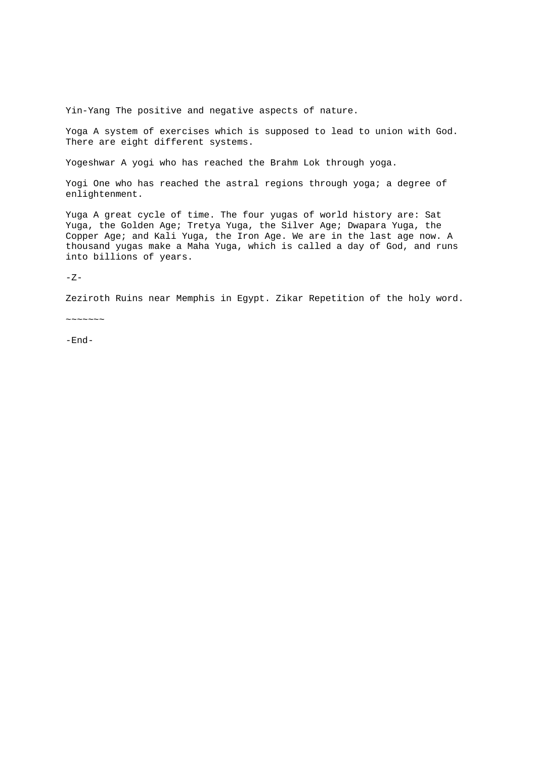Yin-Yang The positive and negative aspects of nature.

Yoga A system of exercises which is supposed to lead to union with God. There are eight different systems.

Yogeshwar A yogi who has reached the Brahm Lok through yoga.

Yogi One who has reached the astral regions through yoga; a degree of enlightenment.

Yuga A great cycle of time. The four yugas of world history are: Sat Yuga, the Golden Age; Tretya Yuga, the Silver Age; Dwapara Yuga, the Copper Age; and Kali Yuga, the Iron Age. We are in the last age now. A thousand yugas make a Maha Yuga, which is called a day of God, and runs into billions of years.

-Z-

Zeziroth Ruins near Memphis in Egypt. Zikar Repetition of the holy word.

~~~~~~~

-End-